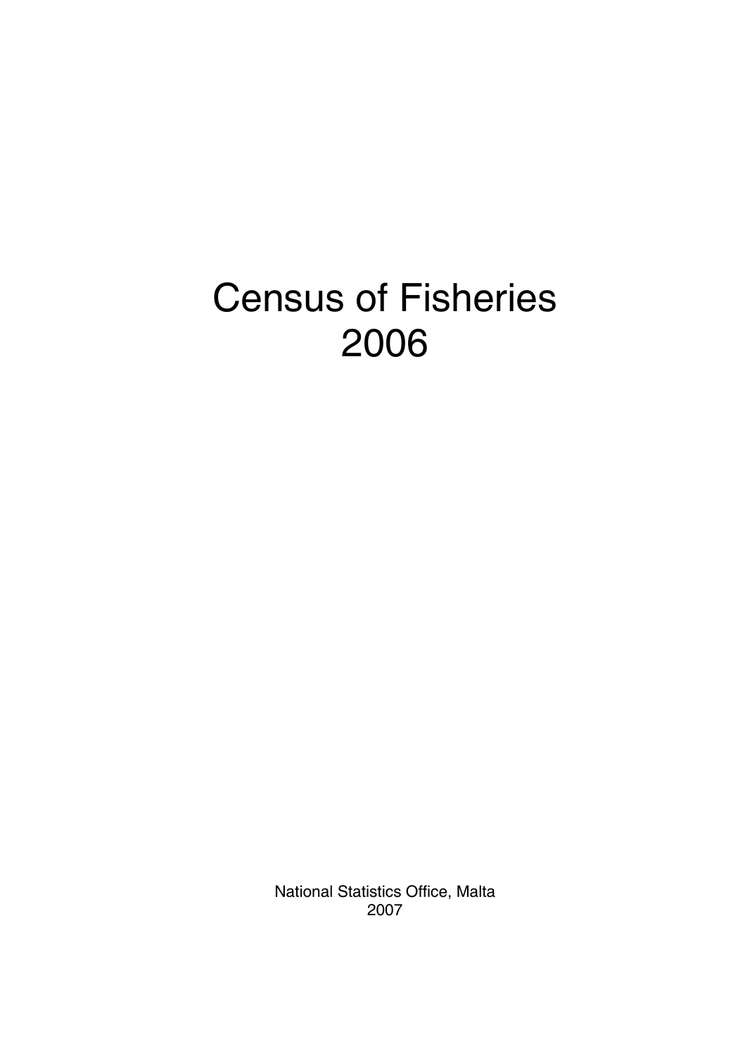# Census of Fisheries
# 2006

National Statistics Office, Malta
2007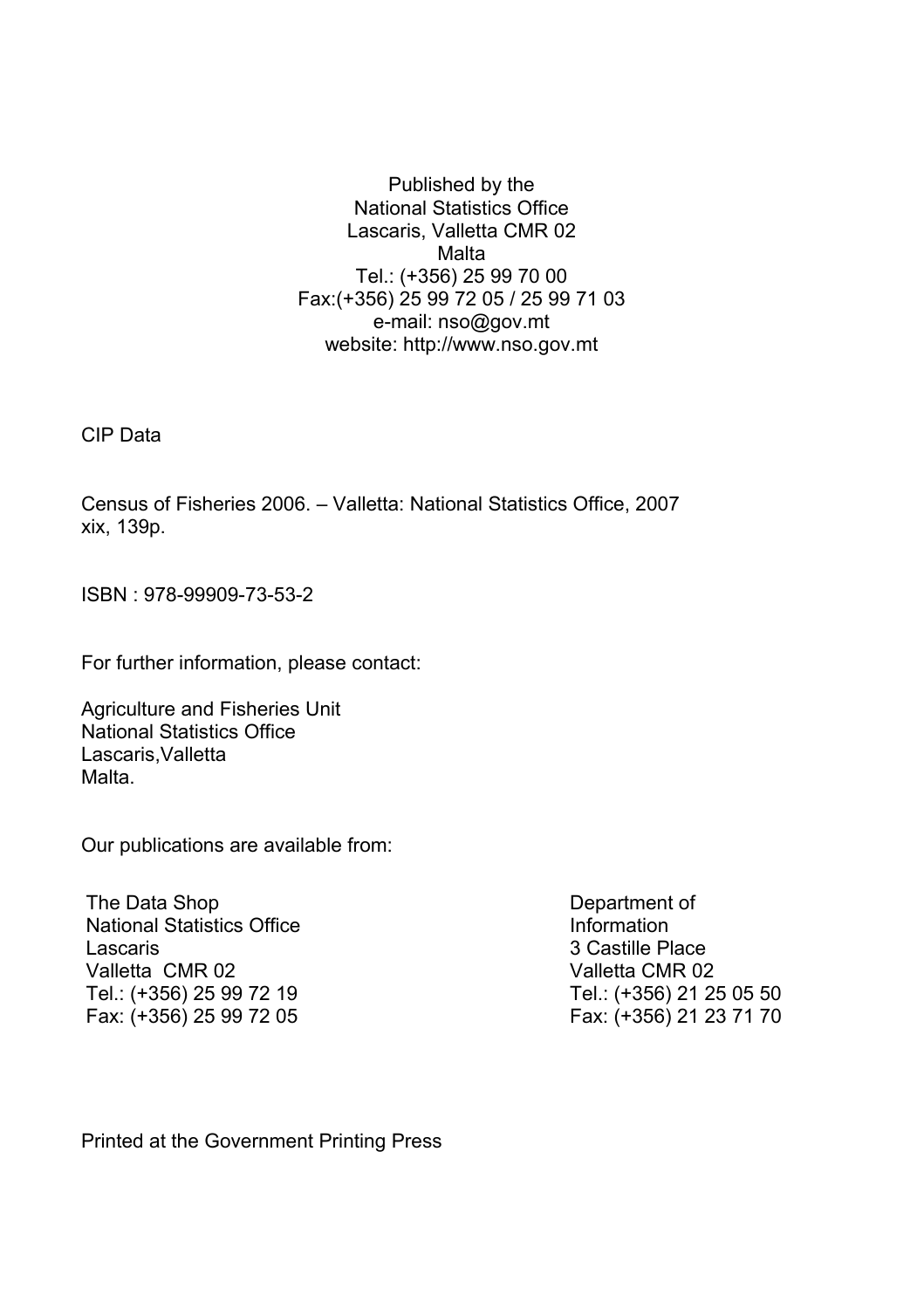Published by the
National Statistics Office
Lascaris, Valletta CMR 02
Malta
Tel.: (+356) 25 99 70 00
Fax:(+356) 25 99 72 05 / 25 99 71 03
e-mail: nso@gov.mt
website: http://www.nso.gov.mt

CIP Data

Census of Fisheries 2006. – Valletta: National Statistics Office, 2007
xix, 139p.

ISBN : 978-99909-73-53-2

For further information, please contact:

Agriculture and Fisheries Unit
National Statistics Office
Lascaris,Valletta
Malta.

Our publications are available from:

The Data Shop
National Statistics Office
Lascaris
Valletta CMR 02
Tel.: (+356) 25 99 72 19
Fax: (+356) 25 99 72 05

Department of
Information
3 Castille Place
Valletta CMR 02
Tel.: (+356) 21 25 05 50
Fax: (+356) 21 23 71 70

Printed at the Government Printing Press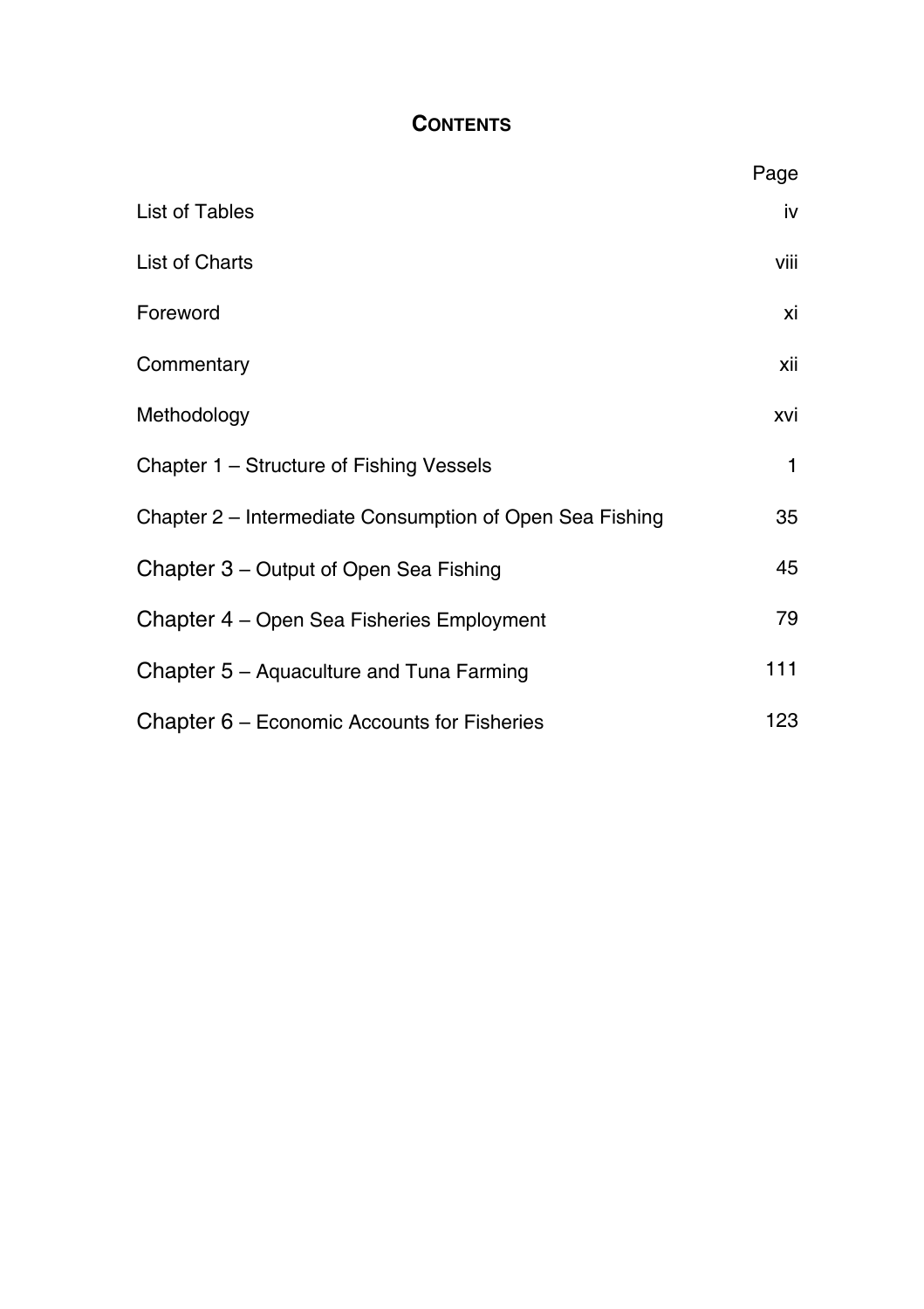# CONTENTS

| | Page |
|---|---|
| List of Tables | iv |
| List of Charts | viii |
| Foreword | xi |
| Commentary | xii |
| Methodology | xvi |
| Chapter 1 – Structure of Fishing Vessels | 1 |
| Chapter 2 – Intermediate Consumption of Open Sea Fishing | 35 |
| Chapter 3 – Output of Open Sea Fishing | 45 |
| Chapter 4 – Open Sea Fisheries Employment | 79 |
| Chapter 5 – Aquaculture and Tuna Farming | 111 |
| Chapter 6 – Economic Accounts for Fisheries | 123 |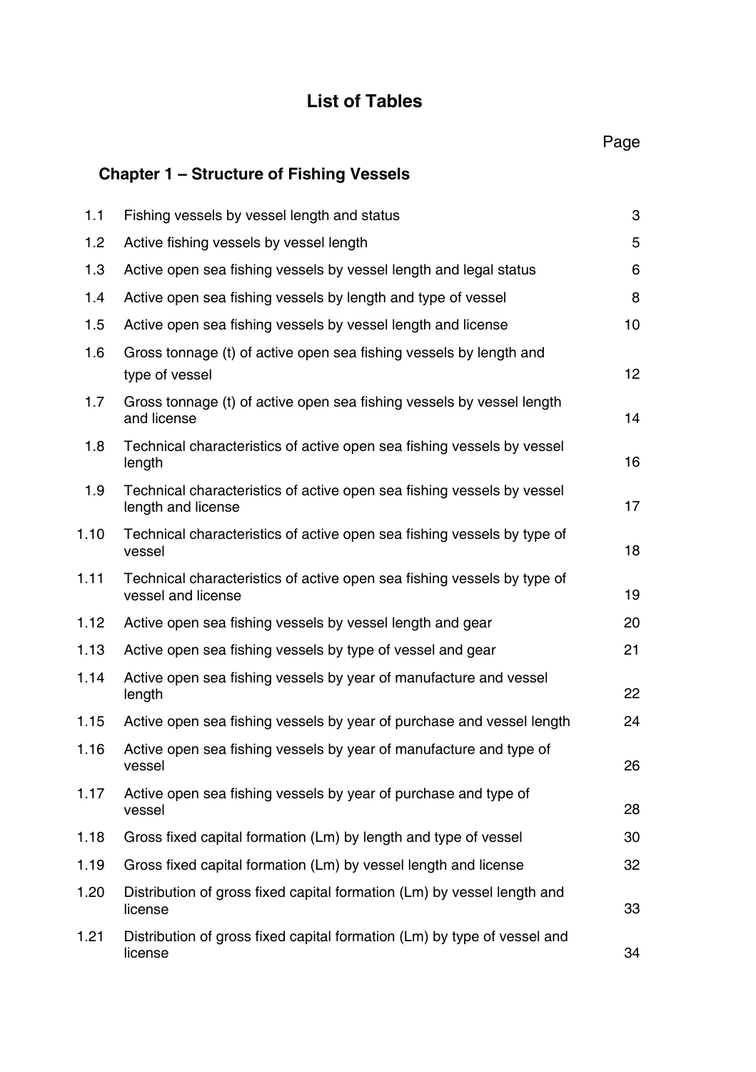# List of Tables

| | | Page |
|---|---|---|
| **Chapter 1 – Structure of Fishing Vessels** | | |
| 1.1 | Fishing vessels by vessel length and status | 3 |
| 1.2 | Active fishing vessels by vessel length | 5 |
| 1.3 | Active open sea fishing vessels by vessel length and legal status | 6 |
| 1.4 | Active open sea fishing vessels by length and type of vessel | 8 |
| 1.5 | Active open sea fishing vessels by vessel length and license | 10 |
| 1.6 | Gross tonnage (t) of active open sea fishing vessels by length and type of vessel | 12 |
| 1.7 | Gross tonnage (t) of active open sea fishing vessels by vessel length and license | 14 |
| 1.8 | Technical characteristics of active open sea fishing vessels by vessel length | 16 |
| 1.9 | Technical characteristics of active open sea fishing vessels by vessel length and license | 17 |
| 1.10 | Technical characteristics of active open sea fishing vessels by type of vessel | 18 |
| 1.11 | Technical characteristics of active open sea fishing vessels by type of vessel and license | 19 |
| 1.12 | Active open sea fishing vessels by vessel length and gear | 20 |
| 1.13 | Active open sea fishing vessels by type of vessel and gear | 21 |
| 1.14 | Active open sea fishing vessels by year of manufacture and vessel length | 22 |
| 1.15 | Active open sea fishing vessels by year of purchase and vessel length | 24 |
| 1.16 | Active open sea fishing vessels by year of manufacture and type of vessel | 26 |
| 1.17 | Active open sea fishing vessels by year of purchase and type of vessel | 28 |
| 1.18 | Gross fixed capital formation (Lm) by length and type of vessel | 30 |
| 1.19 | Gross fixed capital formation (Lm) by vessel length and license | 32 |
| 1.20 | Distribution of gross fixed capital formation (Lm) by vessel length and license | 33 |
| 1.21 | Distribution of gross fixed capital formation (Lm) by type of vessel and license | 34 |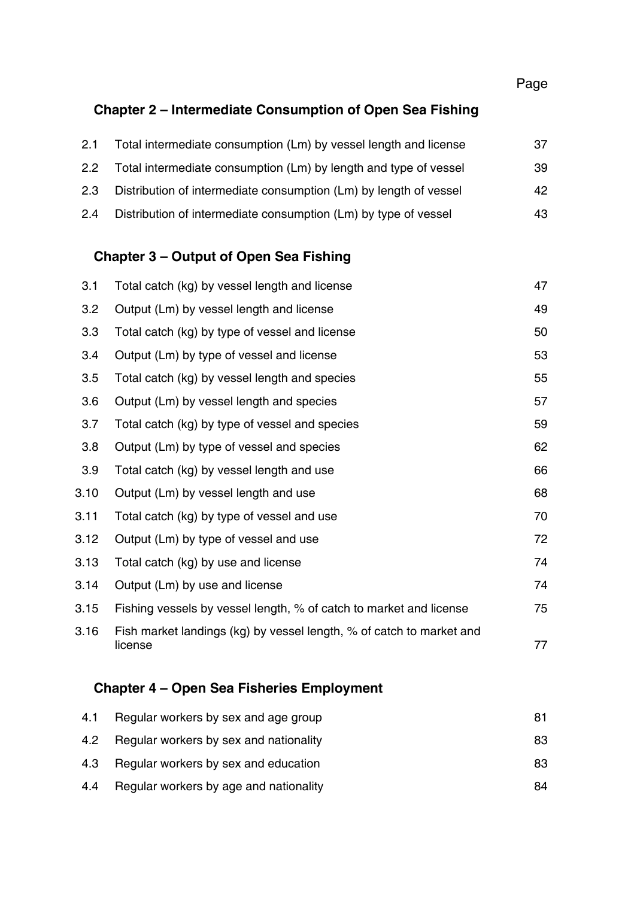| | | Page |
|---|---|---|

## Chapter 2 – Intermediate Consumption of Open Sea Fishing

| | | |
|---|---|---|
| 2.1 | Total intermediate consumption (Lm) by vessel length and license | 37 |
| 2.2 | Total intermediate consumption (Lm) by length and type of vessel | 39 |
| 2.3 | Distribution of intermediate consumption (Lm) by length of vessel | 42 |
| 2.4 | Distribution of intermediate consumption (Lm) by type of vessel | 43 |

## Chapter 3 – Output of Open Sea Fishing

| | | |
|---|---|---|
| 3.1 | Total catch (kg) by vessel length and license | 47 |
| 3.2 | Output (Lm) by vessel length and license | 49 |
| 3.3 | Total catch (kg) by type of vessel and license | 50 |
| 3.4 | Output (Lm) by type of vessel and license | 53 |
| 3.5 | Total catch (kg) by vessel length and species | 55 |
| 3.6 | Output (Lm) by vessel length and species | 57 |
| 3.7 | Total catch (kg) by type of vessel and species | 59 |
| 3.8 | Output (Lm) by type of vessel and species | 62 |
| 3.9 | Total catch (kg) by vessel length and use | 66 |
| 3.10 | Output (Lm) by vessel length and use | 68 |
| 3.11 | Total catch (kg) by type of vessel and use | 70 |
| 3.12 | Output (Lm) by type of vessel and use | 72 |
| 3.13 | Total catch (kg) by use and license | 74 |
| 3.14 | Output (Lm) by use and license | 74 |
| 3.15 | Fishing vessels by vessel length, % of catch to market and license | 75 |
| 3.16 | Fish market landings (kg) by vessel length, % of catch to market and license | 77 |

## Chapter 4 – Open Sea Fisheries Employment

| | | |
|---|---|---|
| 4.1 | Regular workers by sex and age group | 81 |
| 4.2 | Regular workers by sex and nationality | 83 |
| 4.3 | Regular workers by sex and education | 83 |
| 4.4 | Regular workers by age and nationality | 84 |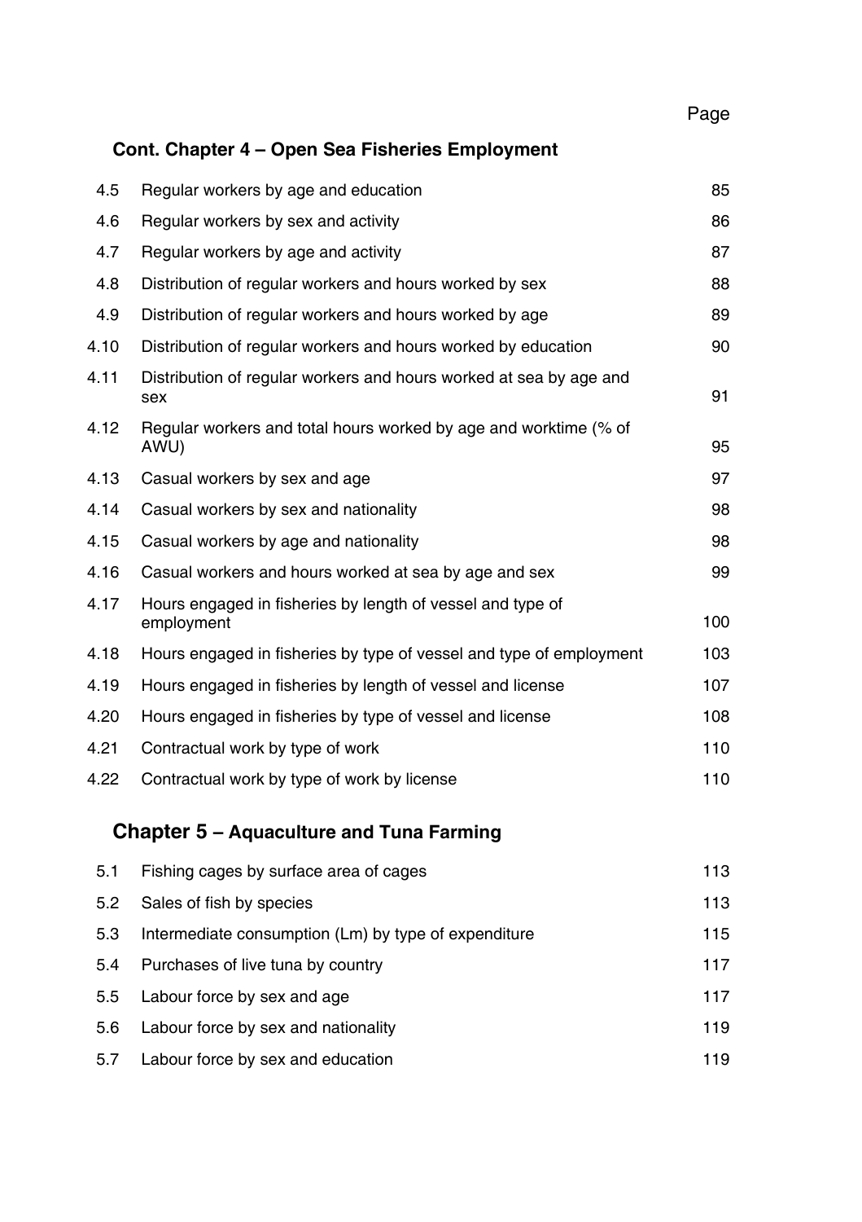| | | Page |
|---|---|---|

## Cont. Chapter 4 – Open Sea Fisheries Employment

| | | |
|---|---|---|
| 4.5 | Regular workers by age and education | 85 |
| 4.6 | Regular workers by sex and activity | 86 |
| 4.7 | Regular workers by age and activity | 87 |
| 4.8 | Distribution of regular workers and hours worked by sex | 88 |
| 4.9 | Distribution of regular workers and hours worked by age | 89 |
| 4.10 | Distribution of regular workers and hours worked by education | 90 |
| 4.11 | Distribution of regular workers and hours worked at sea by age and sex | 91 |
| 4.12 | Regular workers and total hours worked by age and worktime (% of AWU) | 95 |
| 4.13 | Casual workers by sex and age | 97 |
| 4.14 | Casual workers by sex and nationality | 98 |
| 4.15 | Casual workers by age and nationality | 98 |
| 4.16 | Casual workers and hours worked at sea by age and sex | 99 |
| 4.17 | Hours engaged in fisheries by length of vessel and type of employment | 100 |
| 4.18 | Hours engaged in fisheries by type of vessel and type of employment | 103 |
| 4.19 | Hours engaged in fisheries by length of vessel and license | 107 |
| 4.20 | Hours engaged in fisheries by type of vessel and license | 108 |
| 4.21 | Contractual work by type of work | 110 |
| 4.22 | Contractual work by type of work by license | 110 |

## Chapter 5 – Aquaculture and Tuna Farming

| | | |
|---|---|---|
| 5.1 | Fishing cages by surface area of cages | 113 |
| 5.2 | Sales of fish by species | 113 |
| 5.3 | Intermediate consumption (Lm) by type of expenditure | 115 |
| 5.4 | Purchases of live tuna by country | 117 |
| 5.5 | Labour force by sex and age | 117 |
| 5.6 | Labour force by sex and nationality | 119 |
| 5.7 | Labour force by sex and education | 119 |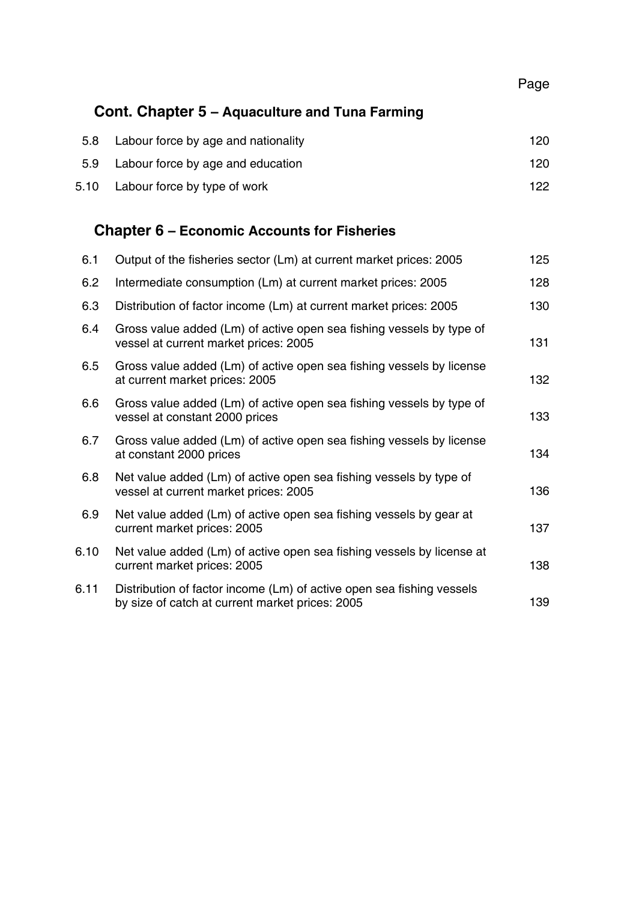Page

## Cont. Chapter 5 – Aquaculture and Tuna Farming

| | | |
|---|---|---|
| 5.8 | Labour force by age and nationality | 120 |
| 5.9 | Labour force by age and education | 120 |
| 5.10 | Labour force by type of work | 122 |

## Chapter 6 – Economic Accounts for Fisheries

| | | |
|---|---|---|
| 6.1 | Output of the fisheries sector (Lm) at current market prices: 2005 | 125 |
| 6.2 | Intermediate consumption (Lm) at current market prices: 2005 | 128 |
| 6.3 | Distribution of factor income (Lm) at current market prices: 2005 | 130 |
| 6.4 | Gross value added (Lm) of active open sea fishing vessels by type of vessel at current market prices: 2005 | 131 |
| 6.5 | Gross value added (Lm) of active open sea fishing vessels by license at current market prices: 2005 | 132 |
| 6.6 | Gross value added (Lm) of active open sea fishing vessels by type of vessel at constant 2000 prices | 133 |
| 6.7 | Gross value added (Lm) of active open sea fishing vessels by license at constant 2000 prices | 134 |
| 6.8 | Net value added (Lm) of active open sea fishing vessels by type of vessel at current market prices: 2005 | 136 |
| 6.9 | Net value added (Lm) of active open sea fishing vessels by gear at current market prices: 2005 | 137 |
| 6.10 | Net value added (Lm) of active open sea fishing vessels by license at current market prices: 2005 | 138 |
| 6.11 | Distribution of factor income (Lm) of active open sea fishing vessels by size of catch at current market prices: 2005 | 139 |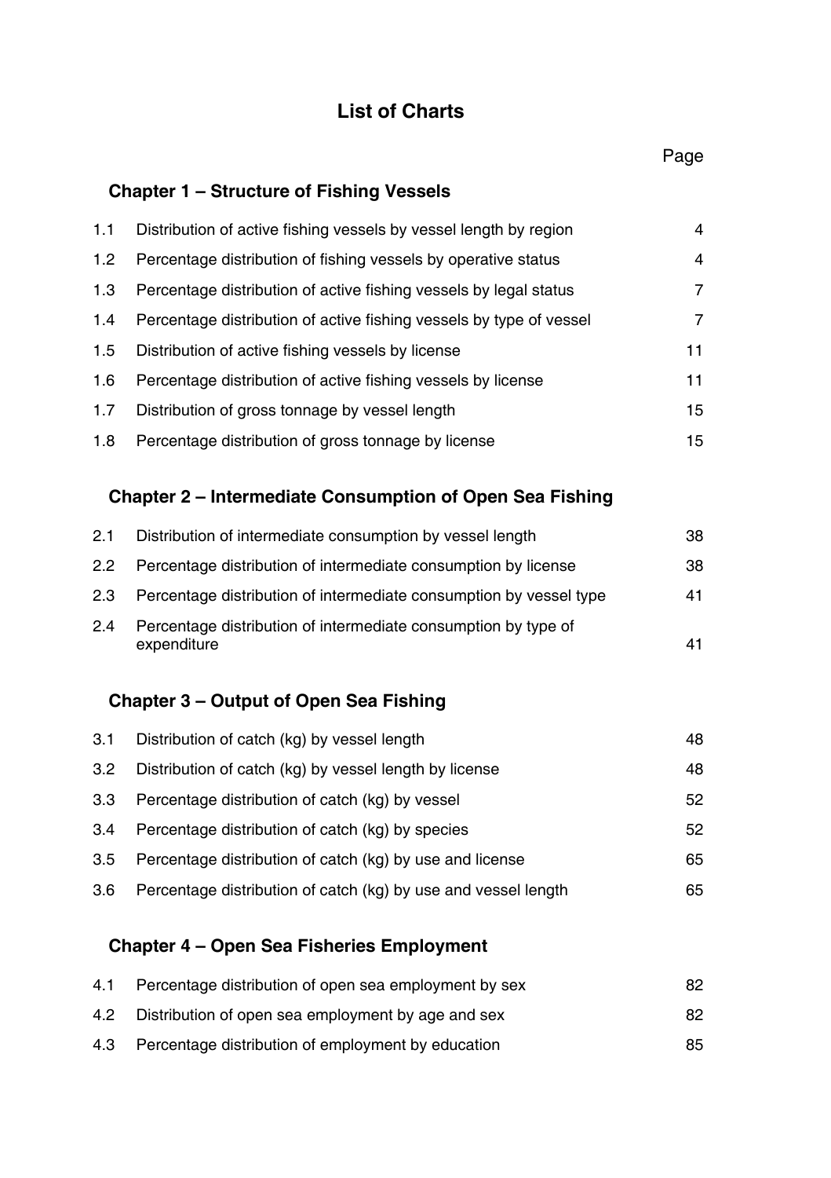# List of Charts

| | | Page |
|---|---|---|
| **Chapter 1 – Structure of Fishing Vessels** | | |
| 1.1 | Distribution of active fishing vessels by vessel length by region | 4 |
| 1.2 | Percentage distribution of fishing vessels by operative status | 4 |
| 1.3 | Percentage distribution of active fishing vessels by legal status | 7 |
| 1.4 | Percentage distribution of active fishing vessels by type of vessel | 7 |
| 1.5 | Distribution of active fishing vessels by license | 11 |
| 1.6 | Percentage distribution of active fishing vessels by license | 11 |
| 1.7 | Distribution of gross tonnage by vessel length | 15 |
| 1.8 | Percentage distribution of gross tonnage by license | 15 |
| **Chapter 2 – Intermediate Consumption of Open Sea Fishing** | | |
| 2.1 | Distribution of intermediate consumption by vessel length | 38 |
| 2.2 | Percentage distribution of intermediate consumption by license | 38 |
| 2.3 | Percentage distribution of intermediate consumption by vessel type | 41 |
| 2.4 | Percentage distribution of intermediate consumption by type of expenditure | 41 |
| **Chapter 3 – Output of Open Sea Fishing** | | |
| 3.1 | Distribution of catch (kg) by vessel length | 48 |
| 3.2 | Distribution of catch (kg) by vessel length by license | 48 |
| 3.3 | Percentage distribution of catch (kg) by vessel | 52 |
| 3.4 | Percentage distribution of catch (kg) by species | 52 |
| 3.5 | Percentage distribution of catch (kg) by use and license | 65 |
| 3.6 | Percentage distribution of catch (kg) by use and vessel length | 65 |
| **Chapter 4 – Open Sea Fisheries Employment** | | |
| 4.1 | Percentage distribution of open sea employment by sex | 82 |
| 4.2 | Distribution of open sea employment by age and sex | 82 |
| 4.3 | Percentage distribution of employment by education | 85 |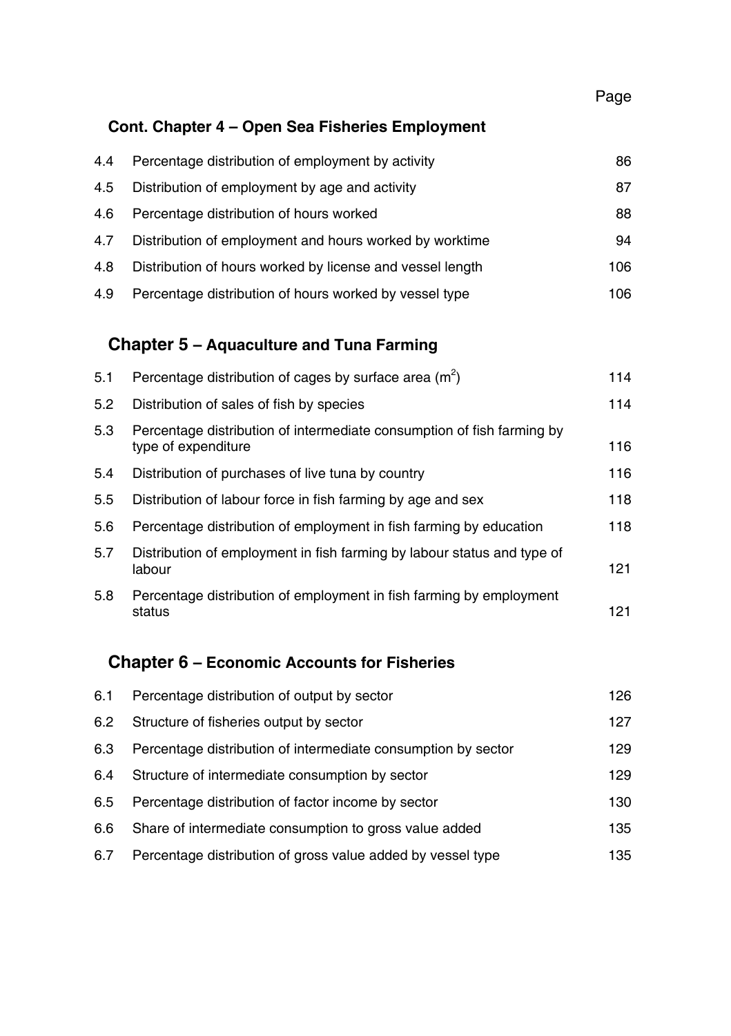| | | Page |
|---|---|---|
| | **Cont. Chapter 4 – Open Sea Fisheries Employment** | |
| 4.4 | Percentage distribution of employment by activity | 86 |
| 4.5 | Distribution of employment by age and activity | 87 |
| 4.6 | Percentage distribution of hours worked | 88 |
| 4.7 | Distribution of employment and hours worked by worktime | 94 |
| 4.8 | Distribution of hours worked by license and vessel length | 106 |
| 4.9 | Percentage distribution of hours worked by vessel type | 106 |
| | **Chapter 5 – Aquaculture and Tuna Farming** | |
| 5.1 | Percentage distribution of cages by surface area ($m^2$) | 114 |
| 5.2 | Distribution of sales of fish by species | 114 |
| 5.3 | Percentage distribution of intermediate consumption of fish farming by type of expenditure | 116 |
| 5.4 | Distribution of purchases of live tuna by country | 116 |
| 5.5 | Distribution of labour force in fish farming by age and sex | 118 |
| 5.6 | Percentage distribution of employment in fish farming by education | 118 |
| 5.7 | Distribution of employment in fish farming by labour status and type of labour | 121 |
| 5.8 | Percentage distribution of employment in fish farming by employment status | 121 |
| | **Chapter 6 – Economic Accounts for Fisheries** | |
| 6.1 | Percentage distribution of output by sector | 126 |
| 6.2 | Structure of fisheries output by sector | 127 |
| 6.3 | Percentage distribution of intermediate consumption by sector | 129 |
| 6.4 | Structure of intermediate consumption by sector | 129 |
| 6.5 | Percentage distribution of factor income by sector | 130 |
| 6.6 | Share of intermediate consumption to gross value added | 135 |
| 6.7 | Percentage distribution of gross value added by vessel type | 135 |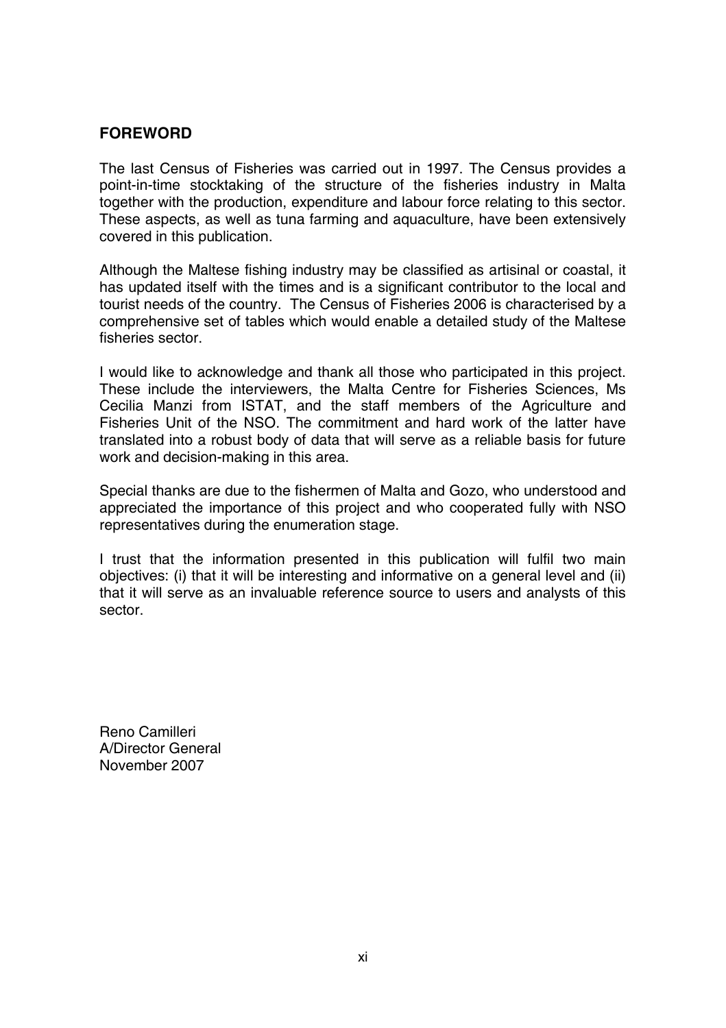## FOREWORD

The last Census of Fisheries was carried out in 1997. The Census provides a point-in-time stocktaking of the structure of the fisheries industry in Malta together with the production, expenditure and labour force relating to this sector. These aspects, as well as tuna farming and aquaculture, have been extensively covered in this publication.

Although the Maltese fishing industry may be classified as artisinal or coastal, it has updated itself with the times and is a significant contributor to the local and tourist needs of the country. The Census of Fisheries 2006 is characterised by a comprehensive set of tables which would enable a detailed study of the Maltese fisheries sector.

I would like to acknowledge and thank all those who participated in this project. These include the interviewers, the Malta Centre for Fisheries Sciences, Ms Cecilia Manzi from ISTAT, and the staff members of the Agriculture and Fisheries Unit of the NSO. The commitment and hard work of the latter have translated into a robust body of data that will serve as a reliable basis for future work and decision-making in this area.

Special thanks are due to the fishermen of Malta and Gozo, who understood and appreciated the importance of this project and who cooperated fully with NSO representatives during the enumeration stage.

I trust that the information presented in this publication will fulfil two main objectives: (i) that it will be interesting and informative on a general level and (ii) that it will serve as an invaluable reference source to users and analysts of this sector.

Reno Camilleri
A/Director General
November 2007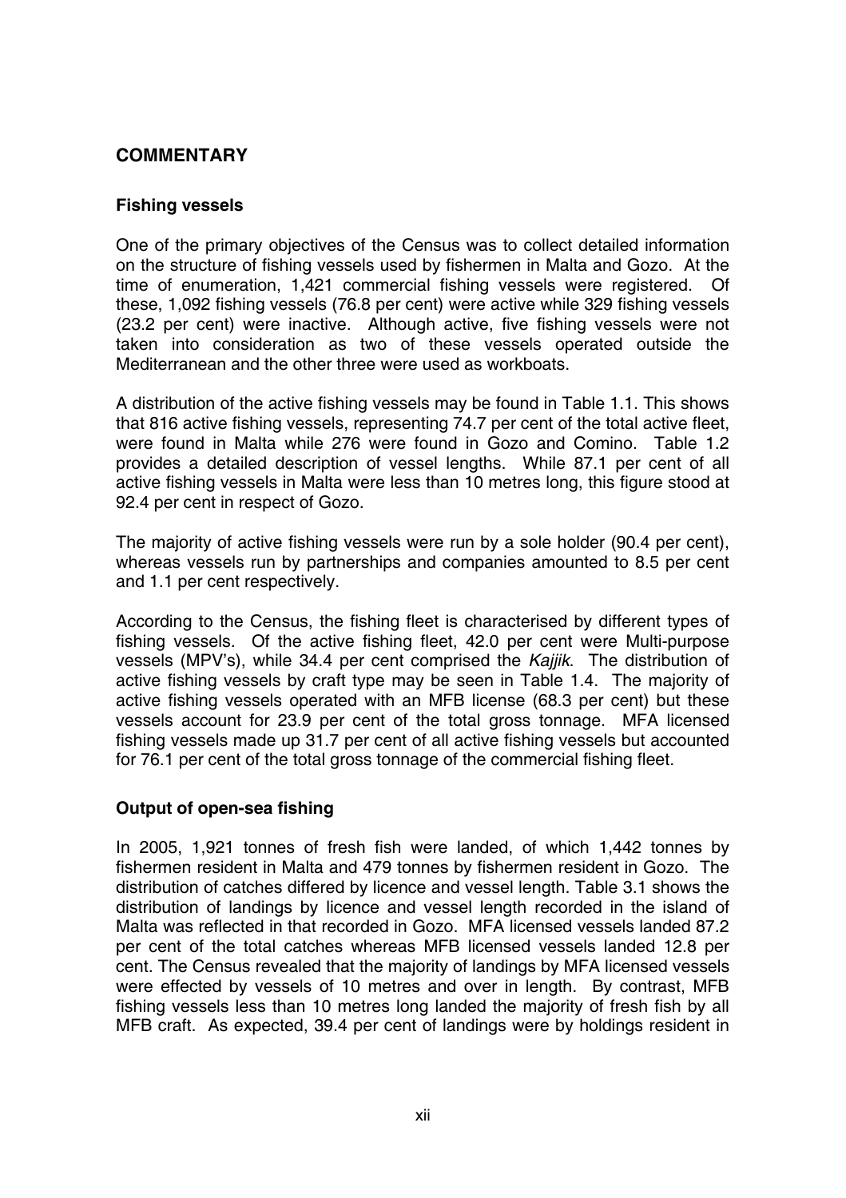## COMMENTARY

### Fishing vessels

One of the primary objectives of the Census was to collect detailed information on the structure of fishing vessels used by fishermen in Malta and Gozo. At the time of enumeration, 1,421 commercial fishing vessels were registered. Of these, 1,092 fishing vessels (76.8 per cent) were active while 329 fishing vessels (23.2 per cent) were inactive. Although active, five fishing vessels were not taken into consideration as two of these vessels operated outside the Mediterranean and the other three were used as workboats.

A distribution of the active fishing vessels may be found in Table 1.1. This shows that 816 active fishing vessels, representing 74.7 per cent of the total active fleet, were found in Malta while 276 were found in Gozo and Comino. Table 1.2 provides a detailed description of vessel lengths. While 87.1 per cent of all active fishing vessels in Malta were less than 10 metres long, this figure stood at 92.4 per cent in respect of Gozo.

The majority of active fishing vessels were run by a sole holder (90.4 per cent), whereas vessels run by partnerships and companies amounted to 8.5 per cent and 1.1 per cent respectively.

According to the Census, the fishing fleet is characterised by different types of fishing vessels. Of the active fishing fleet, 42.0 per cent were Multi-purpose vessels (MPV's), while 34.4 per cent comprised the *Kajjik*. The distribution of active fishing vessels by craft type may be seen in Table 1.4. The majority of active fishing vessels operated with an MFB license (68.3 per cent) but these vessels account for 23.9 per cent of the total gross tonnage. MFA licensed fishing vessels made up 31.7 per cent of all active fishing vessels but accounted for 76.1 per cent of the total gross tonnage of the commercial fishing fleet.

### Output of open-sea fishing

In 2005, 1,921 tonnes of fresh fish were landed, of which 1,442 tonnes by fishermen resident in Malta and 479 tonnes by fishermen resident in Gozo. The distribution of catches differed by licence and vessel length. Table 3.1 shows the distribution of landings by licence and vessel length recorded in the island of Malta was reflected in that recorded in Gozo. MFA licensed vessels landed 87.2 per cent of the total catches whereas MFB licensed vessels landed 12.8 per cent. The Census revealed that the majority of landings by MFA licensed vessels were effected by vessels of 10 metres and over in length. By contrast, MFB fishing vessels less than 10 metres long landed the majority of fresh fish by all MFB craft. As expected, 39.4 per cent of landings were by holdings resident in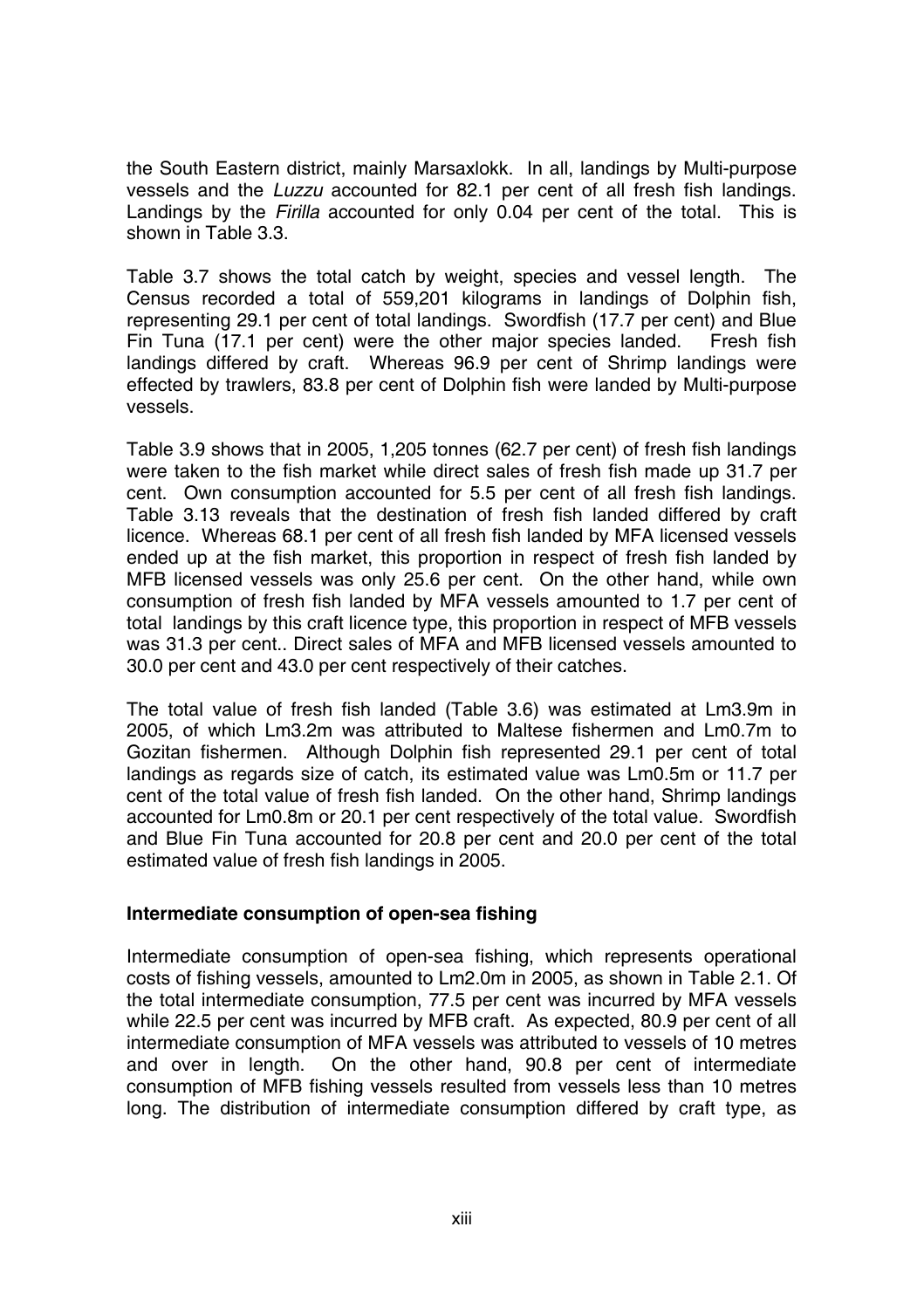the South Eastern district, mainly Marsaxlokk. In all, landings by Multi-purpose vessels and the *Luzzu* accounted for 82.1 per cent of all fresh fish landings. Landings by the *Firilla* accounted for only 0.04 per cent of the total. This is shown in Table 3.3.

Table 3.7 shows the total catch by weight, species and vessel length. The Census recorded a total of 559,201 kilograms in landings of Dolphin fish, representing 29.1 per cent of total landings. Swordfish (17.7 per cent) and Blue Fin Tuna (17.1 per cent) were the other major species landed. Fresh fish landings differed by craft. Whereas 96.9 per cent of Shrimp landings were effected by trawlers, 83.8 per cent of Dolphin fish were landed by Multi-purpose vessels.

Table 3.9 shows that in 2005, 1,205 tonnes (62.7 per cent) of fresh fish landings were taken to the fish market while direct sales of fresh fish made up 31.7 per cent. Own consumption accounted for 5.5 per cent of all fresh fish landings. Table 3.13 reveals that the destination of fresh fish landed differed by craft licence. Whereas 68.1 per cent of all fresh fish landed by MFA licensed vessels ended up at the fish market, this proportion in respect of fresh fish landed by MFB licensed vessels was only 25.6 per cent. On the other hand, while own consumption of fresh fish landed by MFA vessels amounted to 1.7 per cent of total landings by this craft licence type, this proportion in respect of MFB vessels was 31.3 per cent.. Direct sales of MFA and MFB licensed vessels amounted to 30.0 per cent and 43.0 per cent respectively of their catches.

The total value of fresh fish landed (Table 3.6) was estimated at Lm3.9m in 2005, of which Lm3.2m was attributed to Maltese fishermen and Lm0.7m to Gozitan fishermen. Although Dolphin fish represented 29.1 per cent of total landings as regards size of catch, its estimated value was Lm0.5m or 11.7 per cent of the total value of fresh fish landed. On the other hand, Shrimp landings accounted for Lm0.8m or 20.1 per cent respectively of the total value. Swordfish and Blue Fin Tuna accounted for 20.8 per cent and 20.0 per cent of the total estimated value of fresh fish landings in 2005.

**Intermediate consumption of open-sea fishing**

Intermediate consumption of open-sea fishing, which represents operational costs of fishing vessels, amounted to Lm2.0m in 2005, as shown in Table 2.1. Of the total intermediate consumption, 77.5 per cent was incurred by MFA vessels while 22.5 per cent was incurred by MFB craft. As expected, 80.9 per cent of all intermediate consumption of MFA vessels was attributed to vessels of 10 metres and over in length. On the other hand, 90.8 per cent of intermediate consumption of MFB fishing vessels resulted from vessels less than 10 metres long. The distribution of intermediate consumption differed by craft type, as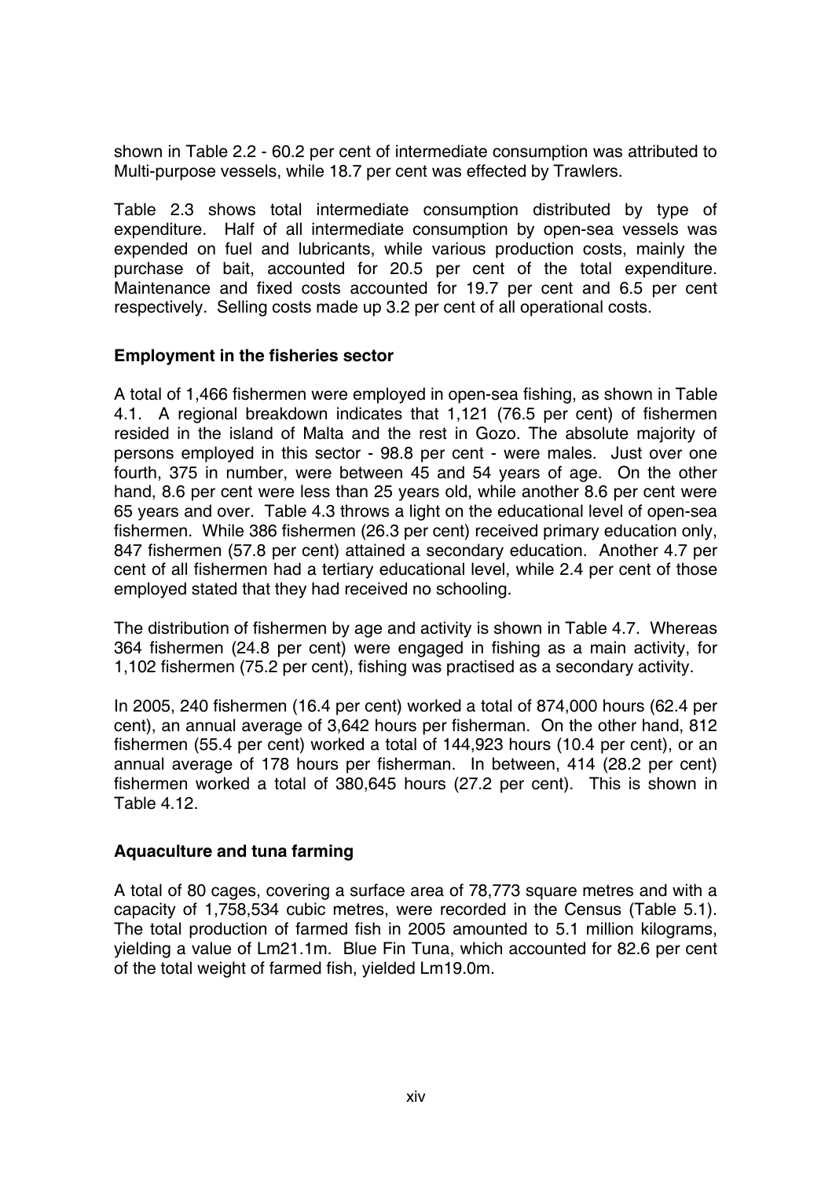shown in Table 2.2 - 60.2 per cent of intermediate consumption was attributed to Multi-purpose vessels, while 18.7 per cent was effected by Trawlers.

Table 2.3 shows total intermediate consumption distributed by type of expenditure. Half of all intermediate consumption by open-sea vessels was expended on fuel and lubricants, while various production costs, mainly the purchase of bait, accounted for 20.5 per cent of the total expenditure. Maintenance and fixed costs accounted for 19.7 per cent and 6.5 per cent respectively. Selling costs made up 3.2 per cent of all operational costs.

**Employment in the fisheries sector**

A total of 1,466 fishermen were employed in open-sea fishing, as shown in Table 4.1. A regional breakdown indicates that 1,121 (76.5 per cent) of fishermen resided in the island of Malta and the rest in Gozo. The absolute majority of persons employed in this sector - 98.8 per cent - were males. Just over one fourth, 375 in number, were between 45 and 54 years of age. On the other hand, 8.6 per cent were less than 25 years old, while another 8.6 per cent were 65 years and over. Table 4.3 throws a light on the educational level of open-sea fishermen. While 386 fishermen (26.3 per cent) received primary education only, 847 fishermen (57.8 per cent) attained a secondary education. Another 4.7 per cent of all fishermen had a tertiary educational level, while 2.4 per cent of those employed stated that they had received no schooling.

The distribution of fishermen by age and activity is shown in Table 4.7. Whereas 364 fishermen (24.8 per cent) were engaged in fishing as a main activity, for 1,102 fishermen (75.2 per cent), fishing was practised as a secondary activity.

In 2005, 240 fishermen (16.4 per cent) worked a total of 874,000 hours (62.4 per cent), an annual average of 3,642 hours per fisherman. On the other hand, 812 fishermen (55.4 per cent) worked a total of 144,923 hours (10.4 per cent), or an annual average of 178 hours per fisherman. In between, 414 (28.2 per cent) fishermen worked a total of 380,645 hours (27.2 per cent). This is shown in Table 4.12.

**Aquaculture and tuna farming**

A total of 80 cages, covering a surface area of 78,773 square metres and with a capacity of 1,758,534 cubic metres, were recorded in the Census (Table 5.1). The total production of farmed fish in 2005 amounted to 5.1 million kilograms, yielding a value of Lm21.1m. Blue Fin Tuna, which accounted for 82.6 per cent of the total weight of farmed fish, yielded Lm19.0m.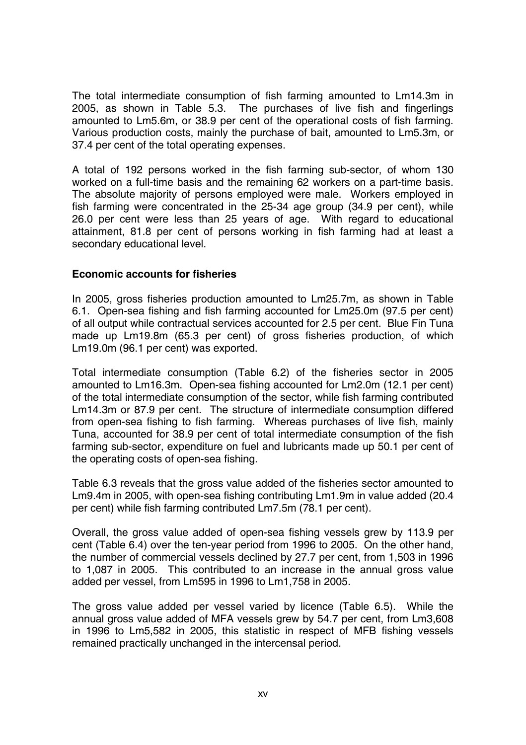The total intermediate consumption of fish farming amounted to Lm14.3m in 2005, as shown in Table 5.3. The purchases of live fish and fingerlings amounted to Lm5.6m, or 38.9 per cent of the operational costs of fish farming. Various production costs, mainly the purchase of bait, amounted to Lm5.3m, or 37.4 per cent of the total operating expenses.

A total of 192 persons worked in the fish farming sub-sector, of whom 130 worked on a full-time basis and the remaining 62 workers on a part-time basis. The absolute majority of persons employed were male. Workers employed in fish farming were concentrated in the 25-34 age group (34.9 per cent), while 26.0 per cent were less than 25 years of age. With regard to educational attainment, 81.8 per cent of persons working in fish farming had at least a secondary educational level.

**Economic accounts for fisheries**

In 2005, gross fisheries production amounted to Lm25.7m, as shown in Table 6.1. Open-sea fishing and fish farming accounted for Lm25.0m (97.5 per cent) of all output while contractual services accounted for 2.5 per cent. Blue Fin Tuna made up Lm19.8m (65.3 per cent) of gross fisheries production, of which Lm19.0m (96.1 per cent) was exported.

Total intermediate consumption (Table 6.2) of the fisheries sector in 2005 amounted to Lm16.3m. Open-sea fishing accounted for Lm2.0m (12.1 per cent) of the total intermediate consumption of the sector, while fish farming contributed Lm14.3m or 87.9 per cent. The structure of intermediate consumption differed from open-sea fishing to fish farming. Whereas purchases of live fish, mainly Tuna, accounted for 38.9 per cent of total intermediate consumption of the fish farming sub-sector, expenditure on fuel and lubricants made up 50.1 per cent of the operating costs of open-sea fishing.

Table 6.3 reveals that the gross value added of the fisheries sector amounted to Lm9.4m in 2005, with open-sea fishing contributing Lm1.9m in value added (20.4 per cent) while fish farming contributed Lm7.5m (78.1 per cent).

Overall, the gross value added of open-sea fishing vessels grew by 113.9 per cent (Table 6.4) over the ten-year period from 1996 to 2005. On the other hand, the number of commercial vessels declined by 27.7 per cent, from 1,503 in 1996 to 1,087 in 2005. This contributed to an increase in the annual gross value added per vessel, from Lm595 in 1996 to Lm1,758 in 2005.

The gross value added per vessel varied by licence (Table 6.5). While the annual gross value added of MFA vessels grew by 54.7 per cent, from Lm3,608 in 1996 to Lm5,582 in 2005, this statistic in respect of MFB fishing vessels remained practically unchanged in the intercensal period.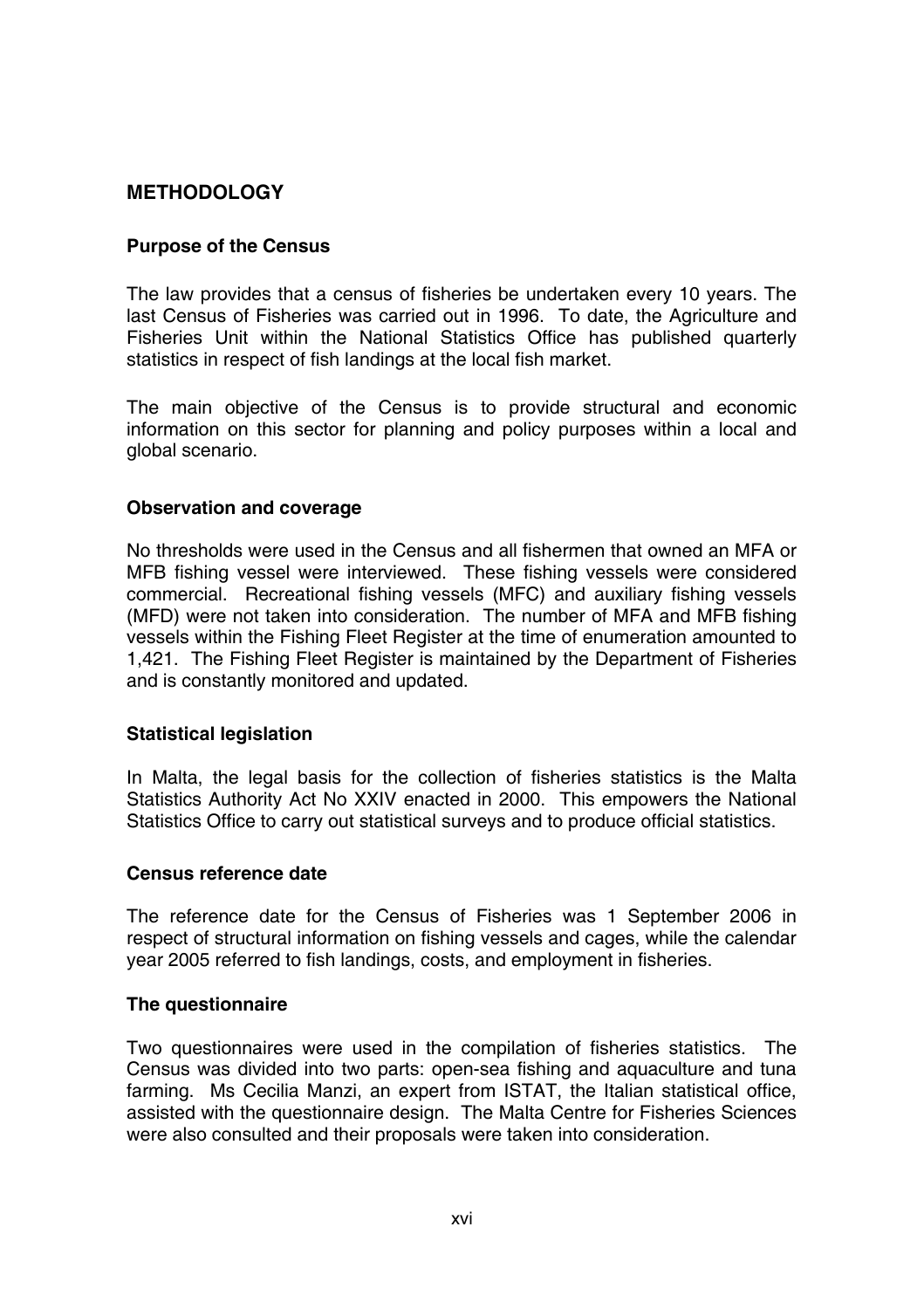## METHODOLOGY

### Purpose of the Census

The law provides that a census of fisheries be undertaken every 10 years. The last Census of Fisheries was carried out in 1996. To date, the Agriculture and Fisheries Unit within the National Statistics Office has published quarterly statistics in respect of fish landings at the local fish market.

The main objective of the Census is to provide structural and economic information on this sector for planning and policy purposes within a local and global scenario.

### Observation and coverage

No thresholds were used in the Census and all fishermen that owned an MFA or MFB fishing vessel were interviewed. These fishing vessels were considered commercial. Recreational fishing vessels (MFC) and auxiliary fishing vessels (MFD) were not taken into consideration. The number of MFA and MFB fishing vessels within the Fishing Fleet Register at the time of enumeration amounted to 1,421. The Fishing Fleet Register is maintained by the Department of Fisheries and is constantly monitored and updated.

### Statistical legislation

In Malta, the legal basis for the collection of fisheries statistics is the Malta Statistics Authority Act No XXIV enacted in 2000. This empowers the National Statistics Office to carry out statistical surveys and to produce official statistics.

### Census reference date

The reference date for the Census of Fisheries was 1 September 2006 in respect of structural information on fishing vessels and cages, while the calendar year 2005 referred to fish landings, costs, and employment in fisheries.

### The questionnaire

Two questionnaires were used in the compilation of fisheries statistics. The Census was divided into two parts: open-sea fishing and aquaculture and tuna farming. Ms Cecilia Manzi, an expert from ISTAT, the Italian statistical office, assisted with the questionnaire design. The Malta Centre for Fisheries Sciences were also consulted and their proposals were taken into consideration.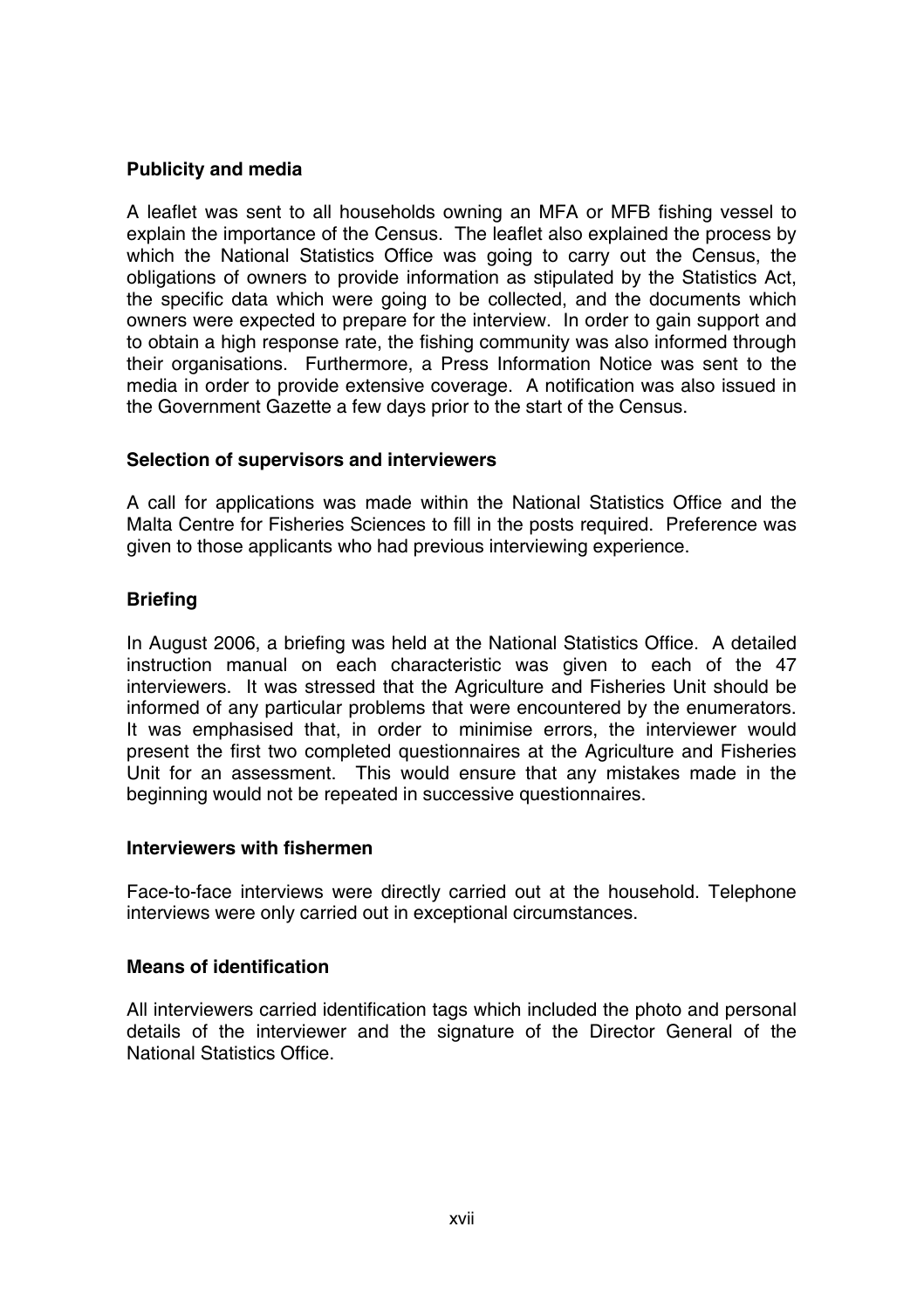**Publicity and media**

A leaflet was sent to all households owning an MFA or MFB fishing vessel to explain the importance of the Census. The leaflet also explained the process by which the National Statistics Office was going to carry out the Census, the obligations of owners to provide information as stipulated by the Statistics Act, the specific data which were going to be collected, and the documents which owners were expected to prepare for the interview. In order to gain support and to obtain a high response rate, the fishing community was also informed through their organisations. Furthermore, a Press Information Notice was sent to the media in order to provide extensive coverage. A notification was also issued in the Government Gazette a few days prior to the start of the Census.

**Selection of supervisors and interviewers**

A call for applications was made within the National Statistics Office and the Malta Centre for Fisheries Sciences to fill in the posts required. Preference was given to those applicants who had previous interviewing experience.

**Briefing**

In August 2006, a briefing was held at the National Statistics Office. A detailed instruction manual on each characteristic was given to each of the 47 interviewers. It was stressed that the Agriculture and Fisheries Unit should be informed of any particular problems that were encountered by the enumerators. It was emphasised that, in order to minimise errors, the interviewer would present the first two completed questionnaires at the Agriculture and Fisheries Unit for an assessment. This would ensure that any mistakes made in the beginning would not be repeated in successive questionnaires.

**Interviewers with fishermen**

Face-to-face interviews were directly carried out at the household. Telephone interviews were only carried out in exceptional circumstances.

**Means of identification**

All interviewers carried identification tags which included the photo and personal details of the interviewer and the signature of the Director General of the National Statistics Office.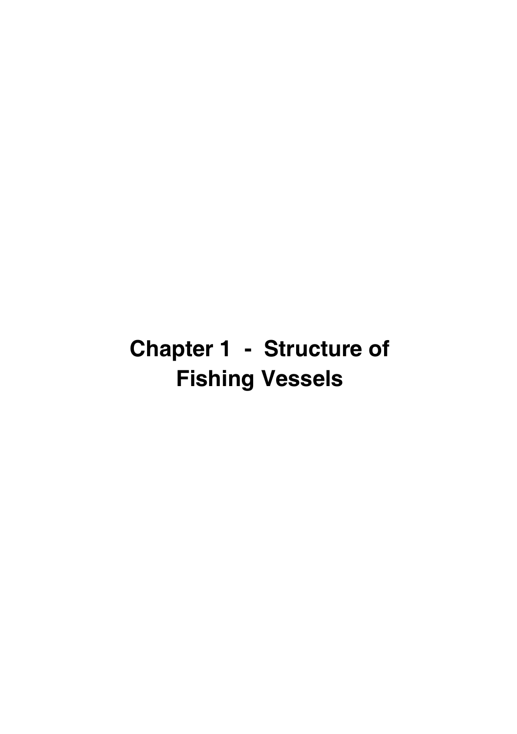# Chapter 1 - Structure of Fishing Vessels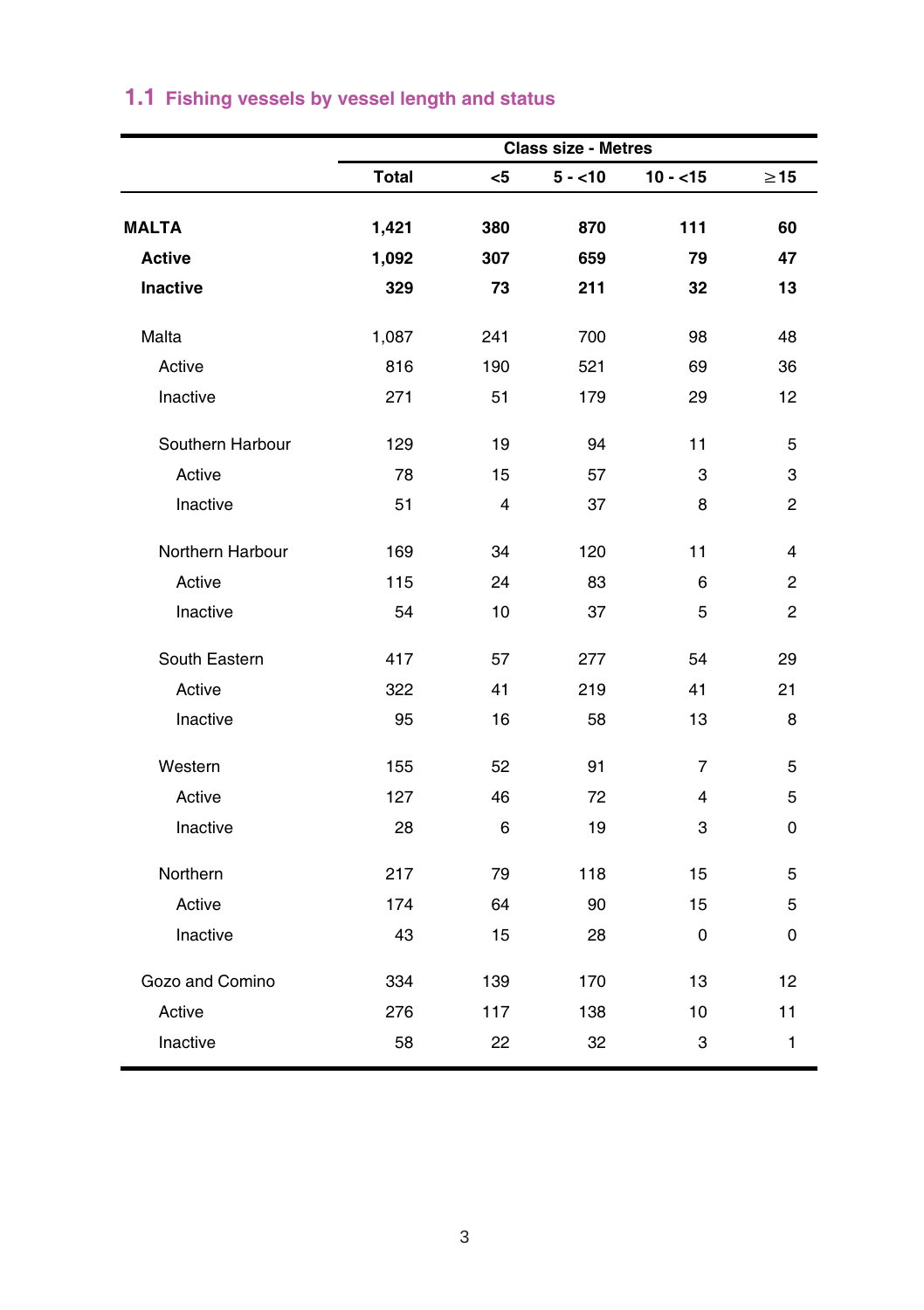## 1.1 Fishing vessels by vessel length and status

| | Class size - Metres | | | | |
|---|---|---|---|---|---|
| | Total | <5 | 5 - <10 | 10 - <15 | ≥15 |
| **MALTA** | **1,421** | **380** | **870** | **111** | **60** |
| **Active** | **1,092** | **307** | **659** | **79** | **47** |
| **Inactive** | **329** | **73** | **211** | **32** | **13** |
| Malta | 1,087 | 241 | 700 | 98 | 48 |
| Active | 816 | 190 | 521 | 69 | 36 |
| Inactive | 271 | 51 | 179 | 29 | 12 |
| Southern Harbour | 129 | 19 | 94 | 11 | 5 |
| Active | 78 | 15 | 57 | 3 | 3 |
| Inactive | 51 | 4 | 37 | 8 | 2 |
| Northern Harbour | 169 | 34 | 120 | 11 | 4 |
| Active | 115 | 24 | 83 | 6 | 2 |
| Inactive | 54 | 10 | 37 | 5 | 2 |
| South Eastern | 417 | 57 | 277 | 54 | 29 |
| Active | 322 | 41 | 219 | 41 | 21 |
| Inactive | 95 | 16 | 58 | 13 | 8 |
| Western | 155 | 52 | 91 | 7 | 5 |
| Active | 127 | 46 | 72 | 4 | 5 |
| Inactive | 28 | 6 | 19 | 3 | 0 |
| Northern | 217 | 79 | 118 | 15 | 5 |
| Active | 174 | 64 | 90 | 15 | 5 |
| Inactive | 43 | 15 | 28 | 0 | 0 |
| Gozo and Comino | 334 | 139 | 170 | 13 | 12 |
| Active | 276 | 117 | 138 | 10 | 11 |
| Inactive | 58 | 22 | 32 | 3 | 1 |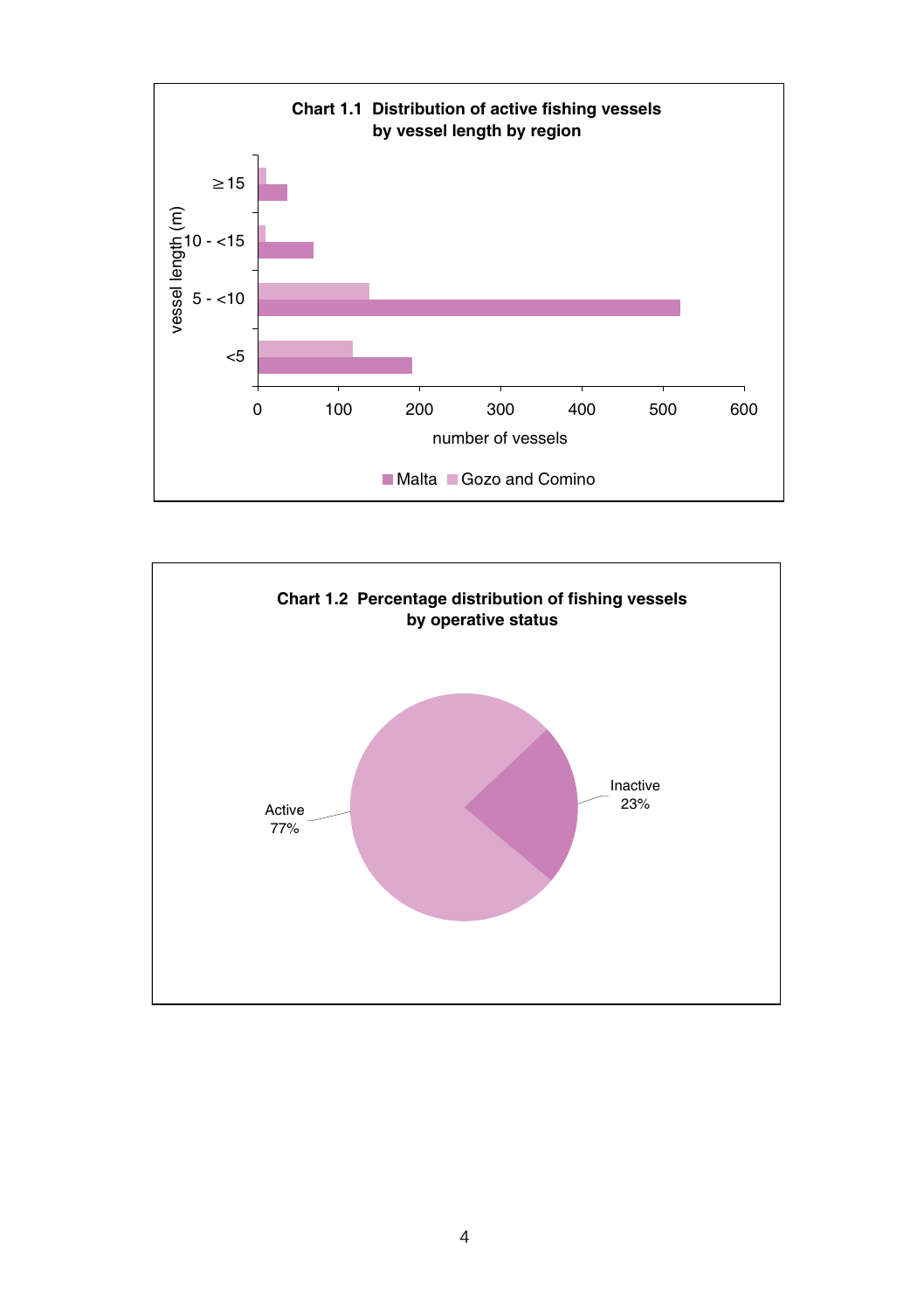**Chart 1.1 Distribution of active fishing vessels by vessel length by region**

vessel length (m): ≥15, 10 - <15, 5 - <10, <5

number of vessels: 0, 100, 200, 300, 400, 500, 600

Malta | Gozo and Comino

**Chart 1.2 Percentage distribution of fishing vessels by operative status**

Active 77%

Inactive 23%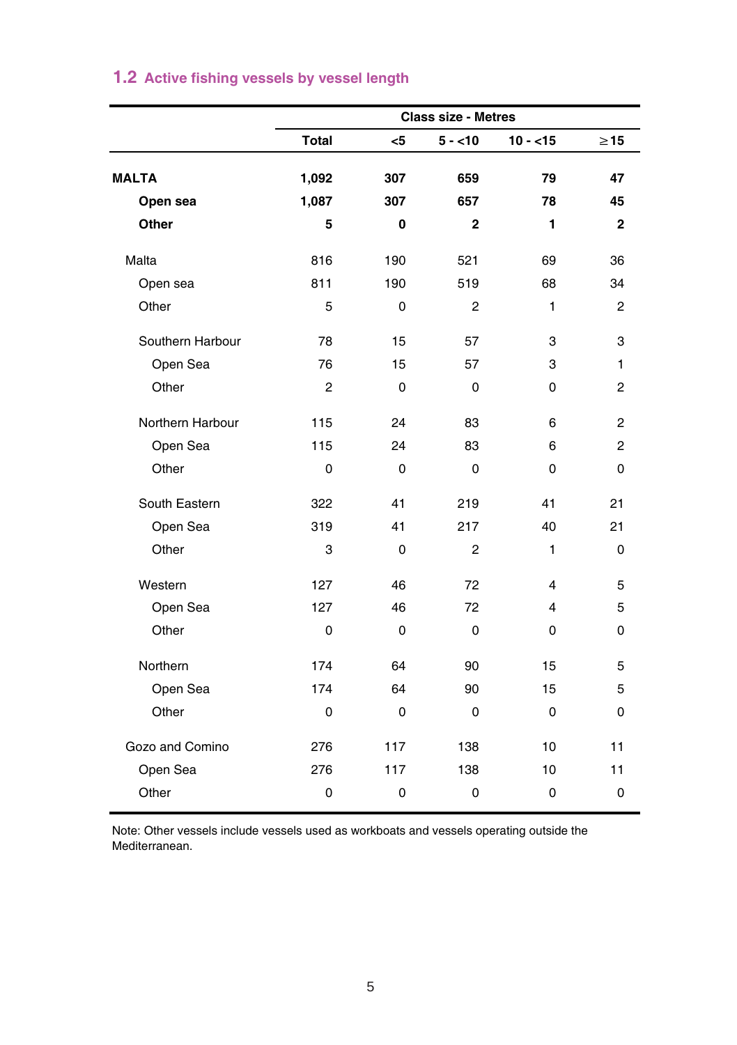## 1.2 Active fishing vessels by vessel length

| | Total | Class size - Metres | | | |
|---|---|---|---|---|---|
| | | <5 | 5 - <10 | 10 - <15 | ≥15 |
| **MALTA** | **1,092** | **307** | **659** | **79** | **47** |
| **Open sea** | **1,087** | **307** | **657** | **78** | **45** |
| **Other** | **5** | **0** | **2** | **1** | **2** |
| Malta | 816 | 190 | 521 | 69 | 36 |
| Open sea | 811 | 190 | 519 | 68 | 34 |
| Other | 5 | 0 | 2 | 1 | 2 |
| Southern Harbour | 78 | 15 | 57 | 3 | 3 |
| Open Sea | 76 | 15 | 57 | 3 | 1 |
| Other | 2 | 0 | 0 | 0 | 2 |
| Northern Harbour | 115 | 24 | 83 | 6 | 2 |
| Open Sea | 115 | 24 | 83 | 6 | 2 |
| Other | 0 | 0 | 0 | 0 | 0 |
| South Eastern | 322 | 41 | 219 | 41 | 21 |
| Open Sea | 319 | 41 | 217 | 40 | 21 |
| Other | 3 | 0 | 2 | 1 | 0 |
| Western | 127 | 46 | 72 | 4 | 5 |
| Open Sea | 127 | 46 | 72 | 4 | 5 |
| Other | 0 | 0 | 0 | 0 | 0 |
| Northern | 174 | 64 | 90 | 15 | 5 |
| Open Sea | 174 | 64 | 90 | 15 | 5 |
| Other | 0 | 0 | 0 | 0 | 0 |
| Gozo and Comino | 276 | 117 | 138 | 10 | 11 |
| Open Sea | 276 | 117 | 138 | 10 | 11 |
| Other | 0 | 0 | 0 | 0 | 0 |

Note: Other vessels include vessels used as workboats and vessels operating outside the Mediterranean.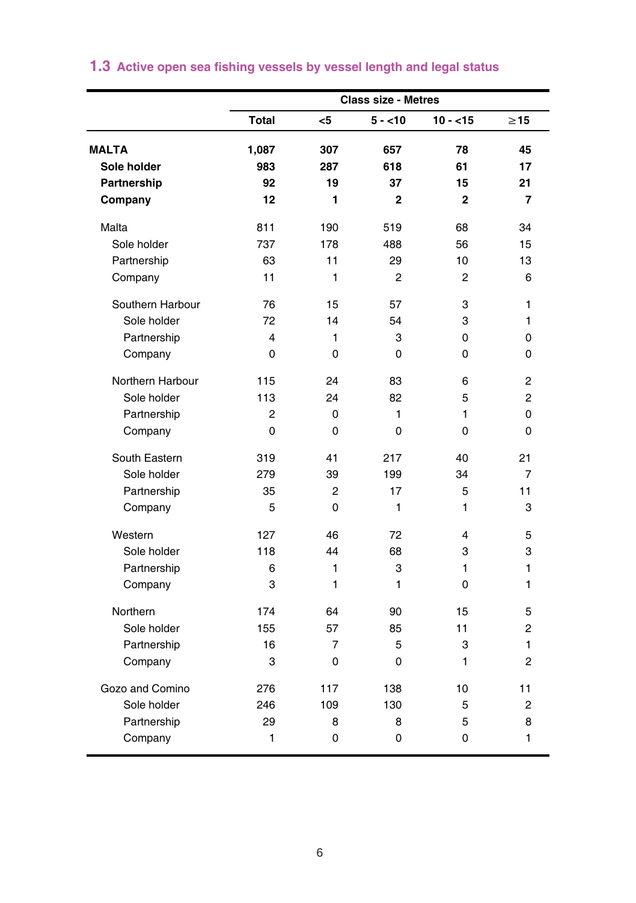## 1.3 Active open sea fishing vessels by vessel length and legal status

| | Class size - Metres | | | | |
|---|---|---|---|---|---|
| | **Total** | **<5** | **5 - <10** | **10 - <15** | **≥15** |
| **MALTA** | **1,087** | **307** | **657** | **78** | **45** |
| **Sole holder** | **983** | **287** | **618** | **61** | **17** |
| **Partnership** | **92** | **19** | **37** | **15** | **21** |
| **Company** | **12** | **1** | **2** | **2** | **7** |
| Malta | 811 | 190 | 519 | 68 | 34 |
| Sole holder | 737 | 178 | 488 | 56 | 15 |
| Partnership | 63 | 11 | 29 | 10 | 13 |
| Company | 11 | 1 | 2 | 2 | 6 |
| Southern Harbour | 76 | 15 | 57 | 3 | 1 |
| Sole holder | 72 | 14 | 54 | 3 | 1 |
| Partnership | 4 | 1 | 3 | 0 | 0 |
| Company | 0 | 0 | 0 | 0 | 0 |
| Northern Harbour | 115 | 24 | 83 | 6 | 2 |
| Sole holder | 113 | 24 | 82 | 5 | 2 |
| Partnership | 2 | 0 | 1 | 1 | 0 |
| Company | 0 | 0 | 0 | 0 | 0 |
| South Eastern | 319 | 41 | 217 | 40 | 21 |
| Sole holder | 279 | 39 | 199 | 34 | 7 |
| Partnership | 35 | 2 | 17 | 5 | 11 |
| Company | 5 | 0 | 1 | 1 | 3 |
| Western | 127 | 46 | 72 | 4 | 5 |
| Sole holder | 118 | 44 | 68 | 3 | 3 |
| Partnership | 6 | 1 | 3 | 1 | 1 |
| Company | 3 | 1 | 1 | 0 | 1 |
| Northern | 174 | 64 | 90 | 15 | 5 |
| Sole holder | 155 | 57 | 85 | 11 | 2 |
| Partnership | 16 | 7 | 5 | 3 | 1 |
| Company | 3 | 0 | 0 | 1 | 2 |
| Gozo and Comino | 276 | 117 | 138 | 10 | 11 |
| Sole holder | 246 | 109 | 130 | 5 | 2 |
| Partnership | 29 | 8 | 8 | 5 | 8 |
| Company | 1 | 0 | 0 | 0 | 1 |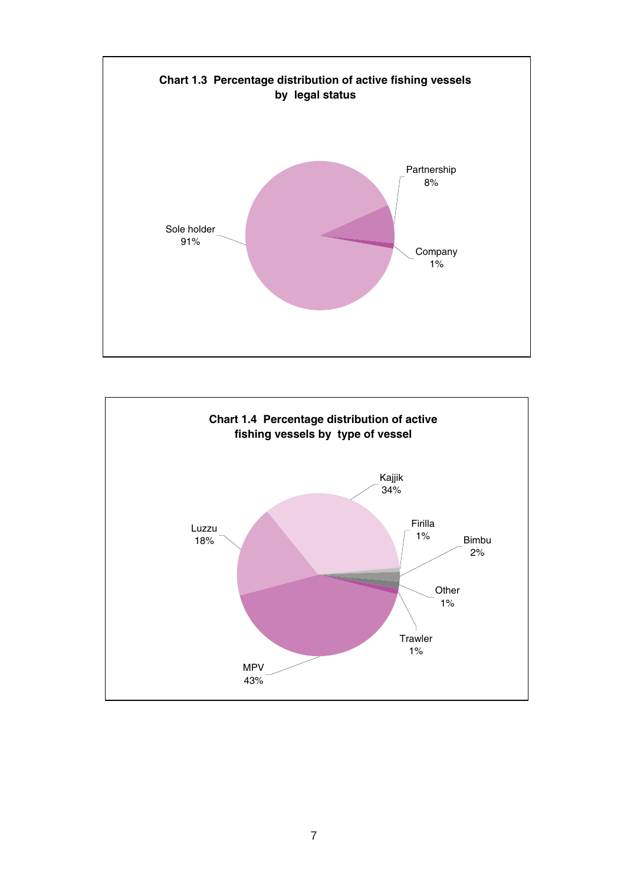**Chart 1.3 Percentage distribution of active fishing vessels by legal status**

Sole holder 91%

Partnership 8%

Company 1%

**Chart 1.4 Percentage distribution of active fishing vessels by type of vessel**

Kajjik 34%

Luzzu 18%

Firilla 1%

Bimbu 2%

Other 1%

Trawler 1%

MPV 43%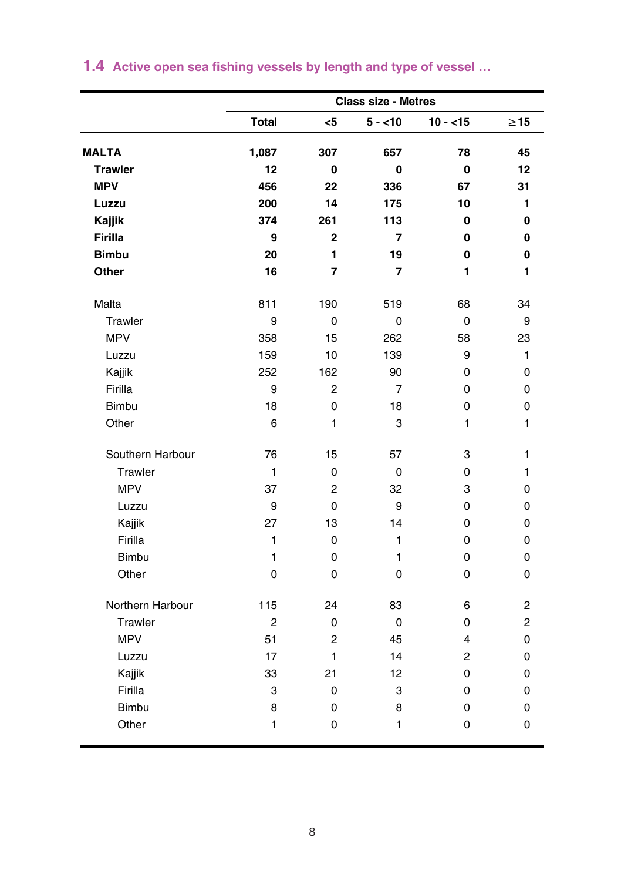## 1.4 Active open sea fishing vessels by length and type of vessel ...

| | | Class size - Metres | | | |
|---|---|---|---|---|---|
| | Total | <5 | 5 - <10 | 10 - <15 | ≥15 |
| **MALTA** | **1,087** | **307** | **657** | **78** | **45** |
| **Trawler** | **12** | **0** | **0** | **0** | **12** |
| **MPV** | **456** | **22** | **336** | **67** | **31** |
| **Luzzu** | **200** | **14** | **175** | **10** | **1** |
| **Kajjik** | **374** | **261** | **113** | **0** | **0** |
| **Firilla** | **9** | **2** | **7** | **0** | **0** |
| **Bimbu** | **20** | **1** | **19** | **0** | **0** |
| **Other** | **16** | **7** | **7** | **1** | **1** |
| Malta | 811 | 190 | 519 | 68 | 34 |
| Trawler | 9 | 0 | 0 | 0 | 9 |
| MPV | 358 | 15 | 262 | 58 | 23 |
| Luzzu | 159 | 10 | 139 | 9 | 1 |
| Kajjik | 252 | 162 | 90 | 0 | 0 |
| Firilla | 9 | 2 | 7 | 0 | 0 |
| Bimbu | 18 | 0 | 18 | 0 | 0 |
| Other | 6 | 1 | 3 | 1 | 1 |
| Southern Harbour | 76 | 15 | 57 | 3 | 1 |
| Trawler | 1 | 0 | 0 | 0 | 1 |
| MPV | 37 | 2 | 32 | 3 | 0 |
| Luzzu | 9 | 0 | 9 | 0 | 0 |
| Kajjik | 27 | 13 | 14 | 0 | 0 |
| Firilla | 1 | 0 | 1 | 0 | 0 |
| Bimbu | 1 | 0 | 1 | 0 | 0 |
| Other | 0 | 0 | 0 | 0 | 0 |
| Northern Harbour | 115 | 24 | 83 | 6 | 2 |
| Trawler | 2 | 0 | 0 | 0 | 2 |
| MPV | 51 | 2 | 45 | 4 | 0 |
| Luzzu | 17 | 1 | 14 | 2 | 0 |
| Kajjik | 33 | 21 | 12 | 0 | 0 |
| Firilla | 3 | 0 | 3 | 0 | 0 |
| Bimbu | 8 | 0 | 8 | 0 | 0 |
| Other | 1 | 0 | 1 | 0 | 0 |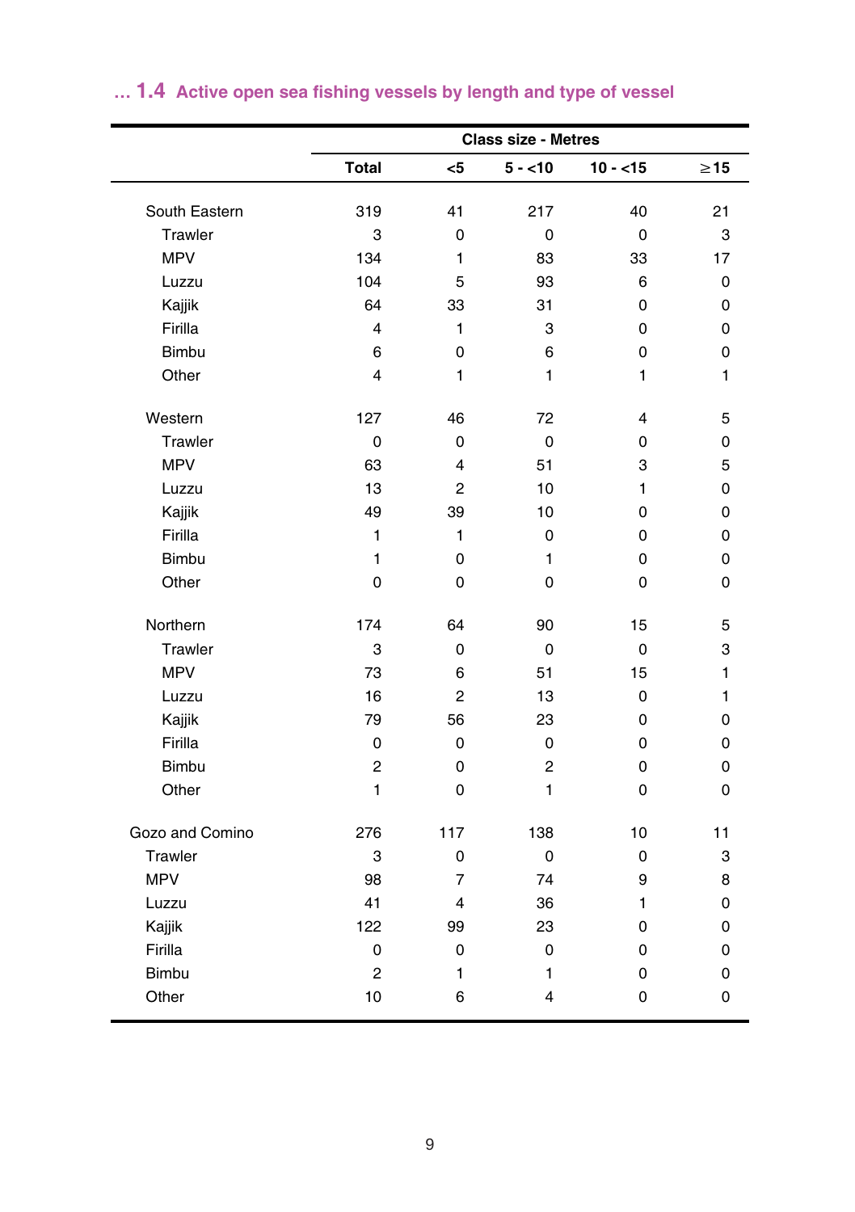## ... 1.4 Active open sea fishing vessels by length and type of vessel

| | Class size - Metres | | | | |
|---|---|---|---|---|---|
| | Total | <5 | 5 - <10 | 10 - <15 | ≥15 |
| South Eastern | 319 | 41 | 217 | 40 | 21 |
| Trawler | 3 | 0 | 0 | 0 | 3 |
| MPV | 134 | 1 | 83 | 33 | 17 |
| Luzzu | 104 | 5 | 93 | 6 | 0 |
| Kajjik | 64 | 33 | 31 | 0 | 0 |
| Firilla | 4 | 1 | 3 | 0 | 0 |
| Bimbu | 6 | 0 | 6 | 0 | 0 |
| Other | 4 | 1 | 1 | 1 | 1 |
| Western | 127 | 46 | 72 | 4 | 5 |
| Trawler | 0 | 0 | 0 | 0 | 0 |
| MPV | 63 | 4 | 51 | 3 | 5 |
| Luzzu | 13 | 2 | 10 | 1 | 0 |
| Kajjik | 49 | 39 | 10 | 0 | 0 |
| Firilla | 1 | 1 | 0 | 0 | 0 |
| Bimbu | 1 | 0 | 1 | 0 | 0 |
| Other | 0 | 0 | 0 | 0 | 0 |
| Northern | 174 | 64 | 90 | 15 | 5 |
| Trawler | 3 | 0 | 0 | 0 | 3 |
| MPV | 73 | 6 | 51 | 15 | 1 |
| Luzzu | 16 | 2 | 13 | 0 | 1 |
| Kajjik | 79 | 56 | 23 | 0 | 0 |
| Firilla | 0 | 0 | 0 | 0 | 0 |
| Bimbu | 2 | 0 | 2 | 0 | 0 |
| Other | 1 | 0 | 1 | 0 | 0 |
| Gozo and Comino | 276 | 117 | 138 | 10 | 11 |
| Trawler | 3 | 0 | 0 | 0 | 3 |
| MPV | 98 | 7 | 74 | 9 | 8 |
| Luzzu | 41 | 4 | 36 | 1 | 0 |
| Kajjik | 122 | 99 | 23 | 0 | 0 |
| Firilla | 0 | 0 | 0 | 0 | 0 |
| Bimbu | 2 | 1 | 1 | 0 | 0 |
| Other | 10 | 6 | 4 | 0 | 0 |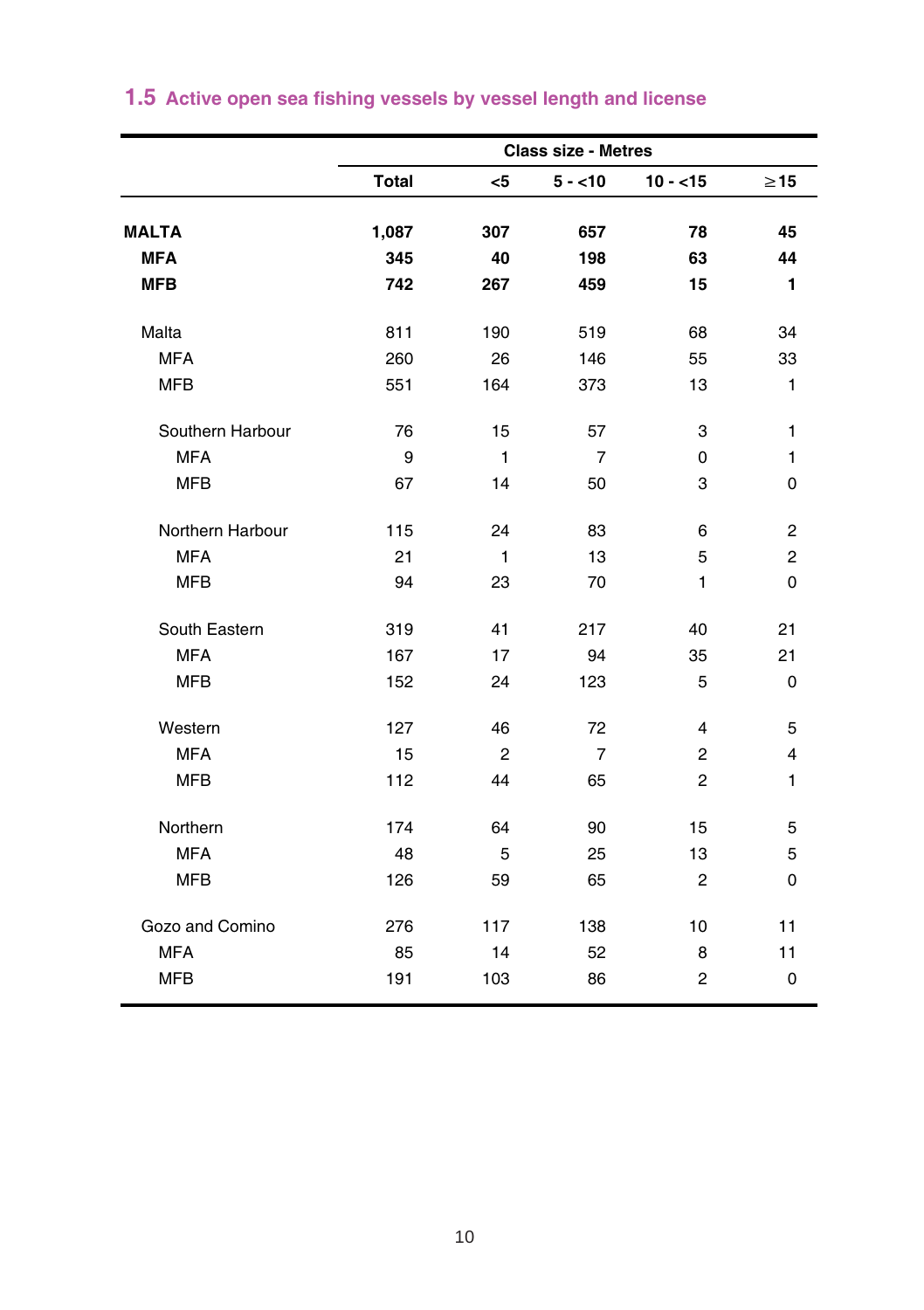## 1.5 Active open sea fishing vessels by vessel length and license

| | Total | <5 | 5 - <10 | 10 - <15 | ≥15 |
|---|---|---|---|---|---|
| | | Class size - Metres | | | |
| **MALTA** | **1,087** | **307** | **657** | **78** | **45** |
| **MFA** | **345** | **40** | **198** | **63** | **44** |
| **MFB** | **742** | **267** | **459** | **15** | **1** |
| Malta | 811 | 190 | 519 | 68 | 34 |
| MFA | 260 | 26 | 146 | 55 | 33 |
| MFB | 551 | 164 | 373 | 13 | 1 |
| Southern Harbour | 76 | 15 | 57 | 3 | 1 |
| MFA | 9 | 1 | 7 | 0 | 1 |
| MFB | 67 | 14 | 50 | 3 | 0 |
| Northern Harbour | 115 | 24 | 83 | 6 | 2 |
| MFA | 21 | 1 | 13 | 5 | 2 |
| MFB | 94 | 23 | 70 | 1 | 0 |
| South Eastern | 319 | 41 | 217 | 40 | 21 |
| MFA | 167 | 17 | 94 | 35 | 21 |
| MFB | 152 | 24 | 123 | 5 | 0 |
| Western | 127 | 46 | 72 | 4 | 5 |
| MFA | 15 | 2 | 7 | 2 | 4 |
| MFB | 112 | 44 | 65 | 2 | 1 |
| Northern | 174 | 64 | 90 | 15 | 5 |
| MFA | 48 | 5 | 25 | 13 | 5 |
| MFB | 126 | 59 | 65 | 2 | 0 |
| Gozo and Comino | 276 | 117 | 138 | 10 | 11 |
| MFA | 85 | 14 | 52 | 8 | 11 |
| MFB | 191 | 103 | 86 | 2 | 0 |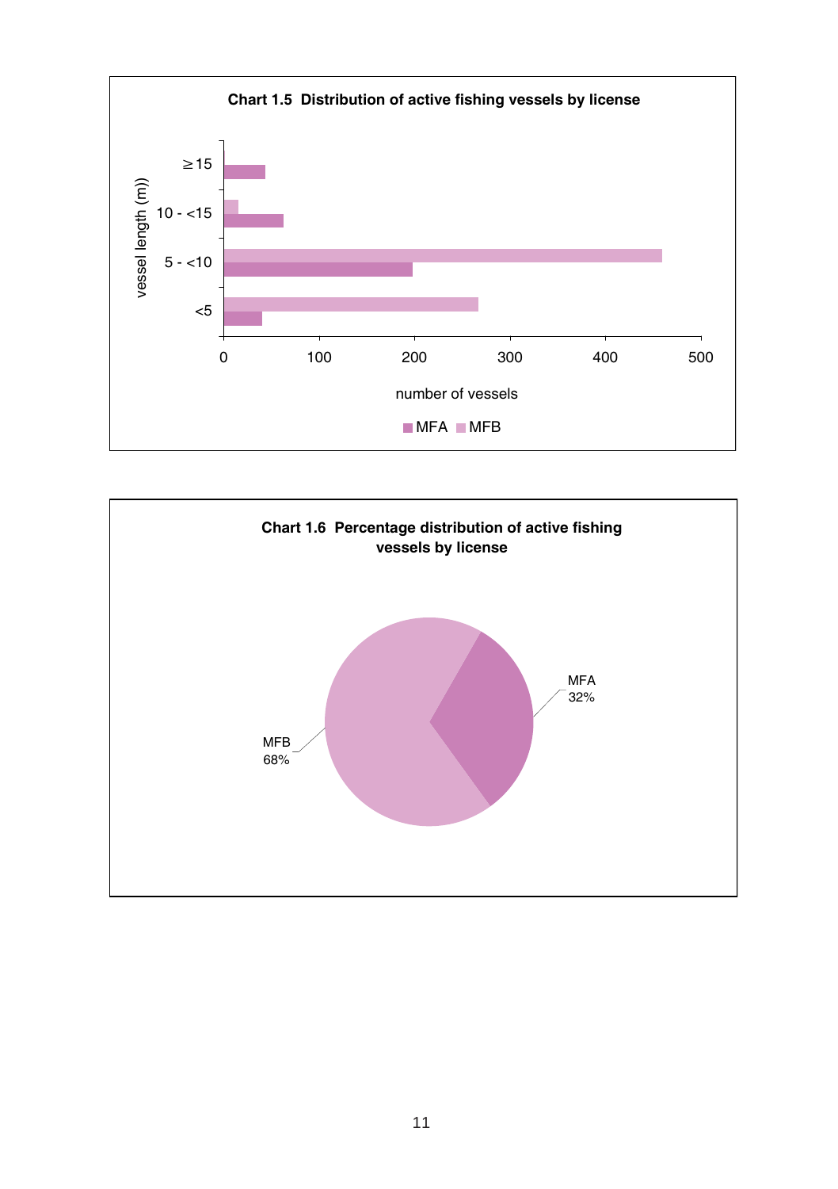**Chart 1.5 Distribution of active fishing vessels by license**

vessel length (m)

≥15

10 - <15

5 - <10

<5

0 100 200 300 400 500

number of vessels

MFA MFB

**Chart 1.6 Percentage distribution of active fishing vessels by license**

MFA 32%

MFB 68%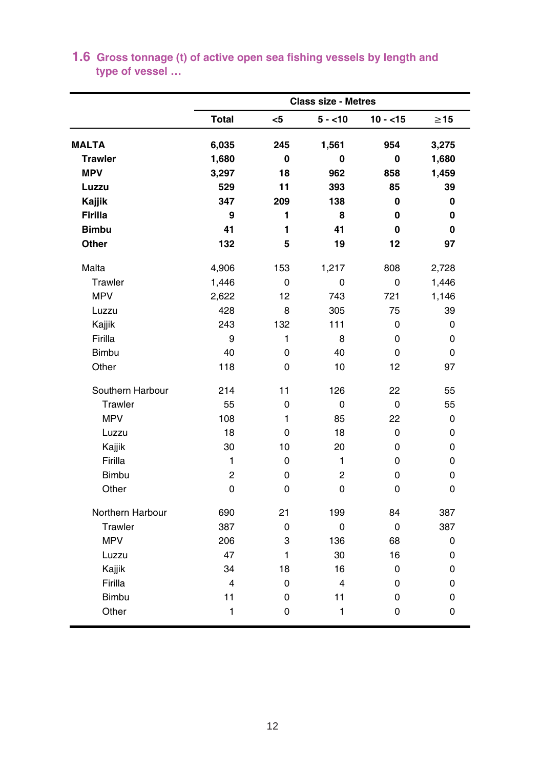## 1.6 Gross tonnage (t) of active open sea fishing vessels by length and type of vessel …

| | Class size - Metres | | | | |
|---|---|---|---|---|---|
| | **Total** | **<5** | **5 - <10** | **10 - <15** | **≥15** |
| **MALTA** | **6,035** | **245** | **1,561** | **954** | **3,275** |
| **Trawler** | **1,680** | **0** | **0** | **0** | **1,680** |
| **MPV** | **3,297** | **18** | **962** | **858** | **1,459** |
| **Luzzu** | **529** | **11** | **393** | **85** | **39** |
| **Kajjik** | **347** | **209** | **138** | **0** | **0** |
| **Firilla** | **9** | **1** | **8** | **0** | **0** |
| **Bimbu** | **41** | **1** | **41** | **0** | **0** |
| **Other** | **132** | **5** | **19** | **12** | **97** |
| Malta | 4,906 | 153 | 1,217 | 808 | 2,728 |
| Trawler | 1,446 | 0 | 0 | 0 | 1,446 |
| MPV | 2,622 | 12 | 743 | 721 | 1,146 |
| Luzzu | 428 | 8 | 305 | 75 | 39 |
| Kajjik | 243 | 132 | 111 | 0 | 0 |
| Firilla | 9 | 1 | 8 | 0 | 0 |
| Bimbu | 40 | 0 | 40 | 0 | 0 |
| Other | 118 | 0 | 10 | 12 | 97 |
| Southern Harbour | 214 | 11 | 126 | 22 | 55 |
| Trawler | 55 | 0 | 0 | 0 | 55 |
| MPV | 108 | 1 | 85 | 22 | 0 |
| Luzzu | 18 | 0 | 18 | 0 | 0 |
| Kajjik | 30 | 10 | 20 | 0 | 0 |
| Firilla | 1 | 0 | 1 | 0 | 0 |
| Bimbu | 2 | 0 | 2 | 0 | 0 |
| Other | 0 | 0 | 0 | 0 | 0 |
| Northern Harbour | 690 | 21 | 199 | 84 | 387 |
| Trawler | 387 | 0 | 0 | 0 | 387 |
| MPV | 206 | 3 | 136 | 68 | 0 |
| Luzzu | 47 | 1 | 30 | 16 | 0 |
| Kajjik | 34 | 18 | 16 | 0 | 0 |
| Firilla | 4 | 0 | 4 | 0 | 0 |
| Bimbu | 11 | 0 | 11 | 0 | 0 |
| Other | 1 | 0 | 1 | 0 | 0 |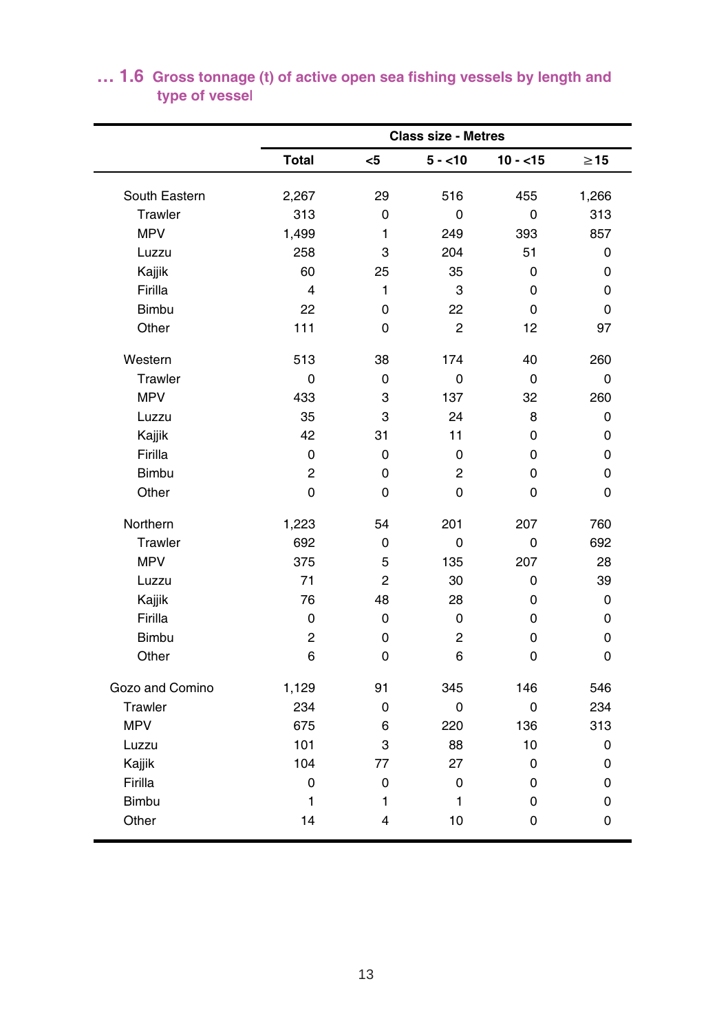### ... 1.6 Gross tonnage (t) of active open sea fishing vessels by length and type of vessel

| | Class size - Metres | | | | |
|---|---|---|---|---|---|
| | Total | <5 | 5 - <10 | 10 - <15 | ≥15 |
| South Eastern | 2,267 | 29 | 516 | 455 | 1,266 |
| Trawler | 313 | 0 | 0 | 0 | 313 |
| MPV | 1,499 | 1 | 249 | 393 | 857 |
| Luzzu | 258 | 3 | 204 | 51 | 0 |
| Kajjik | 60 | 25 | 35 | 0 | 0 |
| Firilla | 4 | 1 | 3 | 0 | 0 |
| Bimbu | 22 | 0 | 22 | 0 | 0 |
| Other | 111 | 0 | 2 | 12 | 97 |
| Western | 513 | 38 | 174 | 40 | 260 |
| Trawler | 0 | 0 | 0 | 0 | 0 |
| MPV | 433 | 3 | 137 | 32 | 260 |
| Luzzu | 35 | 3 | 24 | 8 | 0 |
| Kajjik | 42 | 31 | 11 | 0 | 0 |
| Firilla | 0 | 0 | 0 | 0 | 0 |
| Bimbu | 2 | 0 | 2 | 0 | 0 |
| Other | 0 | 0 | 0 | 0 | 0 |
| Northern | 1,223 | 54 | 201 | 207 | 760 |
| Trawler | 692 | 0 | 0 | 0 | 692 |
| MPV | 375 | 5 | 135 | 207 | 28 |
| Luzzu | 71 | 2 | 30 | 0 | 39 |
| Kajjik | 76 | 48 | 28 | 0 | 0 |
| Firilla | 0 | 0 | 0 | 0 | 0 |
| Bimbu | 2 | 0 | 2 | 0 | 0 |
| Other | 6 | 0 | 6 | 0 | 0 |
| Gozo and Comino | 1,129 | 91 | 345 | 146 | 546 |
| Trawler | 234 | 0 | 0 | 0 | 234 |
| MPV | 675 | 6 | 220 | 136 | 313 |
| Luzzu | 101 | 3 | 88 | 10 | 0 |
| Kajjik | 104 | 77 | 27 | 0 | 0 |
| Firilla | 0 | 0 | 0 | 0 | 0 |
| Bimbu | 1 | 1 | 1 | 0 | 0 |
| Other | 14 | 4 | 10 | 0 | 0 |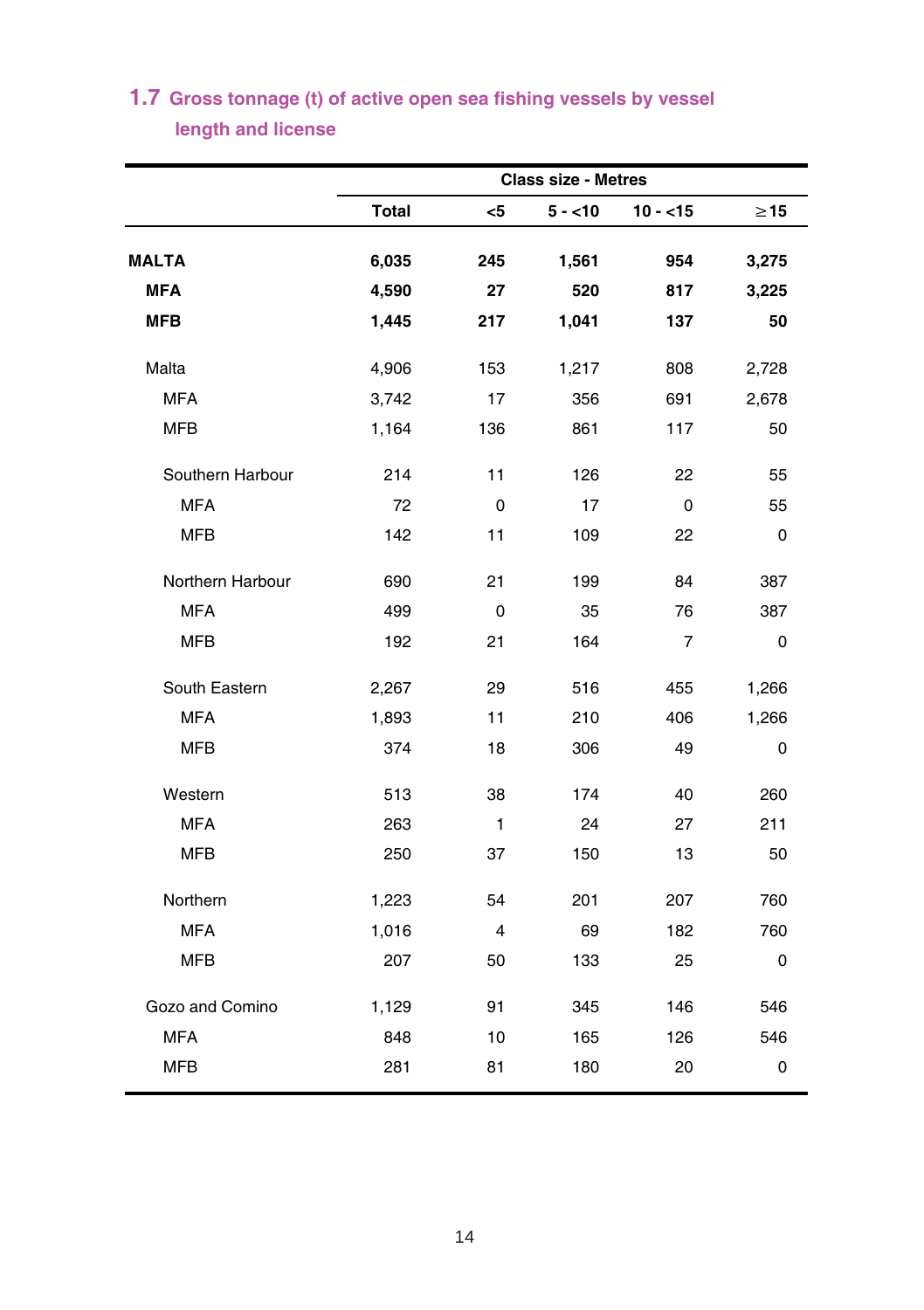## 1.7 Gross tonnage (t) of active open sea fishing vessels by vessel length and license

| | Class size - Metres | | | | |
|---|---|---|---|---|---|
| | **Total** | **<5** | **5 - <10** | **10 - <15** | **≥15** |
| **MALTA** | **6,035** | **245** | **1,561** | **954** | **3,275** |
| **MFA** | **4,590** | **27** | **520** | **817** | **3,225** |
| **MFB** | **1,445** | **217** | **1,041** | **137** | **50** |
| Malta | 4,906 | 153 | 1,217 | 808 | 2,728 |
| MFA | 3,742 | 17 | 356 | 691 | 2,678 |
| MFB | 1,164 | 136 | 861 | 117 | 50 |
| Southern Harbour | 214 | 11 | 126 | 22 | 55 |
| MFA | 72 | 0 | 17 | 0 | 55 |
| MFB | 142 | 11 | 109 | 22 | 0 |
| Northern Harbour | 690 | 21 | 199 | 84 | 387 |
| MFA | 499 | 0 | 35 | 76 | 387 |
| MFB | 192 | 21 | 164 | 7 | 0 |
| South Eastern | 2,267 | 29 | 516 | 455 | 1,266 |
| MFA | 1,893 | 11 | 210 | 406 | 1,266 |
| MFB | 374 | 18 | 306 | 49 | 0 |
| Western | 513 | 38 | 174 | 40 | 260 |
| MFA | 263 | 1 | 24 | 27 | 211 |
| MFB | 250 | 37 | 150 | 13 | 50 |
| Northern | 1,223 | 54 | 201 | 207 | 760 |
| MFA | 1,016 | 4 | 69 | 182 | 760 |
| MFB | 207 | 50 | 133 | 25 | 0 |
| Gozo and Comino | 1,129 | 91 | 345 | 146 | 546 |
| MFA | 848 | 10 | 165 | 126 | 546 |
| MFB | 281 | 81 | 180 | 20 | 0 |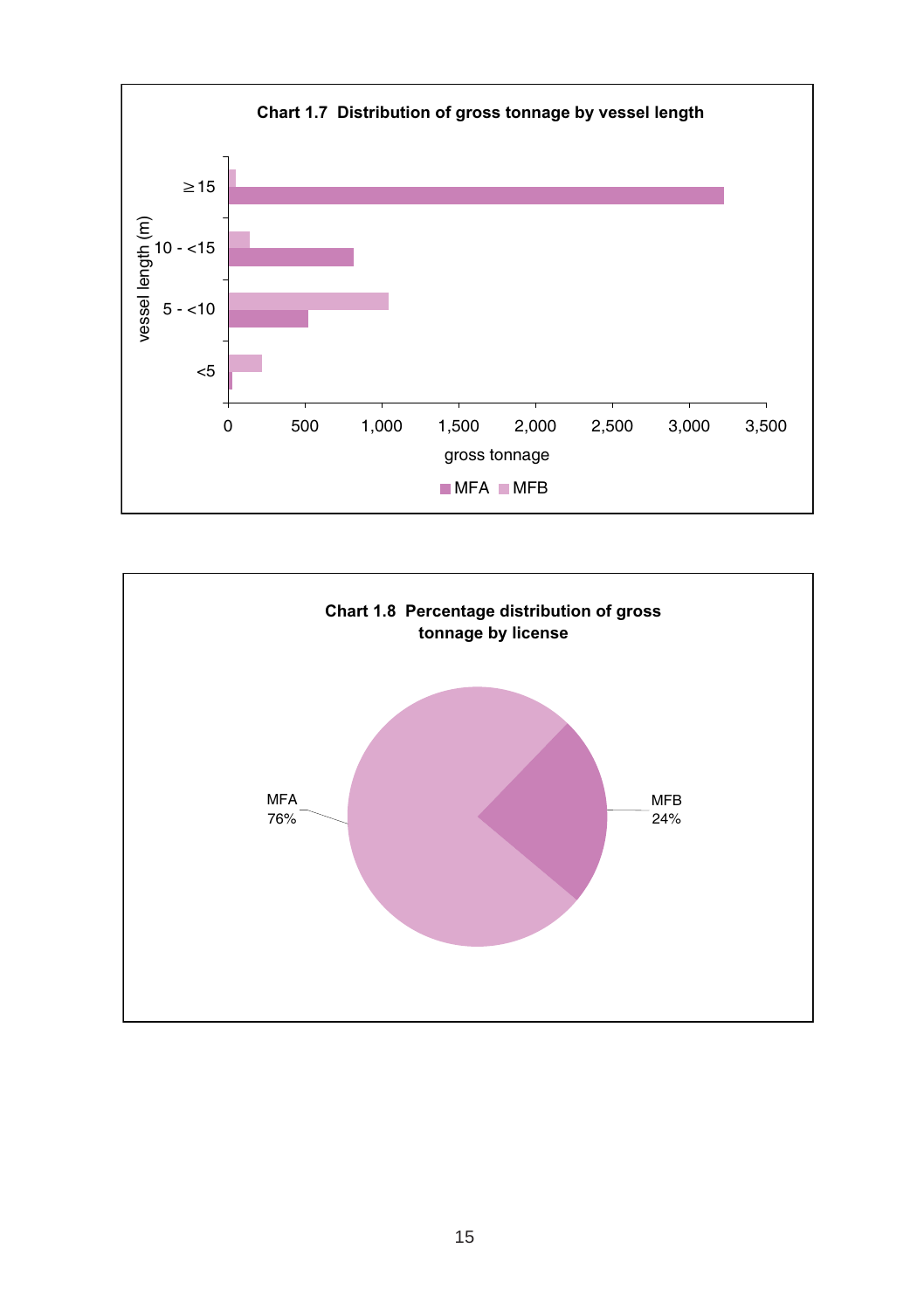**Chart 1.7 Distribution of gross tonnage by vessel length**

**Chart 1.8 Percentage distribution of gross tonnage by license**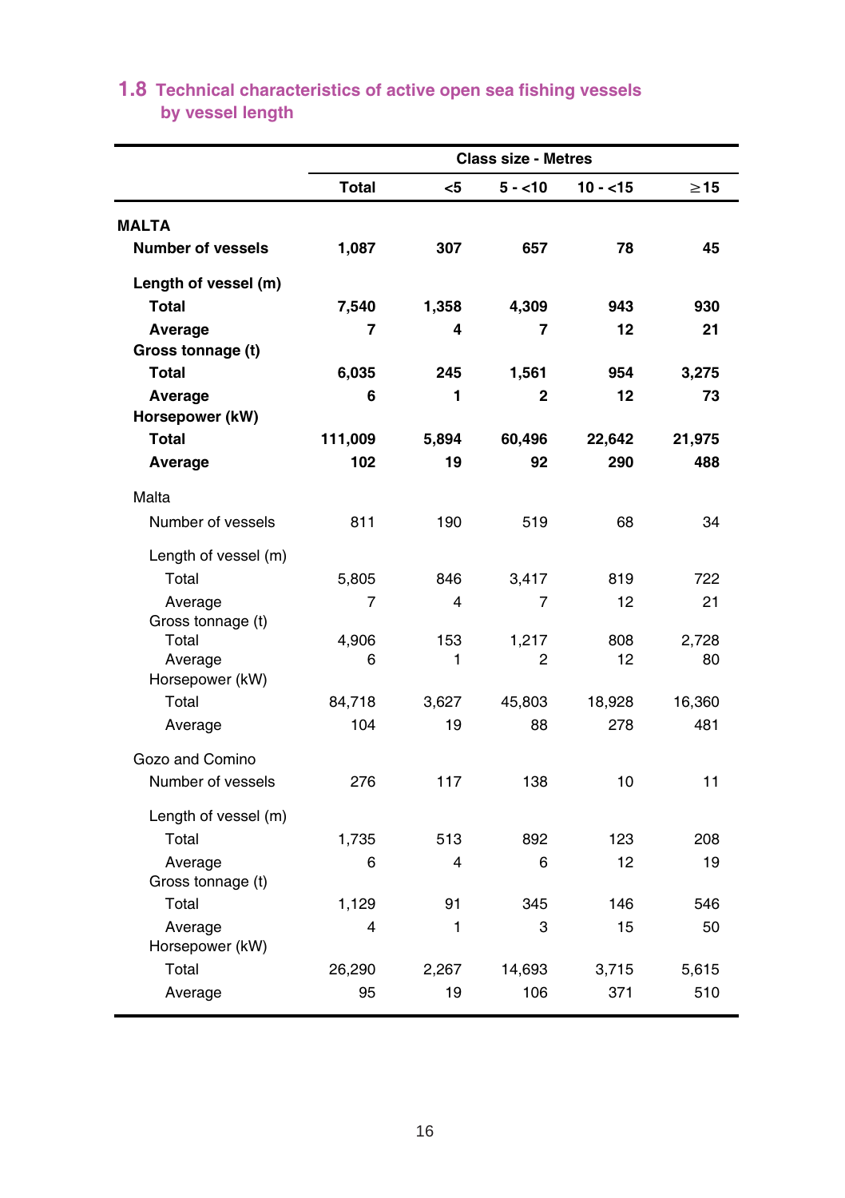## 1.8 Technical characteristics of active open sea fishing vessels by vessel length

| | Total | Class size - Metres | | | |
|---|---|---|---|---|---|
| | | <5 | 5 - <10 | 10 - <15 | ≥15 |
| **MALTA** | | | | | |
| **Number of vessels** | **1,087** | **307** | **657** | **78** | **45** |
| **Length of vessel (m)** | | | | | |
| **Total** | **7,540** | **1,358** | **4,309** | **943** | **930** |
| **Average** | **7** | **4** | **7** | **12** | **21** |
| **Gross tonnage (t)** | | | | | |
| **Total** | **6,035** | **245** | **1,561** | **954** | **3,275** |
| **Average** | **6** | **1** | **2** | **12** | **73** |
| **Horsepower (kW)** | | | | | |
| **Total** | **111,009** | **5,894** | **60,496** | **22,642** | **21,975** |
| **Average** | **102** | **19** | **92** | **290** | **488** |
| Malta | | | | | |
| Number of vessels | 811 | 190 | 519 | 68 | 34 |
| Length of vessel (m) | | | | | |
| Total | 5,805 | 846 | 3,417 | 819 | 722 |
| Average | 7 | 4 | 7 | 12 | 21 |
| Gross tonnage (t) | | | | | |
| Total | 4,906 | 153 | 1,217 | 808 | 2,728 |
| Average | 6 | 1 | 2 | 12 | 80 |
| Horsepower (kW) | | | | | |
| Total | 84,718 | 3,627 | 45,803 | 18,928 | 16,360 |
| Average | 104 | 19 | 88 | 278 | 481 |
| Gozo and Comino | | | | | |
| Number of vessels | 276 | 117 | 138 | 10 | 11 |
| Length of vessel (m) | | | | | |
| Total | 1,735 | 513 | 892 | 123 | 208 |
| Average | 6 | 4 | 6 | 12 | 19 |
| Gross tonnage (t) | | | | | |
| Total | 1,129 | 91 | 345 | 146 | 546 |
| Average | 4 | 1 | 3 | 15 | 50 |
| Horsepower (kW) | | | | | |
| Total | 26,290 | 2,267 | 14,693 | 3,715 | 5,615 |
| Average | 95 | 19 | 106 | 371 | 510 |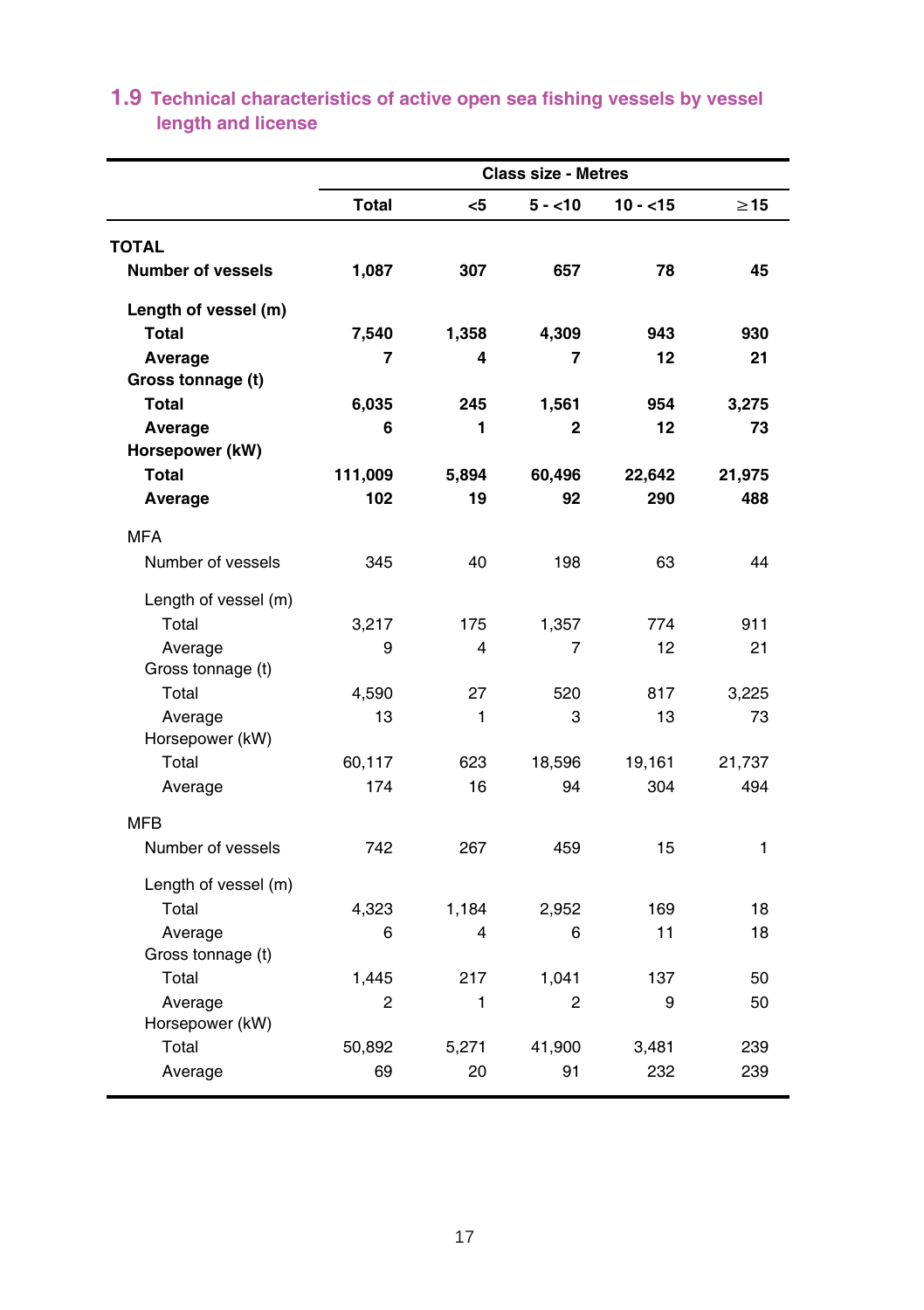## 1.9 Technical characteristics of active open sea fishing vessels by vessel length and license

| | Class size - Metres | | | | |
|---|---|---|---|---|---|
| | **Total** | **<5** | **5 - <10** | **10 - <15** | **≥15** |
| **TOTAL** | | | | | |
| **Number of vessels** | **1,087** | **307** | **657** | **78** | **45** |
| **Length of vessel (m)** | | | | | |
| **Total** | **7,540** | **1,358** | **4,309** | **943** | **930** |
| **Average** | **7** | **4** | **7** | **12** | **21** |
| **Gross tonnage (t)** | | | | | |
| **Total** | **6,035** | **245** | **1,561** | **954** | **3,275** |
| **Average** | **6** | **1** | **2** | **12** | **73** |
| **Horsepower (kW)** | | | | | |
| **Total** | **111,009** | **5,894** | **60,496** | **22,642** | **21,975** |
| **Average** | **102** | **19** | **92** | **290** | **488** |
| MFA | | | | | |
| Number of vessels | 345 | 40 | 198 | 63 | 44 |
| Length of vessel (m) | | | | | |
| Total | 3,217 | 175 | 1,357 | 774 | 911 |
| Average | 9 | 4 | 7 | 12 | 21 |
| Gross tonnage (t) | | | | | |
| Total | 4,590 | 27 | 520 | 817 | 3,225 |
| Average | 13 | 1 | 3 | 13 | 73 |
| Horsepower (kW) | | | | | |
| Total | 60,117 | 623 | 18,596 | 19,161 | 21,737 |
| Average | 174 | 16 | 94 | 304 | 494 |
| MFB | | | | | |
| Number of vessels | 742 | 267 | 459 | 15 | 1 |
| Length of vessel (m) | | | | | |
| Total | 4,323 | 1,184 | 2,952 | 169 | 18 |
| Average | 6 | 4 | 6 | 11 | 18 |
| Gross tonnage (t) | | | | | |
| Total | 1,445 | 217 | 1,041 | 137 | 50 |
| Average | 2 | 1 | 2 | 9 | 50 |
| Horsepower (kW) | | | | | |
| Total | 50,892 | 5,271 | 41,900 | 3,481 | 239 |
| Average | 69 | 20 | 91 | 232 | 239 |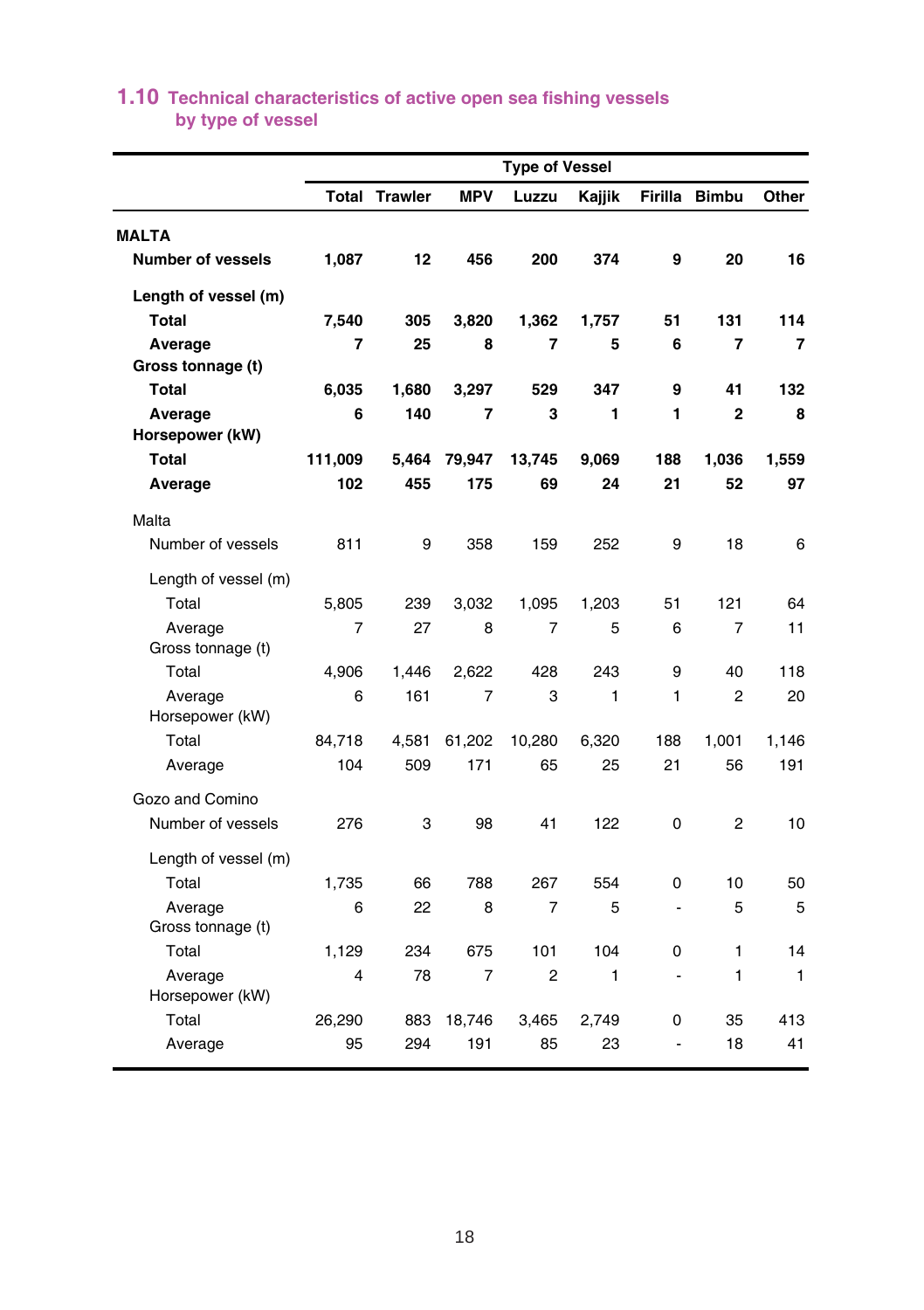## 1.10 Technical characteristics of active open sea fishing vessels by type of vessel

| | Type of Vessel | | | | | | | |
|---|---|---|---|---|---|---|---|---|
| | **Total** | **Trawler** | **MPV** | **Luzzu** | **Kajjik** | **Firilla** | **Bimbu** | **Other** |
| **MALTA** | | | | | | | | |
| **Number of vessels** | **1,087** | **12** | **456** | **200** | **374** | **9** | **20** | **16** |
| **Length of vessel (m)** | | | | | | | | |
| **Total** | **7,540** | **305** | **3,820** | **1,362** | **1,757** | **51** | **131** | **114** |
| **Average** | **7** | **25** | **8** | **7** | **5** | **6** | **7** | **7** |
| **Gross tonnage (t)** | | | | | | | | |
| **Total** | **6,035** | **1,680** | **3,297** | **529** | **347** | **9** | **41** | **132** |
| **Average** | **6** | **140** | **7** | **3** | **1** | **1** | **2** | **8** |
| **Horsepower (kW)** | | | | | | | | |
| **Total** | **111,009** | **5,464** | **79,947** | **13,745** | **9,069** | **188** | **1,036** | **1,559** |
| **Average** | **102** | **455** | **175** | **69** | **24** | **21** | **52** | **97** |
| Malta | | | | | | | | |
| Number of vessels | 811 | 9 | 358 | 159 | 252 | 9 | 18 | 6 |
| Length of vessel (m) | | | | | | | | |
| Total | 5,805 | 239 | 3,032 | 1,095 | 1,203 | 51 | 121 | 64 |
| Average | 7 | 27 | 8 | 7 | 5 | 6 | 7 | 11 |
| Gross tonnage (t) | | | | | | | | |
| Total | 4,906 | 1,446 | 2,622 | 428 | 243 | 9 | 40 | 118 |
| Average | 6 | 161 | 7 | 3 | 1 | 1 | 2 | 20 |
| Horsepower (kW) | | | | | | | | |
| Total | 84,718 | 4,581 | 61,202 | 10,280 | 6,320 | 188 | 1,001 | 1,146 |
| Average | 104 | 509 | 171 | 65 | 25 | 21 | 56 | 191 |
| Gozo and Comino | | | | | | | | |
| Number of vessels | 276 | 3 | 98 | 41 | 122 | 0 | 2 | 10 |
| Length of vessel (m) | | | | | | | | |
| Total | 1,735 | 66 | 788 | 267 | 554 | 0 | 10 | 50 |
| Average | 6 | 22 | 8 | 7 | 5 | - | 5 | 5 |
| Gross tonnage (t) | | | | | | | | |
| Total | 1,129 | 234 | 675 | 101 | 104 | 0 | 1 | 14 |
| Average | 4 | 78 | 7 | 2 | 1 | - | 1 | 1 |
| Horsepower (kW) | | | | | | | | |
| Total | 26,290 | 883 | 18,746 | 3,465 | 2,749 | 0 | 35 | 413 |
| Average | 95 | 294 | 191 | 85 | 23 | - | 18 | 41 |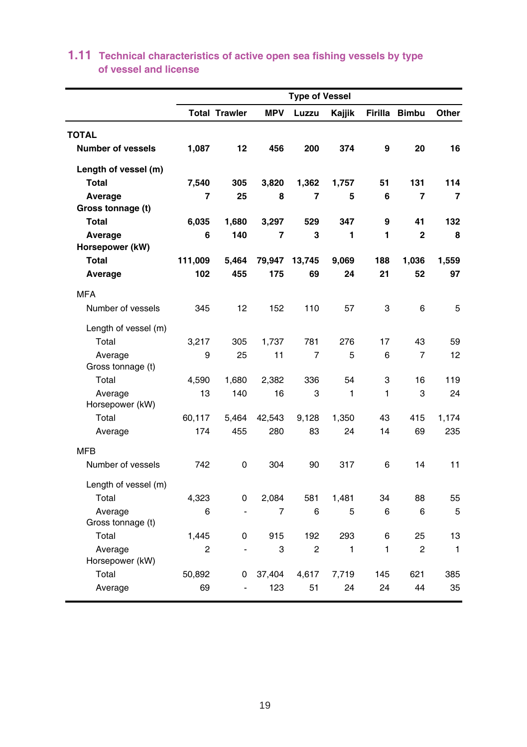## 1.11 Technical characteristics of active open sea fishing vessels by type of vessel and license

| | Type of Vessel | | | | | | | |
|---|---|---|---|---|---|---|---|---|
| | Total | Trawler | MPV | Luzzu | Kajjik | Firilla | Bimbu | Other |
| **TOTAL** | | | | | | | | |
| **Number of vessels** | **1,087** | **12** | **456** | **200** | **374** | **9** | **20** | **16** |
| **Length of vessel (m)** | | | | | | | | |
| **Total** | **7,540** | **305** | **3,820** | **1,362** | **1,757** | **51** | **131** | **114** |
| **Average** | **7** | **25** | **8** | **7** | **5** | **6** | **7** | **7** |
| **Gross tonnage (t)** | | | | | | | | |
| **Total** | **6,035** | **1,680** | **3,297** | **529** | **347** | **9** | **41** | **132** |
| **Average** | **6** | **140** | **7** | **3** | **1** | **1** | **2** | **8** |
| **Horsepower (kW)** | | | | | | | | |
| **Total** | **111,009** | **5,464** | **79,947** | **13,745** | **9,069** | **188** | **1,036** | **1,559** |
| **Average** | **102** | **455** | **175** | **69** | **24** | **21** | **52** | **97** |
| MFA | | | | | | | | |
| Number of vessels | 345 | 12 | 152 | 110 | 57 | 3 | 6 | 5 |
| Length of vessel (m) | | | | | | | | |
| Total | 3,217 | 305 | 1,737 | 781 | 276 | 17 | 43 | 59 |
| Average | 9 | 25 | 11 | 7 | 5 | 6 | 7 | 12 |
| Gross tonnage (t) | | | | | | | | |
| Total | 4,590 | 1,680 | 2,382 | 336 | 54 | 3 | 16 | 119 |
| Average | 13 | 140 | 16 | 3 | 1 | 1 | 3 | 24 |
| Horsepower (kW) | | | | | | | | |
| Total | 60,117 | 5,464 | 42,543 | 9,128 | 1,350 | 43 | 415 | 1,174 |
| Average | 174 | 455 | 280 | 83 | 24 | 14 | 69 | 235 |
| MFB | | | | | | | | |
| Number of vessels | 742 | 0 | 304 | 90 | 317 | 6 | 14 | 11 |
| Length of vessel (m) | | | | | | | | |
| Total | 4,323 | 0 | 2,084 | 581 | 1,481 | 34 | 88 | 55 |
| Average | 6 | - | 7 | 6 | 5 | 6 | 6 | 5 |
| Gross tonnage (t) | | | | | | | | |
| Total | 1,445 | 0 | 915 | 192 | 293 | 6 | 25 | 13 |
| Average | 2 | - | 3 | 2 | 1 | 1 | 2 | 1 |
| Horsepower (kW) | | | | | | | | |
| Total | 50,892 | 0 | 37,404 | 4,617 | 7,719 | 145 | 621 | 385 |
| Average | 69 | - | 123 | 51 | 24 | 24 | 44 | 35 |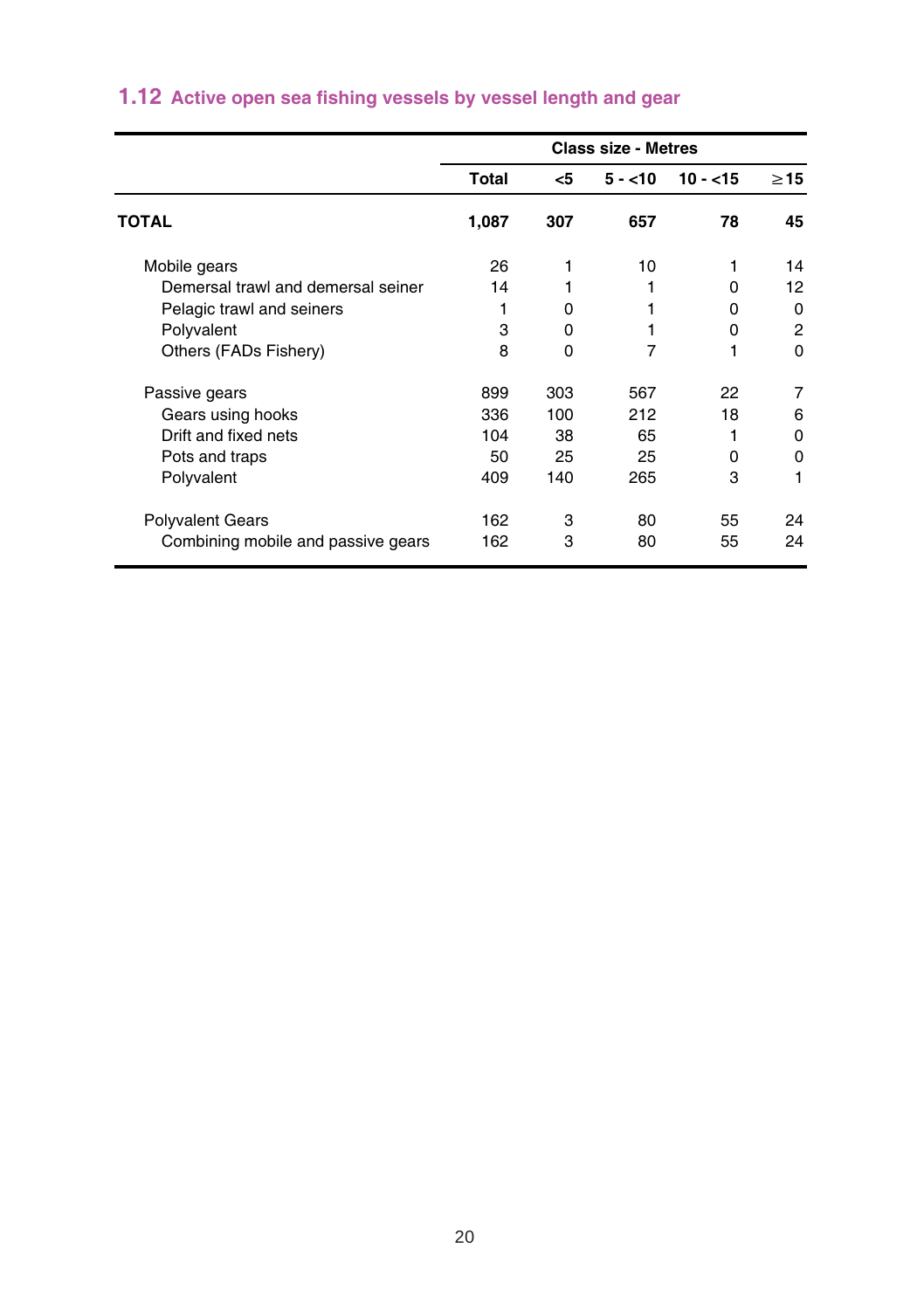## 1.12 Active open sea fishing vessels by vessel length and gear

| | | Class size - Metres | | | |
|---|---|---|---|---|---|
| | **Total** | **<5** | **5 - <10** | **10 - <15** | **≥15** |
| **TOTAL** | **1,087** | **307** | **657** | **78** | **45** |
| Mobile gears | 26 | 1 | 10 | 1 | 14 |
| Demersal trawl and demersal seiner | 14 | 1 | 1 | 0 | 12 |
| Pelagic trawl and seiners | 1 | 0 | 1 | 0 | 0 |
| Polyvalent | 3 | 0 | 1 | 0 | 2 |
| Others (FADs Fishery) | 8 | 0 | 7 | 1 | 0 |
| Passive gears | 899 | 303 | 567 | 22 | 7 |
| Gears using hooks | 336 | 100 | 212 | 18 | 6 |
| Drift and fixed nets | 104 | 38 | 65 | 1 | 0 |
| Pots and traps | 50 | 25 | 25 | 0 | 0 |
| Polyvalent | 409 | 140 | 265 | 3 | 1 |
| Polyvalent Gears | 162 | 3 | 80 | 55 | 24 |
| Combining mobile and passive gears | 162 | 3 | 80 | 55 | 24 |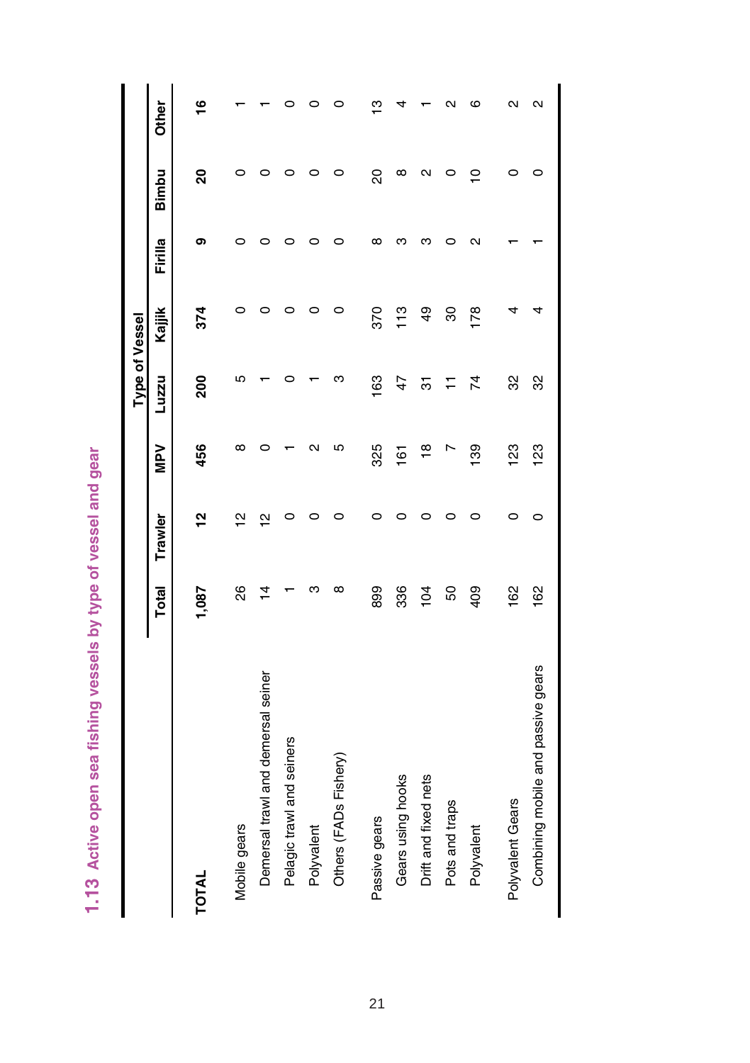## 1.13 Active open sea fishing vessels by type of vessel and gear

| | Total | Type of Vessel | | | | | | |
|---|---|---|---|---|---|---|---|---|
| | | Trawler | MPV | Luzzu | Kajjik | Firilla | Bimbu | Other |
| **TOTAL** | **1,087** | **12** | **456** | **200** | **374** | **9** | **20** | **16** |
| Mobile gears | 26 | 12 | 8 | 5 | 0 | 0 | 0 | 1 |
| Demersal trawl and demersal seiner | 14 | 12 | 0 | 1 | 0 | 0 | 0 | 1 |
| Pelagic trawl and seiners | 1 | 0 | 1 | 0 | 0 | 0 | 0 | 0 |
| Polyvalent | 3 | 0 | 2 | 1 | 0 | 0 | 0 | 0 |
| Others (FADs Fishery) | 8 | 0 | 5 | 3 | 0 | 0 | 0 | 0 |
| Passive gears | 899 | 0 | 325 | 163 | 370 | 8 | 20 | 13 |
| Gears using hooks | 336 | 0 | 161 | 47 | 113 | 3 | 8 | 4 |
| Drift and fixed nets | 104 | 0 | 18 | 31 | 49 | 3 | 2 | 1 |
| Pots and traps | 50 | 0 | 7 | 11 | 30 | 0 | 0 | 2 |
| Polyvalent | 409 | 0 | 139 | 74 | 178 | 2 | 10 | 6 |
| Polyvalent Gears | 162 | 0 | 123 | 32 | 4 | 1 | 0 | 2 |
| Combining mobile and passive gears | 162 | 0 | 123 | 32 | 4 | 1 | 0 | 2 |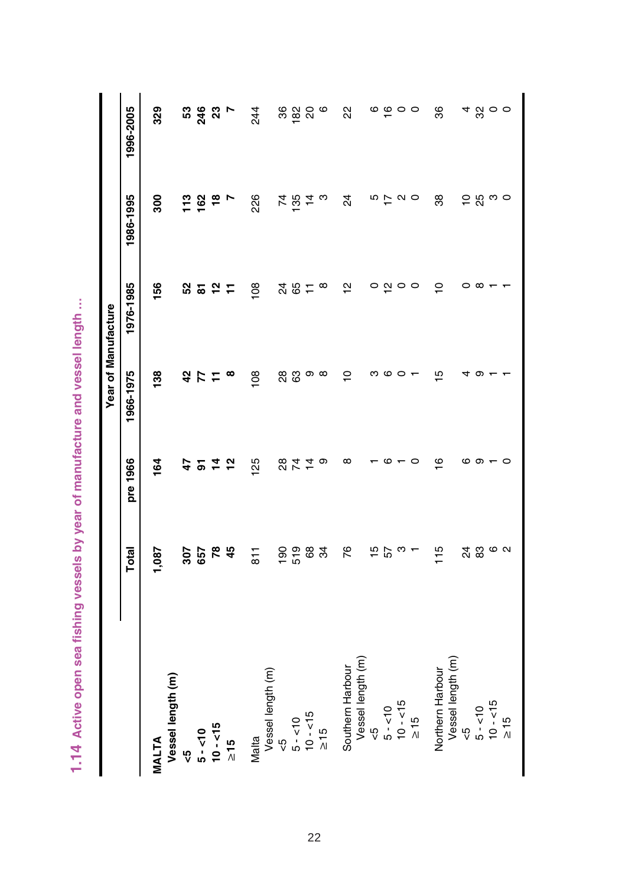## 1.14 Active open sea fishing vessels by year of manufacture and vessel length ...

| | Total | Year of Manufacture | | | | |
|---|---|---|---|---|---|---|
| | | pre 1966 | 1966-1975 | 1976-1985 | 1986-1995 | 1996-2005 |
| **MALTA** | **1,087** | **164** | **138** | **156** | **300** | **329** |
| **Vessel length (m)** | | | | | | |
| **<5** | **307** | **47** | **42** | **52** | **113** | **53** |
| **5 - <10** | **657** | **91** | **77** | **81** | **162** | **246** |
| **10 - <15** | **78** | **14** | **11** | **12** | **18** | **23** |
| **≥15** | **45** | **12** | **8** | **11** | **7** | **7** |
| Malta | 811 | 125 | 108 | 108 | 226 | 244 |
| Vessel length (m) | | | | | | |
| <5 | 190 | 28 | 28 | 24 | 74 | 36 |
| 5 - <10 | 519 | 74 | 63 | 65 | 135 | 182 |
| 10 - <15 | 68 | 14 | 9 | 11 | 14 | 20 |
| ≥15 | 34 | 9 | 8 | 8 | 3 | 6 |
| Southern Harbour | 76 | 8 | 10 | 12 | 24 | 22 |
| Vessel length (m) | | | | | | |
| <5 | 15 | 1 | 3 | 0 | 5 | 6 |
| 5 - <10 | 57 | 6 | 6 | 12 | 17 | 16 |
| 10 - <15 | 3 | 1 | 0 | 0 | 2 | 0 |
| ≥15 | 1 | 0 | 1 | 0 | 0 | 0 |
| Northern Harbour | 115 | 16 | 15 | 10 | 38 | 36 |
| Vessel length (m) | | | | | | |
| <5 | 24 | 6 | 4 | 0 | 10 | 4 |
| 5 - <10 | 83 | 9 | 9 | 8 | 25 | 32 |
| 10 - <15 | 6 | 1 | 1 | 1 | 3 | 0 |
| ≥15 | 2 | 0 | 1 | 1 | 0 | 0 |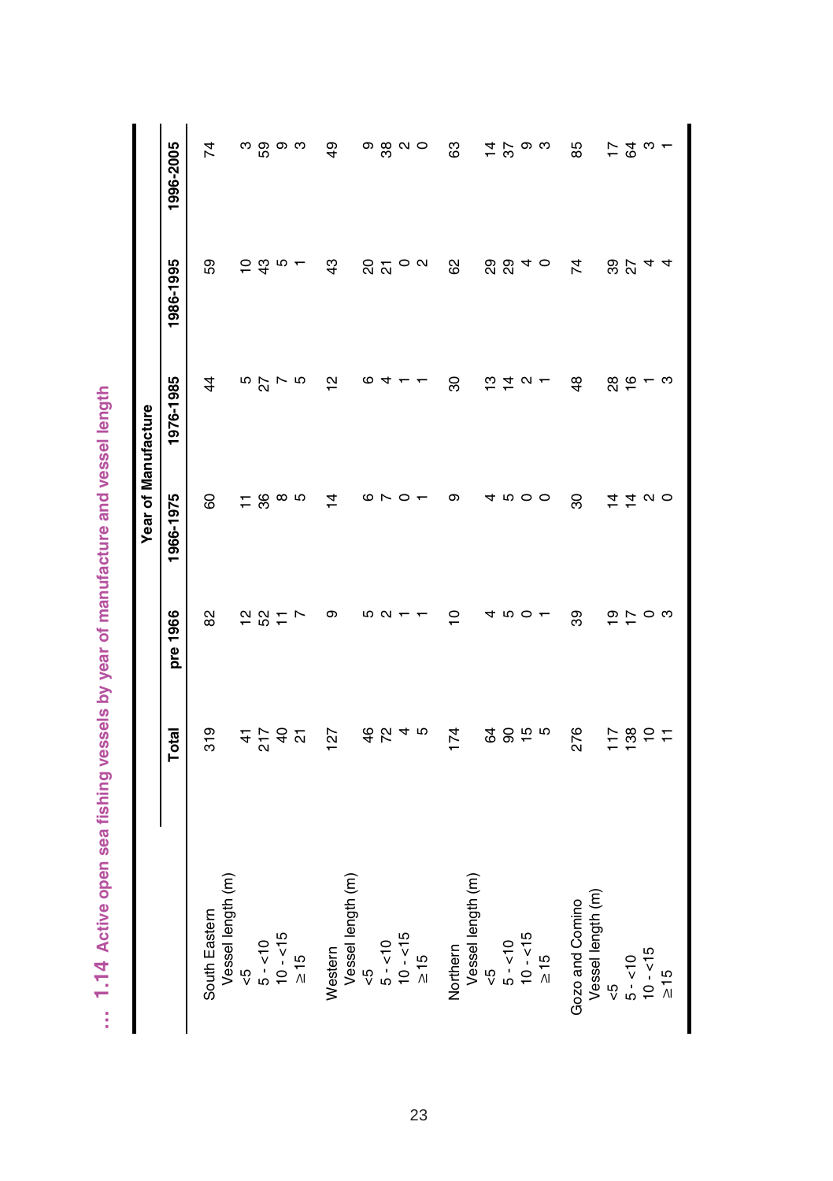## ... 1.14 Active open sea fishing vessels by year of manufacture and vessel length

| | Total | Year of Manufacture | | | | |
|---|---|---|---|---|---|---|
| | | pre 1966 | 1966-1975 | 1976-1985 | 1986-1995 | 1996-2005 |
| **South Eastern** | 319 | 82 | 60 | 44 | 59 | 74 |
| Vessel length (m) | | | | | | |
| <5 | 41 | 12 | 11 | 5 | 10 | 3 |
| 5 - <10 | 217 | 52 | 36 | 27 | 43 | 59 |
| 10 - <15 | 40 | 11 | 8 | 7 | 5 | 9 |
| ≥15 | 21 | 7 | 5 | 5 | 1 | 3 |
| **Western** | 127 | 9 | 14 | 12 | 43 | 49 |
| Vessel length (m) | | | | | | |
| <5 | 46 | 5 | 6 | 6 | 20 | 9 |
| 5 - <10 | 72 | 2 | 7 | 4 | 21 | 38 |
| 10 - <15 | 4 | 1 | 0 | 1 | 0 | 2 |
| ≥15 | 5 | 1 | 1 | 1 | 2 | 0 |
| **Northern** | 174 | 10 | 9 | 30 | 62 | 63 |
| Vessel length (m) | | | | | | |
| <5 | 64 | 4 | 4 | 13 | 29 | 14 |
| 5 - <10 | 90 | 5 | 5 | 14 | 29 | 37 |
| 10 - <15 | 15 | 0 | 0 | 2 | 4 | 9 |
| ≥15 | 5 | 1 | 0 | 1 | 0 | 3 |
| **Gozo and Comino** | 276 | 39 | 30 | 48 | 74 | 85 |
| Vessel length (m) | | | | | | |
| <5 | 117 | 19 | 14 | 28 | 39 | 17 |
| 5 - <10 | 138 | 17 | 14 | 16 | 27 | 64 |
| 10 - <15 | 10 | 0 | 2 | 1 | 4 | 3 |
| ≥15 | 11 | 3 | 0 | 3 | 4 | 1 |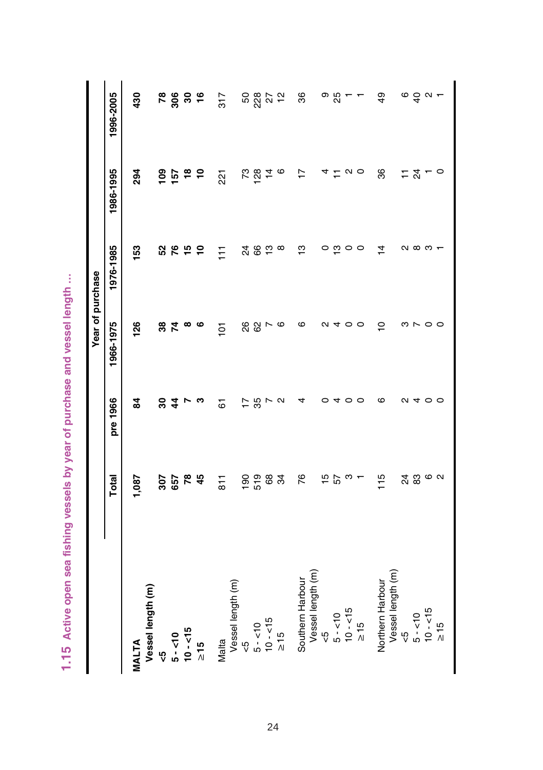## 1.15 Active open sea fishing vessels by year of purchase and vessel length ...

| | Total | Year of purchase | | | | |
|---|---|---|---|---|---|---|
| | | pre 1966 | 1966-1975 | 1976-1985 | 1986-1995 | 1996-2005 |
| **MALTA** | **1,087** | **84** | **126** | **153** | **294** | **430** |
| **Vessel length (m)** | | | | | | |
| **<5** | **307** | **30** | **38** | **52** | **109** | **78** |
| **5 - <10** | **657** | **44** | **74** | **76** | **157** | **306** |
| **10 - <15** | **78** | **7** | **8** | **15** | **18** | **30** |
| **≥15** | **45** | **3** | **6** | **10** | **10** | **16** |
| Malta | 811 | 61 | 101 | 111 | 221 | 317 |
| Vessel length (m) | | | | | | |
| <5 | 190 | 17 | 26 | 24 | 73 | 50 |
| 5 - <10 | 519 | 35 | 62 | 66 | 128 | 228 |
| 10 - <15 | 68 | 7 | 7 | 13 | 14 | 27 |
| ≥15 | 34 | 2 | 6 | 8 | 6 | 12 |
| Southern Harbour | 76 | 4 | 6 | 13 | 17 | 36 |
| Vessel length (m) | | | | | | |
| <5 | 15 | 0 | 2 | 0 | 4 | 9 |
| 5 - <10 | 57 | 4 | 4 | 13 | 11 | 25 |
| 10 - <15 | 3 | 0 | 0 | 0 | 2 | 1 |
| ≥15 | 1 | 0 | 0 | 0 | 0 | 1 |
| Northern Harbour | 115 | 6 | 10 | 14 | 36 | 49 |
| Vessel length (m) | | | | | | |
| <5 | 24 | 2 | 3 | 2 | 11 | 6 |
| 5 - <10 | 83 | 4 | 7 | 8 | 24 | 40 |
| 10 - <15 | 6 | 0 | 0 | 3 | 1 | 2 |
| ≥15 | 2 | 0 | 0 | 1 | 0 | 1 |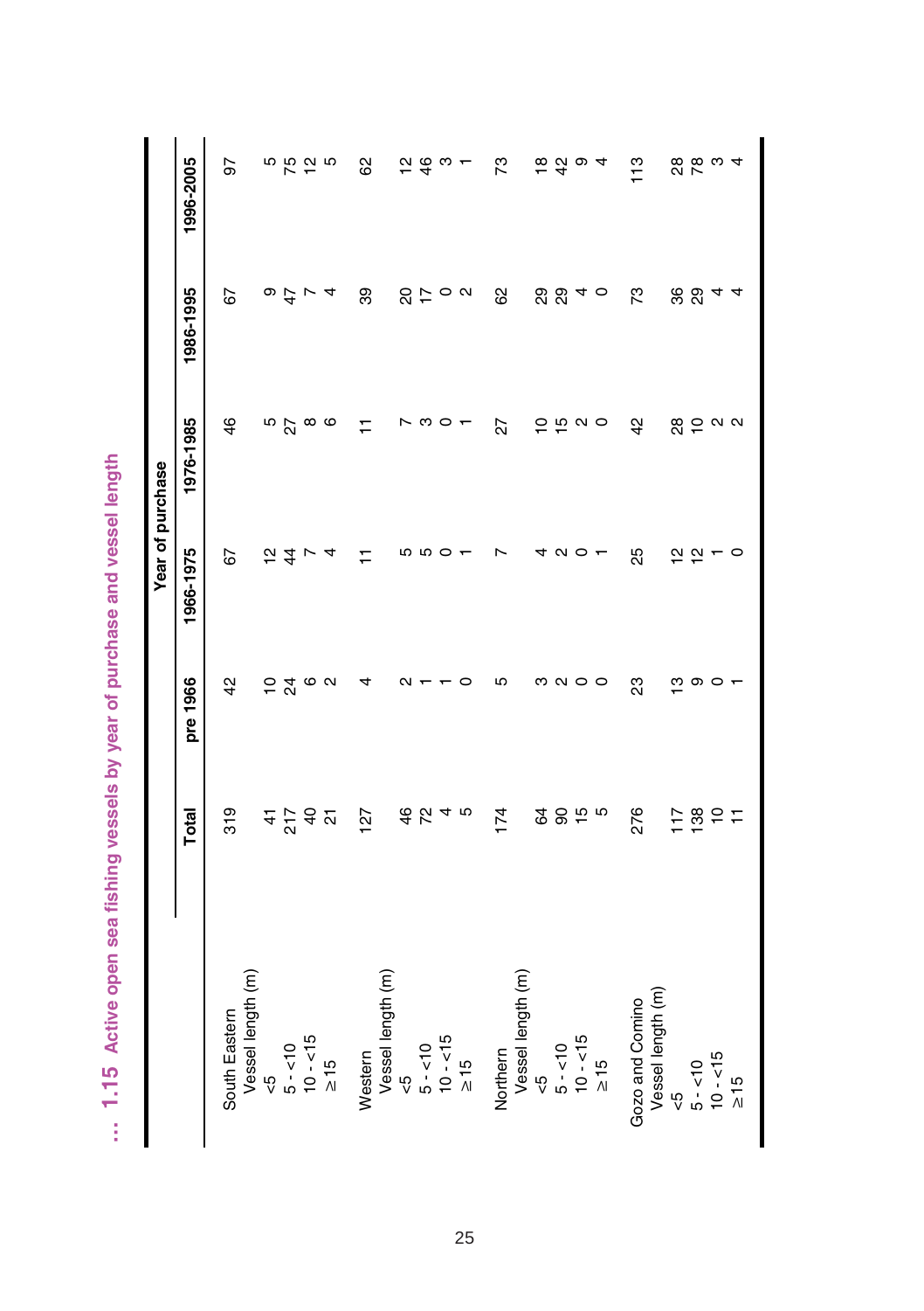## ... 1.15 Active open sea fishing vessels by year of purchase and vessel length

| | Total | Year of purchase | | | | |
|---|---|---|---|---|---|---|
| | | pre 1966 | 1966-1975 | 1976-1985 | 1986-1995 | 1996-2005 |
| South Eastern | 319 | 42 | 67 | 46 | 67 | 97 |
| Vessel length (m) | | | | | | |
| <5 | 41 | 10 | 12 | 5 | 9 | 5 |
| 5 - <10 | 217 | 24 | 44 | 27 | 47 | 75 |
| 10 - <15 | 40 | 6 | 7 | 8 | 7 | 12 |
| ≥ 15 | 21 | 2 | 4 | 6 | 4 | 5 |
| Western | 127 | 4 | 11 | 11 | 39 | 62 |
| Vessel length (m) | | | | | | |
| <5 | 46 | 2 | 5 | 7 | 20 | 12 |
| 5 - <10 | 72 | 1 | 5 | 3 | 17 | 46 |
| 10 - <15 | 4 | 1 | 0 | 0 | 0 | 3 |
| ≥ 15 | 5 | 0 | 1 | 1 | 2 | 1 |
| Northern | 174 | 5 | 7 | 27 | 62 | 73 |
| Vessel length (m) | | | | | | |
| <5 | 64 | 3 | 4 | 10 | 29 | 18 |
| 5 - <10 | 90 | 2 | 2 | 15 | 29 | 42 |
| 10 - <15 | 15 | 0 | 0 | 2 | 4 | 9 |
| ≥ 15 | 5 | 0 | 1 | 0 | 0 | 4 |
| Gozo and Comino | 276 | 23 | 25 | 42 | 73 | 113 |
| Vessel length (m) | | | | | | |
| <5 | 117 | 13 | 12 | 28 | 36 | 28 |
| 5 - <10 | 138 | 9 | 12 | 10 | 29 | 78 |
| 10 - <15 | 10 | 0 | 1 | 2 | 4 | 3 |
| ≥ 15 | 11 | 1 | 0 | 2 | 4 | 4 |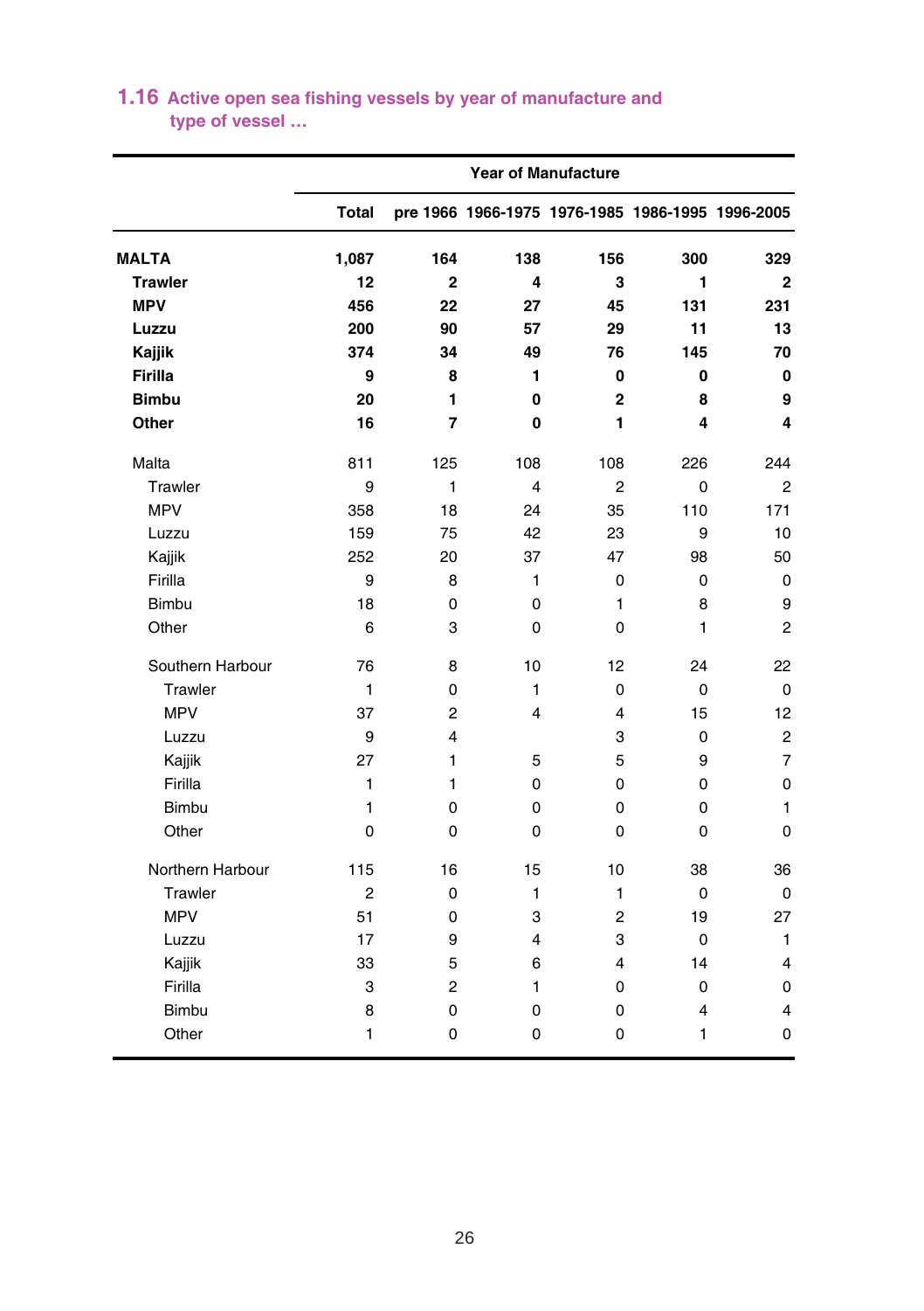## 1.16 Active open sea fishing vessels by year of manufacture and type of vessel …

| | Total | Year of Manufacture | | | | |
|---|---|---|---|---|---|---|
| | | pre 1966 | 1966-1975 | 1976-1985 | 1986-1995 | 1996-2005 |
| **MALTA** | **1,087** | **164** | **138** | **156** | **300** | **329** |
| **Trawler** | **12** | **2** | **4** | **3** | **1** | **2** |
| **MPV** | **456** | **22** | **27** | **45** | **131** | **231** |
| **Luzzu** | **200** | **90** | **57** | **29** | **11** | **13** |
| **Kajjik** | **374** | **34** | **49** | **76** | **145** | **70** |
| **Firilla** | **9** | **8** | **1** | **0** | **0** | **0** |
| **Bimbu** | **20** | **1** | **0** | **2** | **8** | **9** |
| **Other** | **16** | **7** | **0** | **1** | **4** | **4** |
| Malta | 811 | 125 | 108 | 108 | 226 | 244 |
| Trawler | 9 | 1 | 4 | 2 | 0 | 2 |
| MPV | 358 | 18 | 24 | 35 | 110 | 171 |
| Luzzu | 159 | 75 | 42 | 23 | 9 | 10 |
| Kajjik | 252 | 20 | 37 | 47 | 98 | 50 |
| Firilla | 9 | 8 | 1 | 0 | 0 | 0 |
| Bimbu | 18 | 0 | 0 | 1 | 8 | 9 |
| Other | 6 | 3 | 0 | 0 | 1 | 2 |
| Southern Harbour | 76 | 8 | 10 | 12 | 24 | 22 |
| Trawler | 1 | 0 | 1 | 0 | 0 | 0 |
| MPV | 37 | 2 | 4 | 4 | 15 | 12 |
| Luzzu | 9 | 4 | | 3 | 0 | 2 |
| Kajjik | 27 | 1 | 5 | 5 | 9 | 7 |
| Firilla | 1 | 1 | 0 | 0 | 0 | 0 |
| Bimbu | 1 | 0 | 0 | 0 | 0 | 1 |
| Other | 0 | 0 | 0 | 0 | 0 | 0 |
| Northern Harbour | 115 | 16 | 15 | 10 | 38 | 36 |
| Trawler | 2 | 0 | 1 | 1 | 0 | 0 |
| MPV | 51 | 0 | 3 | 2 | 19 | 27 |
| Luzzu | 17 | 9 | 4 | 3 | 0 | 1 |
| Kajjik | 33 | 5 | 6 | 4 | 14 | 4 |
| Firilla | 3 | 2 | 1 | 0 | 0 | 0 |
| Bimbu | 8 | 0 | 0 | 0 | 4 | 4 |
| Other | 1 | 0 | 0 | 0 | 1 | 0 |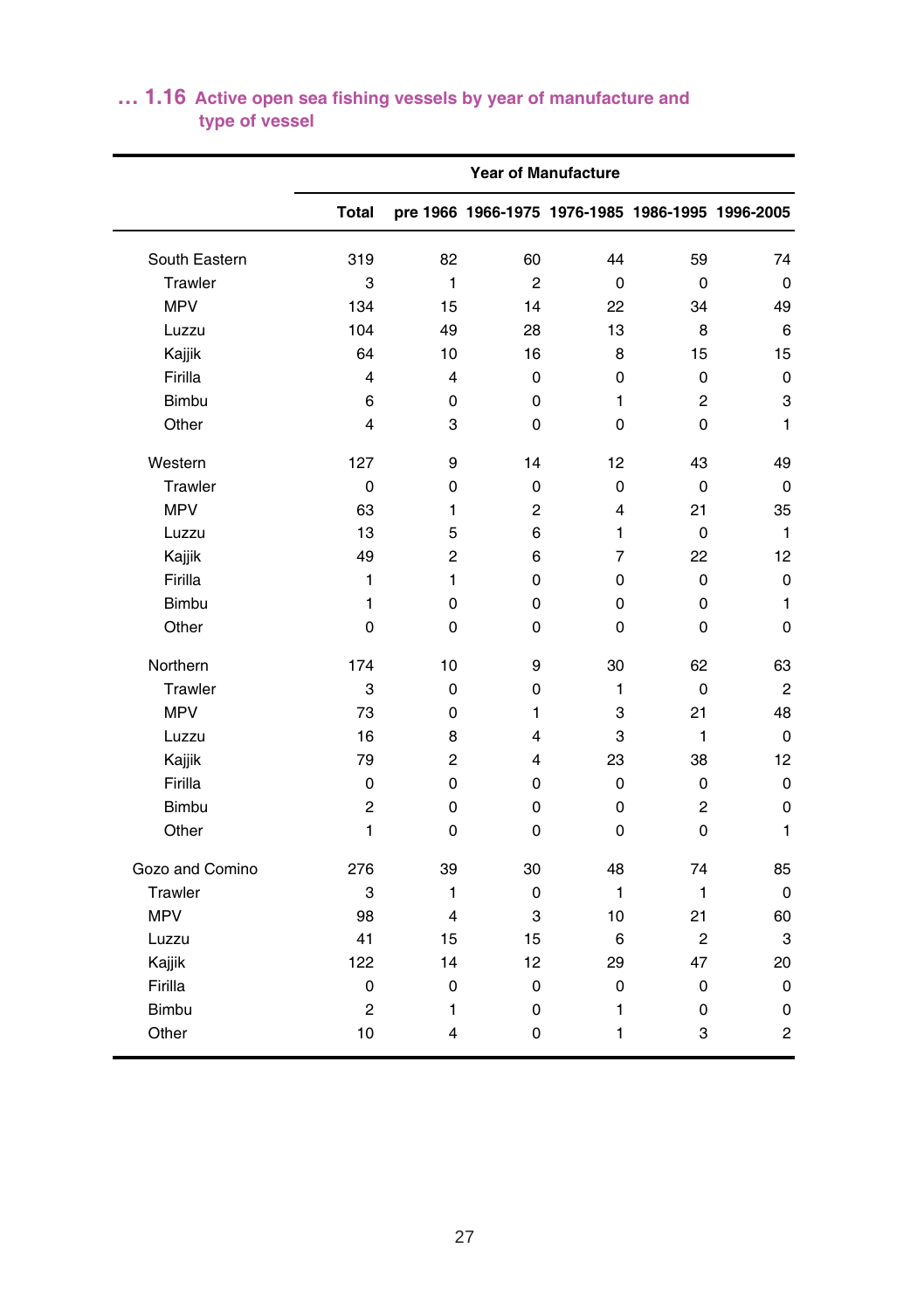## … 1.16 Active open sea fishing vessels by year of manufacture and type of vessel

| | Year of Manufacture | | | | | |
|---|---|---|---|---|---|---|
| | Total | pre 1966 | 1966-1975 | 1976-1985 | 1986-1995 | 1996-2005 |
| South Eastern | 319 | 82 | 60 | 44 | 59 | 74 |
| Trawler | 3 | 1 | 2 | 0 | 0 | 0 |
| MPV | 134 | 15 | 14 | 22 | 34 | 49 |
| Luzzu | 104 | 49 | 28 | 13 | 8 | 6 |
| Kajjik | 64 | 10 | 16 | 8 | 15 | 15 |
| Firilla | 4 | 4 | 0 | 0 | 0 | 0 |
| Bimbu | 6 | 0 | 0 | 1 | 2 | 3 |
| Other | 4 | 3 | 0 | 0 | 0 | 1 |
| Western | 127 | 9 | 14 | 12 | 43 | 49 |
| Trawler | 0 | 0 | 0 | 0 | 0 | 0 |
| MPV | 63 | 1 | 2 | 4 | 21 | 35 |
| Luzzu | 13 | 5 | 6 | 1 | 0 | 1 |
| Kajjik | 49 | 2 | 6 | 7 | 22 | 12 |
| Firilla | 1 | 1 | 0 | 0 | 0 | 0 |
| Bimbu | 1 | 0 | 0 | 0 | 0 | 1 |
| Other | 0 | 0 | 0 | 0 | 0 | 0 |
| Northern | 174 | 10 | 9 | 30 | 62 | 63 |
| Trawler | 3 | 0 | 0 | 1 | 0 | 2 |
| MPV | 73 | 0 | 1 | 3 | 21 | 48 |
| Luzzu | 16 | 8 | 4 | 3 | 1 | 0 |
| Kajjik | 79 | 2 | 4 | 23 | 38 | 12 |
| Firilla | 0 | 0 | 0 | 0 | 0 | 0 |
| Bimbu | 2 | 0 | 0 | 0 | 2 | 0 |
| Other | 1 | 0 | 0 | 0 | 0 | 1 |
| Gozo and Comino | 276 | 39 | 30 | 48 | 74 | 85 |
| Trawler | 3 | 1 | 0 | 1 | 1 | 0 |
| MPV | 98 | 4 | 3 | 10 | 21 | 60 |
| Luzzu | 41 | 15 | 15 | 6 | 2 | 3 |
| Kajjik | 122 | 14 | 12 | 29 | 47 | 20 |
| Firilla | 0 | 0 | 0 | 0 | 0 | 0 |
| Bimbu | 2 | 1 | 0 | 1 | 0 | 0 |
| Other | 10 | 4 | 0 | 1 | 3 | 2 |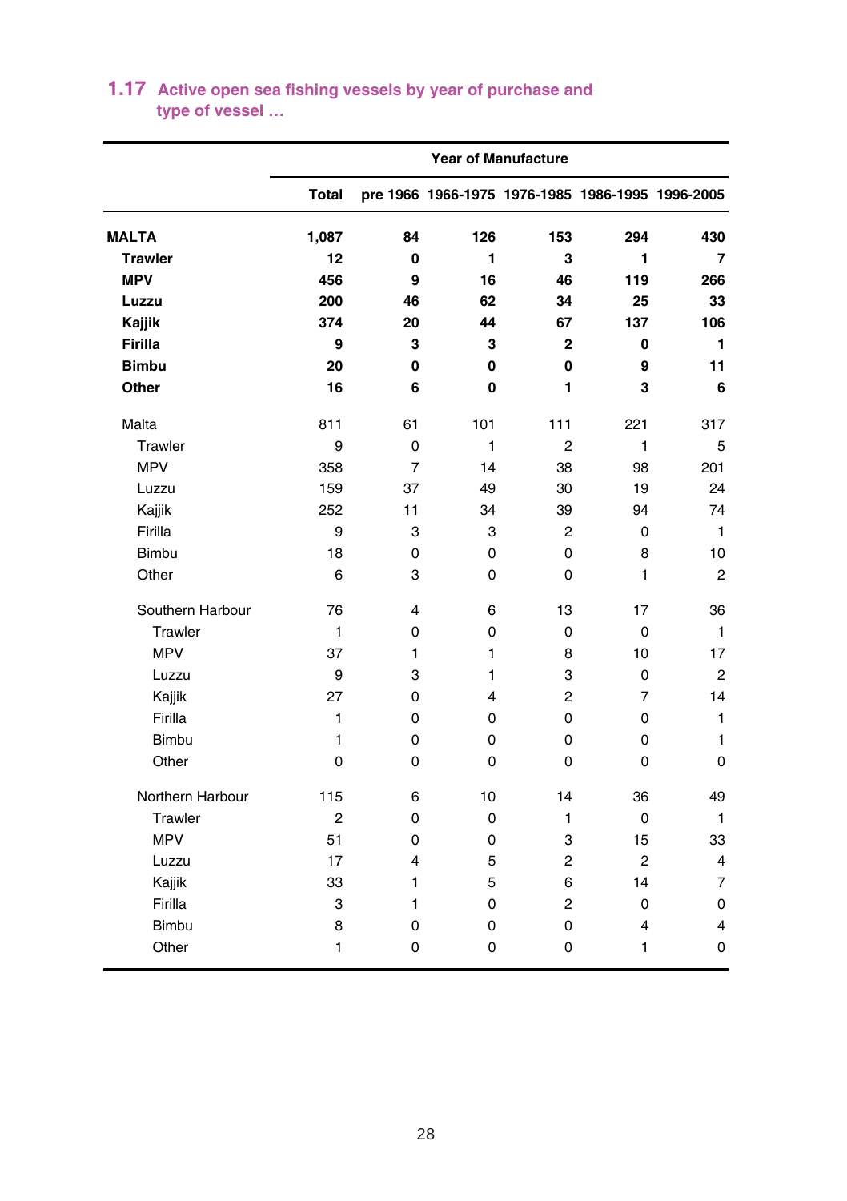## 1.17 Active open sea fishing vessels by year of purchase and type of vessel …

| | Total | Year of Manufacture | | | | |
|---|---|---|---|---|---|---|
| | | pre 1966 | 1966-1975 | 1976-1985 | 1986-1995 | 1996-2005 |
| **MALTA** | **1,087** | **84** | **126** | **153** | **294** | **430** |
| **Trawler** | **12** | **0** | **1** | **3** | **1** | **7** |
| **MPV** | **456** | **9** | **16** | **46** | **119** | **266** |
| **Luzzu** | **200** | **46** | **62** | **34** | **25** | **33** |
| **Kajjik** | **374** | **20** | **44** | **67** | **137** | **106** |
| **Firilla** | **9** | **3** | **3** | **2** | **0** | **1** |
| **Bimbu** | **20** | **0** | **0** | **0** | **9** | **11** |
| **Other** | **16** | **6** | **0** | **1** | **3** | **6** |
| Malta | 811 | 61 | 101 | 111 | 221 | 317 |
| Trawler | 9 | 0 | 1 | 2 | 1 | 5 |
| MPV | 358 | 7 | 14 | 38 | 98 | 201 |
| Luzzu | 159 | 37 | 49 | 30 | 19 | 24 |
| Kajjik | 252 | 11 | 34 | 39 | 94 | 74 |
| Firilla | 9 | 3 | 3 | 2 | 0 | 1 |
| Bimbu | 18 | 0 | 0 | 0 | 8 | 10 |
| Other | 6 | 3 | 0 | 0 | 1 | 2 |
| Southern Harbour | 76 | 4 | 6 | 13 | 17 | 36 |
| Trawler | 1 | 0 | 0 | 0 | 0 | 1 |
| MPV | 37 | 1 | 1 | 8 | 10 | 17 |
| Luzzu | 9 | 3 | 1 | 3 | 0 | 2 |
| Kajjik | 27 | 0 | 4 | 2 | 7 | 14 |
| Firilla | 1 | 0 | 0 | 0 | 0 | 1 |
| Bimbu | 1 | 0 | 0 | 0 | 0 | 1 |
| Other | 0 | 0 | 0 | 0 | 0 | 0 |
| Northern Harbour | 115 | 6 | 10 | 14 | 36 | 49 |
| Trawler | 2 | 0 | 0 | 1 | 0 | 1 |
| MPV | 51 | 0 | 0 | 3 | 15 | 33 |
| Luzzu | 17 | 4 | 5 | 2 | 2 | 4 |
| Kajjik | 33 | 1 | 5 | 6 | 14 | 7 |
| Firilla | 3 | 1 | 0 | 2 | 0 | 0 |
| Bimbu | 8 | 0 | 0 | 0 | 4 | 4 |
| Other | 1 | 0 | 0 | 0 | 1 | 0 |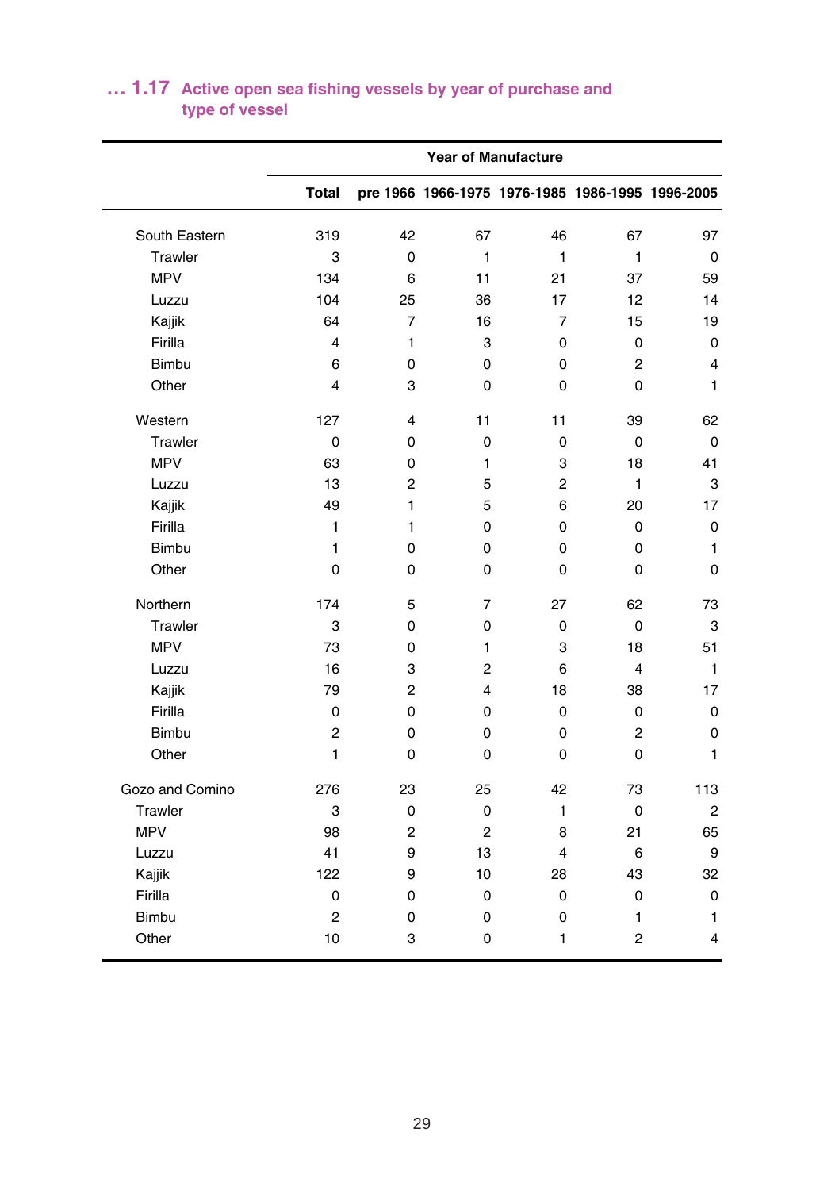## … 1.17 Active open sea fishing vessels by year of purchase and type of vessel

| | Total | Year of Manufacture | | | | |
|---|---|---|---|---|---|---|
| | | pre 1966 | 1966-1975 | 1976-1985 | 1986-1995 | 1996-2005 |
| South Eastern | 319 | 42 | 67 | 46 | 67 | 97 |
| Trawler | 3 | 0 | 1 | 1 | 1 | 0 |
| MPV | 134 | 6 | 11 | 21 | 37 | 59 |
| Luzzu | 104 | 25 | 36 | 17 | 12 | 14 |
| Kajjik | 64 | 7 | 16 | 7 | 15 | 19 |
| Firilla | 4 | 1 | 3 | 0 | 0 | 0 |
| Bimbu | 6 | 0 | 0 | 0 | 2 | 4 |
| Other | 4 | 3 | 0 | 0 | 0 | 1 |
| Western | 127 | 4 | 11 | 11 | 39 | 62 |
| Trawler | 0 | 0 | 0 | 0 | 0 | 0 |
| MPV | 63 | 0 | 1 | 3 | 18 | 41 |
| Luzzu | 13 | 2 | 5 | 2 | 1 | 3 |
| Kajjik | 49 | 1 | 5 | 6 | 20 | 17 |
| Firilla | 1 | 1 | 0 | 0 | 0 | 0 |
| Bimbu | 1 | 0 | 0 | 0 | 0 | 1 |
| Other | 0 | 0 | 0 | 0 | 0 | 0 |
| Northern | 174 | 5 | 7 | 27 | 62 | 73 |
| Trawler | 3 | 0 | 0 | 0 | 0 | 3 |
| MPV | 73 | 0 | 1 | 3 | 18 | 51 |
| Luzzu | 16 | 3 | 2 | 6 | 4 | 1 |
| Kajjik | 79 | 2 | 4 | 18 | 38 | 17 |
| Firilla | 0 | 0 | 0 | 0 | 0 | 0 |
| Bimbu | 2 | 0 | 0 | 0 | 2 | 0 |
| Other | 1 | 0 | 0 | 0 | 0 | 1 |
| Gozo and Comino | 276 | 23 | 25 | 42 | 73 | 113 |
| Trawler | 3 | 0 | 0 | 1 | 0 | 2 |
| MPV | 98 | 2 | 2 | 8 | 21 | 65 |
| Luzzu | 41 | 9 | 13 | 4 | 6 | 9 |
| Kajjik | 122 | 9 | 10 | 28 | 43 | 32 |
| Firilla | 0 | 0 | 0 | 0 | 0 | 0 |
| Bimbu | 2 | 0 | 0 | 0 | 1 | 1 |
| Other | 10 | 3 | 0 | 1 | 2 | 4 |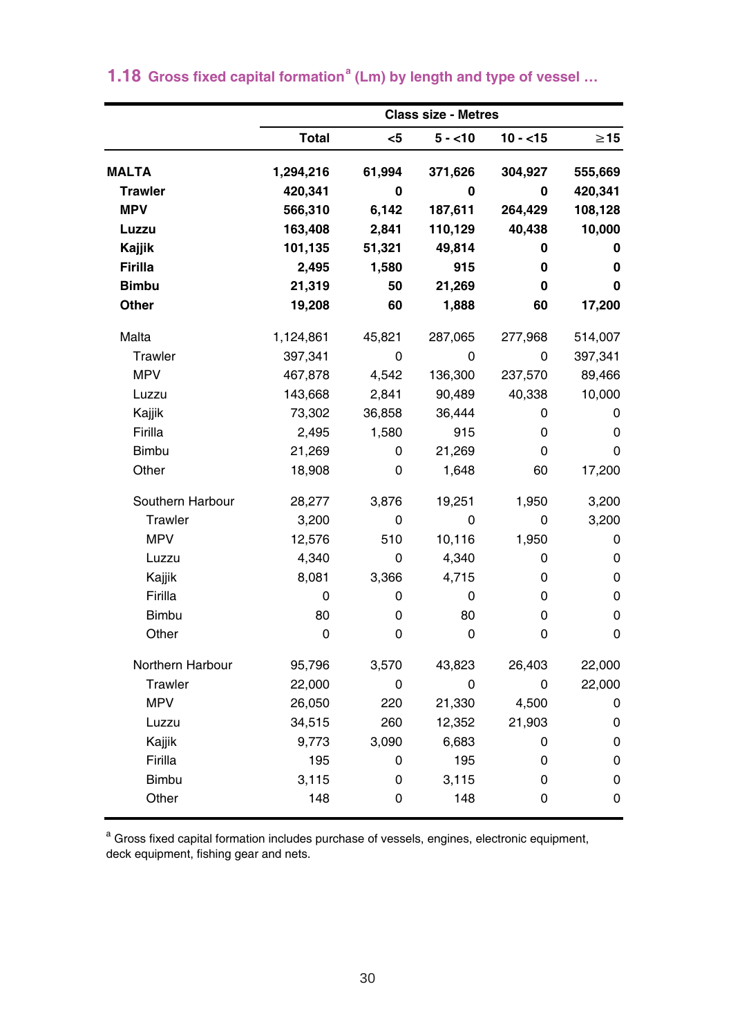## 1.18 Gross fixed capital formation[a] (Lm) by length and type of vessel …

| | Class size - Metres | | | | |
|---|---|---|---|---|---|
| | Total | <5 | 5 - <10 | 10 - <15 | ≥15 |
| **MALTA** | **1,294,216** | **61,994** | **371,626** | **304,927** | **555,669** |
| **Trawler** | **420,341** | **0** | **0** | **0** | **420,341** |
| **MPV** | **566,310** | **6,142** | **187,611** | **264,429** | **108,128** |
| **Luzzu** | **163,408** | **2,841** | **110,129** | **40,438** | **10,000** |
| **Kajjik** | **101,135** | **51,321** | **49,814** | **0** | **0** |
| **Firilla** | **2,495** | **1,580** | **915** | **0** | **0** |
| **Bimbu** | **21,319** | **50** | **21,269** | **0** | **0** |
| **Other** | **19,208** | **60** | **1,888** | **60** | **17,200** |
| Malta | 1,124,861 | 45,821 | 287,065 | 277,968 | 514,007 |
| Trawler | 397,341 | 0 | 0 | 0 | 397,341 |
| MPV | 467,878 | 4,542 | 136,300 | 237,570 | 89,466 |
| Luzzu | 143,668 | 2,841 | 90,489 | 40,338 | 10,000 |
| Kajjik | 73,302 | 36,858 | 36,444 | 0 | 0 |
| Firilla | 2,495 | 1,580 | 915 | 0 | 0 |
| Bimbu | 21,269 | 0 | 21,269 | 0 | 0 |
| Other | 18,908 | 0 | 1,648 | 60 | 17,200 |
| Southern Harbour | 28,277 | 3,876 | 19,251 | 1,950 | 3,200 |
| Trawler | 3,200 | 0 | 0 | 0 | 3,200 |
| MPV | 12,576 | 510 | 10,116 | 1,950 | 0 |
| Luzzu | 4,340 | 0 | 4,340 | 0 | 0 |
| Kajjik | 8,081 | 3,366 | 4,715 | 0 | 0 |
| Firilla | 0 | 0 | 0 | 0 | 0 |
| Bimbu | 80 | 0 | 80 | 0 | 0 |
| Other | 0 | 0 | 0 | 0 | 0 |
| Northern Harbour | 95,796 | 3,570 | 43,823 | 26,403 | 22,000 |
| Trawler | 22,000 | 0 | 0 | 0 | 22,000 |
| MPV | 26,050 | 220 | 21,330 | 4,500 | 0 |
| Luzzu | 34,515 | 260 | 12,352 | 21,903 | 0 |
| Kajjik | 9,773 | 3,090 | 6,683 | 0 | 0 |
| Firilla | 195 | 0 | 195 | 0 | 0 |
| Bimbu | 3,115 | 0 | 3,115 | 0 | 0 |
| Other | 148 | 0 | 148 | 0 | 0 |

[a] Gross fixed capital formation includes purchase of vessels, engines, electronic equipment, deck equipment, fishing gear and nets.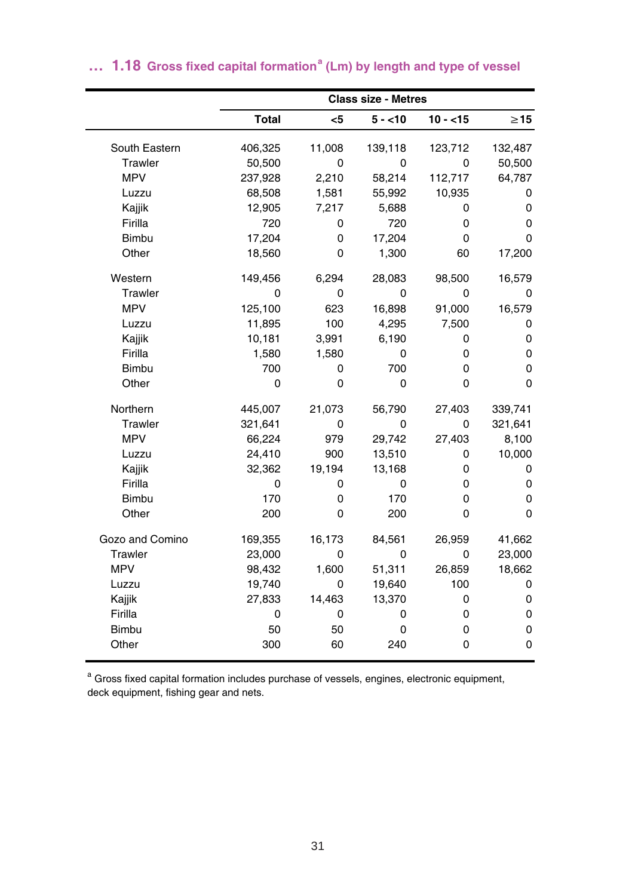## … 1.18 Gross fixed capital formation[a] (Lm) by length and type of vessel

| | Class size - Metres | | | | |
|---|---|---|---|---|---|
| | Total | <5 | 5 - <10 | 10 - <15 | ≥15 |
| South Eastern | 406,325 | 11,008 | 139,118 | 123,712 | 132,487 |
| Trawler | 50,500 | 0 | 0 | 0 | 50,500 |
| MPV | 237,928 | 2,210 | 58,214 | 112,717 | 64,787 |
| Luzzu | 68,508 | 1,581 | 55,992 | 10,935 | 0 |
| Kajjik | 12,905 | 7,217 | 5,688 | 0 | 0 |
| Firilla | 720 | 0 | 720 | 0 | 0 |
| Bimbu | 17,204 | 0 | 17,204 | 0 | 0 |
| Other | 18,560 | 0 | 1,300 | 60 | 17,200 |
| Western | 149,456 | 6,294 | 28,083 | 98,500 | 16,579 |
| Trawler | 0 | 0 | 0 | 0 | 0 |
| MPV | 125,100 | 623 | 16,898 | 91,000 | 16,579 |
| Luzzu | 11,895 | 100 | 4,295 | 7,500 | 0 |
| Kajjik | 10,181 | 3,991 | 6,190 | 0 | 0 |
| Firilla | 1,580 | 1,580 | 0 | 0 | 0 |
| Bimbu | 700 | 0 | 700 | 0 | 0 |
| Other | 0 | 0 | 0 | 0 | 0 |
| Northern | 445,007 | 21,073 | 56,790 | 27,403 | 339,741 |
| Trawler | 321,641 | 0 | 0 | 0 | 321,641 |
| MPV | 66,224 | 979 | 29,742 | 27,403 | 8,100 |
| Luzzu | 24,410 | 900 | 13,510 | 0 | 10,000 |
| Kajjik | 32,362 | 19,194 | 13,168 | 0 | 0 |
| Firilla | 0 | 0 | 0 | 0 | 0 |
| Bimbu | 170 | 0 | 170 | 0 | 0 |
| Other | 200 | 0 | 200 | 0 | 0 |
| Gozo and Comino | 169,355 | 16,173 | 84,561 | 26,959 | 41,662 |
| Trawler | 23,000 | 0 | 0 | 0 | 23,000 |
| MPV | 98,432 | 1,600 | 51,311 | 26,859 | 18,662 |
| Luzzu | 19,740 | 0 | 19,640 | 100 | 0 |
| Kajjik | 27,833 | 14,463 | 13,370 | 0 | 0 |
| Firilla | 0 | 0 | 0 | 0 | 0 |
| Bimbu | 50 | 50 | 0 | 0 | 0 |
| Other | 300 | 60 | 240 | 0 | 0 |

[a] Gross fixed capital formation includes purchase of vessels, engines, electronic equipment, deck equipment, fishing gear and nets.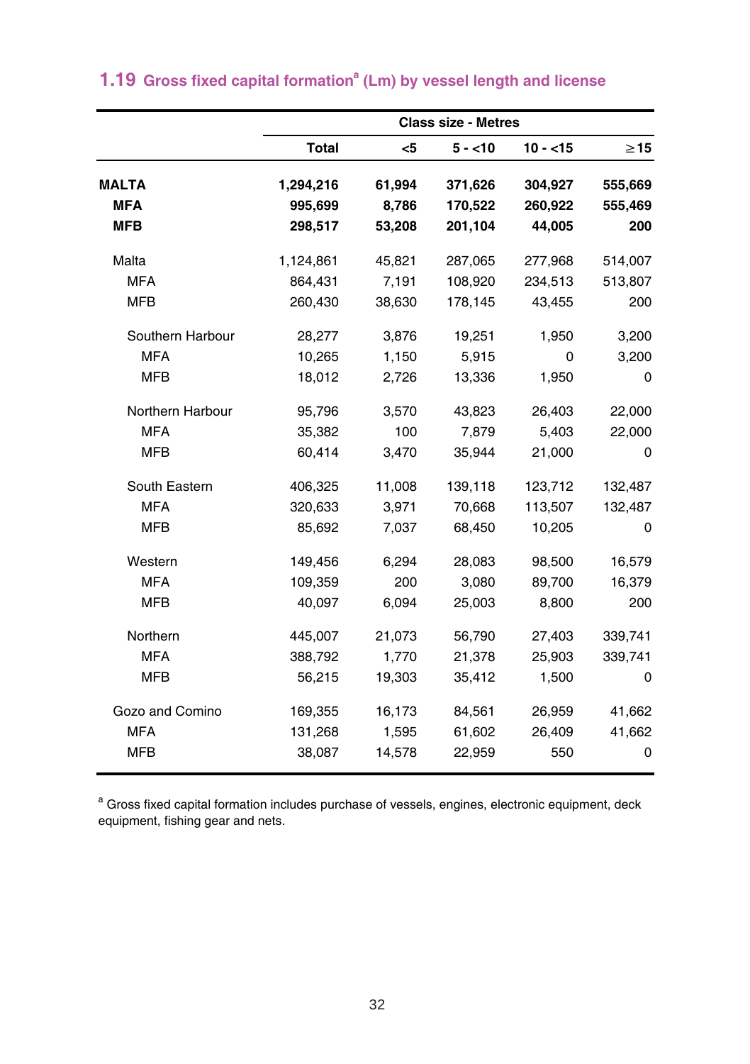## 1.19 Gross fixed capital formation[a] (Lm) by vessel length and license

| | Class size - Metres | | | | |
|---|---|---|---|---|---|
| | **Total** | **<5** | **5 - <10** | **10 - <15** | **≥15** |
| **MALTA** | **1,294,216** | **61,994** | **371,626** | **304,927** | **555,669** |
| **MFA** | **995,699** | **8,786** | **170,522** | **260,922** | **555,469** |
| **MFB** | **298,517** | **53,208** | **201,104** | **44,005** | **200** |
| Malta | 1,124,861 | 45,821 | 287,065 | 277,968 | 514,007 |
| MFA | 864,431 | 7,191 | 108,920 | 234,513 | 513,807 |
| MFB | 260,430 | 38,630 | 178,145 | 43,455 | 200 |
| Southern Harbour | 28,277 | 3,876 | 19,251 | 1,950 | 3,200 |
| MFA | 10,265 | 1,150 | 5,915 | 0 | 3,200 |
| MFB | 18,012 | 2,726 | 13,336 | 1,950 | 0 |
| Northern Harbour | 95,796 | 3,570 | 43,823 | 26,403 | 22,000 |
| MFA | 35,382 | 100 | 7,879 | 5,403 | 22,000 |
| MFB | 60,414 | 3,470 | 35,944 | 21,000 | 0 |
| South Eastern | 406,325 | 11,008 | 139,118 | 123,712 | 132,487 |
| MFA | 320,633 | 3,971 | 70,668 | 113,507 | 132,487 |
| MFB | 85,692 | 7,037 | 68,450 | 10,205 | 0 |
| Western | 149,456 | 6,294 | 28,083 | 98,500 | 16,579 |
| MFA | 109,359 | 200 | 3,080 | 89,700 | 16,379 |
| MFB | 40,097 | 6,094 | 25,003 | 8,800 | 200 |
| Northern | 445,007 | 21,073 | 56,790 | 27,403 | 339,741 |
| MFA | 388,792 | 1,770 | 21,378 | 25,903 | 339,741 |
| MFB | 56,215 | 19,303 | 35,412 | 1,500 | 0 |
| Gozo and Comino | 169,355 | 16,173 | 84,561 | 26,959 | 41,662 |
| MFA | 131,268 | 1,595 | 61,602 | 26,409 | 41,662 |
| MFB | 38,087 | 14,578 | 22,959 | 550 | 0 |

[a] Gross fixed capital formation includes purchase of vessels, engines, electronic equipment, deck equipment, fishing gear and nets.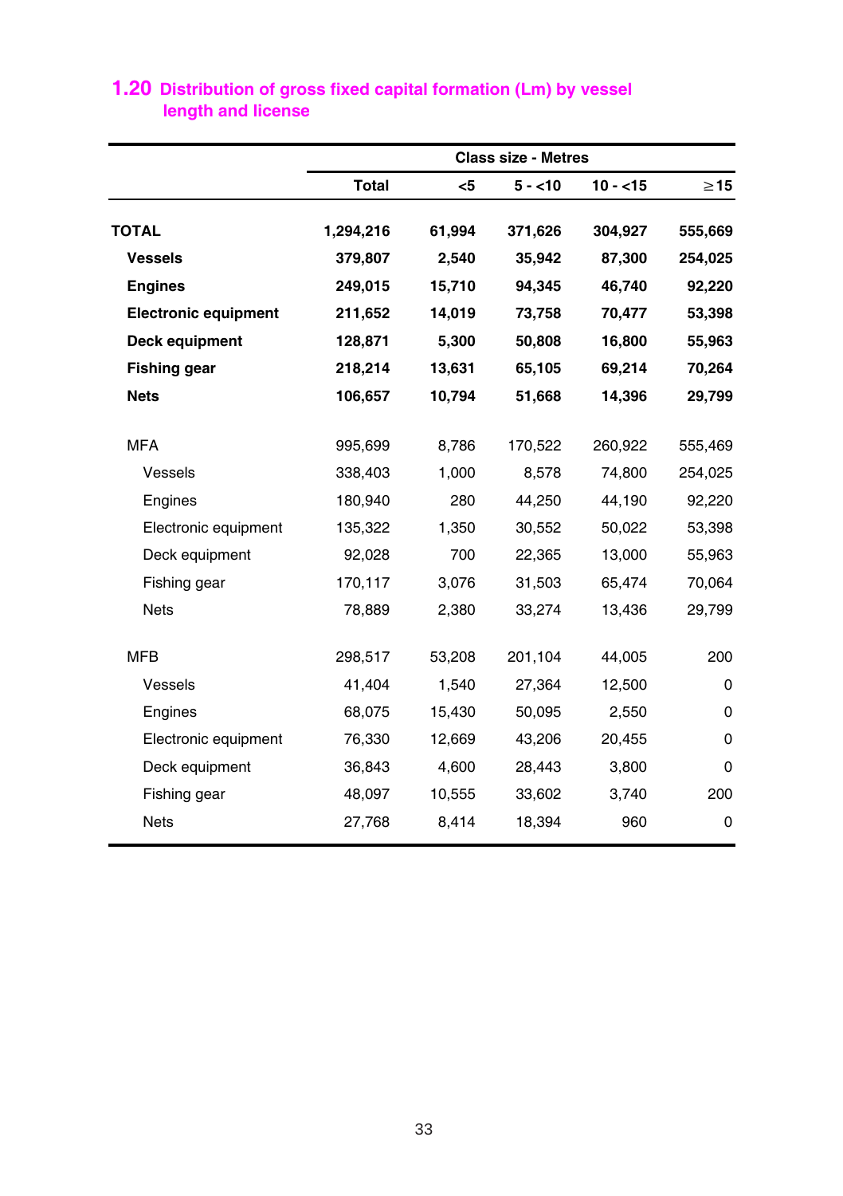## 1.20 Distribution of gross fixed capital formation (Lm) by vessel length and license

| | Total | Class size - Metres | | | |
|---|---|---|---|---|---|
| | | <5 | 5 - <10 | 10 - <15 | ≥15 |
| **TOTAL** | **1,294,216** | **61,994** | **371,626** | **304,927** | **555,669** |
| **Vessels** | **379,807** | **2,540** | **35,942** | **87,300** | **254,025** |
| **Engines** | **249,015** | **15,710** | **94,345** | **46,740** | **92,220** |
| **Electronic equipment** | **211,652** | **14,019** | **73,758** | **70,477** | **53,398** |
| **Deck equipment** | **128,871** | **5,300** | **50,808** | **16,800** | **55,963** |
| **Fishing gear** | **218,214** | **13,631** | **65,105** | **69,214** | **70,264** |
| **Nets** | **106,657** | **10,794** | **51,668** | **14,396** | **29,799** |
| MFA | 995,699 | 8,786 | 170,522 | 260,922 | 555,469 |
| Vessels | 338,403 | 1,000 | 8,578 | 74,800 | 254,025 |
| Engines | 180,940 | 280 | 44,250 | 44,190 | 92,220 |
| Electronic equipment | 135,322 | 1,350 | 30,552 | 50,022 | 53,398 |
| Deck equipment | 92,028 | 700 | 22,365 | 13,000 | 55,963 |
| Fishing gear | 170,117 | 3,076 | 31,503 | 65,474 | 70,064 |
| Nets | 78,889 | 2,380 | 33,274 | 13,436 | 29,799 |
| MFB | 298,517 | 53,208 | 201,104 | 44,005 | 200 |
| Vessels | 41,404 | 1,540 | 27,364 | 12,500 | 0 |
| Engines | 68,075 | 15,430 | 50,095 | 2,550 | 0 |
| Electronic equipment | 76,330 | 12,669 | 43,206 | 20,455 | 0 |
| Deck equipment | 36,843 | 4,600 | 28,443 | 3,800 | 0 |
| Fishing gear | 48,097 | 10,555 | 33,602 | 3,740 | 200 |
| Nets | 27,768 | 8,414 | 18,394 | 960 | 0 |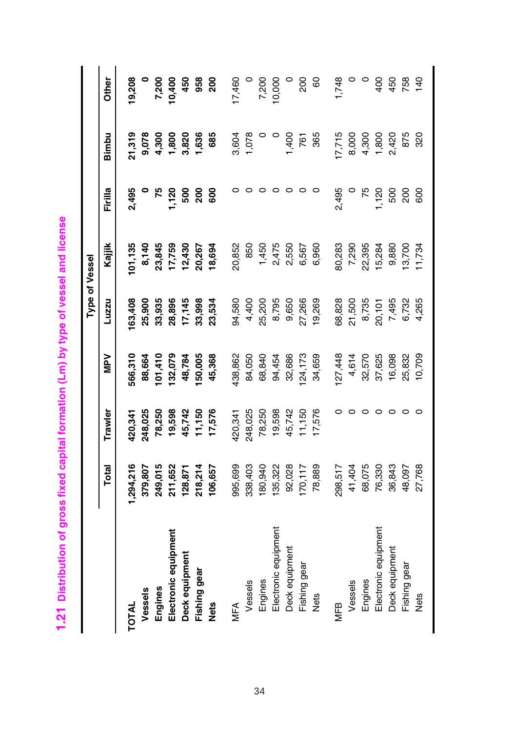## 1.21 Distribution of gross fixed capital formation (Lm) by type of vessel and license

| | Total | Type of Vessel | | | | | | |
|---|---|---|---|---|---|---|---|---|
| | | Trawler | MPV | Luzzu | Kajjik | Firilla | Bimbu | Other |
| **TOTAL** | **1,294,216** | **420,341** | **566,310** | **163,408** | **101,135** | **2,495** | **21,319** | **19,208** |
| **Vessels** | **379,807** | **248,025** | **88,664** | **25,900** | **8,140** | **0** | **9,078** | **0** |
| **Engines** | **249,015** | **78,250** | **101,410** | **33,935** | **23,845** | **75** | **4,300** | **7,200** |
| **Electronic equipment** | **211,652** | **19,598** | **132,079** | **28,896** | **17,759** | **1,120** | **1,800** | **10,400** |
| **Deck equipment** | **128,871** | **45,742** | **48,784** | **17,145** | **12,430** | **500** | **3,820** | **450** |
| **Fishing gear** | **218,214** | **11,150** | **150,005** | **33,998** | **20,267** | **200** | **1,636** | **958** |
| **Nets** | **106,657** | **17,576** | **45,368** | **23,534** | **18,694** | **600** | **685** | **200** |
| MFA | 995,699 | 420,341 | 438,862 | 94,580 | 20,852 | 0 | 3,604 | 17,460 |
| Vessels | 338,403 | 248,025 | 84,050 | 4,400 | 850 | 0 | 1,078 | 0 |
| Engines | 180,940 | 78,250 | 68,840 | 25,200 | 1,450 | 0 | 0 | 7,200 |
| Electronic equipment | 135,322 | 19,598 | 94,454 | 8,795 | 2,475 | 0 | 0 | 10,000 |
| Deck equipment | 92,028 | 45,742 | 32,686 | 9,650 | 2,550 | 0 | 1,400 | 0 |
| Fishing gear | 170,117 | 11,150 | 124,173 | 27,266 | 6,567 | 0 | 761 | 200 |
| Nets | 78,889 | 17,576 | 34,659 | 19,269 | 6,960 | 0 | 365 | 60 |
| MFB | 298,517 | 0 | 127,448 | 68,828 | 80,283 | 2,495 | 17,715 | 1,748 |
| Vessels | 41,404 | 0 | 4,614 | 21,500 | 7,290 | 0 | 8,000 | 0 |
| Engines | 68,075 | 0 | 32,570 | 8,735 | 22,395 | 75 | 4,300 | 0 |
| Electronic equipment | 76,330 | 0 | 37,625 | 20,101 | 15,284 | 1,120 | 1,800 | 400 |
| Deck equipment | 36,843 | 0 | 16,098 | 7,495 | 9,880 | 500 | 2,420 | 450 |
| Fishing gear | 48,097 | 0 | 25,832 | 6,732 | 13,700 | 200 | 875 | 758 |
| Nets | 27,768 | 0 | 10,709 | 4,265 | 11,734 | 600 | 320 | 140 |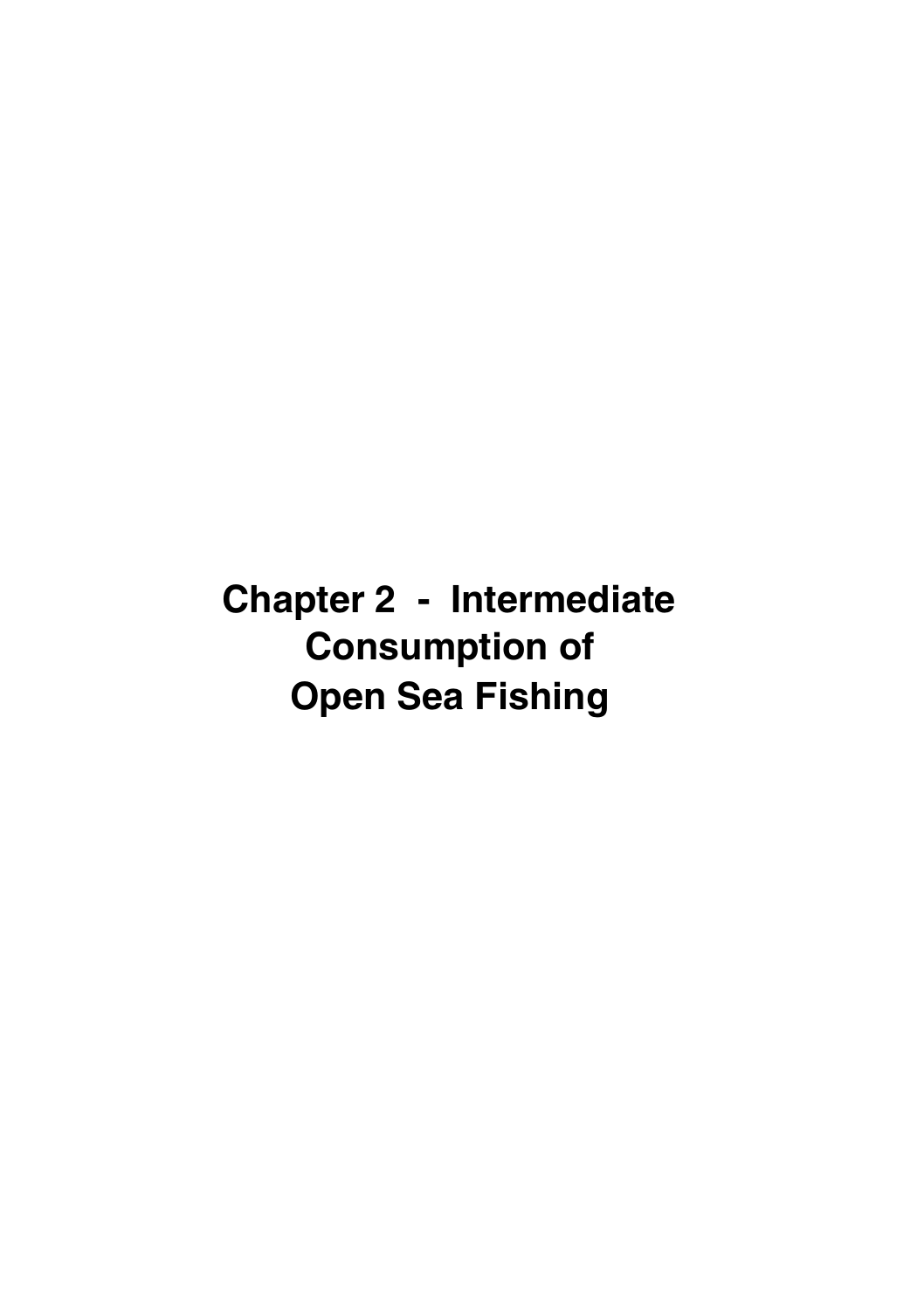# Chapter 2 - Intermediate Consumption of Open Sea Fishing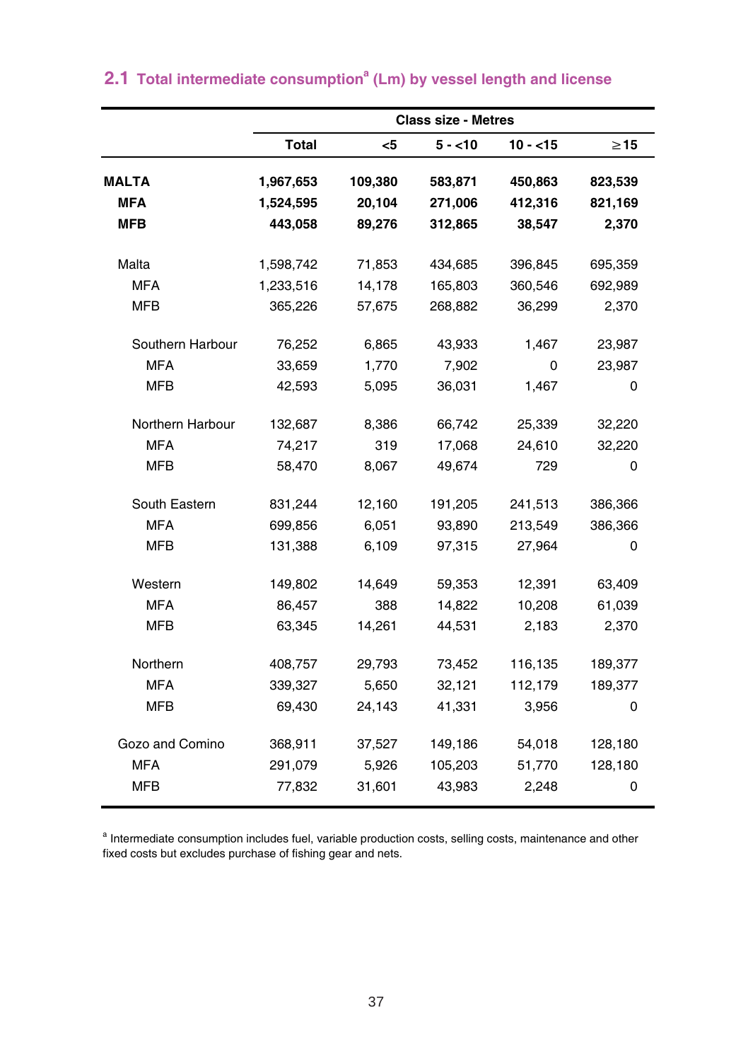## 2.1 Total intermediate consumption[a] (Lm) by vessel length and license

| | | Class size - Metres | | | |
|---|---|---|---|---|---|
| | Total | <5 | 5 - <10 | 10 - <15 | ≥15 |
| **MALTA** | **1,967,653** | **109,380** | **583,871** | **450,863** | **823,539** |
| **MFA** | **1,524,595** | **20,104** | **271,006** | **412,316** | **821,169** |
| **MFB** | **443,058** | **89,276** | **312,865** | **38,547** | **2,370** |
| Malta | 1,598,742 | 71,853 | 434,685 | 396,845 | 695,359 |
| MFA | 1,233,516 | 14,178 | 165,803 | 360,546 | 692,989 |
| MFB | 365,226 | 57,675 | 268,882 | 36,299 | 2,370 |
| Southern Harbour | 76,252 | 6,865 | 43,933 | 1,467 | 23,987 |
| MFA | 33,659 | 1,770 | 7,902 | 0 | 23,987 |
| MFB | 42,593 | 5,095 | 36,031 | 1,467 | 0 |
| Northern Harbour | 132,687 | 8,386 | 66,742 | 25,339 | 32,220 |
| MFA | 74,217 | 319 | 17,068 | 24,610 | 32,220 |
| MFB | 58,470 | 8,067 | 49,674 | 729 | 0 |
| South Eastern | 831,244 | 12,160 | 191,205 | 241,513 | 386,366 |
| MFA | 699,856 | 6,051 | 93,890 | 213,549 | 386,366 |
| MFB | 131,388 | 6,109 | 97,315 | 27,964 | 0 |
| Western | 149,802 | 14,649 | 59,353 | 12,391 | 63,409 |
| MFA | 86,457 | 388 | 14,822 | 10,208 | 61,039 |
| MFB | 63,345 | 14,261 | 44,531 | 2,183 | 2,370 |
| Northern | 408,757 | 29,793 | 73,452 | 116,135 | 189,377 |
| MFA | 339,327 | 5,650 | 32,121 | 112,179 | 189,377 |
| MFB | 69,430 | 24,143 | 41,331 | 3,956 | 0 |
| Gozo and Comino | 368,911 | 37,527 | 149,186 | 54,018 | 128,180 |
| MFA | 291,079 | 5,926 | 105,203 | 51,770 | 128,180 |
| MFB | 77,832 | 31,601 | 43,983 | 2,248 | 0 |

[a] Intermediate consumption includes fuel, variable production costs, selling costs, maintenance and other fixed costs but excludes purchase of fishing gear and nets.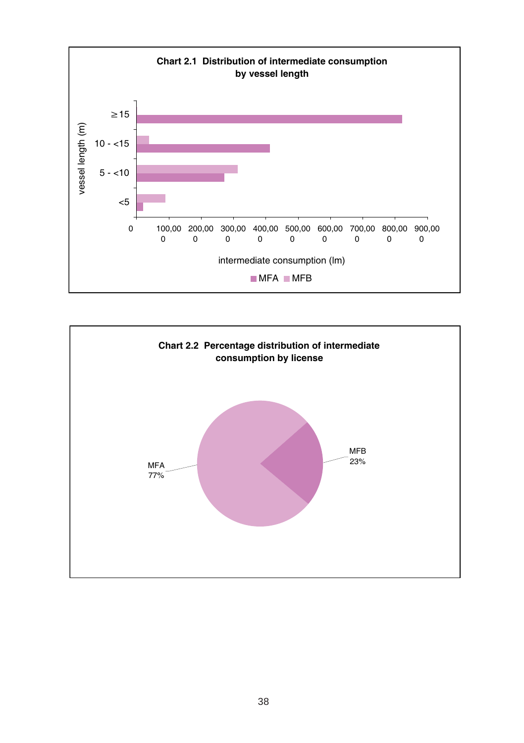**Chart 2.1 Distribution of intermediate consumption by vessel length**

**Chart 2.2 Percentage distribution of intermediate consumption by license**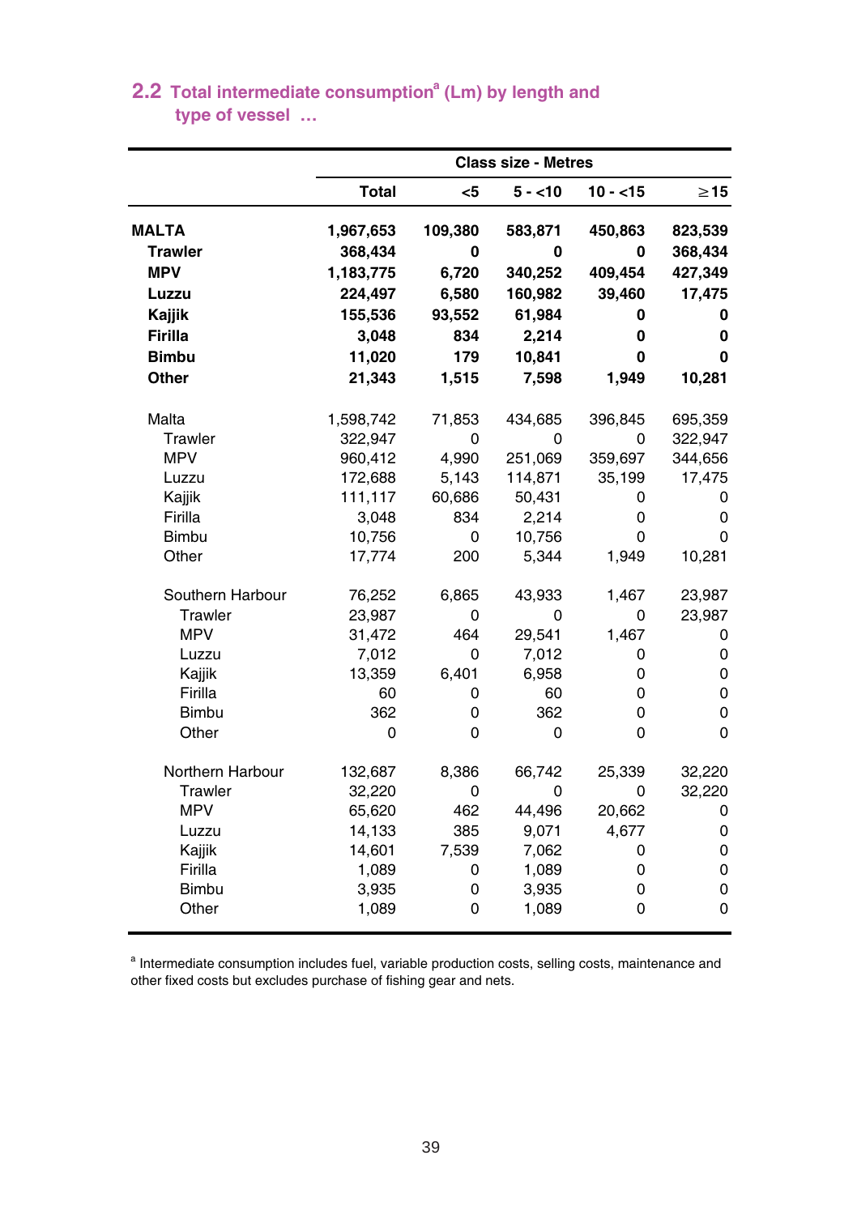## 2.2 Total intermediate consumption[a] (Lm) by length and type of vessel …

| | Class size - Metres | | | | |
|---|---|---|---|---|---|
| | **Total** | **<5** | **5 - <10** | **10 - <15** | **≥15** |
| **MALTA** | **1,967,653** | **109,380** | **583,871** | **450,863** | **823,539** |
| **Trawler** | **368,434** | **0** | **0** | **0** | **368,434** |
| **MPV** | **1,183,775** | **6,720** | **340,252** | **409,454** | **427,349** |
| **Luzzu** | **224,497** | **6,580** | **160,982** | **39,460** | **17,475** |
| **Kajjik** | **155,536** | **93,552** | **61,984** | **0** | **0** |
| **Firilla** | **3,048** | **834** | **2,214** | **0** | **0** |
| **Bimbu** | **11,020** | **179** | **10,841** | **0** | **0** |
| **Other** | **21,343** | **1,515** | **7,598** | **1,949** | **10,281** |
| Malta | 1,598,742 | 71,853 | 434,685 | 396,845 | 695,359 |
| Trawler | 322,947 | 0 | 0 | 0 | 322,947 |
| MPV | 960,412 | 4,990 | 251,069 | 359,697 | 344,656 |
| Luzzu | 172,688 | 5,143 | 114,871 | 35,199 | 17,475 |
| Kajjik | 111,117 | 60,686 | 50,431 | 0 | 0 |
| Firilla | 3,048 | 834 | 2,214 | 0 | 0 |
| Bimbu | 10,756 | 0 | 10,756 | 0 | 0 |
| Other | 17,774 | 200 | 5,344 | 1,949 | 10,281 |
| Southern Harbour | 76,252 | 6,865 | 43,933 | 1,467 | 23,987 |
| Trawler | 23,987 | 0 | 0 | 0 | 23,987 |
| MPV | 31,472 | 464 | 29,541 | 1,467 | 0 |
| Luzzu | 7,012 | 0 | 7,012 | 0 | 0 |
| Kajjik | 13,359 | 6,401 | 6,958 | 0 | 0 |
| Firilla | 60 | 0 | 60 | 0 | 0 |
| Bimbu | 362 | 0 | 362 | 0 | 0 |
| Other | 0 | 0 | 0 | 0 | 0 |
| Northern Harbour | 132,687 | 8,386 | 66,742 | 25,339 | 32,220 |
| Trawler | 32,220 | 0 | 0 | 0 | 32,220 |
| MPV | 65,620 | 462 | 44,496 | 20,662 | 0 |
| Luzzu | 14,133 | 385 | 9,071 | 4,677 | 0 |
| Kajjik | 14,601 | 7,539 | 7,062 | 0 | 0 |
| Firilla | 1,089 | 0 | 1,089 | 0 | 0 |
| Bimbu | 3,935 | 0 | 3,935 | 0 | 0 |
| Other | 1,089 | 0 | 1,089 | 0 | 0 |

[a] Intermediate consumption includes fuel, variable production costs, selling costs, maintenance and other fixed costs but excludes purchase of fishing gear and nets.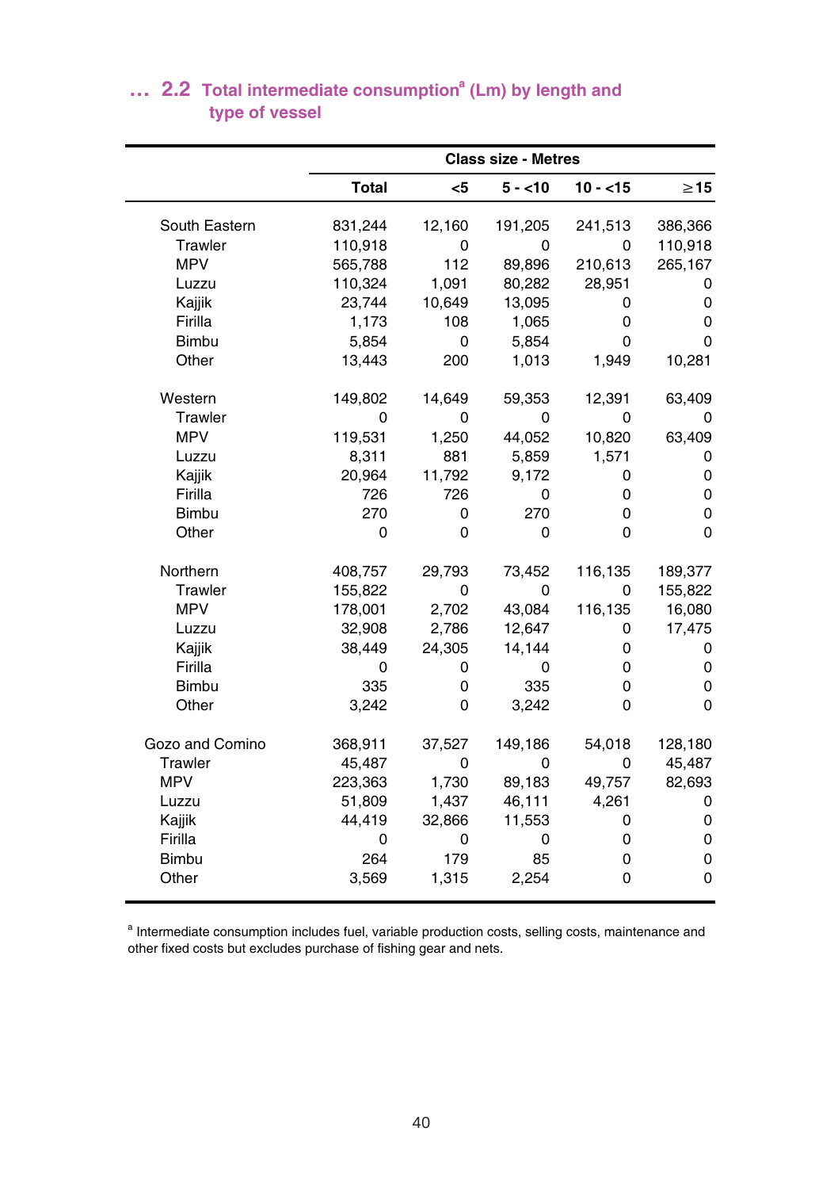## … 2.2 Total intermediate consumption[a] (Lm) by length and type of vessel

| | Class size - Metres | | | | |
|---|---|---|---|---|---|
| | Total | <5 | 5 - <10 | 10 - <15 | ≥15 |
| South Eastern | 831,244 | 12,160 | 191,205 | 241,513 | 386,366 |
| Trawler | 110,918 | 0 | 0 | 0 | 110,918 |
| MPV | 565,788 | 112 | 89,896 | 210,613 | 265,167 |
| Luzzu | 110,324 | 1,091 | 80,282 | 28,951 | 0 |
| Kajjik | 23,744 | 10,649 | 13,095 | 0 | 0 |
| Firilla | 1,173 | 108 | 1,065 | 0 | 0 |
| Bimbu | 5,854 | 0 | 5,854 | 0 | 0 |
| Other | 13,443 | 200 | 1,013 | 1,949 | 10,281 |
| Western | 149,802 | 14,649 | 59,353 | 12,391 | 63,409 |
| Trawler | 0 | 0 | 0 | 0 | 0 |
| MPV | 119,531 | 1,250 | 44,052 | 10,820 | 63,409 |
| Luzzu | 8,311 | 881 | 5,859 | 1,571 | 0 |
| Kajjik | 20,964 | 11,792 | 9,172 | 0 | 0 |
| Firilla | 726 | 726 | 0 | 0 | 0 |
| Bimbu | 270 | 0 | 270 | 0 | 0 |
| Other | 0 | 0 | 0 | 0 | 0 |
| Northern | 408,757 | 29,793 | 73,452 | 116,135 | 189,377 |
| Trawler | 155,822 | 0 | 0 | 0 | 155,822 |
| MPV | 178,001 | 2,702 | 43,084 | 116,135 | 16,080 |
| Luzzu | 32,908 | 2,786 | 12,647 | 0 | 17,475 |
| Kajjik | 38,449 | 24,305 | 14,144 | 0 | 0 |
| Firilla | 0 | 0 | 0 | 0 | 0 |
| Bimbu | 335 | 0 | 335 | 0 | 0 |
| Other | 3,242 | 0 | 3,242 | 0 | 0 |
| Gozo and Comino | 368,911 | 37,527 | 149,186 | 54,018 | 128,180 |
| Trawler | 45,487 | 0 | 0 | 0 | 45,487 |
| MPV | 223,363 | 1,730 | 89,183 | 49,757 | 82,693 |
| Luzzu | 51,809 | 1,437 | 46,111 | 4,261 | 0 |
| Kajjik | 44,419 | 32,866 | 11,553 | 0 | 0 |
| Firilla | 0 | 0 | 0 | 0 | 0 |
| Bimbu | 264 | 179 | 85 | 0 | 0 |
| Other | 3,569 | 1,315 | 2,254 | 0 | 0 |

[a] Intermediate consumption includes fuel, variable production costs, selling costs, maintenance and other fixed costs but excludes purchase of fishing gear and nets.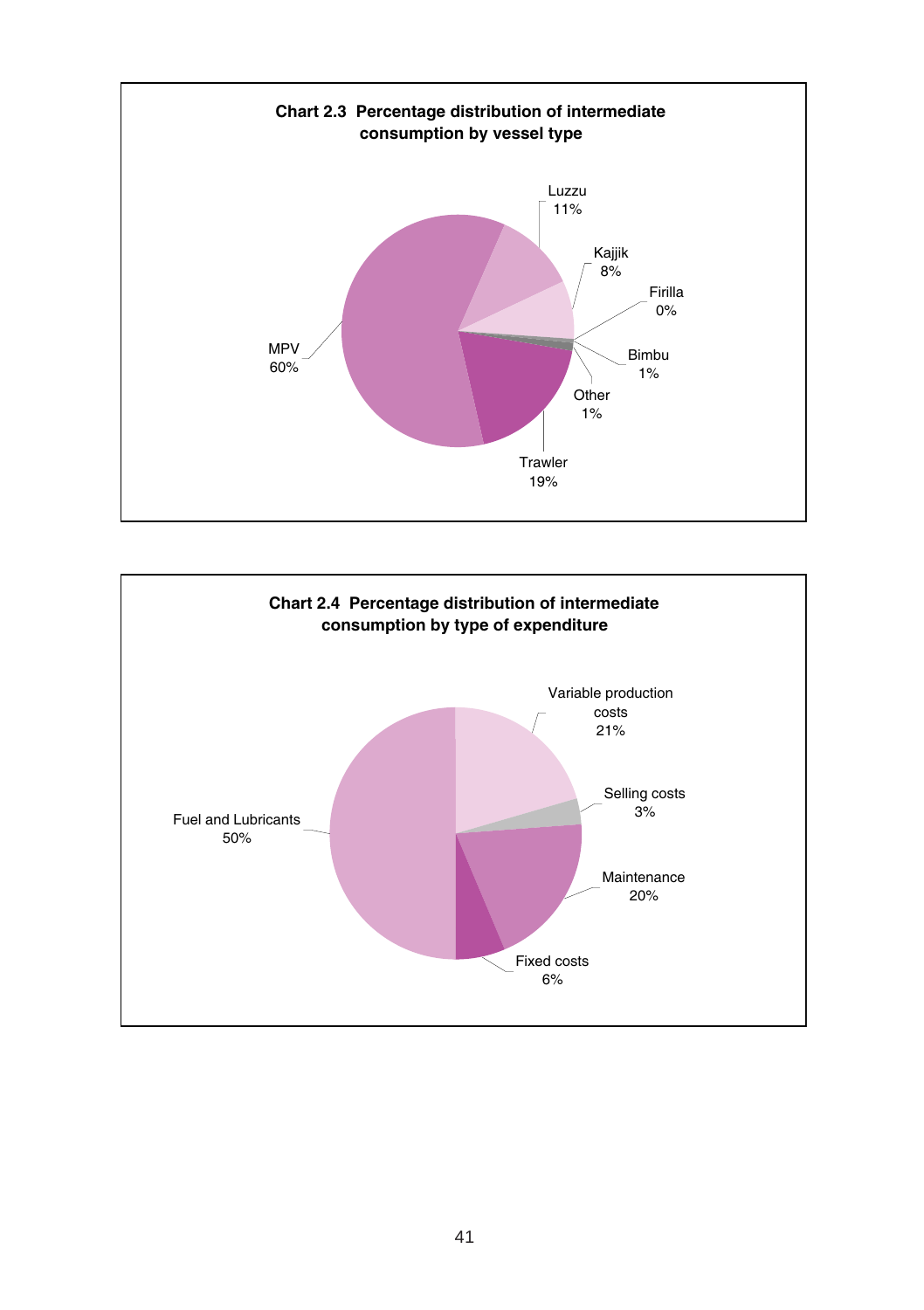**Chart 2.3 Percentage distribution of intermediate consumption by vessel type**

| Vessel type | Percentage |
|---|---|
| MPV | 60% |
| Luzzu | 11% |
| Kajjik | 8% |
| Firilla | 0% |
| Bimbu | 1% |
| Other | 1% |
| Trawler | 19% |

**Chart 2.4 Percentage distribution of intermediate consumption by type of expenditure**

| Type of expenditure | Percentage |
|---|---|
| Variable production costs | 21% |
| Selling costs | 3% |
| Maintenance | 20% |
| Fixed costs | 6% |
| Fuel and Lubricants | 50% |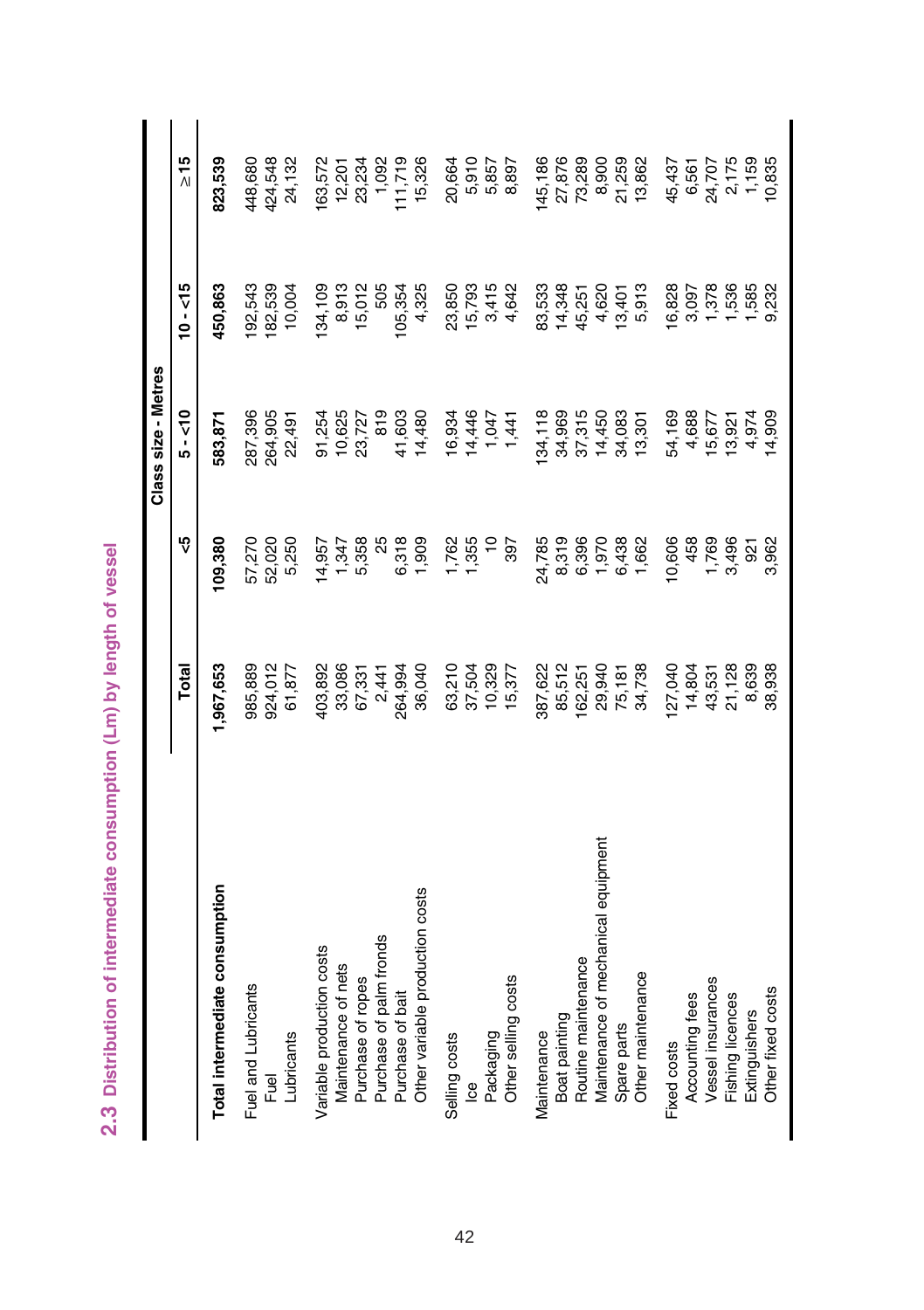## 2.3 Distribution of intermediate consumption (Lm) by length of vessel

| | Total | Class size - Metres | | | |
|---|---|---|---|---|---|
| | | <5 | 5 - <10 | 10 - <15 | ≥15 |
| **Total intermediate consumption** | **1,967,653** | **109,380** | **583,871** | **450,863** | **823,539** |
| Fuel and Lubricants | 985,889 | 57,270 | 287,396 | 192,543 | 448,680 |
| Fuel | 924,012 | 52,020 | 264,905 | 182,539 | 424,548 |
| Lubricants | 61,877 | 5,250 | 22,491 | 10,004 | 24,132 |
| Variable production costs | 403,892 | 14,957 | 91,254 | 134,109 | 163,572 |
| Maintenance of nets | 33,086 | 1,347 | 10,625 | 8,913 | 12,201 |
| Purchase of ropes | 67,331 | 5,358 | 23,727 | 15,012 | 23,234 |
| Purchase of palm fronds | 2,441 | 25 | 819 | 505 | 1,092 |
| Purchase of bait | 264,994 | 6,318 | 41,603 | 105,354 | 111,719 |
| Other variable production costs | 36,040 | 1,909 | 14,480 | 4,325 | 15,326 |
| Selling costs | 63,210 | 1,762 | 16,934 | 23,850 | 20,664 |
| Ice | 37,504 | 1,355 | 14,446 | 15,793 | 5,910 |
| Packaging | 10,329 | 10 | 1,047 | 3,415 | 5,857 |
| Other selling costs | 15,377 | 397 | 1,441 | 4,642 | 8,897 |
| Maintenance | 387,622 | 24,785 | 134,118 | 83,533 | 145,186 |
| Boat painting | 85,512 | 8,319 | 34,969 | 14,348 | 27,876 |
| Routine maintenance | 162,251 | 6,396 | 37,315 | 45,251 | 73,289 |
| Maintenance of mechanical equipment | 29,940 | 1,970 | 14,450 | 4,620 | 8,900 |
| Spare parts | 75,181 | 6,438 | 34,083 | 13,401 | 21,259 |
| Other maintenance | 34,738 | 1,662 | 13,301 | 5,913 | 13,862 |
| Fixed costs | 127,040 | 10,606 | 54,169 | 16,828 | 45,437 |
| Accounting fees | 14,804 | 458 | 4,688 | 3,097 | 6,561 |
| Vessel insurances | 43,531 | 1,769 | 15,677 | 1,378 | 24,707 |
| Fishing licences | 21,128 | 3,496 | 13,921 | 1,536 | 2,175 |
| Extinguishers | 8,639 | 921 | 4,974 | 1,585 | 1,159 |
| Other fixed costs | 38,938 | 3,962 | 14,909 | 9,232 | 10,835 |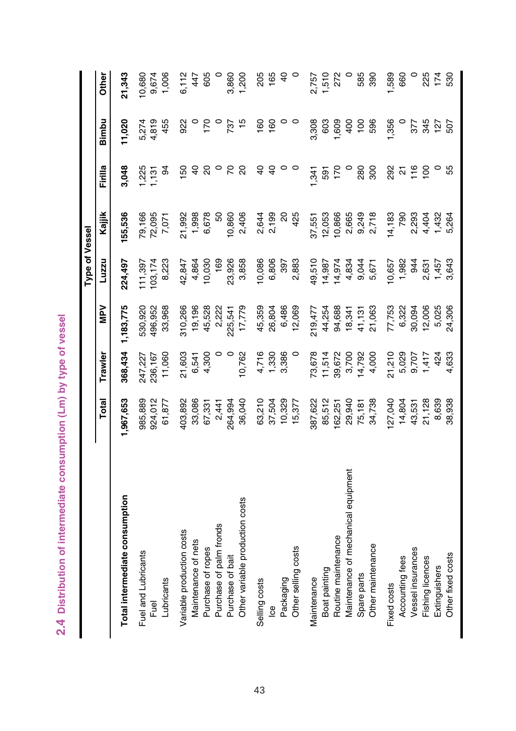## 2.4 Distribution of intermediate consumption (Lm) by type of vessel

| | Total | Trawler | MPV | Luzzu | Kajjik | Firilla | Bimbu | Other |
|---|---|---|---|---|---|---|---|---|
| | | | | Type of Vessel | | | | |
| **Total intermediate consumption** | **1,967,653** | **368,434** | **1,183,775** | **224,497** | **155,536** | **3,048** | **11,020** | **21,343** |
| Fuel and Lubricants | 985,889 | 247,227 | 530,920 | 111,397 | 79,166 | 1,225 | 5,274 | 10,680 |
| Fuel | 924,012 | 236,167 | 496,952 | 103,174 | 72,095 | 1,131 | 4,819 | 9,674 |
| Lubricants | 61,877 | 11,060 | 33,968 | 8,223 | 7,071 | 94 | 455 | 1,006 |
| Variable production costs | 403,892 | 21,603 | 310,266 | 42,847 | 21,992 | 150 | 922 | 6,112 |
| Maintenance of nets | 33,086 | 6,541 | 19,196 | 4,864 | 1,998 | 40 | 0 | 447 |
| Purchase of ropes | 67,331 | 4,300 | 45,528 | 10,030 | 6,678 | 20 | 170 | 605 |
| Purchase of palm fronds | 2,441 | 0 | 2,222 | 169 | 50 | 0 | 0 | 0 |
| Purchase of bait | 264,994 | 0 | 225,541 | 23,926 | 10,860 | 70 | 737 | 3,860 |
| Other variable production costs | 36,040 | 10,762 | 17,779 | 3,858 | 2,406 | 20 | 15 | 1,200 |
| Selling costs | 63,210 | 4,716 | 45,359 | 10,086 | 2,644 | 40 | 160 | 205 |
| Ice | 37,504 | 1,330 | 26,804 | 6,806 | 2,199 | 40 | 160 | 165 |
| Packaging | 10,329 | 3,386 | 6,486 | 397 | 20 | 0 | 0 | 40 |
| Other selling costs | 15,377 | 0 | 12,069 | 2,883 | 425 | 0 | 0 | 0 |
| Maintenance | 387,622 | 73,678 | 219,477 | 49,510 | 37,551 | 1,341 | 3,308 | 2,757 |
| Boat painting | 85,512 | 11,514 | 44,254 | 14,987 | 12,053 | 591 | 603 | 1,510 |
| Routine maintenance | 162,251 | 39,672 | 94,688 | 14,974 | 10,866 | 170 | 1,609 | 272 |
| Maintenance of mechanical equipment | 29,940 | 3,700 | 18,341 | 4,834 | 2,665 | 0 | 400 | 0 |
| Spare parts | 75,181 | 14,792 | 41,131 | 9,044 | 9,249 | 280 | 100 | 585 |
| Other maintenance | 34,738 | 4,000 | 21,063 | 5,671 | 2,718 | 300 | 596 | 390 |
| Fixed costs | 127,040 | 21,210 | 77,753 | 10,657 | 14,183 | 292 | 1,356 | 1,589 |
| Accounting fees | 14,804 | 5,029 | 6,322 | 1,982 | 790 | 21 | 0 | 660 |
| Vessel insurances | 43,531 | 9,707 | 30,094 | 944 | 2,293 | 116 | 377 | 0 |
| Fishing licences | 21,128 | 1,417 | 12,006 | 2,631 | 4,404 | 100 | 345 | 225 |
| Extinguishers | 8,639 | 424 | 5,025 | 1,457 | 1,432 | 0 | 127 | 174 |
| Other fixed costs | 38,938 | 4,633 | 24,306 | 3,643 | 5,264 | 55 | 507 | 530 |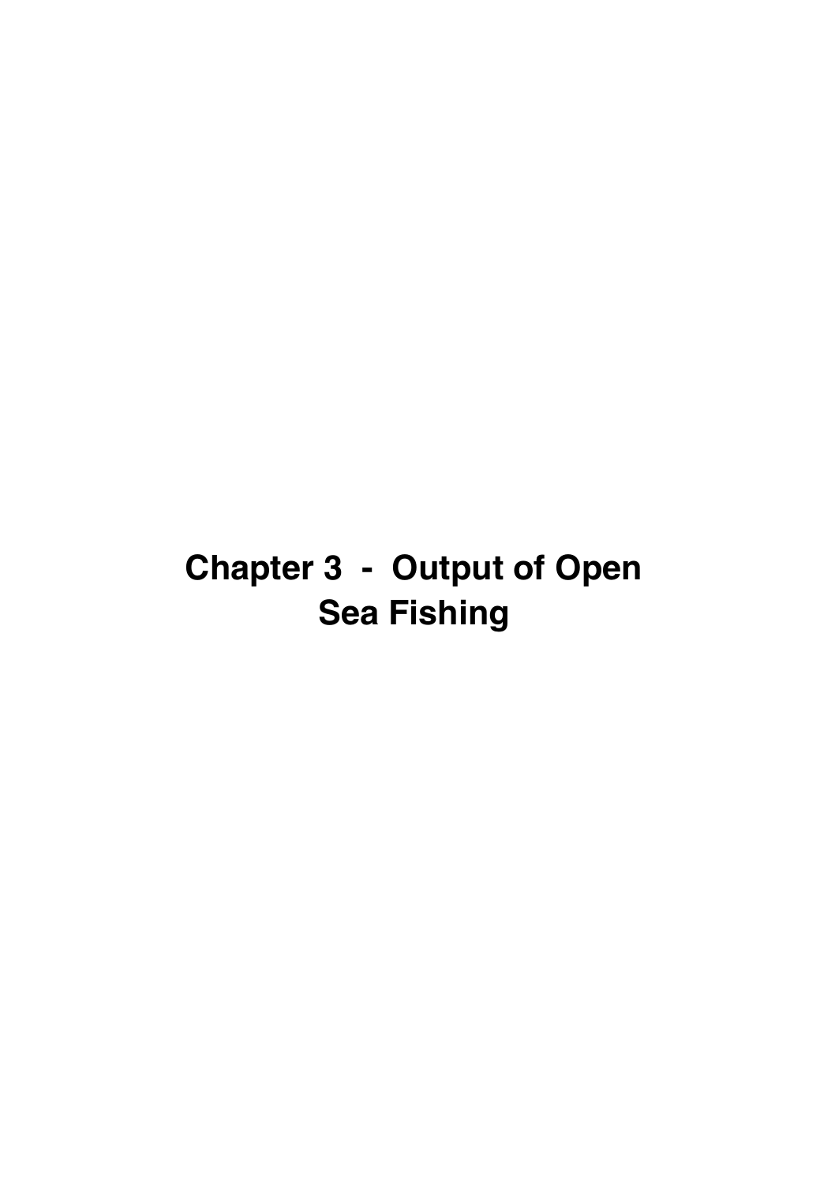# Chapter 3 - Output of Open Sea Fishing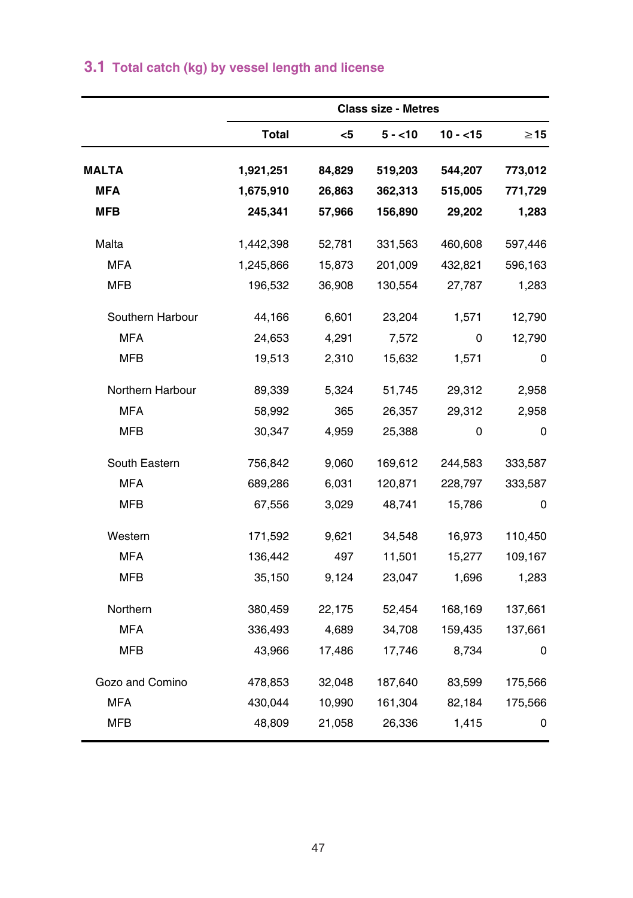## 3.1 Total catch (kg) by vessel length and license

| | Class size - Metres | | | | |
|---|---|---|---|---|---|
| | **Total** | **<5** | **5 - <10** | **10 - <15** | **≥15** |
| **MALTA** | **1,921,251** | **84,829** | **519,203** | **544,207** | **773,012** |
| **MFA** | **1,675,910** | **26,863** | **362,313** | **515,005** | **771,729** |
| **MFB** | **245,341** | **57,966** | **156,890** | **29,202** | **1,283** |
| Malta | 1,442,398 | 52,781 | 331,563 | 460,608 | 597,446 |
| MFA | 1,245,866 | 15,873 | 201,009 | 432,821 | 596,163 |
| MFB | 196,532 | 36,908 | 130,554 | 27,787 | 1,283 |
| Southern Harbour | 44,166 | 6,601 | 23,204 | 1,571 | 12,790 |
| MFA | 24,653 | 4,291 | 7,572 | 0 | 12,790 |
| MFB | 19,513 | 2,310 | 15,632 | 1,571 | 0 |
| Northern Harbour | 89,339 | 5,324 | 51,745 | 29,312 | 2,958 |
| MFA | 58,992 | 365 | 26,357 | 29,312 | 2,958 |
| MFB | 30,347 | 4,959 | 25,388 | 0 | 0 |
| South Eastern | 756,842 | 9,060 | 169,612 | 244,583 | 333,587 |
| MFA | 689,286 | 6,031 | 120,871 | 228,797 | 333,587 |
| MFB | 67,556 | 3,029 | 48,741 | 15,786 | 0 |
| Western | 171,592 | 9,621 | 34,548 | 16,973 | 110,450 |
| MFA | 136,442 | 497 | 11,501 | 15,277 | 109,167 |
| MFB | 35,150 | 9,124 | 23,047 | 1,696 | 1,283 |
| Northern | 380,459 | 22,175 | 52,454 | 168,169 | 137,661 |
| MFA | 336,493 | 4,689 | 34,708 | 159,435 | 137,661 |
| MFB | 43,966 | 17,486 | 17,746 | 8,734 | 0 |
| Gozo and Comino | 478,853 | 32,048 | 187,640 | 83,599 | 175,566 |
| MFA | 430,044 | 10,990 | 161,304 | 82,184 | 175,566 |
| MFB | 48,809 | 21,058 | 26,336 | 1,415 | 0 |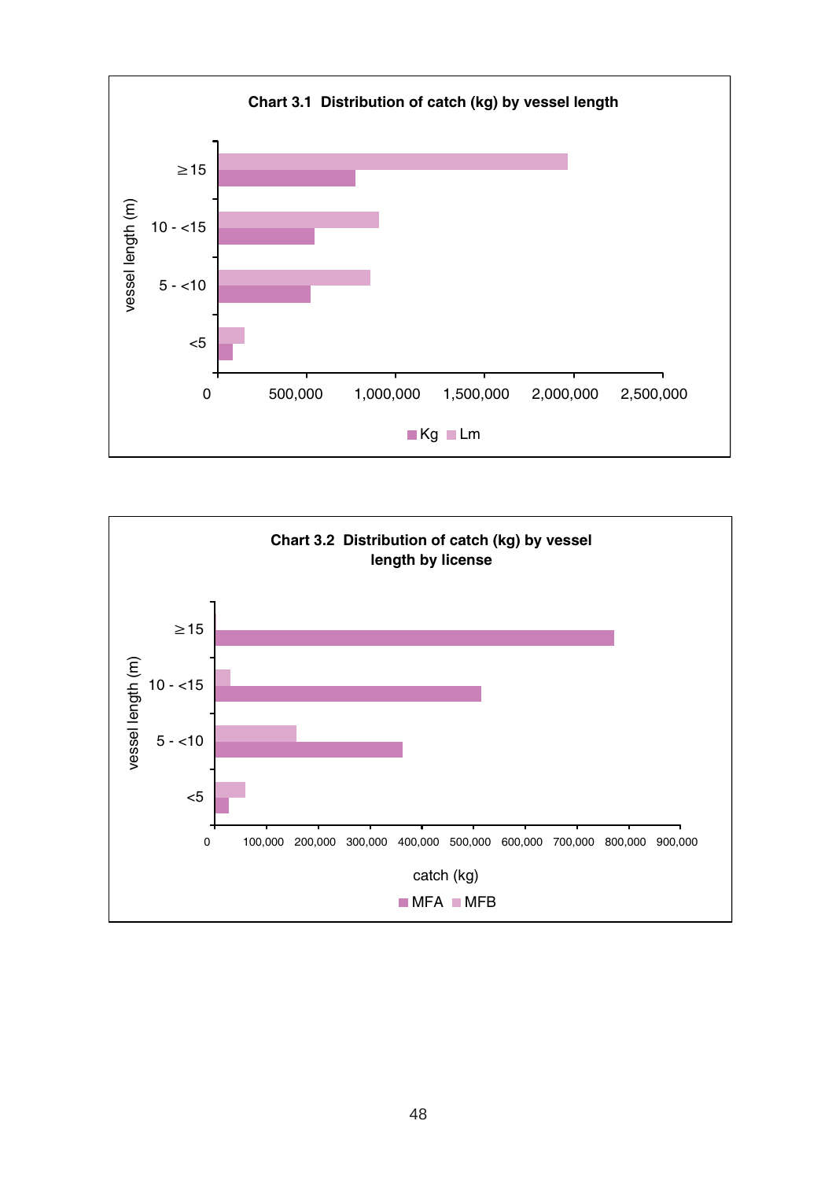**Chart 3.1 Distribution of catch (kg) by vessel length**

vessel length (m): ≥15, 10 - <15, 5 - <10, <5

0, 500,000, 1,000,000, 1,500,000, 2,000,000, 2,500,000

Kg Lm

**Chart 3.2 Distribution of catch (kg) by vessel length by license**

vessel length (m): ≥15, 10 - <15, 5 - <10, <5

0, 100,000, 200,000, 300,000, 400,000, 500,000, 600,000, 700,000, 800,000, 900,000

catch (kg)

MFA MFB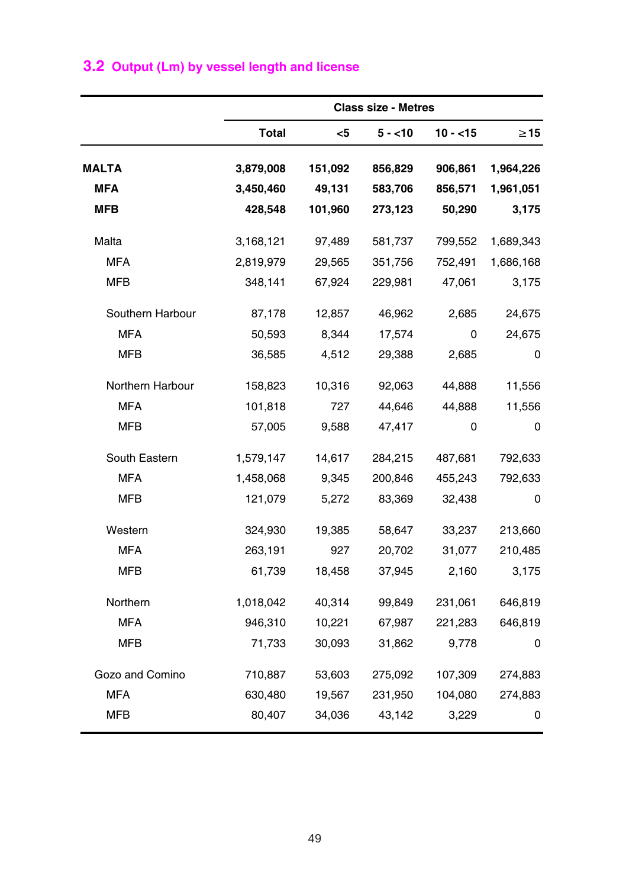## 3.2 Output (Lm) by vessel length and license

| | Class size - Metres | | | | |
|---|---|---|---|---|---|
| | **Total** | **<5** | **5 - <10** | **10 - <15** | **≥15** |
| **MALTA** | **3,879,008** | **151,092** | **856,829** | **906,861** | **1,964,226** |
| **MFA** | **3,450,460** | **49,131** | **583,706** | **856,571** | **1,961,051** |
| **MFB** | **428,548** | **101,960** | **273,123** | **50,290** | **3,175** |
| Malta | 3,168,121 | 97,489 | 581,737 | 799,552 | 1,689,343 |
| MFA | 2,819,979 | 29,565 | 351,756 | 752,491 | 1,686,168 |
| MFB | 348,141 | 67,924 | 229,981 | 47,061 | 3,175 |
| Southern Harbour | 87,178 | 12,857 | 46,962 | 2,685 | 24,675 |
| MFA | 50,593 | 8,344 | 17,574 | 0 | 24,675 |
| MFB | 36,585 | 4,512 | 29,388 | 2,685 | 0 |
| Northern Harbour | 158,823 | 10,316 | 92,063 | 44,888 | 11,556 |
| MFA | 101,818 | 727 | 44,646 | 44,888 | 11,556 |
| MFB | 57,005 | 9,588 | 47,417 | 0 | 0 |
| South Eastern | 1,579,147 | 14,617 | 284,215 | 487,681 | 792,633 |
| MFA | 1,458,068 | 9,345 | 200,846 | 455,243 | 792,633 |
| MFB | 121,079 | 5,272 | 83,369 | 32,438 | 0 |
| Western | 324,930 | 19,385 | 58,647 | 33,237 | 213,660 |
| MFA | 263,191 | 927 | 20,702 | 31,077 | 210,485 |
| MFB | 61,739 | 18,458 | 37,945 | 2,160 | 3,175 |
| Northern | 1,018,042 | 40,314 | 99,849 | 231,061 | 646,819 |
| MFA | 946,310 | 10,221 | 67,987 | 221,283 | 646,819 |
| MFB | 71,733 | 30,093 | 31,862 | 9,778 | 0 |
| Gozo and Comino | 710,887 | 53,603 | 275,092 | 107,309 | 274,883 |
| MFA | 630,480 | 19,567 | 231,950 | 104,080 | 274,883 |
| MFB | 80,407 | 34,036 | 43,142 | 3,229 | 0 |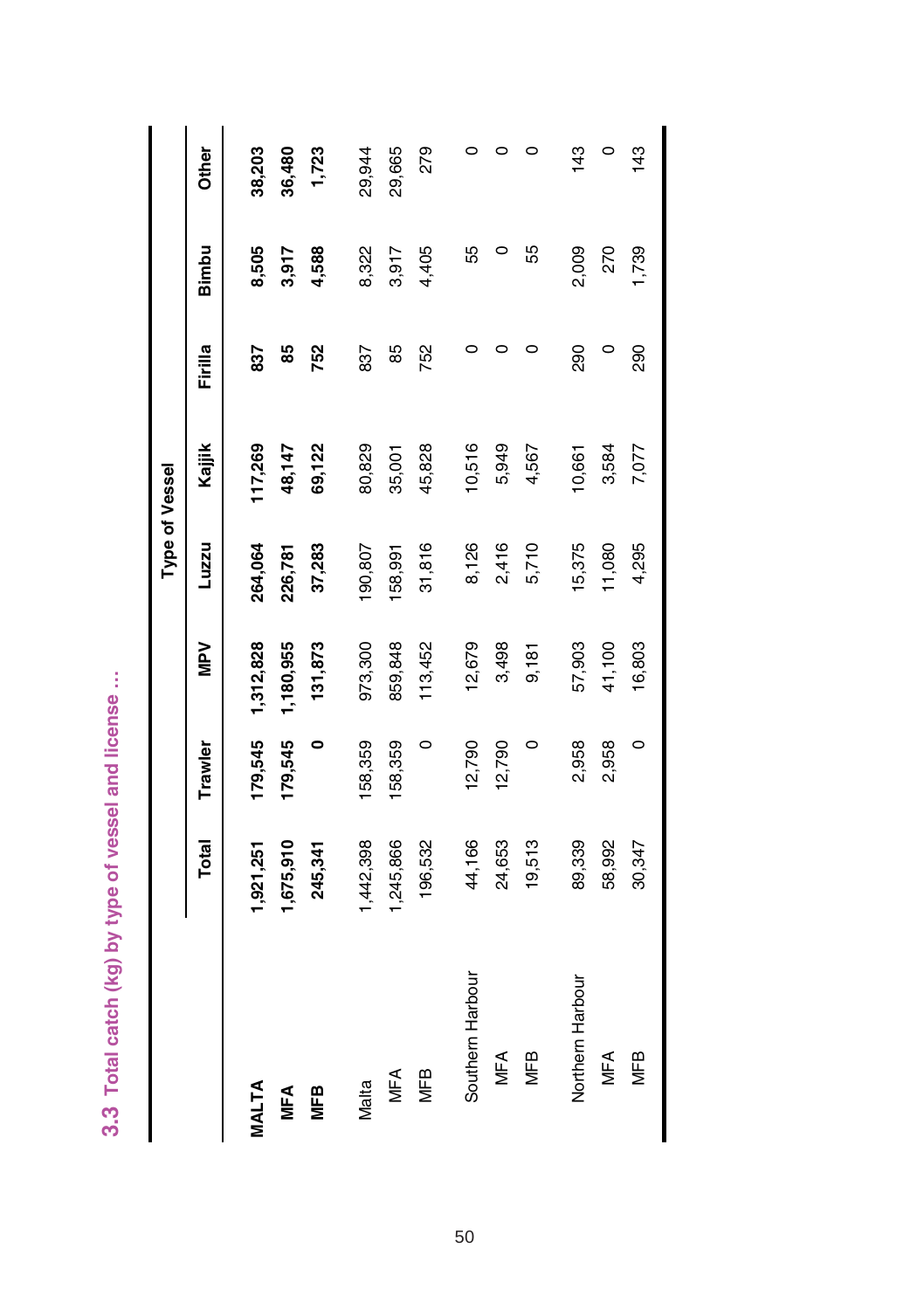## 3.3 Total catch (kg) by type of vessel and license ...

| | Total | Type of Vessel | | | | | | |
|---|---|---|---|---|---|---|---|---|
| | | Trawler | MPV | Luzzu | Kajjik | Firilla | Bimbu | Other |
| **MALTA** | **1,921,251** | **179,545** | **1,312,828** | **264,064** | **117,269** | **837** | **8,505** | **38,203** |
| **MFA** | **1,675,910** | **179,545** | **1,180,955** | **226,781** | **48,147** | **85** | **3,917** | **36,480** |
| **MFB** | **245,341** | **0** | **131,873** | **37,283** | **69,122** | **752** | **4,588** | **1,723** |
| Malta | 1,442,398 | 158,359 | 973,300 | 190,807 | 80,829 | 837 | 8,322 | 29,944 |
| MFA | 1,245,866 | 158,359 | 859,848 | 158,991 | 35,001 | 85 | 3,917 | 29,665 |
| MFB | 196,532 | 0 | 113,452 | 31,816 | 45,828 | 752 | 4,405 | 279 |
| Southern Harbour | 44,166 | 12,790 | 12,679 | 8,126 | 10,516 | 0 | 55 | 0 |
| MFA | 24,653 | 12,790 | 3,498 | 2,416 | 5,949 | 0 | 0 | 0 |
| MFB | 19,513 | 0 | 9,181 | 5,710 | 4,567 | 0 | 55 | 0 |
| Northern Harbour | 89,339 | 2,958 | 57,903 | 15,375 | 10,661 | 290 | 2,009 | 143 |
| MFA | 58,992 | 2,958 | 41,100 | 11,080 | 3,584 | 0 | 270 | 0 |
| MFB | 30,347 | 0 | 16,803 | 4,295 | 7,077 | 290 | 1,739 | 143 |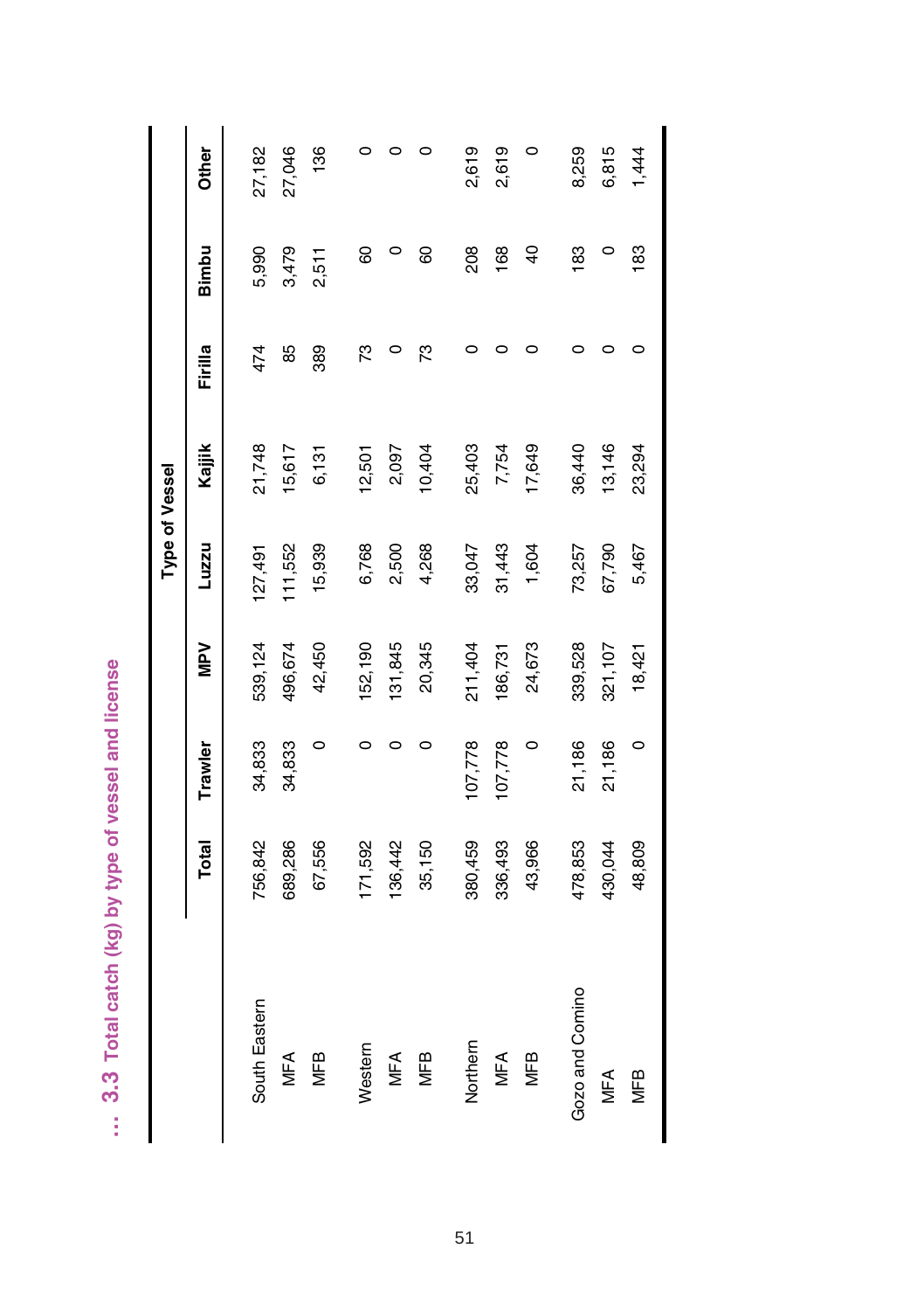## ... 3.3 Total catch (kg) by type of vessel and license

| | Total | Type of Vessel | | | | | | |
|---|---|---|---|---|---|---|---|---|
| | | Trawler | MPV | Luzzu | Kajjik | Firilla | Bimbu | Other |
| South Eastern | 756,842 | 34,833 | 539,124 | 127,491 | 21,748 | 474 | 5,990 | 27,182 |
| MFA | 689,286 | 34,833 | 496,674 | 111,552 | 15,617 | 85 | 3,479 | 27,046 |
| MFB | 67,556 | 0 | 42,450 | 15,939 | 6,131 | 389 | 2,511 | 136 |
| Western | 171,592 | 0 | 152,190 | 6,768 | 12,501 | 73 | 60 | 0 |
| MFA | 136,442 | 0 | 131,845 | 2,500 | 2,097 | 0 | 0 | 0 |
| MFB | 35,150 | 0 | 20,345 | 4,268 | 10,404 | 73 | 60 | 0 |
| Northern | 380,459 | 107,778 | 211,404 | 33,047 | 25,403 | 0 | 208 | 2,619 |
| MFA | 336,493 | 107,778 | 186,731 | 31,443 | 7,754 | 0 | 168 | 2,619 |
| MFB | 43,966 | 0 | 24,673 | 1,604 | 17,649 | 0 | 40 | 0 |
| Gozo and Comino | 478,853 | 21,186 | 339,528 | 73,257 | 36,440 | 0 | 183 | 8,259 |
| MFA | 430,044 | 21,186 | 321,107 | 67,790 | 13,146 | 0 | 0 | 6,815 |
| MFB | 48,809 | 0 | 18,421 | 5,467 | 23,294 | 0 | 183 | 1,444 |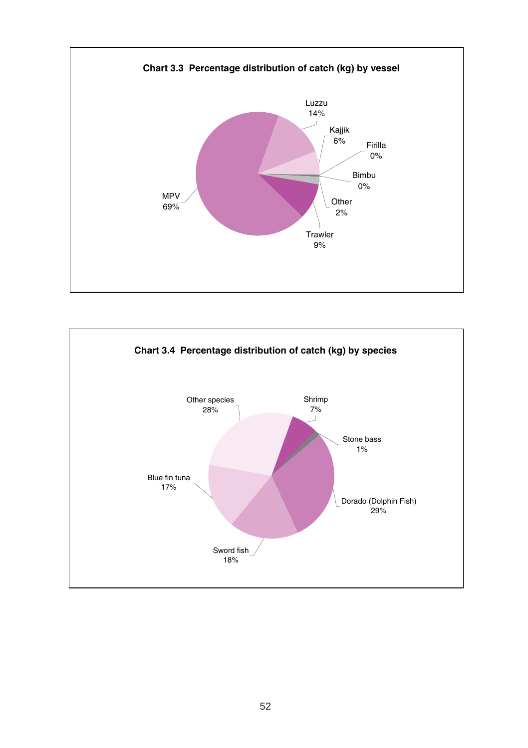**Chart 3.3 Percentage distribution of catch (kg) by vessel**

Luzzu 14%

Kajjik 6%

Firilla 0%

Bimbu 0%

Other 2%

Trawler 9%

MPV 69%

**Chart 3.4 Percentage distribution of catch (kg) by species**

Other species 28%

Shrimp 7%

Stone bass 1%

Dorado (Dolphin Fish) 29%

Sword fish 18%

Blue fin tuna 17%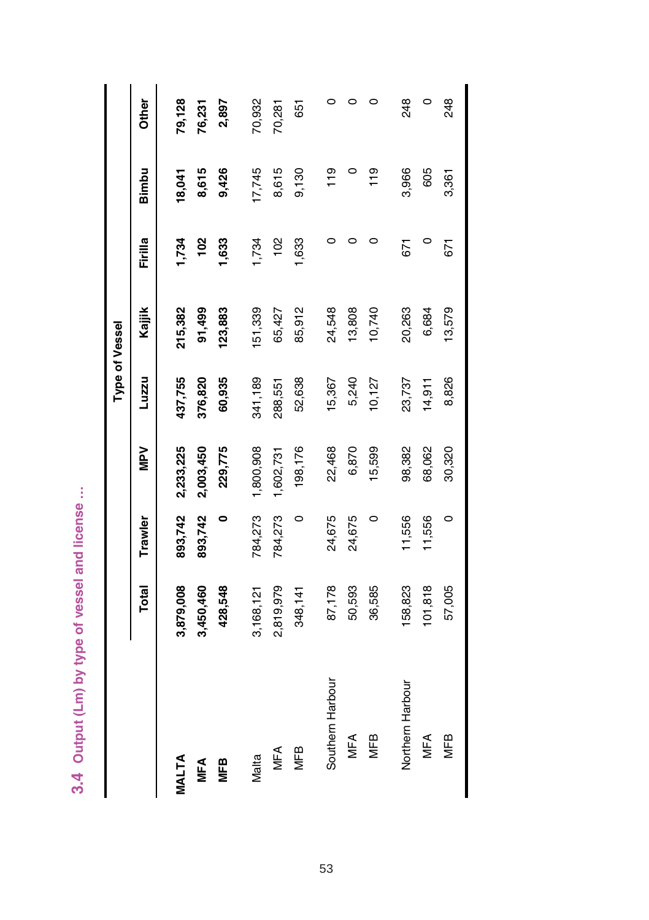## 3.4 Output (Lm) by type of vessel and license ...

| | Total | Type of Vessel | | | | | | |
|---|---|---|---|---|---|---|---|---|
| | | Trawler | MPV | Luzzu | Kajjik | Firilla | Bimbu | Other |
| **MALTA** | **3,879,008** | **893,742** | **2,233,225** | **437,755** | **215,382** | **1,734** | **18,041** | **79,128** |
| **MFA** | **3,450,460** | **893,742** | **2,003,450** | **376,820** | **91,499** | **102** | **8,615** | **76,231** |
| **MFB** | **428,548** | **0** | **229,775** | **60,935** | **123,883** | **1,633** | **9,426** | **2,897** |
| Malta | 3,168,121 | 784,273 | 1,800,908 | 341,189 | 151,339 | 1,734 | 17,745 | 70,932 |
| MFA | 2,819,979 | 784,273 | 1,602,731 | 288,551 | 65,427 | 102 | 8,615 | 70,281 |
| MFB | 348,141 | 0 | 198,176 | 52,638 | 85,912 | 1,633 | 9,130 | 651 |
| Southern Harbour | 87,178 | 24,675 | 22,468 | 15,367 | 24,548 | 0 | 119 | 0 |
| MFA | 50,593 | 24,675 | 6,870 | 5,240 | 13,808 | 0 | 0 | 0 |
| MFB | 36,585 | 0 | 15,599 | 10,127 | 10,740 | 0 | 119 | 0 |
| Northern Harbour | 158,823 | 11,556 | 98,382 | 23,737 | 20,263 | 671 | 3,966 | 248 |
| MFA | 101,818 | 11,556 | 68,062 | 14,911 | 6,684 | 0 | 605 | 0 |
| MFB | 57,005 | 0 | 30,320 | 8,826 | 13,579 | 671 | 3,361 | 248 |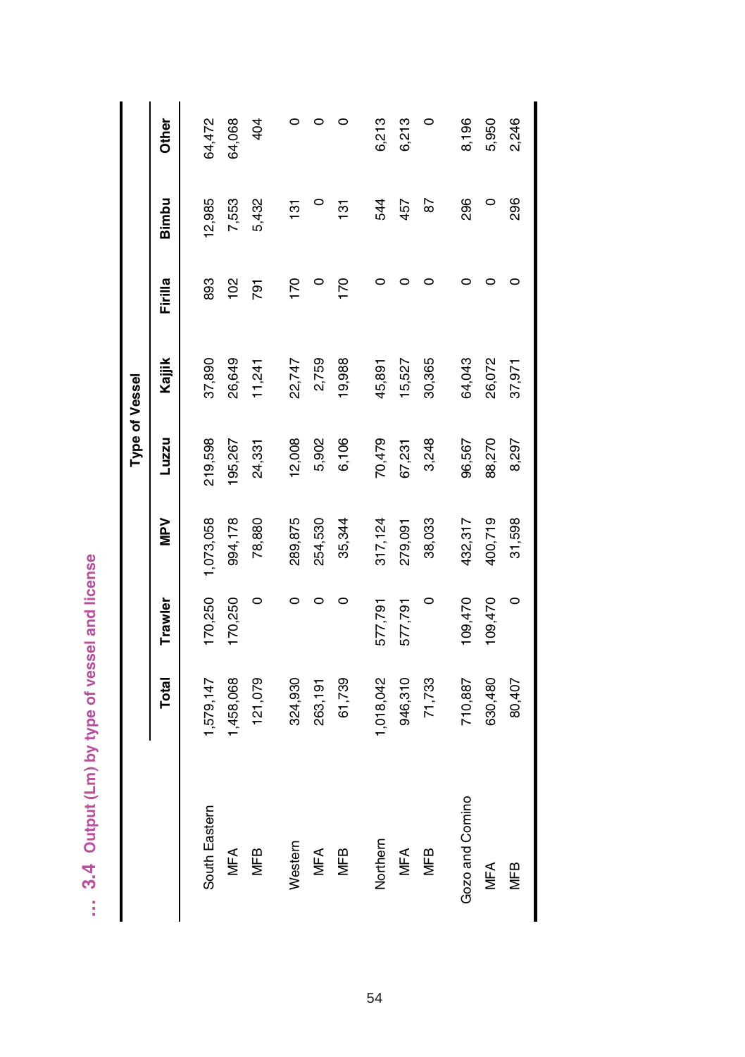## ... 3.4 Output (Lm) by type of vessel and license

| | Total | Type of Vessel | | | | | | |
|---|---|---|---|---|---|---|---|---|
| | | Trawler | MPV | Luzzu | Kajjik | Firilla | Bimbu | Other |
| South Eastern | 1,579,147 | 170,250 | 1,073,058 | 219,598 | 37,890 | 893 | 12,985 | 64,472 |
| MFA | 1,458,068 | 170,250 | 994,178 | 195,267 | 26,649 | 102 | 7,553 | 64,068 |
| MFB | 121,079 | 0 | 78,880 | 24,331 | 11,241 | 791 | 5,432 | 404 |
| Western | 324,930 | 0 | 289,875 | 12,008 | 22,747 | 170 | 131 | 0 |
| MFA | 263,191 | 0 | 254,530 | 5,902 | 2,759 | 0 | 0 | 0 |
| MFB | 61,739 | 0 | 35,344 | 6,106 | 19,988 | 170 | 131 | 0 |
| Northern | 1,018,042 | 577,791 | 317,124 | 70,479 | 45,891 | 0 | 544 | 6,213 |
| MFA | 946,310 | 577,791 | 279,091 | 67,231 | 15,527 | 0 | 457 | 6,213 |
| MFB | 71,733 | 0 | 38,033 | 3,248 | 30,365 | 0 | 87 | 0 |
| Gozo and Comino | 710,887 | 109,470 | 432,317 | 96,567 | 64,043 | 0 | 296 | 8,196 |
| MFA | 630,480 | 109,470 | 400,719 | 88,270 | 26,072 | 0 | 0 | 5,950 |
| MFB | 80,407 | 0 | 31,598 | 8,297 | 37,971 | 0 | 296 | 2,246 |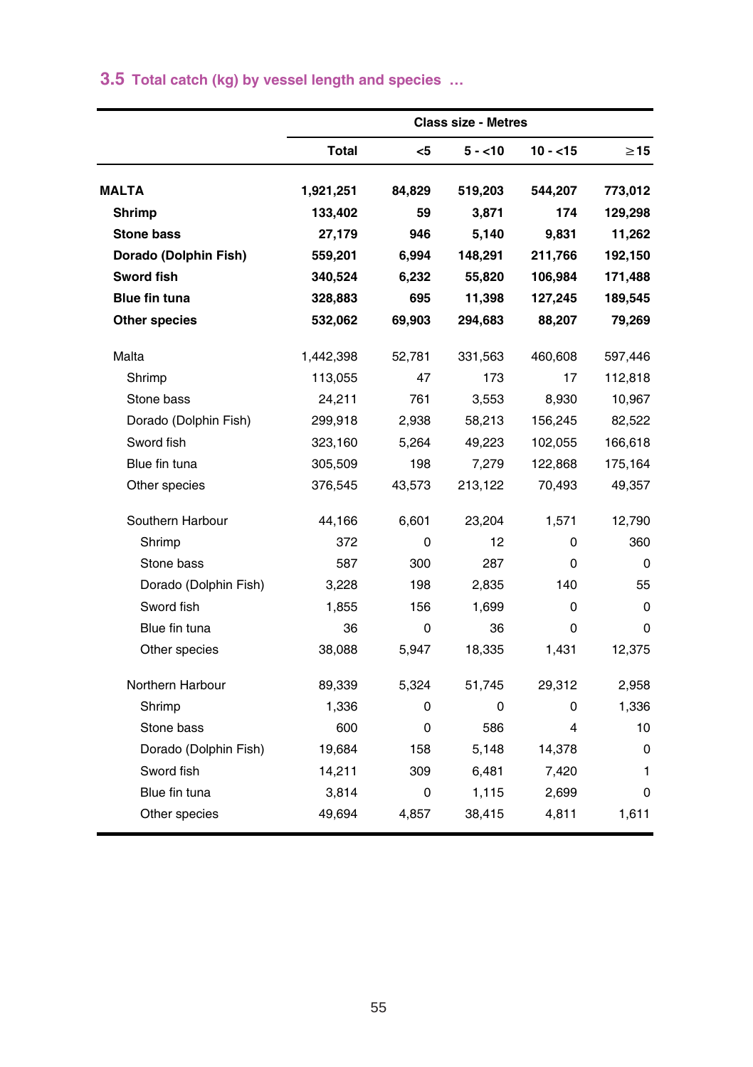### 3.5 Total catch (kg) by vessel length and species …

| | Class size - Metres | | | | |
|---|---|---|---|---|---|
| | **Total** | **<5** | **5 - <10** | **10 - <15** | **≥15** |
| **MALTA** | **1,921,251** | **84,829** | **519,203** | **544,207** | **773,012** |
| **Shrimp** | **133,402** | **59** | **3,871** | **174** | **129,298** |
| **Stone bass** | **27,179** | **946** | **5,140** | **9,831** | **11,262** |
| **Dorado (Dolphin Fish)** | **559,201** | **6,994** | **148,291** | **211,766** | **192,150** |
| **Sword fish** | **340,524** | **6,232** | **55,820** | **106,984** | **171,488** |
| **Blue fin tuna** | **328,883** | **695** | **11,398** | **127,245** | **189,545** |
| **Other species** | **532,062** | **69,903** | **294,683** | **88,207** | **79,269** |
| Malta | 1,442,398 | 52,781 | 331,563 | 460,608 | 597,446 |
| Shrimp | 113,055 | 47 | 173 | 17 | 112,818 |
| Stone bass | 24,211 | 761 | 3,553 | 8,930 | 10,967 |
| Dorado (Dolphin Fish) | 299,918 | 2,938 | 58,213 | 156,245 | 82,522 |
| Sword fish | 323,160 | 5,264 | 49,223 | 102,055 | 166,618 |
| Blue fin tuna | 305,509 | 198 | 7,279 | 122,868 | 175,164 |
| Other species | 376,545 | 43,573 | 213,122 | 70,493 | 49,357 |
| Southern Harbour | 44,166 | 6,601 | 23,204 | 1,571 | 12,790 |
| Shrimp | 372 | 0 | 12 | 0 | 360 |
| Stone bass | 587 | 300 | 287 | 0 | 0 |
| Dorado (Dolphin Fish) | 3,228 | 198 | 2,835 | 140 | 55 |
| Sword fish | 1,855 | 156 | 1,699 | 0 | 0 |
| Blue fin tuna | 36 | 0 | 36 | 0 | 0 |
| Other species | 38,088 | 5,947 | 18,335 | 1,431 | 12,375 |
| Northern Harbour | 89,339 | 5,324 | 51,745 | 29,312 | 2,958 |
| Shrimp | 1,336 | 0 | 0 | 0 | 1,336 |
| Stone bass | 600 | 0 | 586 | 4 | 10 |
| Dorado (Dolphin Fish) | 19,684 | 158 | 5,148 | 14,378 | 0 |
| Sword fish | 14,211 | 309 | 6,481 | 7,420 | 1 |
| Blue fin tuna | 3,814 | 0 | 1,115 | 2,699 | 0 |
| Other species | 49,694 | 4,857 | 38,415 | 4,811 | 1,611 |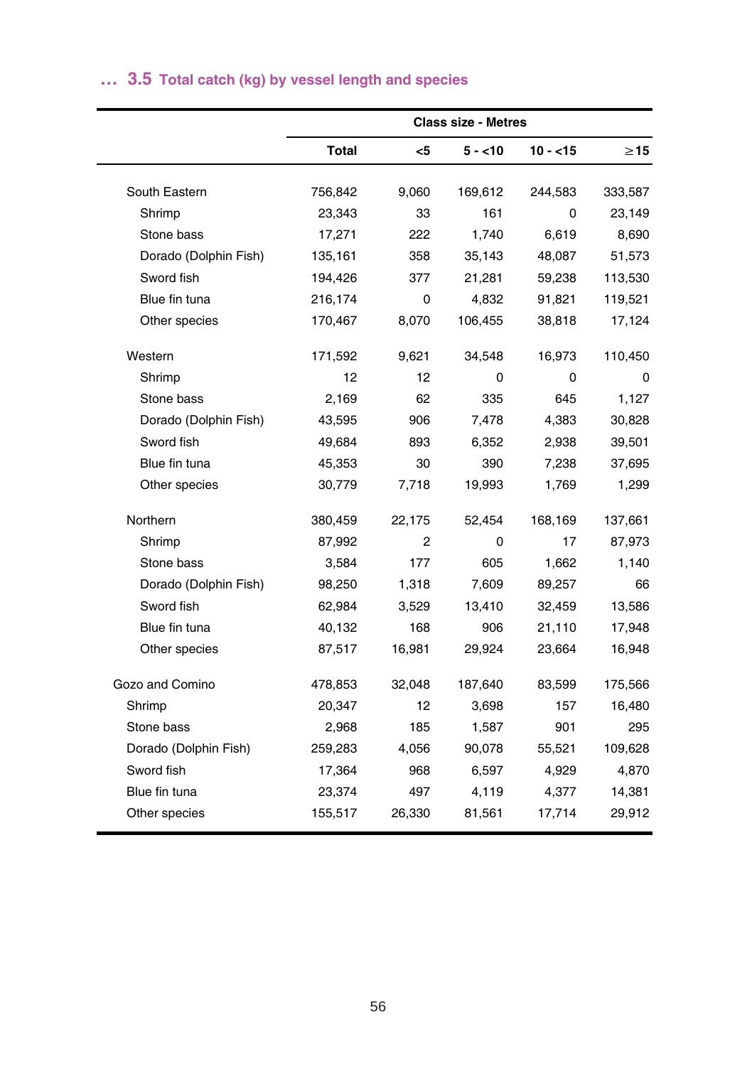### … 3.5 Total catch (kg) by vessel length and species

| | Class size - Metres | | | | |
|---|---|---|---|---|---|
| | Total | <5 | 5 - <10 | 10 - <15 | ≥15 |
| South Eastern | 756,842 | 9,060 | 169,612 | 244,583 | 333,587 |
| Shrimp | 23,343 | 33 | 161 | 0 | 23,149 |
| Stone bass | 17,271 | 222 | 1,740 | 6,619 | 8,690 |
| Dorado (Dolphin Fish) | 135,161 | 358 | 35,143 | 48,087 | 51,573 |
| Sword fish | 194,426 | 377 | 21,281 | 59,238 | 113,530 |
| Blue fin tuna | 216,174 | 0 | 4,832 | 91,821 | 119,521 |
| Other species | 170,467 | 8,070 | 106,455 | 38,818 | 17,124 |
| Western | 171,592 | 9,621 | 34,548 | 16,973 | 110,450 |
| Shrimp | 12 | 12 | 0 | 0 | 0 |
| Stone bass | 2,169 | 62 | 335 | 645 | 1,127 |
| Dorado (Dolphin Fish) | 43,595 | 906 | 7,478 | 4,383 | 30,828 |
| Sword fish | 49,684 | 893 | 6,352 | 2,938 | 39,501 |
| Blue fin tuna | 45,353 | 30 | 390 | 7,238 | 37,695 |
| Other species | 30,779 | 7,718 | 19,993 | 1,769 | 1,299 |
| Northern | 380,459 | 22,175 | 52,454 | 168,169 | 137,661 |
| Shrimp | 87,992 | 2 | 0 | 17 | 87,973 |
| Stone bass | 3,584 | 177 | 605 | 1,662 | 1,140 |
| Dorado (Dolphin Fish) | 98,250 | 1,318 | 7,609 | 89,257 | 66 |
| Sword fish | 62,984 | 3,529 | 13,410 | 32,459 | 13,586 |
| Blue fin tuna | 40,132 | 168 | 906 | 21,110 | 17,948 |
| Other species | 87,517 | 16,981 | 29,924 | 23,664 | 16,948 |
| Gozo and Comino | 478,853 | 32,048 | 187,640 | 83,599 | 175,566 |
| Shrimp | 20,347 | 12 | 3,698 | 157 | 16,480 |
| Stone bass | 2,968 | 185 | 1,587 | 901 | 295 |
| Dorado (Dolphin Fish) | 259,283 | 4,056 | 90,078 | 55,521 | 109,628 |
| Sword fish | 17,364 | 968 | 6,597 | 4,929 | 4,870 |
| Blue fin tuna | 23,374 | 497 | 4,119 | 4,377 | 14,381 |
| Other species | 155,517 | 26,330 | 81,561 | 17,714 | 29,912 |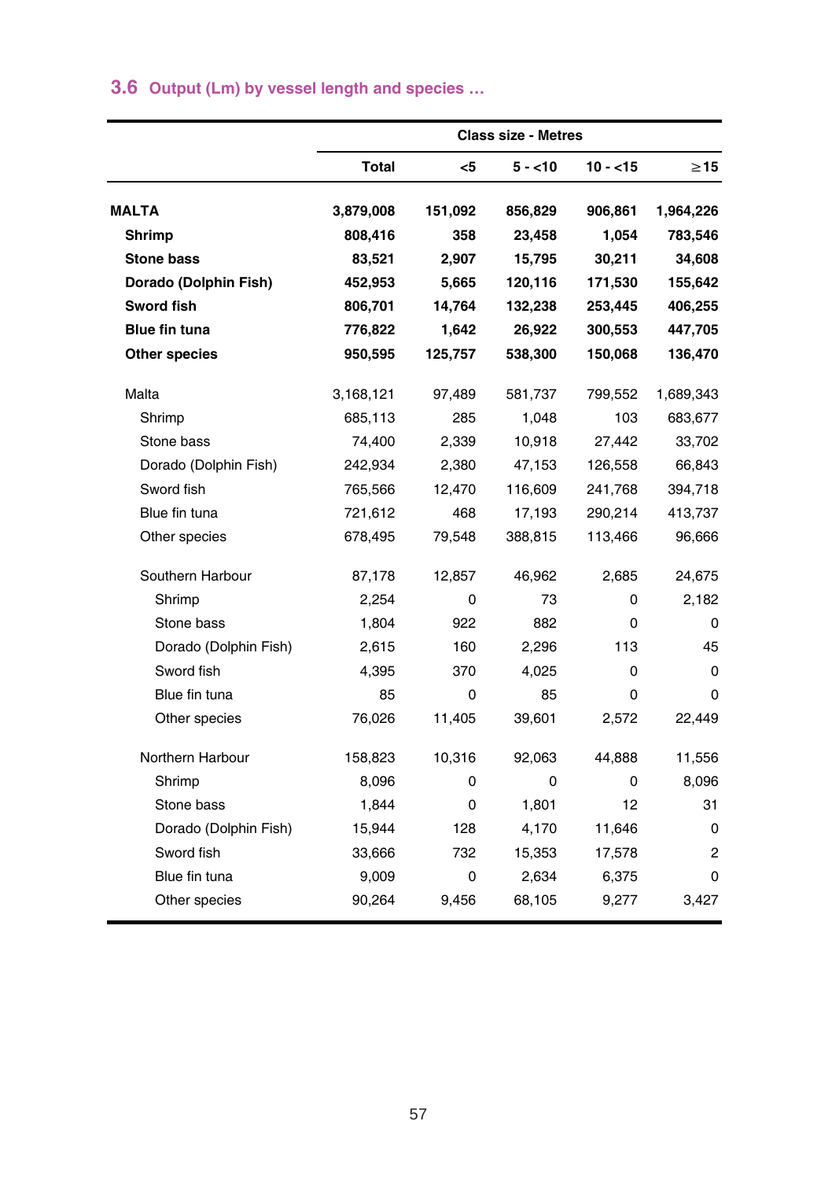## 3.6 Output (Lm) by vessel length and species …

| | Class size - Metres | | | | |
|---|---|---|---|---|---|
| | **Total** | **<5** | **5 - <10** | **10 - <15** | **≥15** |
| **MALTA** | **3,879,008** | **151,092** | **856,829** | **906,861** | **1,964,226** |
| **Shrimp** | **808,416** | **358** | **23,458** | **1,054** | **783,546** |
| **Stone bass** | **83,521** | **2,907** | **15,795** | **30,211** | **34,608** |
| **Dorado (Dolphin Fish)** | **452,953** | **5,665** | **120,116** | **171,530** | **155,642** |
| **Sword fish** | **806,701** | **14,764** | **132,238** | **253,445** | **406,255** |
| **Blue fin tuna** | **776,822** | **1,642** | **26,922** | **300,553** | **447,705** |
| **Other species** | **950,595** | **125,757** | **538,300** | **150,068** | **136,470** |
| Malta | 3,168,121 | 97,489 | 581,737 | 799,552 | 1,689,343 |
| Shrimp | 685,113 | 285 | 1,048 | 103 | 683,677 |
| Stone bass | 74,400 | 2,339 | 10,918 | 27,442 | 33,702 |
| Dorado (Dolphin Fish) | 242,934 | 2,380 | 47,153 | 126,558 | 66,843 |
| Sword fish | 765,566 | 12,470 | 116,609 | 241,768 | 394,718 |
| Blue fin tuna | 721,612 | 468 | 17,193 | 290,214 | 413,737 |
| Other species | 678,495 | 79,548 | 388,815 | 113,466 | 96,666 |
| Southern Harbour | 87,178 | 12,857 | 46,962 | 2,685 | 24,675 |
| Shrimp | 2,254 | 0 | 73 | 0 | 2,182 |
| Stone bass | 1,804 | 922 | 882 | 0 | 0 |
| Dorado (Dolphin Fish) | 2,615 | 160 | 2,296 | 113 | 45 |
| Sword fish | 4,395 | 370 | 4,025 | 0 | 0 |
| Blue fin tuna | 85 | 0 | 85 | 0 | 0 |
| Other species | 76,026 | 11,405 | 39,601 | 2,572 | 22,449 |
| Northern Harbour | 158,823 | 10,316 | 92,063 | 44,888 | 11,556 |
| Shrimp | 8,096 | 0 | 0 | 0 | 8,096 |
| Stone bass | 1,844 | 0 | 1,801 | 12 | 31 |
| Dorado (Dolphin Fish) | 15,944 | 128 | 4,170 | 11,646 | 0 |
| Sword fish | 33,666 | 732 | 15,353 | 17,578 | 2 |
| Blue fin tuna | 9,009 | 0 | 2,634 | 6,375 | 0 |
| Other species | 90,264 | 9,456 | 68,105 | 9,277 | 3,427 |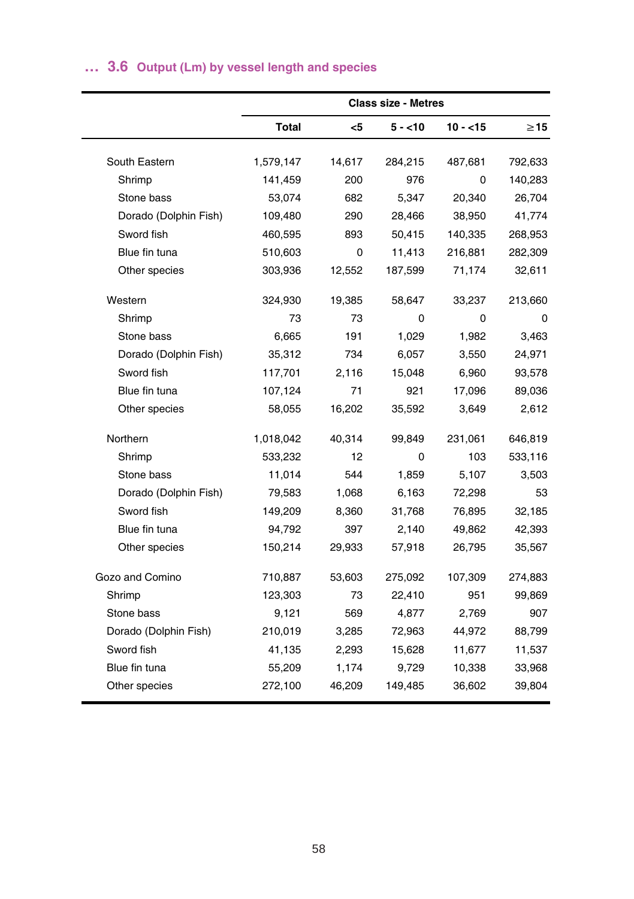## … 3.6 Output (Lm) by vessel length and species

| | Class size - Metres | | | | |
|---|---|---|---|---|---|
| | Total | <5 | 5 - <10 | 10 - <15 | ≥15 |
| South Eastern | 1,579,147 | 14,617 | 284,215 | 487,681 | 792,633 |
| Shrimp | 141,459 | 200 | 976 | 0 | 140,283 |
| Stone bass | 53,074 | 682 | 5,347 | 20,340 | 26,704 |
| Dorado (Dolphin Fish) | 109,480 | 290 | 28,466 | 38,950 | 41,774 |
| Sword fish | 460,595 | 893 | 50,415 | 140,335 | 268,953 |
| Blue fin tuna | 510,603 | 0 | 11,413 | 216,881 | 282,309 |
| Other species | 303,936 | 12,552 | 187,599 | 71,174 | 32,611 |
| Western | 324,930 | 19,385 | 58,647 | 33,237 | 213,660 |
| Shrimp | 73 | 73 | 0 | 0 | 0 |
| Stone bass | 6,665 | 191 | 1,029 | 1,982 | 3,463 |
| Dorado (Dolphin Fish) | 35,312 | 734 | 6,057 | 3,550 | 24,971 |
| Sword fish | 117,701 | 2,116 | 15,048 | 6,960 | 93,578 |
| Blue fin tuna | 107,124 | 71 | 921 | 17,096 | 89,036 |
| Other species | 58,055 | 16,202 | 35,592 | 3,649 | 2,612 |
| Northern | 1,018,042 | 40,314 | 99,849 | 231,061 | 646,819 |
| Shrimp | 533,232 | 12 | 0 | 103 | 533,116 |
| Stone bass | 11,014 | 544 | 1,859 | 5,107 | 3,503 |
| Dorado (Dolphin Fish) | 79,583 | 1,068 | 6,163 | 72,298 | 53 |
| Sword fish | 149,209 | 8,360 | 31,768 | 76,895 | 32,185 |
| Blue fin tuna | 94,792 | 397 | 2,140 | 49,862 | 42,393 |
| Other species | 150,214 | 29,933 | 57,918 | 26,795 | 35,567 |
| Gozo and Comino | 710,887 | 53,603 | 275,092 | 107,309 | 274,883 |
| Shrimp | 123,303 | 73 | 22,410 | 951 | 99,869 |
| Stone bass | 9,121 | 569 | 4,877 | 2,769 | 907 |
| Dorado (Dolphin Fish) | 210,019 | 3,285 | 72,963 | 44,972 | 88,799 |
| Sword fish | 41,135 | 2,293 | 15,628 | 11,677 | 11,537 |
| Blue fin tuna | 55,209 | 1,174 | 9,729 | 10,338 | 33,968 |
| Other species | 272,100 | 46,209 | 149,485 | 36,602 | 39,804 |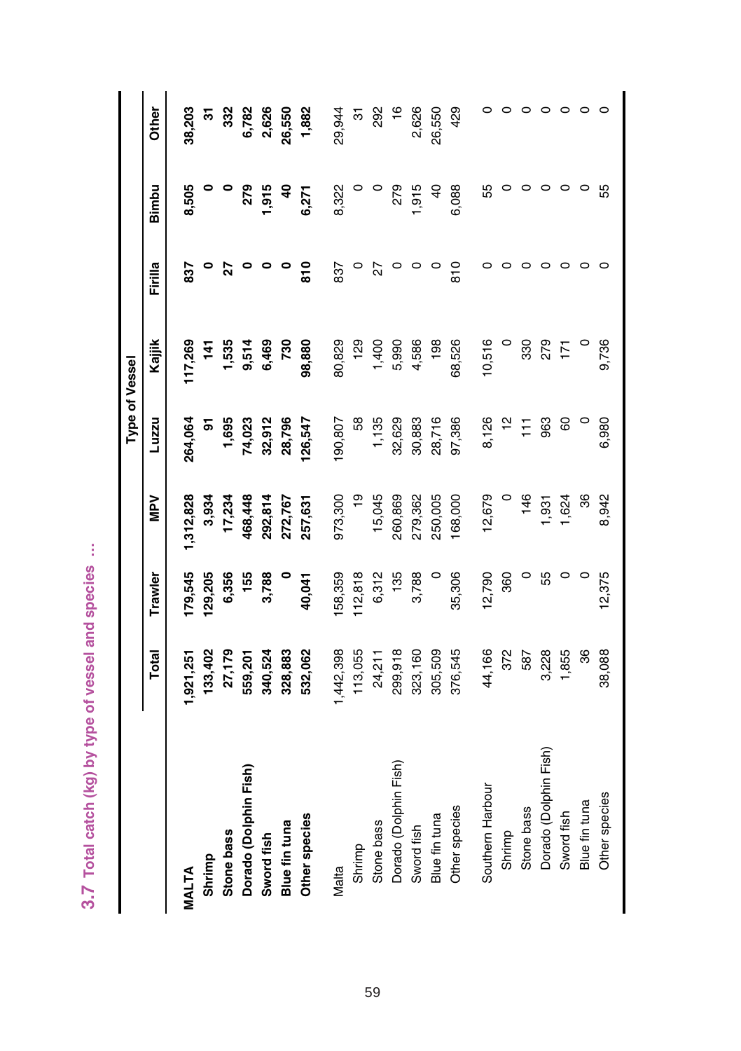## 3.7 Total catch (kg) by type of vessel and species ...

| | Total | Trawler | MPV | Luzzu | Kajjik | Firilla | Bimbu | Other |
|---|---|---|---|---|---|---|---|---|
| | | | Type of Vessel | | | | | |
| **MALTA** | **1,921,251** | **179,545** | **1,312,828** | **264,064** | **117,269** | **837** | **8,505** | **38,203** |
| **Shrimp** | **133,402** | **129,205** | **3,934** | **91** | **141** | **0** | **0** | **31** |
| **Stone bass** | **27,179** | **6,356** | **17,234** | **1,695** | **1,535** | **27** | **0** | **332** |
| **Dorado (Dolphin Fish)** | **559,201** | **155** | **468,448** | **74,023** | **9,514** | **0** | **279** | **6,782** |
| **Sword fish** | **340,524** | **3,788** | **292,814** | **32,912** | **6,469** | **0** | **1,915** | **2,626** |
| **Blue fin tuna** | **328,883** | **0** | **272,767** | **28,796** | **730** | **0** | **40** | **26,550** |
| **Other species** | **532,062** | **40,041** | **257,631** | **126,547** | **98,880** | **810** | **6,271** | **1,882** |
| Malta | 1,442,398 | 158,359 | 973,300 | 190,807 | 80,829 | 837 | 8,322 | 29,944 |
| Shrimp | 113,055 | 112,818 | 19 | 58 | 129 | 0 | 0 | 31 |
| Stone bass | 24,211 | 6,312 | 15,045 | 1,135 | 1,400 | 27 | 0 | 292 |
| Dorado (Dolphin Fish) | 299,918 | 135 | 260,869 | 32,629 | 5,990 | 0 | 279 | 16 |
| Sword fish | 323,160 | 3,788 | 279,362 | 30,883 | 4,586 | 0 | 1,915 | 2,626 |
| Blue fin tuna | 305,509 | 0 | 250,005 | 28,716 | 198 | 0 | 40 | 26,550 |
| Other species | 376,545 | 35,306 | 168,000 | 97,386 | 68,526 | 810 | 6,088 | 429 |
| Southern Harbour | 44,166 | 12,790 | 12,679 | 8,126 | 10,516 | 0 | 55 | 0 |
| Shrimp | 372 | 360 | 0 | 12 | 0 | 0 | 0 | 0 |
| Stone bass | 587 | 0 | 146 | 111 | 330 | 0 | 0 | 0 |
| Dorado (Dolphin Fish) | 3,228 | 55 | 1,931 | 963 | 279 | 0 | 0 | 0 |
| Sword fish | 1,855 | 0 | 1,624 | 60 | 171 | 0 | 0 | 0 |
| Blue fin tuna | 36 | 0 | 36 | 0 | 0 | 0 | 0 | 0 |
| Other species | 38,088 | 12,375 | 8,942 | 6,980 | 9,736 | 0 | 55 | 0 |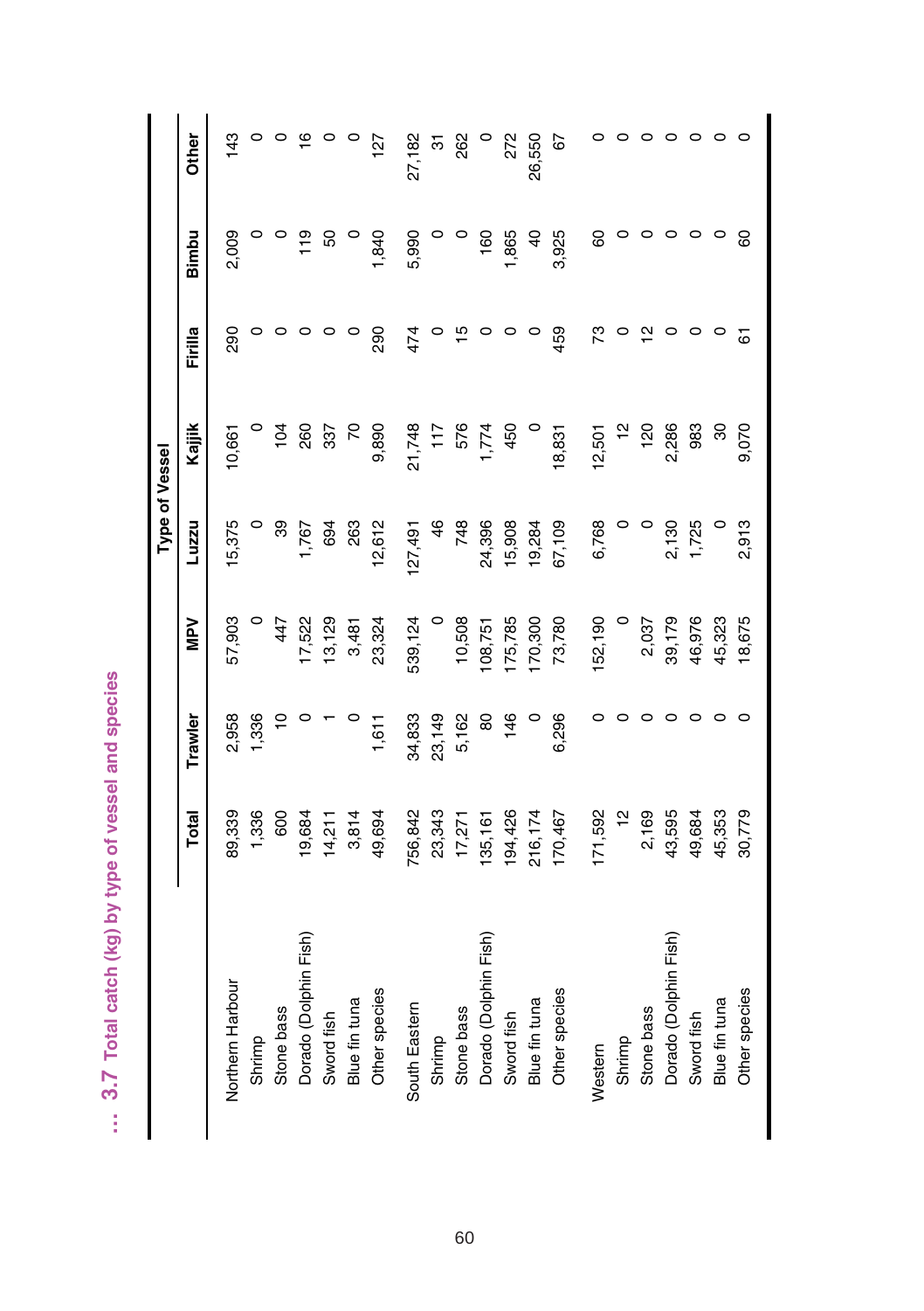## ... 3.7 Total catch (kg) by type of vessel and species

| | Total | Type of Vessel | | | | | | |
|---|---|---|---|---|---|---|---|---|
| | | Trawler | MPV | Luzzu | Kajjik | Firilla | Bimbu | Other |
| Northern Harbour | 89,339 | 2,958 | 57,903 | 15,375 | 10,661 | 290 | 2,009 | 143 |
| Shrimp | 1,336 | 1,336 | 0 | 0 | 0 | 0 | 0 | 0 |
| Stone bass | 600 | 10 | 447 | 39 | 104 | 0 | 0 | 0 |
| Dorado (Dolphin Fish) | 19,684 | 0 | 17,522 | 1,767 | 260 | 0 | 119 | 16 |
| Sword fish | 14,211 | 1 | 13,129 | 694 | 337 | 0 | 50 | 0 |
| Blue fin tuna | 3,814 | 0 | 3,481 | 263 | 70 | 0 | 0 | 0 |
| Other species | 49,694 | 1,611 | 23,324 | 12,612 | 9,890 | 290 | 1,840 | 127 |
| South Eastern | 756,842 | 34,833 | 539,124 | 127,491 | 21,748 | 474 | 5,990 | 27,182 |
| Shrimp | 23,343 | 23,149 | 0 | 46 | 117 | 0 | 0 | 31 |
| Stone bass | 17,271 | 5,162 | 10,508 | 748 | 576 | 15 | 0 | 262 |
| Dorado (Dolphin Fish) | 135,161 | 80 | 108,751 | 24,396 | 1,774 | 0 | 160 | 0 |
| Sword fish | 194,426 | 146 | 175,785 | 15,908 | 450 | 0 | 1,865 | 272 |
| Blue fin tuna | 216,174 | 0 | 170,300 | 19,284 | 0 | 0 | 40 | 26,550 |
| Other species | 170,467 | 6,296 | 73,780 | 67,109 | 18,831 | 459 | 3,925 | 67 |
| Western | 171,592 | 0 | 152,190 | 6,768 | 12,501 | 73 | 60 | 0 |
| Shrimp | 12 | 0 | 0 | 0 | 12 | 0 | 0 | 0 |
| Stone bass | 2,169 | 0 | 2,037 | 0 | 120 | 12 | 0 | 0 |
| Dorado (Dolphin Fish) | 43,595 | 0 | 39,179 | 2,130 | 2,286 | 0 | 0 | 0 |
| Sword fish | 49,684 | 0 | 46,976 | 1,725 | 983 | 0 | 0 | 0 |
| Blue fin tuna | 45,353 | 0 | 45,323 | 0 | 30 | 0 | 0 | 0 |
| Other species | 30,779 | 0 | 18,675 | 2,913 | 9,070 | 61 | 60 | 0 |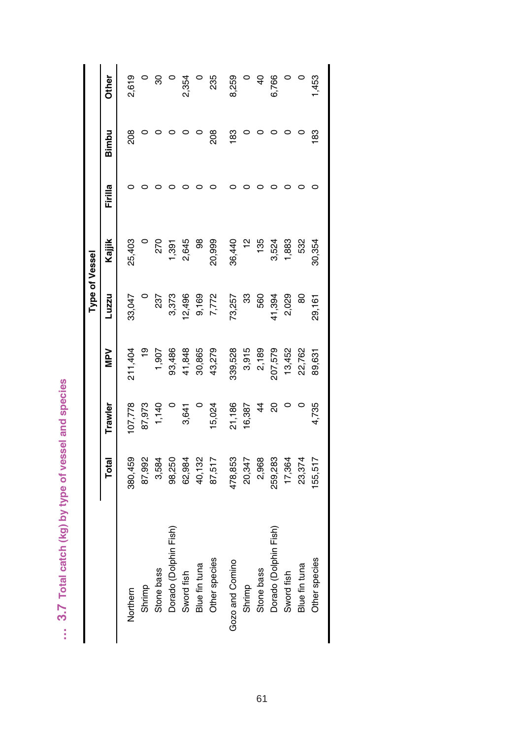## ... 3.7 Total catch (kg) by type of vessel and species

| | Total | Type of Vessel | | | | | | |
|---|---|---|---|---|---|---|---|---|
| | | Trawler | MPV | Luzzu | Kajjik | Firilla | Bimbu | Other |
| Northern | 380,459 | 107,778 | 211,404 | 33,047 | 25,403 | 0 | 208 | 2,619 |
| Shrimp | 87,992 | 87,973 | 19 | 0 | 0 | 0 | 0 | 0 |
| Stone bass | 3,584 | 1,140 | 1,907 | 237 | 270 | 0 | 0 | 30 |
| Dorado (Dolphin Fish) | 98,250 | 0 | 93,486 | 3,373 | 1,391 | 0 | 0 | 0 |
| Sword fish | 62,984 | 3,641 | 41,848 | 12,496 | 2,645 | 0 | 0 | 2,354 |
| Blue fin tuna | 40,132 | 0 | 30,865 | 9,169 | 98 | 0 | 0 | 0 |
| Other species | 87,517 | 15,024 | 43,279 | 7,772 | 20,999 | 0 | 208 | 235 |
| Gozo and Comino | 478,853 | 21,186 | 339,528 | 73,257 | 36,440 | 0 | 183 | 8,259 |
| Shrimp | 20,347 | 16,387 | 3,915 | 33 | 12 | 0 | 0 | 0 |
| Stone bass | 2,968 | 44 | 2,189 | 560 | 135 | 0 | 0 | 40 |
| Dorado (Dolphin Fish) | 259,283 | 20 | 207,579 | 41,394 | 3,524 | 0 | 0 | 6,766 |
| Sword fish | 17,364 | 0 | 13,452 | 2,029 | 1,883 | 0 | 0 | 0 |
| Blue fin tuna | 23,374 | 0 | 22,762 | 80 | 532 | 0 | 0 | 0 |
| Other species | 155,517 | 4,735 | 89,631 | 29,161 | 30,354 | 0 | 183 | 1,453 |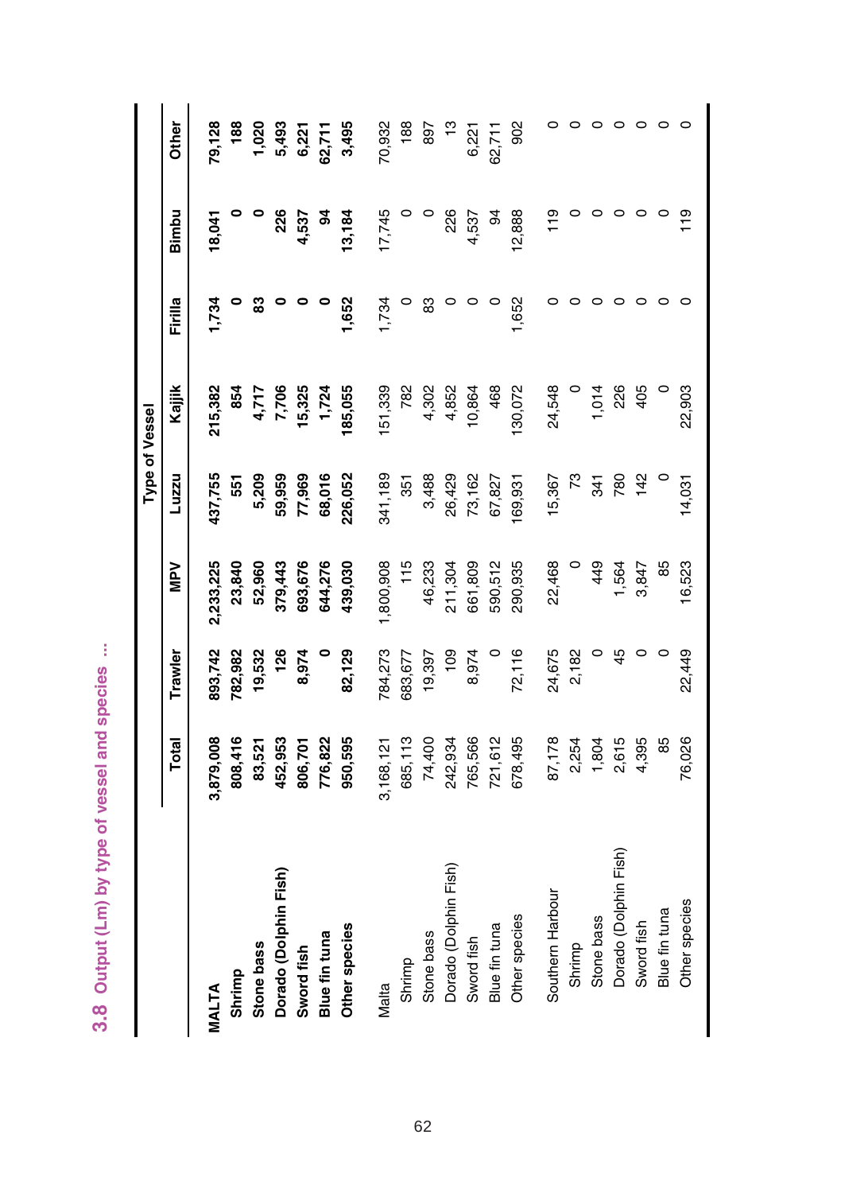## 3.8 Output (Lm) by type of vessel and species ...

| | Total | Type of Vessel | | | | | | |
|---|---|---|---|---|---|---|---|---|
| | | Trawler | MPV | Luzzu | Kajjik | Firilla | Bimbu | Other |
| **MALTA** | **3,879,008** | **893,742** | **2,233,225** | **437,755** | **215,382** | **1,734** | **18,041** | **79,128** |
| **Shrimp** | **808,416** | **782,982** | **23,840** | **551** | **854** | **0** | **0** | **188** |
| **Stone bass** | **83,521** | **19,532** | **52,960** | **5,209** | **4,717** | **83** | **0** | **1,020** |
| **Dorado (Dolphin Fish)** | **452,953** | **126** | **379,443** | **59,959** | **7,706** | **0** | **226** | **5,493** |
| **Sword fish** | **806,701** | **8,974** | **693,676** | **77,969** | **15,325** | **0** | **4,537** | **6,221** |
| **Blue fin tuna** | **776,822** | **0** | **644,276** | **68,016** | **1,724** | **0** | **94** | **62,711** |
| **Other species** | **950,595** | **82,129** | **439,030** | **226,052** | **185,055** | **1,652** | **13,184** | **3,495** |
| Malta | 3,168,121 | 784,273 | 1,800,908 | 341,189 | 151,339 | 1,734 | 17,745 | 70,932 |
| Shrimp | 685,113 | 683,677 | 115 | 351 | 782 | 0 | 0 | 188 |
| Stone bass | 74,400 | 19,397 | 46,233 | 3,488 | 4,302 | 83 | 0 | 897 |
| Dorado (Dolphin Fish) | 242,934 | 109 | 211,304 | 26,429 | 4,852 | 0 | 226 | 13 |
| Sword fish | 765,566 | 8,974 | 661,809 | 73,162 | 10,864 | 0 | 4,537 | 6,221 |
| Blue fin tuna | 721,612 | 0 | 590,512 | 67,827 | 468 | 0 | 94 | 62,711 |
| Other species | 678,495 | 72,116 | 290,935 | 169,931 | 130,072 | 1,652 | 12,888 | 902 |
| Southern Harbour | 87,178 | 24,675 | 22,468 | 15,367 | 24,548 | 0 | 119 | 0 |
| Shrimp | 2,254 | 2,182 | 0 | 73 | 0 | 0 | 0 | 0 |
| Stone bass | 1,804 | 0 | 449 | 341 | 1,014 | 0 | 0 | 0 |
| Dorado (Dolphin Fish) | 2,615 | 45 | 1,564 | 780 | 226 | 0 | 0 | 0 |
| Sword fish | 4,395 | 0 | 3,847 | 142 | 405 | 0 | 0 | 0 |
| Blue fin tuna | 85 | 0 | 85 | 0 | 0 | 0 | 0 | 0 |
| Other species | 76,026 | 22,449 | 16,523 | 14,031 | 22,903 | 0 | 119 | 0 |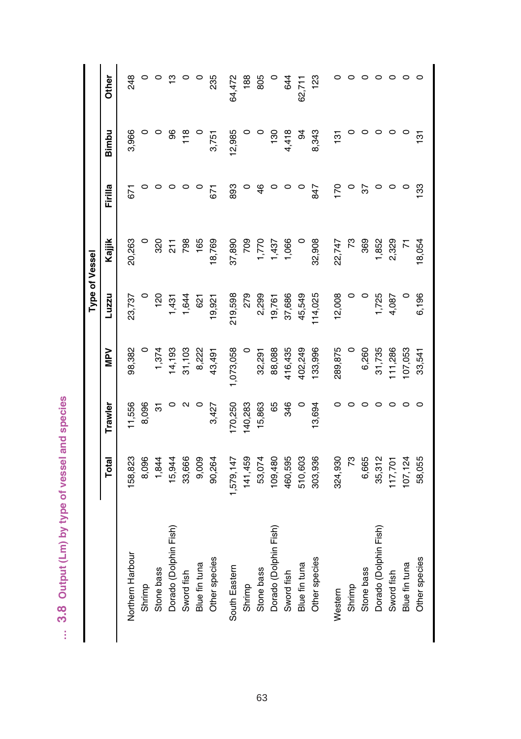## ... 3.8 Output (Lm) by type of vessel and species

| | Total | Trawler | MPV | Luzzu | Kajjik | Firilla | Bimbu | Other |
|---|---|---|---|---|---|---|---|---|
| | | | Type of Vessel | | | | | |
| Northern Harbour | 158,823 | 11,556 | 98,382 | 23,737 | 20,263 | 671 | 3,966 | 248 |
| Shrimp | 8,096 | 8,096 | 0 | 0 | 0 | 0 | 0 | 0 |
| Stone bass | 1,844 | 31 | 1,374 | 120 | 320 | 0 | 0 | 0 |
| Dorado (Dolphin Fish) | 15,944 | 0 | 14,193 | 1,431 | 211 | 0 | 96 | 13 |
| Sword fish | 33,666 | 2 | 31,103 | 1,644 | 798 | 0 | 118 | 0 |
| Blue fin tuna | 9,009 | 0 | 8,222 | 621 | 165 | 0 | 0 | 0 |
| Other species | 90,264 | 3,427 | 43,491 | 19,921 | 18,769 | 671 | 3,751 | 235 |
| South Eastern | 1,579,147 | 170,250 | 1,073,058 | 219,598 | 37,890 | 893 | 12,985 | 64,472 |
| Shrimp | 141,459 | 140,283 | 0 | 279 | 709 | 0 | 0 | 188 |
| Stone bass | 53,074 | 15,863 | 32,291 | 2,299 | 1,770 | 46 | 0 | 805 |
| Dorado (Dolphin Fish) | 109,480 | 65 | 88,088 | 19,761 | 1,437 | 0 | 130 | 0 |
| Sword fish | 460,595 | 346 | 416,435 | 37,686 | 1,066 | 0 | 4,418 | 644 |
| Blue fin tuna | 510,603 | 0 | 402,249 | 45,549 | 0 | 0 | 94 | 62,711 |
| Other species | 303,936 | 13,694 | 133,996 | 114,025 | 32,908 | 847 | 8,343 | 123 |
| Western | 324,930 | 0 | 289,875 | 12,008 | 22,747 | 170 | 131 | 0 |
| Shrimp | 73 | 0 | 0 | 0 | 73 | 0 | 0 | 0 |
| Stone bass | 6,665 | 0 | 6,260 | 0 | 369 | 37 | 0 | 0 |
| Dorado (Dolphin Fish) | 35,312 | 0 | 31,735 | 1,725 | 1,852 | 0 | 0 | 0 |
| Sword fish | 117,701 | 0 | 111,286 | 4,087 | 2,329 | 0 | 0 | 0 |
| Blue fin tuna | 107,124 | 0 | 107,053 | 0 | 71 | 0 | 0 | 0 |
| Other species | 58,055 | 0 | 33,541 | 6,196 | 18,054 | 133 | 131 | 0 |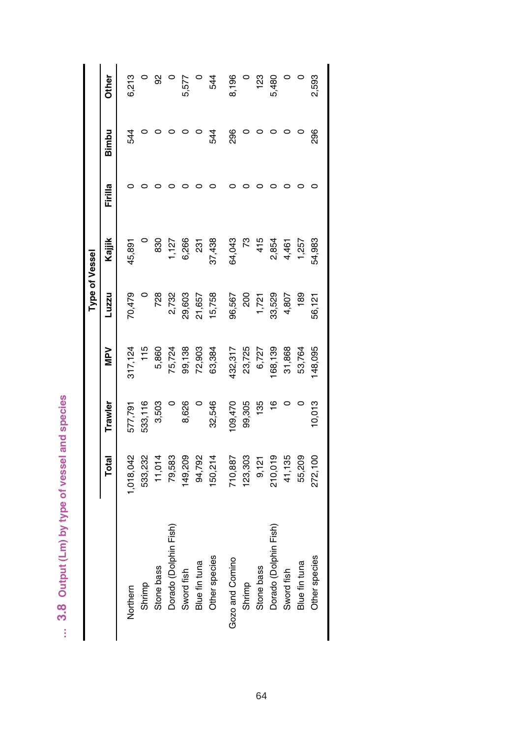## ... 3.8 Output (Lm) by type of vessel and species

| | Total | Type of Vessel | | | | | | |
|---|---|---|---|---|---|---|---|---|
| | | Trawler | MPV | Luzzu | Kajjik | Firilla | Bimbu | Other |
| Northern | 1,018,042 | 577,791 | 317,124 | 70,479 | 45,891 | 0 | 544 | 6,213 |
| Shrimp | 533,232 | 533,116 | 115 | 0 | 0 | 0 | 0 | 0 |
| Stone bass | 11,014 | 3,503 | 5,860 | 728 | 830 | 0 | 0 | 92 |
| Dorado (Dolphin Fish) | 79,583 | 0 | 75,724 | 2,732 | 1,127 | 0 | 0 | 0 |
| Sword fish | 149,209 | 8,626 | 99,138 | 29,603 | 6,266 | 0 | 0 | 5,577 |
| Blue fin tuna | 94,792 | 0 | 72,903 | 21,657 | 231 | 0 | 0 | 0 |
| Other species | 150,214 | 32,546 | 63,384 | 15,758 | 37,438 | 0 | 544 | 544 |
| Gozo and Comino | 710,887 | 109,470 | 432,317 | 96,567 | 64,043 | 0 | 296 | 8,196 |
| Shrimp | 123,303 | 99,305 | 23,725 | 200 | 73 | 0 | 0 | 0 |
| Stone bass | 9,121 | 135 | 6,727 | 1,721 | 415 | 0 | 0 | 123 |
| Dorado (Dolphin Fish) | 210,019 | 16 | 168,139 | 33,529 | 2,854 | 0 | 0 | 5,480 |
| Sword fish | 41,135 | 0 | 31,868 | 4,807 | 4,461 | 0 | 0 | 0 |
| Blue fin tuna | 55,209 | 0 | 53,764 | 189 | 1,257 | 0 | 0 | 0 |
| Other species | 272,100 | 10,013 | 148,095 | 56,121 | 54,983 | 0 | 296 | 2,593 |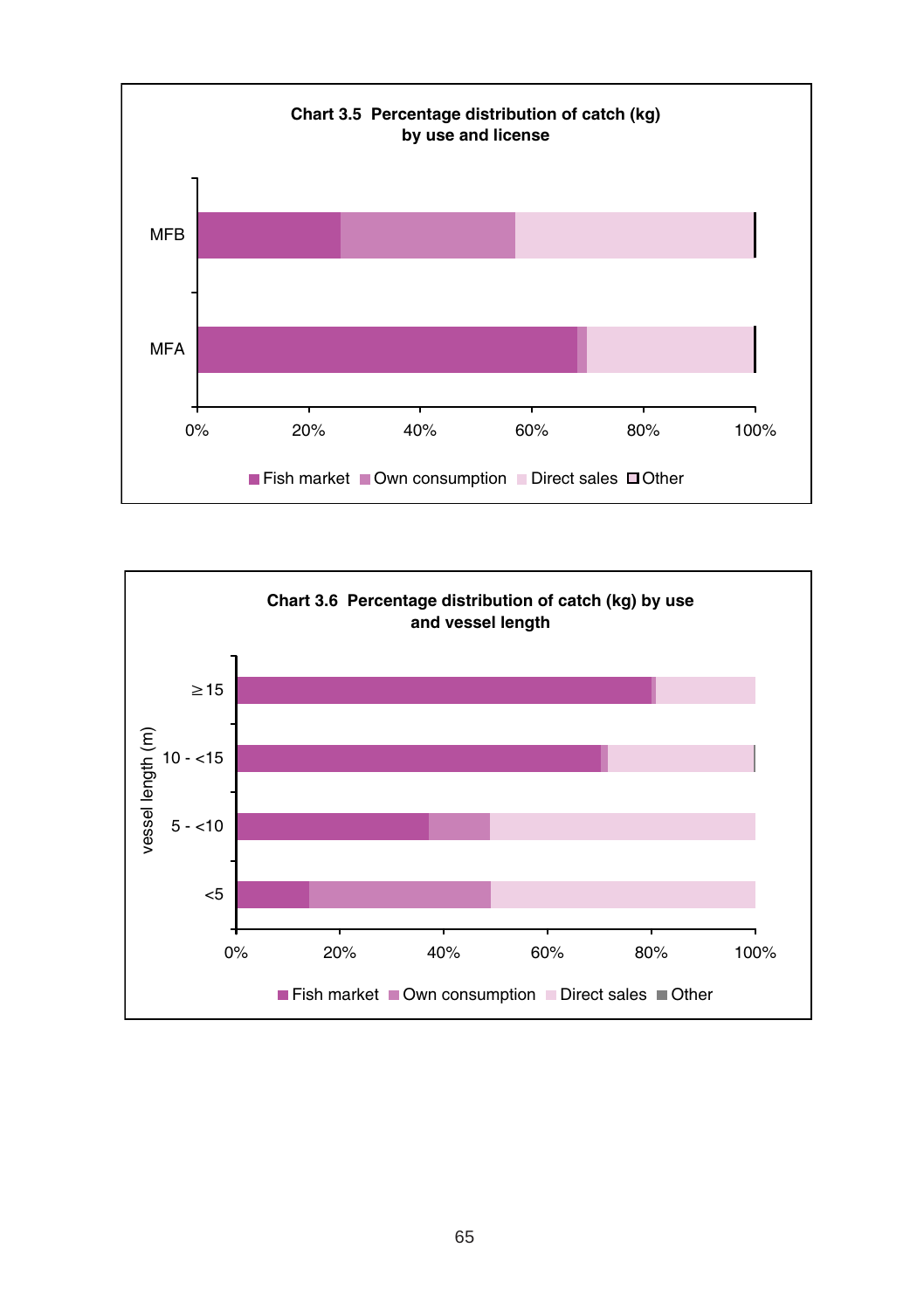**Chart 3.5 Percentage distribution of catch (kg) by use and license**

MFB
MFA

0% 20% 40% 60% 80% 100%

Fish market | Own consumption | Direct sales | Other

**Chart 3.6 Percentage distribution of catch (kg) by use and vessel length**

vessel length (m)

≥15
10 - <15
5 - <10
<5

0% 20% 40% 60% 80% 100%

Fish market | Own consumption | Direct sales | Other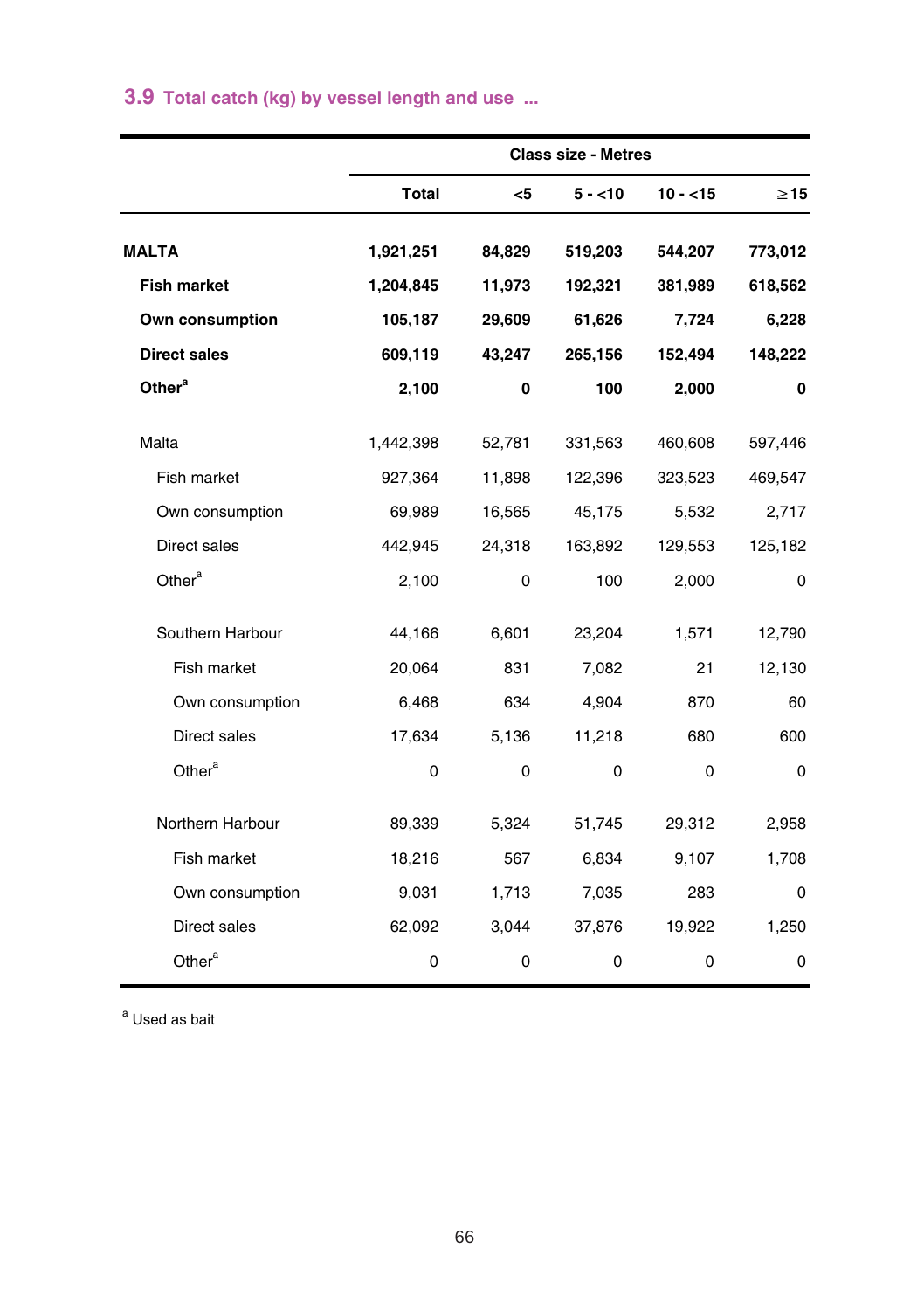## 3.9 Total catch (kg) by vessel length and use ...

| | Class size - Metres | | | | |
|---|---|---|---|---|---|
| | **Total** | **<5** | **5 - <10** | **10 - <15** | **≥15** |
| **MALTA** | **1,921,251** | **84,829** | **519,203** | **544,207** | **773,012** |
| **Fish market** | **1,204,845** | **11,973** | **192,321** | **381,989** | **618,562** |
| **Own consumption** | **105,187** | **29,609** | **61,626** | **7,724** | **6,228** |
| **Direct sales** | **609,119** | **43,247** | **265,156** | **152,494** | **148,222** |
| **Other[a]** | **2,100** | **0** | **100** | **2,000** | **0** |
| Malta | 1,442,398 | 52,781 | 331,563 | 460,608 | 597,446 |
| Fish market | 927,364 | 11,898 | 122,396 | 323,523 | 469,547 |
| Own consumption | 69,989 | 16,565 | 45,175 | 5,532 | 2,717 |
| Direct sales | 442,945 | 24,318 | 163,892 | 129,553 | 125,182 |
| Other[a] | 2,100 | 0 | 100 | 2,000 | 0 |
| Southern Harbour | 44,166 | 6,601 | 23,204 | 1,571 | 12,790 |
| Fish market | 20,064 | 831 | 7,082 | 21 | 12,130 |
| Own consumption | 6,468 | 634 | 4,904 | 870 | 60 |
| Direct sales | 17,634 | 5,136 | 11,218 | 680 | 600 |
| Other[a] | 0 | 0 | 0 | 0 | 0 |
| Northern Harbour | 89,339 | 5,324 | 51,745 | 29,312 | 2,958 |
| Fish market | 18,216 | 567 | 6,834 | 9,107 | 1,708 |
| Own consumption | 9,031 | 1,713 | 7,035 | 283 | 0 |
| Direct sales | 62,092 | 3,044 | 37,876 | 19,922 | 1,250 |
| Other[a] | 0 | 0 | 0 | 0 | 0 |

[a] Used as bait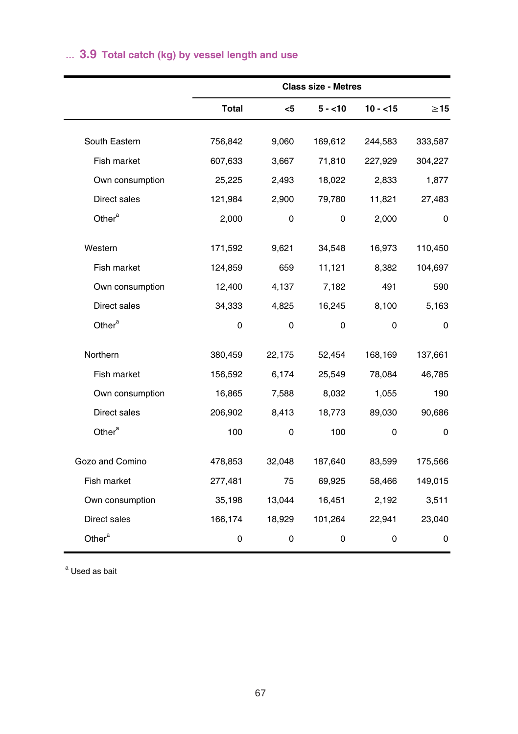## ... 3.9 Total catch (kg) by vessel length and use

| | Class size - Metres | | | | |
|---|---|---|---|---|---|
| | Total | <5 | 5 - <10 | 10 - <15 | ≥15 |
| South Eastern | 756,842 | 9,060 | 169,612 | 244,583 | 333,587 |
| Fish market | 607,633 | 3,667 | 71,810 | 227,929 | 304,227 |
| Own consumption | 25,225 | 2,493 | 18,022 | 2,833 | 1,877 |
| Direct sales | 121,984 | 2,900 | 79,780 | 11,821 | 27,483 |
| Other[a] | 2,000 | 0 | 0 | 2,000 | 0 |
| Western | 171,592 | 9,621 | 34,548 | 16,973 | 110,450 |
| Fish market | 124,859 | 659 | 11,121 | 8,382 | 104,697 |
| Own consumption | 12,400 | 4,137 | 7,182 | 491 | 590 |
| Direct sales | 34,333 | 4,825 | 16,245 | 8,100 | 5,163 |
| Other[a] | 0 | 0 | 0 | 0 | 0 |
| Northern | 380,459 | 22,175 | 52,454 | 168,169 | 137,661 |
| Fish market | 156,592 | 6,174 | 25,549 | 78,084 | 46,785 |
| Own consumption | 16,865 | 7,588 | 8,032 | 1,055 | 190 |
| Direct sales | 206,902 | 8,413 | 18,773 | 89,030 | 90,686 |
| Other[a] | 100 | 0 | 100 | 0 | 0 |
| Gozo and Comino | 478,853 | 32,048 | 187,640 | 83,599 | 175,566 |
| Fish market | 277,481 | 75 | 69,925 | 58,466 | 149,015 |
| Own consumption | 35,198 | 13,044 | 16,451 | 2,192 | 3,511 |
| Direct sales | 166,174 | 18,929 | 101,264 | 22,941 | 23,040 |
| Other[a] | 0 | 0 | 0 | 0 | 0 |

[a] Used as bait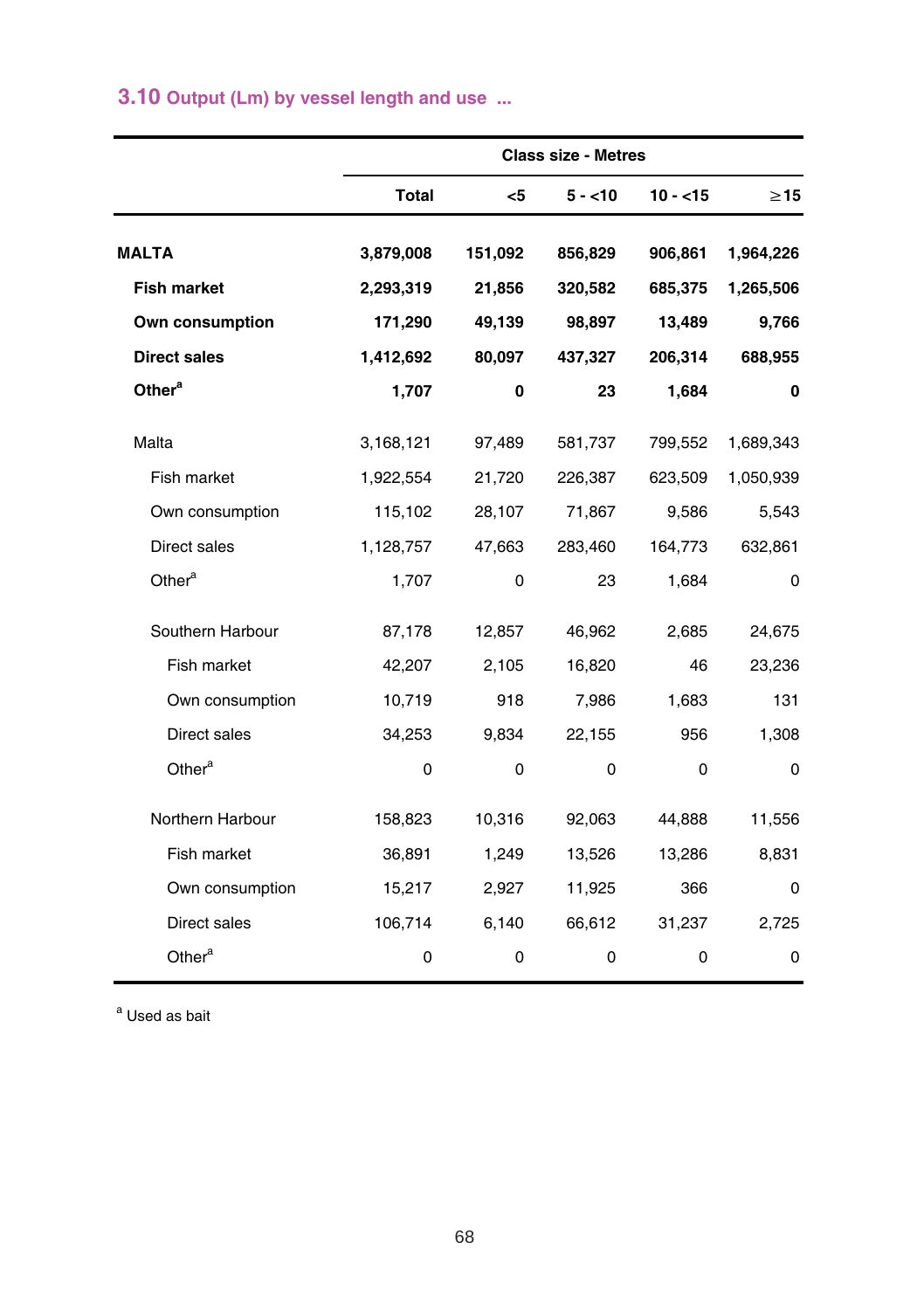## 3.10 Output (Lm) by vessel length and use ...

| | Class size - Metres | | | | |
|---|---|---|---|---|---|
| | **Total** | **<5** | **5 - <10** | **10 - <15** | **≥15** |
| **MALTA** | **3,879,008** | **151,092** | **856,829** | **906,861** | **1,964,226** |
| **Fish market** | **2,293,319** | **21,856** | **320,582** | **685,375** | **1,265,506** |
| **Own consumption** | **171,290** | **49,139** | **98,897** | **13,489** | **9,766** |
| **Direct sales** | **1,412,692** | **80,097** | **437,327** | **206,314** | **688,955** |
| **Other[a]** | **1,707** | **0** | **23** | **1,684** | **0** |
| Malta | 3,168,121 | 97,489 | 581,737 | 799,552 | 1,689,343 |
| Fish market | 1,922,554 | 21,720 | 226,387 | 623,509 | 1,050,939 |
| Own consumption | 115,102 | 28,107 | 71,867 | 9,586 | 5,543 |
| Direct sales | 1,128,757 | 47,663 | 283,460 | 164,773 | 632,861 |
| Other[a] | 1,707 | 0 | 23 | 1,684 | 0 |
| Southern Harbour | 87,178 | 12,857 | 46,962 | 2,685 | 24,675 |
| Fish market | 42,207 | 2,105 | 16,820 | 46 | 23,236 |
| Own consumption | 10,719 | 918 | 7,986 | 1,683 | 131 |
| Direct sales | 34,253 | 9,834 | 22,155 | 956 | 1,308 |
| Other[a] | 0 | 0 | 0 | 0 | 0 |
| Northern Harbour | 158,823 | 10,316 | 92,063 | 44,888 | 11,556 |
| Fish market | 36,891 | 1,249 | 13,526 | 13,286 | 8,831 |
| Own consumption | 15,217 | 2,927 | 11,925 | 366 | 0 |
| Direct sales | 106,714 | 6,140 | 66,612 | 31,237 | 2,725 |
| Other[a] | 0 | 0 | 0 | 0 | 0 |

[a] Used as bait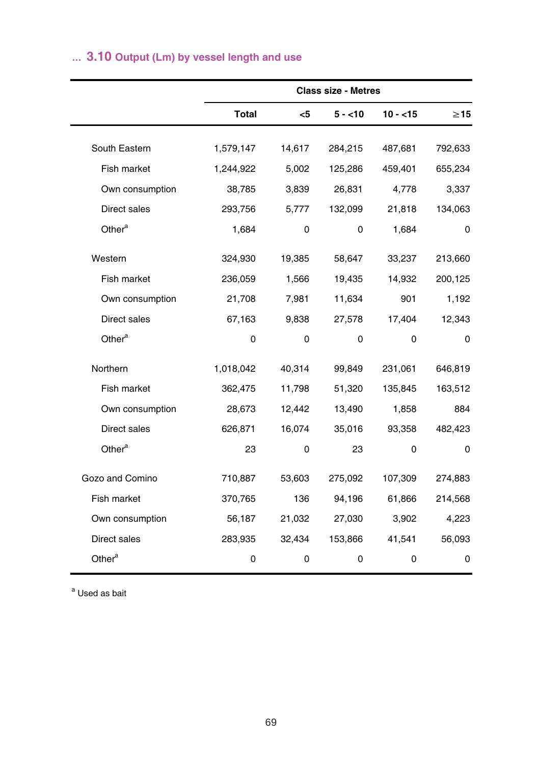## ... 3.10 Output (Lm) by vessel length and use

| | Class size - Metres | | | | |
|---|---|---|---|---|---|
| | Total | <5 | 5 - <10 | 10 - <15 | ≥15 |
| South Eastern | 1,579,147 | 14,617 | 284,215 | 487,681 | 792,633 |
| Fish market | 1,244,922 | 5,002 | 125,286 | 459,401 | 655,234 |
| Own consumption | 38,785 | 3,839 | 26,831 | 4,778 | 3,337 |
| Direct sales | 293,756 | 5,777 | 132,099 | 21,818 | 134,063 |
| Other[a] | 1,684 | 0 | 0 | 1,684 | 0 |
| Western | 324,930 | 19,385 | 58,647 | 33,237 | 213,660 |
| Fish market | 236,059 | 1,566 | 19,435 | 14,932 | 200,125 |
| Own consumption | 21,708 | 7,981 | 11,634 | 901 | 1,192 |
| Direct sales | 67,163 | 9,838 | 27,578 | 17,404 | 12,343 |
| Other[a] | 0 | 0 | 0 | 0 | 0 |
| Northern | 1,018,042 | 40,314 | 99,849 | 231,061 | 646,819 |
| Fish market | 362,475 | 11,798 | 51,320 | 135,845 | 163,512 |
| Own consumption | 28,673 | 12,442 | 13,490 | 1,858 | 884 |
| Direct sales | 626,871 | 16,074 | 35,016 | 93,358 | 482,423 |
| Other[a] | 23 | 0 | 23 | 0 | 0 |
| Gozo and Comino | 710,887 | 53,603 | 275,092 | 107,309 | 274,883 |
| Fish market | 370,765 | 136 | 94,196 | 61,866 | 214,568 |
| Own consumption | 56,187 | 21,032 | 27,030 | 3,902 | 4,223 |
| Direct sales | 283,935 | 32,434 | 153,866 | 41,541 | 56,093 |
| Other[a] | 0 | 0 | 0 | 0 | 0 |

[a] Used as bait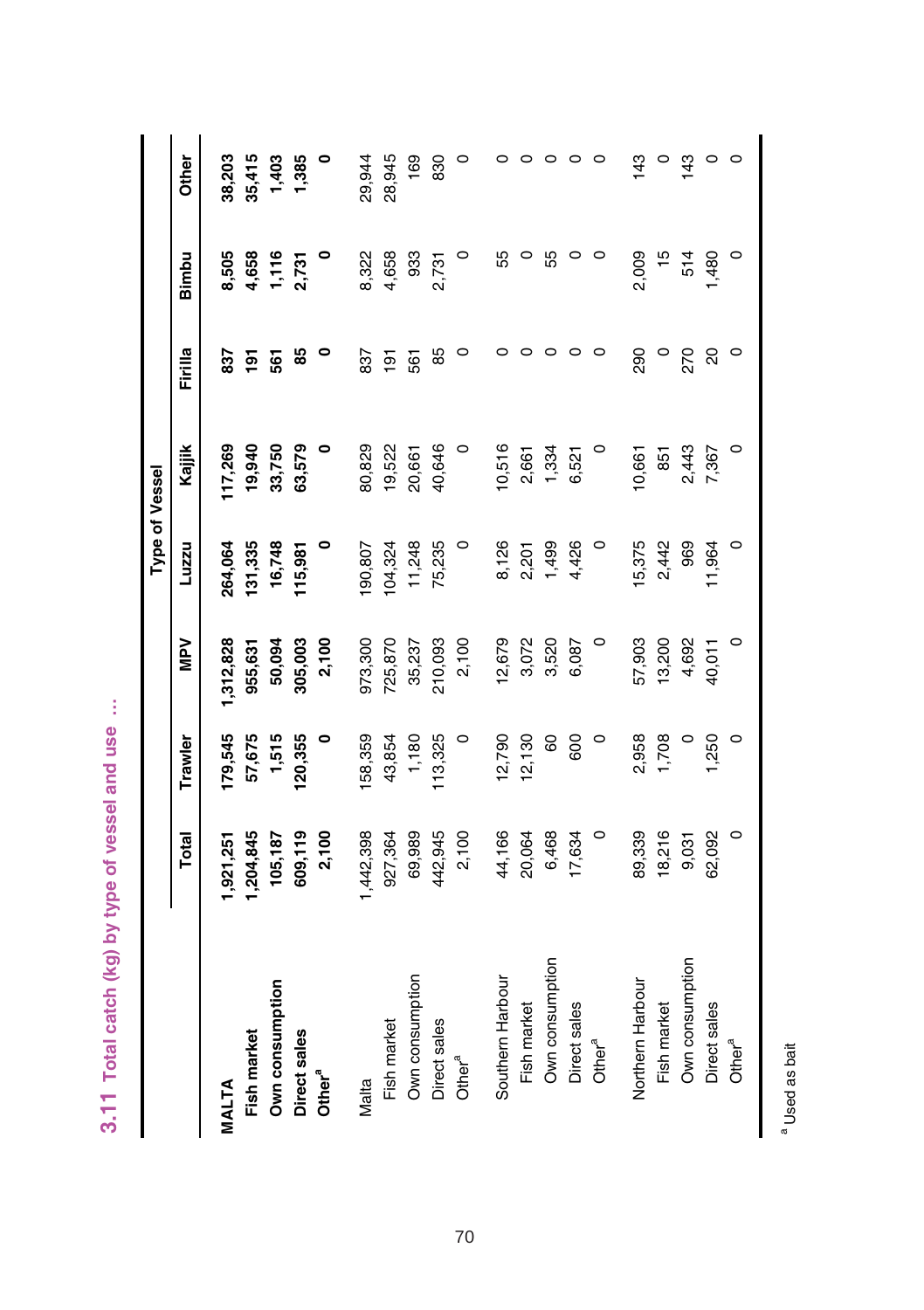## 3.11 Total catch (kg) by type of vessel and use ...

| | Total | Trawler | MPV | Luzzu | Kajjik | Firilla | Bimbu | Other |
|---|---|---|---|---|---|---|---|---|
| | | | Type of Vessel | | | | | |
| **MALTA** | **1,921,251** | **179,545** | **1,312,828** | **264,064** | **117,269** | **837** | **8,505** | **38,203** |
| **Fish market** | **1,204,845** | **57,675** | **955,631** | **131,335** | **19,940** | **191** | **4,658** | **35,415** |
| **Own consumption** | **105,187** | **1,515** | **50,094** | **16,748** | **33,750** | **561** | **1,116** | **1,403** |
| **Direct sales** | **609,119** | **120,355** | **305,003** | **115,981** | **63,579** | **85** | **2,731** | **1,385** |
| **Other[a]** | **2,100** | **0** | **2,100** | **0** | **0** | **0** | **0** | **0** |
| | | | | | | | | |
| Malta | 1,442,398 | 158,359 | 973,300 | 190,807 | 80,829 | 837 | 8,322 | 29,944 |
| Fish market | 927,364 | 43,854 | 725,870 | 104,324 | 19,522 | 191 | 4,658 | 28,945 |
| Own consumption | 69,989 | 1,180 | 35,237 | 11,248 | 20,661 | 561 | 933 | 169 |
| Direct sales | 442,945 | 113,325 | 210,093 | 75,235 | 40,646 | 85 | 2,731 | 830 |
| Other[a] | 2,100 | 0 | 2,100 | 0 | 0 | 0 | 0 | 0 |
| | | | | | | | | |
| Southern Harbour | 44,166 | 12,790 | 12,679 | 8,126 | 10,516 | 0 | 55 | 0 |
| Fish market | 20,064 | 12,130 | 3,072 | 2,201 | 2,661 | 0 | 0 | 0 |
| Own consumption | 6,468 | 60 | 3,520 | 1,499 | 1,334 | 0 | 55 | 0 |
| Direct sales | 17,634 | 600 | 6,087 | 4,426 | 6,521 | 0 | 0 | 0 |
| Other[a] | 0 | 0 | 0 | 0 | 0 | 0 | 0 | 0 |
| | | | | | | | | |
| Northern Harbour | 89,339 | 2,958 | 57,903 | 15,375 | 10,661 | 290 | 2,009 | 143 |
| Fish market | 18,216 | 1,708 | 13,200 | 2,442 | 851 | 0 | 15 | 0 |
| Own consumption | 9,031 | 0 | 4,692 | 969 | 2,443 | 270 | 514 | 143 |
| Direct sales | 62,092 | 1,250 | 40,011 | 11,964 | 7,367 | 20 | 1,480 | 0 |
| Other[a] | 0 | 0 | 0 | 0 | 0 | 0 | 0 | 0 |

[a] Used as bait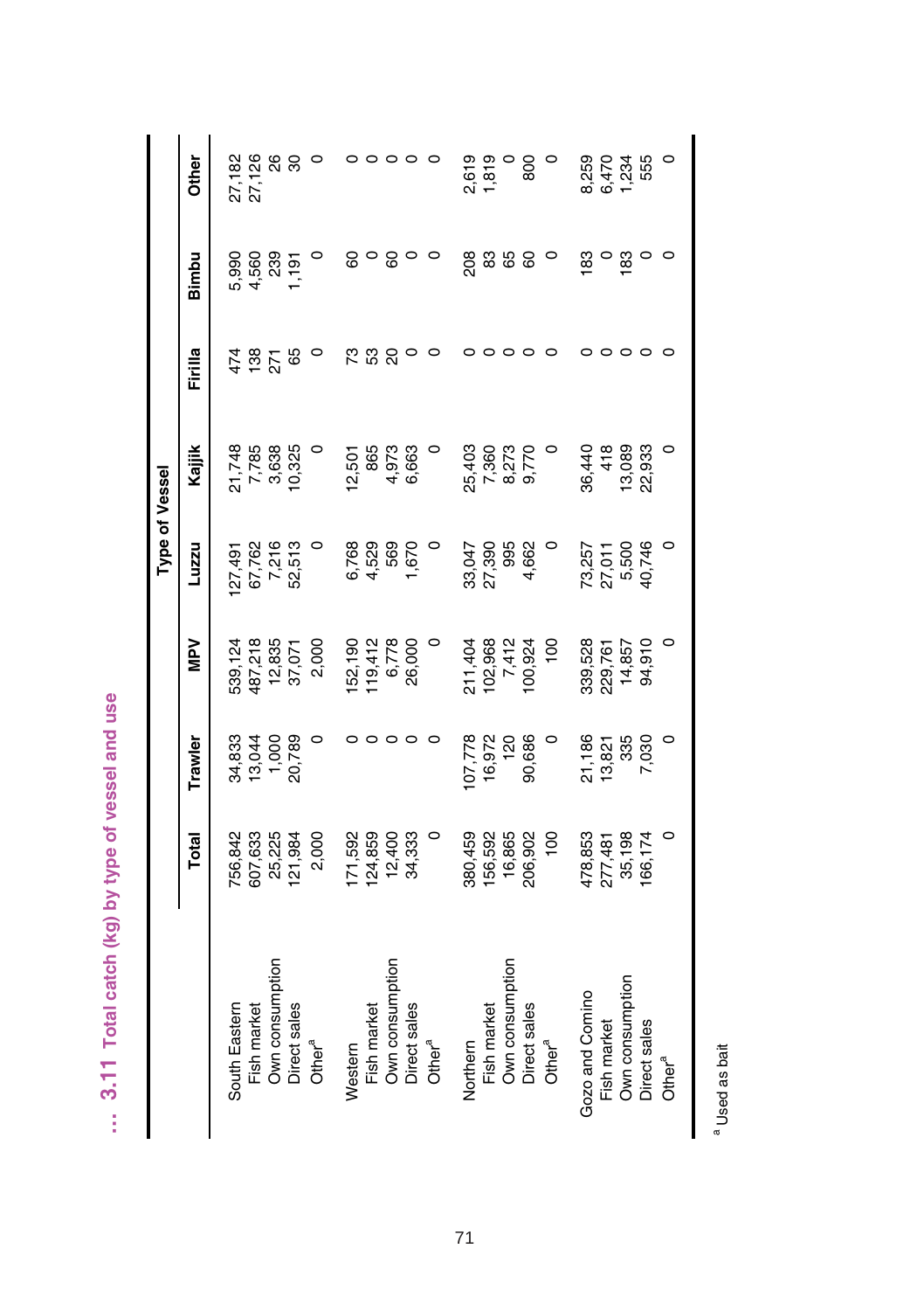## … 3.11 Total catch (kg) by type of vessel and use

| | Total | Type of Vessel | | | | | | |
|---|---|---|---|---|---|---|---|---|
| | | Trawler | MPV | Luzzu | Kajjik | Firilla | Bimbu | Other |
| South Eastern | 756,842 | 34,833 | 539,124 | 127,491 | 21,748 | 474 | 5,990 | 27,182 |
| Fish market | 607,633 | 13,044 | 487,218 | 67,762 | 7,785 | 138 | 4,560 | 27,126 |
| Own consumption | 25,225 | 1,000 | 12,835 | 7,216 | 3,638 | 271 | 239 | 26 |
| Direct sales | 121,984 | 20,789 | 37,071 | 52,513 | 10,325 | 65 | 1,191 | 30 |
| Other[a] | 2,000 | 0 | 2,000 | 0 | 0 | 0 | 0 | 0 |
| Western | 171,592 | 0 | 152,190 | 6,768 | 12,501 | 73 | 60 | 0 |
| Fish market | 124,859 | 0 | 119,412 | 4,529 | 865 | 53 | 0 | 0 |
| Own consumption | 12,400 | 0 | 6,778 | 569 | 4,973 | 20 | 60 | 0 |
| Direct sales | 34,333 | 0 | 26,000 | 1,670 | 6,663 | 0 | 0 | 0 |
| Other[a] | 0 | 0 | 0 | 0 | 0 | 0 | 0 | 0 |
| Northern | 380,459 | 107,778 | 211,404 | 33,047 | 25,403 | 0 | 208 | 2,619 |
| Fish market | 156,592 | 16,972 | 102,968 | 27,390 | 7,360 | 0 | 83 | 1,819 |
| Own consumption | 16,865 | 120 | 7,412 | 995 | 8,273 | 0 | 65 | 0 |
| Direct sales | 206,902 | 90,686 | 100,924 | 4,662 | 9,770 | 0 | 60 | 800 |
| Other[a] | 100 | 0 | 100 | 0 | 0 | 0 | 0 | 0 |
| Gozo and Comino | 478,853 | 21,186 | 339,528 | 73,257 | 36,440 | 0 | 183 | 8,259 |
| Fish market | 277,481 | 13,821 | 229,761 | 27,011 | 418 | 0 | 0 | 6,470 |
| Own consumption | 35,198 | 335 | 14,857 | 5,500 | 13,089 | 0 | 183 | 1,234 |
| Direct sales | 166,174 | 7,030 | 94,910 | 40,746 | 22,933 | 0 | 0 | 555 |
| Other[a] | 0 | 0 | 0 | 0 | 0 | 0 | 0 | 0 |

[a] Used as bait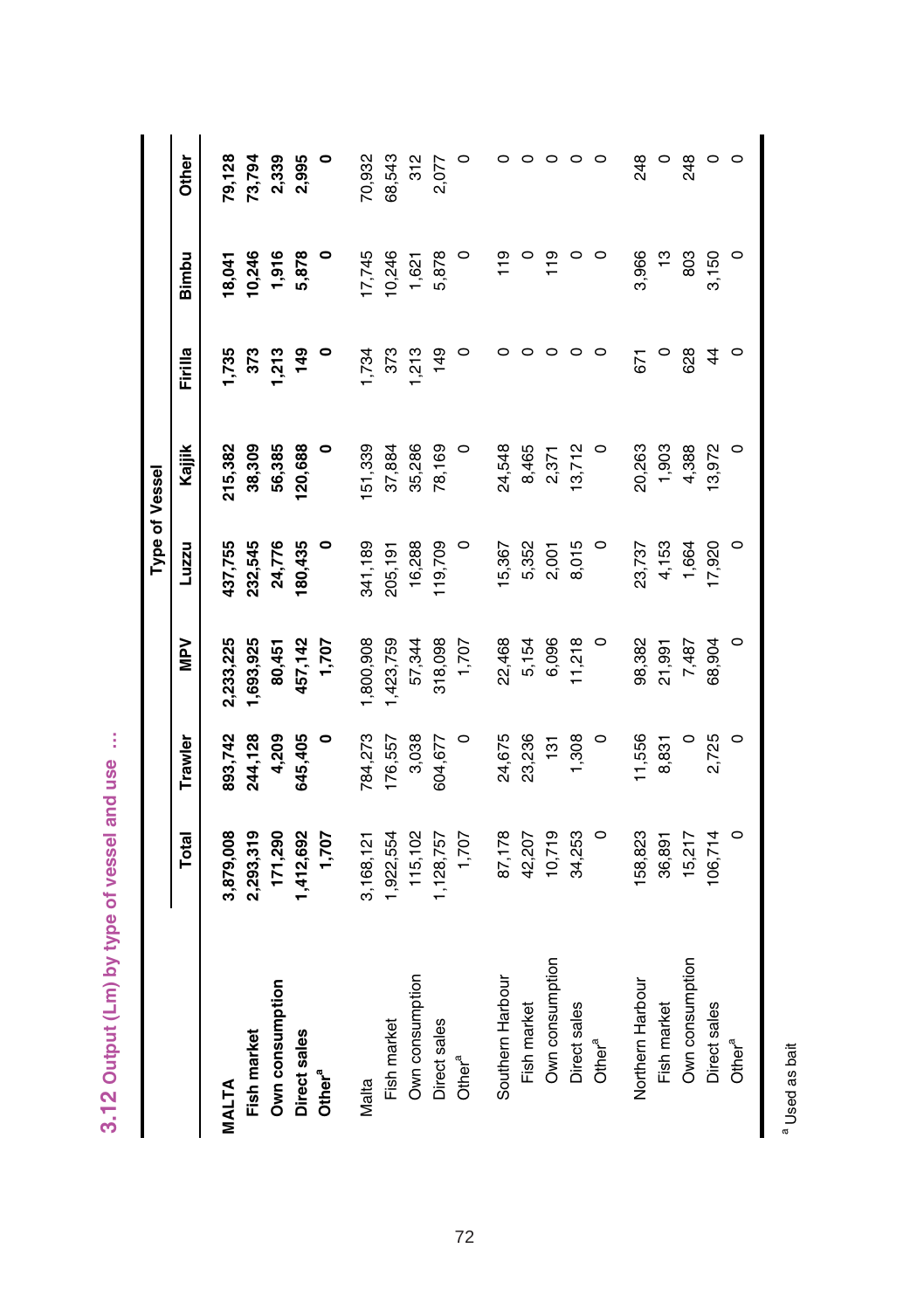## 3.12 Output (Lm) by type of vessel and use ...

| | Total | Type of Vessel | | | | | | |
|---|---|---|---|---|---|---|---|---|
| | | Trawler | MPV | Luzzu | Kajjik | Firilla | Bimbu | Other |
| **MALTA** | **3,879,008** | **893,742** | **2,233,225** | **437,755** | **215,382** | **1,735** | **18,041** | **79,128** |
| **Fish market** | **2,293,319** | **244,128** | **1,693,925** | **232,545** | **38,309** | **373** | **10,246** | **73,794** |
| **Own consumption** | **171,290** | **4,209** | **80,451** | **24,776** | **56,385** | **1,213** | **1,916** | **2,339** |
| **Direct sales** | **1,412,692** | **645,405** | **457,142** | **180,435** | **120,688** | **149** | **5,878** | **2,995** |
| **Other[a]** | **1,707** | **0** | **1,707** | **0** | **0** | **0** | **0** | **0** |
| | | | | | | | | |
| Malta | 3,168,121 | 784,273 | 1,800,908 | 341,189 | 151,339 | 1,734 | 17,745 | 70,932 |
| Fish market | 1,922,554 | 176,557 | 1,423,759 | 205,191 | 37,884 | 373 | 10,246 | 68,543 |
| Own consumption | 115,102 | 3,038 | 57,344 | 16,288 | 35,286 | 1,213 | 1,621 | 312 |
| Direct sales | 1,128,757 | 604,677 | 318,098 | 119,709 | 78,169 | 149 | 5,878 | 2,077 |
| Other[a] | 1,707 | 0 | 1,707 | 0 | 0 | 0 | 0 | 0 |
| | | | | | | | | |
| Southern Harbour | 87,178 | 24,675 | 22,468 | 15,367 | 24,548 | 0 | 119 | 0 |
| Fish market | 42,207 | 23,236 | 5,154 | 5,352 | 8,465 | 0 | 0 | 0 |
| Own consumption | 10,719 | 131 | 6,096 | 2,001 | 2,371 | 0 | 119 | 0 |
| Direct sales | 34,253 | 1,308 | 11,218 | 8,015 | 13,712 | 0 | 0 | 0 |
| Other[a] | 0 | 0 | 0 | 0 | 0 | 0 | 0 | 0 |
| | | | | | | | | |
| Northern Harbour | 158,823 | 11,556 | 98,382 | 23,737 | 20,263 | 671 | 3,966 | 248 |
| Fish market | 36,891 | 8,831 | 21,991 | 4,153 | 1,903 | 0 | 13 | 0 |
| Own consumption | 15,217 | 0 | 7,487 | 1,664 | 4,388 | 628 | 803 | 248 |
| Direct sales | 106,714 | 2,725 | 68,904 | 17,920 | 13,972 | 44 | 3,150 | 0 |
| Other[a] | 0 | 0 | 0 | 0 | 0 | 0 | 0 | 0 |

[a] Used as bait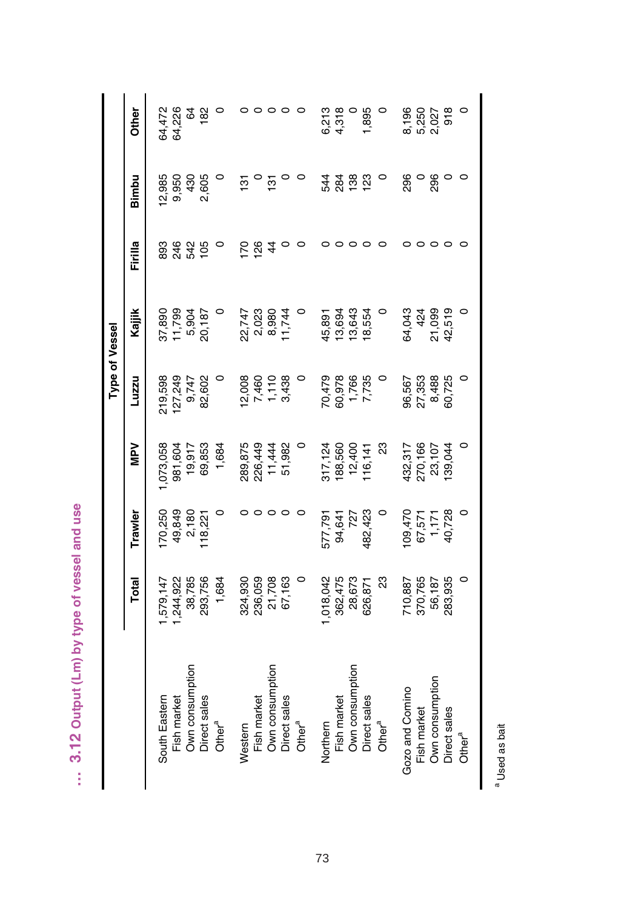## ... 3.12 Output (Lm) by type of vessel and use

| | Total | Type of Vessel | | | | | | |
|---|---|---|---|---|---|---|---|---|
| | | Trawler | MPV | Luzzu | Kajjik | Firilla | Bimbu | Other |
| South Eastern | 1,579,147 | 170,250 | 1,073,058 | 219,598 | 37,890 | 893 | 12,985 | 64,472 |
| Fish market | 1,244,922 | 49,849 | 981,604 | 127,249 | 11,799 | 246 | 9,950 | 64,226 |
| Own consumption | 38,785 | 2,180 | 19,917 | 9,747 | 5,904 | 542 | 430 | 64 |
| Direct sales | 293,756 | 118,221 | 69,853 | 82,602 | 20,187 | 105 | 2,605 | 182 |
| Other[a] | 1,684 | 0 | 1,684 | 0 | 0 | 0 | 0 | 0 |
| Western | 324,930 | 0 | 289,875 | 12,008 | 22,747 | 170 | 131 | 0 |
| Fish market | 236,059 | 0 | 226,449 | 7,460 | 2,023 | 126 | 0 | 0 |
| Own consumption | 21,708 | 0 | 11,444 | 1,110 | 8,980 | 44 | 131 | 0 |
| Direct sales | 67,163 | 0 | 51,982 | 3,438 | 11,744 | 0 | 0 | 0 |
| Other[a] | 0 | 0 | 0 | 0 | 0 | 0 | 0 | 0 |
| Northern | 1,018,042 | 577,791 | 317,124 | 70,479 | 45,891 | 0 | 544 | 6,213 |
| Fish market | 362,475 | 94,641 | 188,560 | 60,978 | 13,694 | 0 | 284 | 4,318 |
| Own consumption | 28,673 | 727 | 12,400 | 1,766 | 13,643 | 0 | 138 | 0 |
| Direct sales | 626,871 | 482,423 | 116,141 | 7,735 | 18,554 | 0 | 123 | 1,895 |
| Other[a] | 23 | 0 | 23 | 0 | 0 | 0 | 0 | 0 |
| Gozo and Comino | 710,887 | 109,470 | 432,317 | 96,567 | 64,043 | 0 | 296 | 8,196 |
| Fish market | 370,765 | 67,571 | 270,166 | 27,353 | 424 | 0 | 0 | 5,250 |
| Own consumption | 56,187 | 1,171 | 23,107 | 8,488 | 21,099 | 0 | 296 | 2,027 |
| Direct sales | 283,935 | 40,728 | 139,044 | 60,725 | 42,519 | 0 | 0 | 918 |
| Other[a] | 0 | 0 | 0 | 0 | 0 | 0 | 0 | 0 |

[a] Used as bait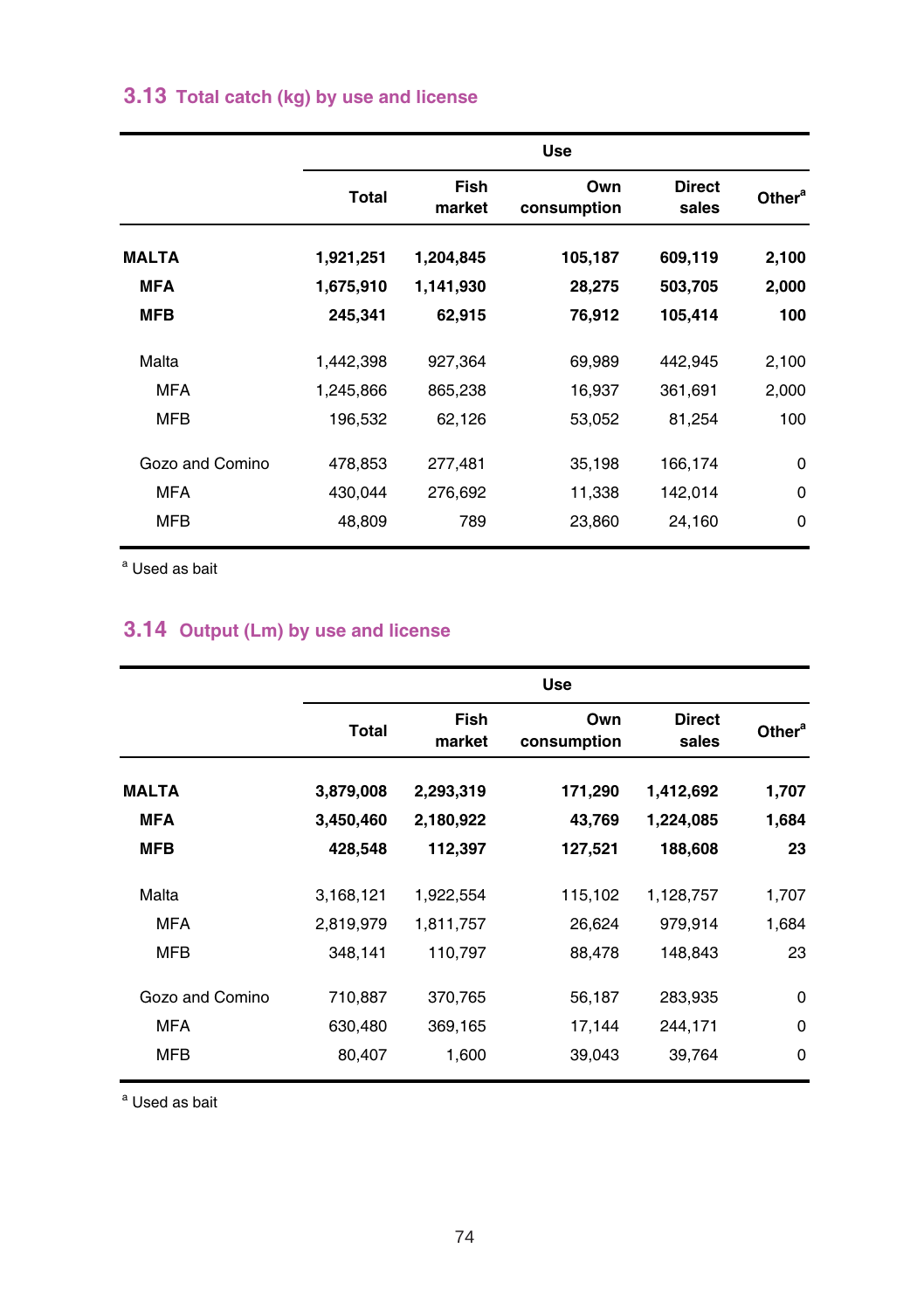## 3.13 Total catch (kg) by use and license

| | Use | | | | |
|---|---|---|---|---|---|
| | **Total** | **Fish market** | **Own consumption** | **Direct sales** | **Other[a]** |
| **MALTA** | **1,921,251** | **1,204,845** | **105,187** | **609,119** | **2,100** |
| **MFA** | **1,675,910** | **1,141,930** | **28,275** | **503,705** | **2,000** |
| **MFB** | **245,341** | **62,915** | **76,912** | **105,414** | **100** |
| Malta | 1,442,398 | 927,364 | 69,989 | 442,945 | 2,100 |
| MFA | 1,245,866 | 865,238 | 16,937 | 361,691 | 2,000 |
| MFB | 196,532 | 62,126 | 53,052 | 81,254 | 100 |
| Gozo and Comino | 478,853 | 277,481 | 35,198 | 166,174 | 0 |
| MFA | 430,044 | 276,692 | 11,338 | 142,014 | 0 |
| MFB | 48,809 | 789 | 23,860 | 24,160 | 0 |

[a] Used as bait

## 3.14 Output (Lm) by use and license

| | Use | | | | |
|---|---|---|---|---|---|
| | **Total** | **Fish market** | **Own consumption** | **Direct sales** | **Other[a]** |
| **MALTA** | **3,879,008** | **2,293,319** | **171,290** | **1,412,692** | **1,707** |
| **MFA** | **3,450,460** | **2,180,922** | **43,769** | **1,224,085** | **1,684** |
| **MFB** | **428,548** | **112,397** | **127,521** | **188,608** | **23** |
| Malta | 3,168,121 | 1,922,554 | 115,102 | 1,128,757 | 1,707 |
| MFA | 2,819,979 | 1,811,757 | 26,624 | 979,914 | 1,684 |
| MFB | 348,141 | 110,797 | 88,478 | 148,843 | 23 |
| Gozo and Comino | 710,887 | 370,765 | 56,187 | 283,935 | 0 |
| MFA | 630,480 | 369,165 | 17,144 | 244,171 | 0 |
| MFB | 80,407 | 1,600 | 39,043 | 39,764 | 0 |

[a] Used as bait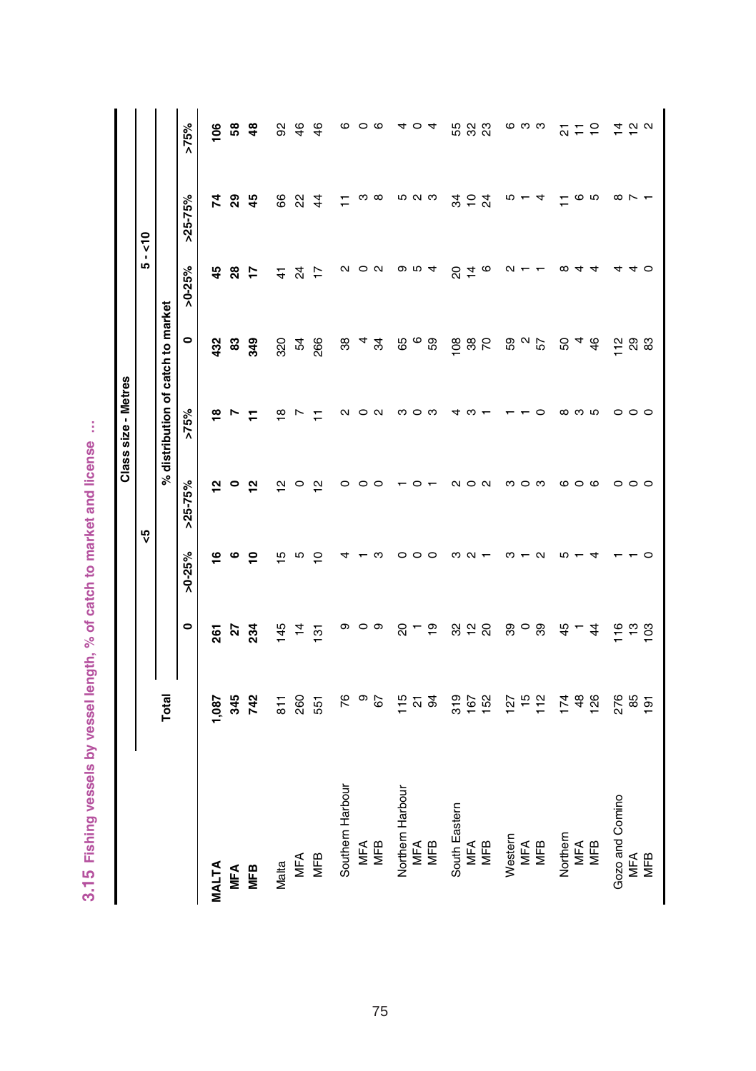## 3.15 Fishing vessels by vessel length, % of catch to market and license ...

| | Total | Class size - Metres | | | | | | | |
|---|---|---|---|---|---|---|---|---|---|
| | | <5 | | | | 5 - <10 | | | |
| | | % distribution of catch to market | | | | | | | |
| | | 0 | >0-25% | >25-75% | >75% | 0 | >0-25% | >25-75% | >75% |
| **MALTA** | **1,087** | **261** | **16** | **12** | **18** | **432** | **45** | **74** | **106** |
| **MFA** | **345** | **27** | **6** | **0** | **7** | **83** | **28** | **29** | **58** |
| **MFB** | **742** | **234** | **10** | **12** | **11** | **349** | **17** | **45** | **48** |
| Malta | 811 | 145 | 15 | 12 | 18 | 320 | 41 | 66 | 92 |
| MFA | 260 | 14 | 5 | 0 | 7 | 54 | 24 | 22 | 46 |
| MFB | 551 | 131 | 10 | 12 | 11 | 266 | 17 | 44 | 46 |
| Southern Harbour | 76 | 9 | 4 | 0 | 2 | 38 | 2 | 11 | 6 |
| MFA | 9 | 0 | 1 | 0 | 0 | 4 | 0 | 3 | 0 |
| MFB | 67 | 9 | 3 | 0 | 2 | 34 | 2 | 8 | 6 |
| Northern Harbour | 115 | 20 | 0 | 1 | 3 | 65 | 9 | 5 | 4 |
| MFA | 21 | 1 | 0 | 0 | 0 | 6 | 5 | 2 | 0 |
| MFB | 94 | 19 | 0 | 1 | 3 | 59 | 4 | 3 | 4 |
| South Eastern | 319 | 32 | 3 | 2 | 4 | 108 | 20 | 34 | 55 |
| MFA | 167 | 12 | 2 | 0 | 3 | 38 | 14 | 10 | 32 |
| MFB | 152 | 20 | 1 | 2 | 1 | 70 | 6 | 24 | 23 |
| Western | 127 | 39 | 3 | 3 | 1 | 59 | 2 | 5 | 6 |
| MFA | 15 | 0 | 1 | 0 | 1 | 2 | 1 | 1 | 3 |
| MFB | 112 | 39 | 2 | 3 | 0 | 57 | 1 | 4 | 3 |
| Northern | 174 | 45 | 5 | 6 | 8 | 50 | 8 | 11 | 21 |
| MFA | 48 | 1 | 1 | 0 | 3 | 4 | 4 | 6 | 11 |
| MFB | 126 | 44 | 4 | 6 | 5 | 46 | 4 | 5 | 10 |
| Gozo and Comino | 276 | 116 | 1 | 0 | 0 | 112 | 4 | 8 | 14 |
| MFA | 85 | 13 | 1 | 0 | 0 | 29 | 4 | 7 | 12 |
| MFB | 191 | 103 | 0 | 0 | 0 | 83 | 0 | 1 | 2 |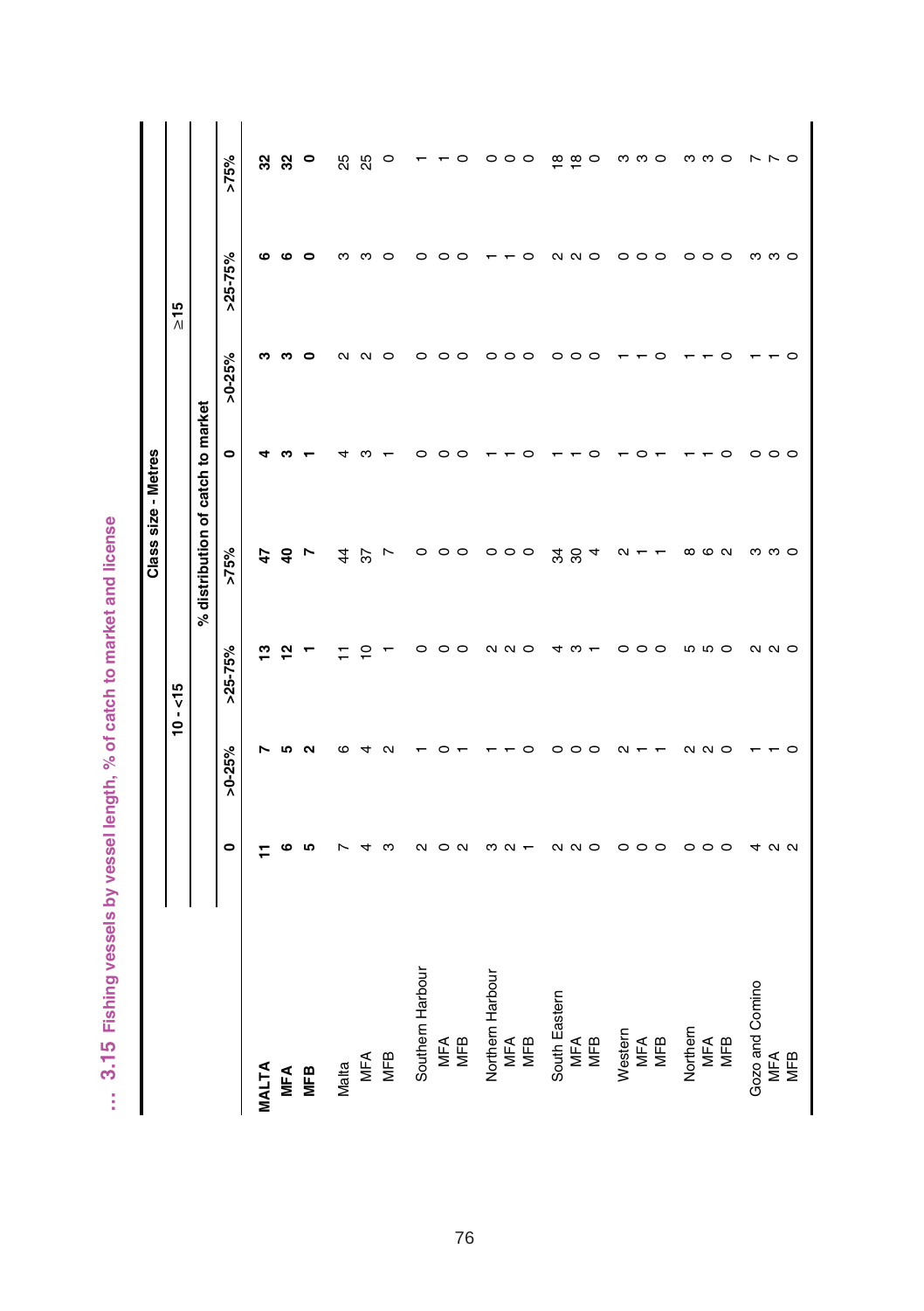# ... 3.15 Fishing vessels by vessel length, % of catch to market and license

| | Class size - Metres | | | | | | | |
|---|---|---|---|---|---|---|---|---|
| | 10 - <15 | | | | ≥15 | | | |
| | % distribution of catch to market | | | | | | | |
| | 0 | >0-25% | >25-75% | >75% | 0 | >0-25% | >25-75% | >75% |
| **MALTA** | **11** | **7** | **13** | **47** | **4** | **3** | **6** | **32** |
| **MFA** | **6** | **5** | **12** | **40** | **3** | **3** | **6** | **32** |
| **MFB** | **5** | **2** | **1** | **7** | **1** | **0** | **0** | **0** |
| Malta | 7 | 6 | 11 | 44 | 4 | 2 | 3 | 25 |
| MFA | 4 | 4 | 10 | 37 | 3 | 2 | 3 | 25 |
| MFB | 3 | 2 | 1 | 7 | 1 | 0 | 0 | 0 |
| Southern Harbour | 2 | 1 | 0 | 0 | 0 | 0 | 0 | 1 |
| MFA | 0 | 0 | 0 | 0 | 0 | 0 | 0 | 1 |
| MFB | 2 | 1 | 0 | 0 | 0 | 0 | 0 | 0 |
| Northern Harbour | 3 | 1 | 2 | 0 | 1 | 0 | 1 | 0 |
| MFA | 2 | 1 | 2 | 0 | 1 | 0 | 1 | 0 |
| MFB | 1 | 0 | 0 | 0 | 0 | 0 | 0 | 0 |
| South Eastern | 2 | 0 | 4 | 34 | 1 | 0 | 2 | 18 |
| MFA | 2 | 0 | 3 | 30 | 1 | 0 | 2 | 18 |
| MFB | 0 | 0 | 1 | 4 | 0 | 0 | 0 | 0 |
| Western | 0 | 2 | 0 | 2 | 1 | 1 | 0 | 3 |
| MFA | 0 | 1 | 0 | 1 | 0 | 1 | 0 | 3 |
| MFB | 0 | 1 | 0 | 1 | 1 | 0 | 0 | 0 |
| Northern | 0 | 2 | 5 | 8 | 1 | 1 | 0 | 3 |
| MFA | 0 | 2 | 5 | 6 | 1 | 1 | 0 | 3 |
| MFB | 0 | 0 | 0 | 2 | 0 | 0 | 0 | 0 |
| Gozo and Comino | 4 | 1 | 2 | 3 | 0 | 1 | 3 | 7 |
| MFA | 2 | 1 | 2 | 3 | 0 | 1 | 3 | 7 |
| MFB | 2 | 0 | 0 | 0 | 0 | 0 | 0 | 0 |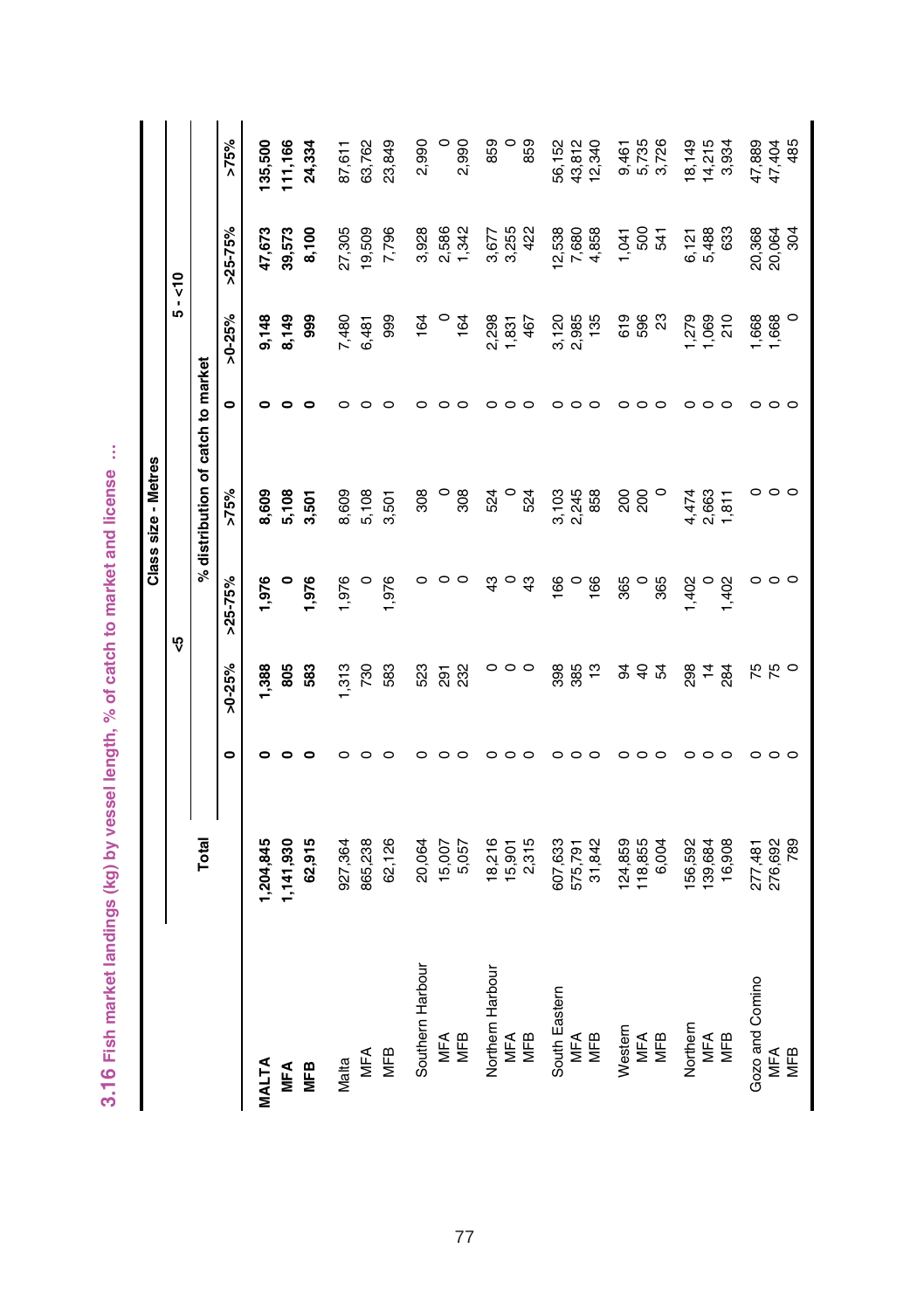## 3.16 Fish market landings (kg) by vessel length, % of catch to market and license ...

| | Total | Class size - Metres | | | | | | | |
|---|---|---|---|---|---|---|---|---|---|
| | | <5 | | | | 5 - <10 | | | |
| | | % distribution of catch to market | | | | | | | |
| | | 0 | >0-25% | >25-75% | >75% | 0 | >0-25% | >25-75% | >75% |
| **MALTA** | **1,204,845** | **0** | **1,388** | **1,976** | **8,609** | **0** | **9,148** | **47,673** | **135,500** |
| **MFA** | **1,141,930** | **0** | **805** | **0** | **5,108** | **0** | **8,149** | **39,573** | **111,166** |
| **MFB** | **62,915** | **0** | **583** | **1,976** | **3,501** | **0** | **999** | **8,100** | **24,334** |
| Malta | 927,364 | 0 | 1,313 | 1,976 | 8,609 | 0 | 7,480 | 27,305 | 87,611 |
| MFA | 865,238 | 0 | 730 | 0 | 5,108 | 0 | 6,481 | 19,509 | 63,762 |
| MFB | 62,126 | 0 | 583 | 1,976 | 3,501 | 0 | 999 | 7,796 | 23,849 |
| Southern Harbour | 20,064 | 0 | 523 | 0 | 308 | 0 | 164 | 3,928 | 2,990 |
| MFA | 15,007 | 0 | 291 | 0 | 0 | 0 | 0 | 2,586 | 0 |
| MFB | 5,057 | 0 | 232 | 0 | 308 | 0 | 164 | 1,342 | 2,990 |
| Northern Harbour | 18,216 | 0 | 0 | 43 | 524 | 0 | 2,298 | 3,677 | 859 |
| MFA | 15,901 | 0 | 0 | 0 | 0 | 0 | 1,831 | 3,255 | 0 |
| MFB | 2,315 | 0 | 0 | 43 | 524 | 0 | 467 | 422 | 859 |
| South Eastern | 607,633 | 0 | 398 | 166 | 3,103 | 0 | 3,120 | 12,538 | 56,152 |
| MFA | 575,791 | 0 | 385 | 0 | 2,245 | 0 | 2,985 | 7,680 | 43,812 |
| MFB | 31,842 | 0 | 13 | 166 | 858 | 0 | 135 | 4,858 | 12,340 |
| Western | 124,859 | 0 | 94 | 365 | 200 | 0 | 619 | 1,041 | 9,461 |
| MFA | 118,855 | 0 | 40 | 0 | 200 | 0 | 596 | 500 | 5,735 |
| MFB | 6,004 | 0 | 54 | 365 | 0 | 0 | 23 | 541 | 3,726 |
| Northern | 156,592 | 0 | 298 | 1,402 | 4,474 | 0 | 1,279 | 6,121 | 18,149 |
| MFA | 139,684 | 0 | 14 | 0 | 2,663 | 0 | 1,069 | 5,488 | 14,215 |
| MFB | 16,908 | 0 | 284 | 1,402 | 1,811 | 0 | 210 | 633 | 3,934 |
| Gozo and Comino | 277,481 | 0 | 75 | 0 | 0 | 0 | 1,668 | 20,368 | 47,889 |
| MFA | 276,692 | 0 | 75 | 0 | 0 | 0 | 1,668 | 20,064 | 47,404 |
| MFB | 789 | 0 | 0 | 0 | 0 | 0 | 0 | 304 | 485 |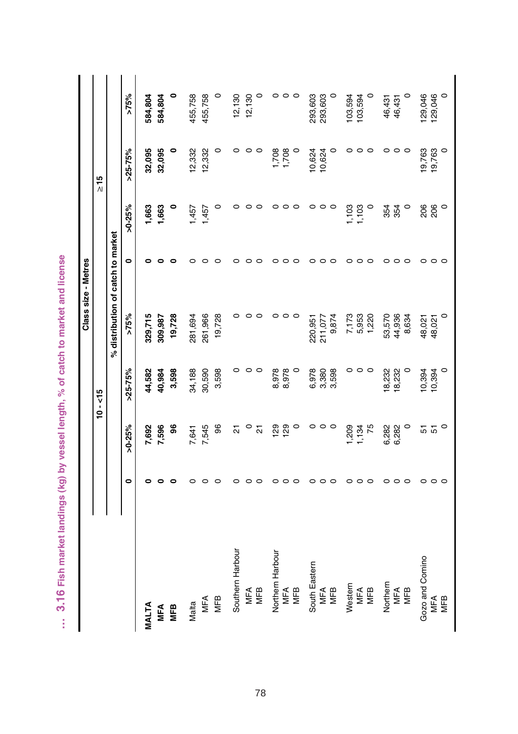## ... 3.16 Fish market landings (kg) by vessel length, % of catch to market and license

| | Class size - Metres | | | | | | | |
|---|---|---|---|---|---|---|---|---|
| | 10 - <15 | | | | ≥15 | | | |
| | % distribution of catch to market | | | | | | | |
| | 0 | >0-25% | >25-75% | >75% | 0 | >0-25% | >25-75% | >75% |
| **MALTA** | **0** | **7,692** | **44,582** | **329,715** | **0** | **1,663** | **32,095** | **584,804** |
| **MFA** | **0** | **7,596** | **40,984** | **309,987** | **0** | **1,663** | **32,095** | **584,804** |
| **MFB** | **0** | **96** | **3,598** | **19,728** | **0** | **0** | **0** | **0** |
| Malta | 0 | 7,641 | 34,188 | 281,694 | 0 | 1,457 | 12,332 | 455,758 |
| MFA | 0 | 7,545 | 30,590 | 261,966 | 0 | 1,457 | 12,332 | 455,758 |
| MFB | 0 | 96 | 3,598 | 19,728 | 0 | 0 | 0 | 0 |
| Southern Harbour | 0 | 21 | 0 | 0 | 0 | 0 | 0 | 12,130 |
| MFA | 0 | 0 | 0 | 0 | 0 | 0 | 0 | 12,130 |
| MFB | 0 | 21 | 0 | 0 | 0 | 0 | 0 | 0 |
| Northern Harbour | 0 | 129 | 8,978 | 0 | 0 | 0 | 1,708 | 0 |
| MFA | 0 | 129 | 8,978 | 0 | 0 | 0 | 1,708 | 0 |
| MFB | 0 | 0 | 0 | 0 | 0 | 0 | 0 | 0 |
| South Eastern | 0 | 0 | 6,978 | 220,951 | 0 | 0 | 10,624 | 293,603 |
| MFA | 0 | 0 | 3,380 | 211,077 | 0 | 0 | 10,624 | 293,603 |
| MFB | 0 | 0 | 3,598 | 9,874 | 0 | 0 | 0 | 0 |
| Western | 0 | 1,209 | 0 | 7,173 | 0 | 1,103 | 0 | 103,594 |
| MFA | 0 | 1,134 | 0 | 5,953 | 0 | 1,103 | 0 | 103,594 |
| MFB | 0 | 75 | 0 | 1,220 | 0 | 0 | 0 | 0 |
| Northern | 0 | 6,282 | 18,232 | 53,570 | 0 | 354 | 0 | 46,431 |
| MFA | 0 | 6,282 | 18,232 | 44,936 | 0 | 354 | 0 | 46,431 |
| MFB | 0 | 0 | 0 | 8,634 | 0 | 0 | 0 | 0 |
| Gozo and Comino | 0 | 51 | 10,394 | 48,021 | 0 | 206 | 19,763 | 129,046 |
| MFA | 0 | 51 | 10,394 | 48,021 | 0 | 206 | 19,763 | 129,046 |
| MFB | 0 | 0 | 0 | 0 | 0 | 0 | 0 | 0 |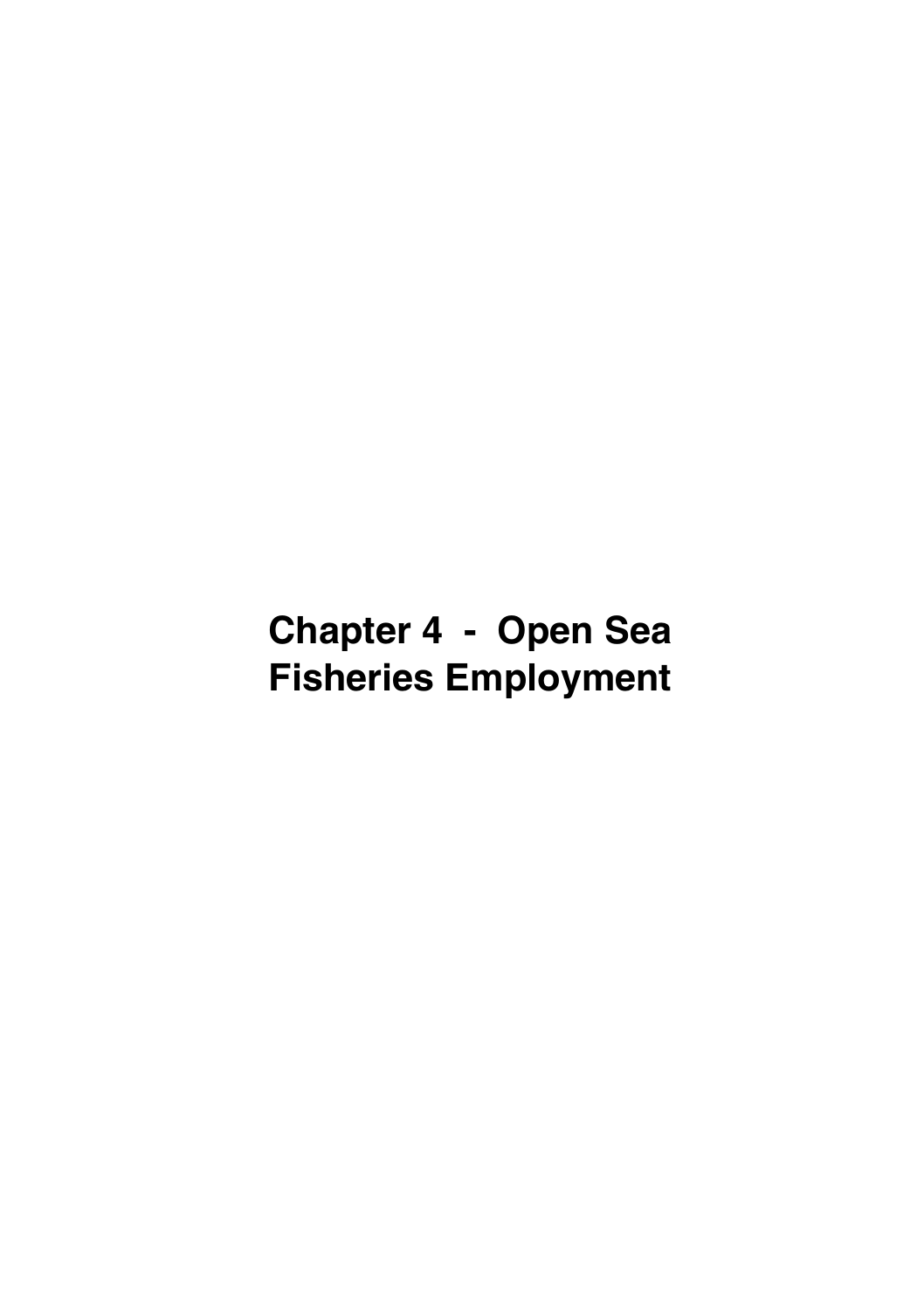# Chapter 4 - Open Sea Fisheries Employment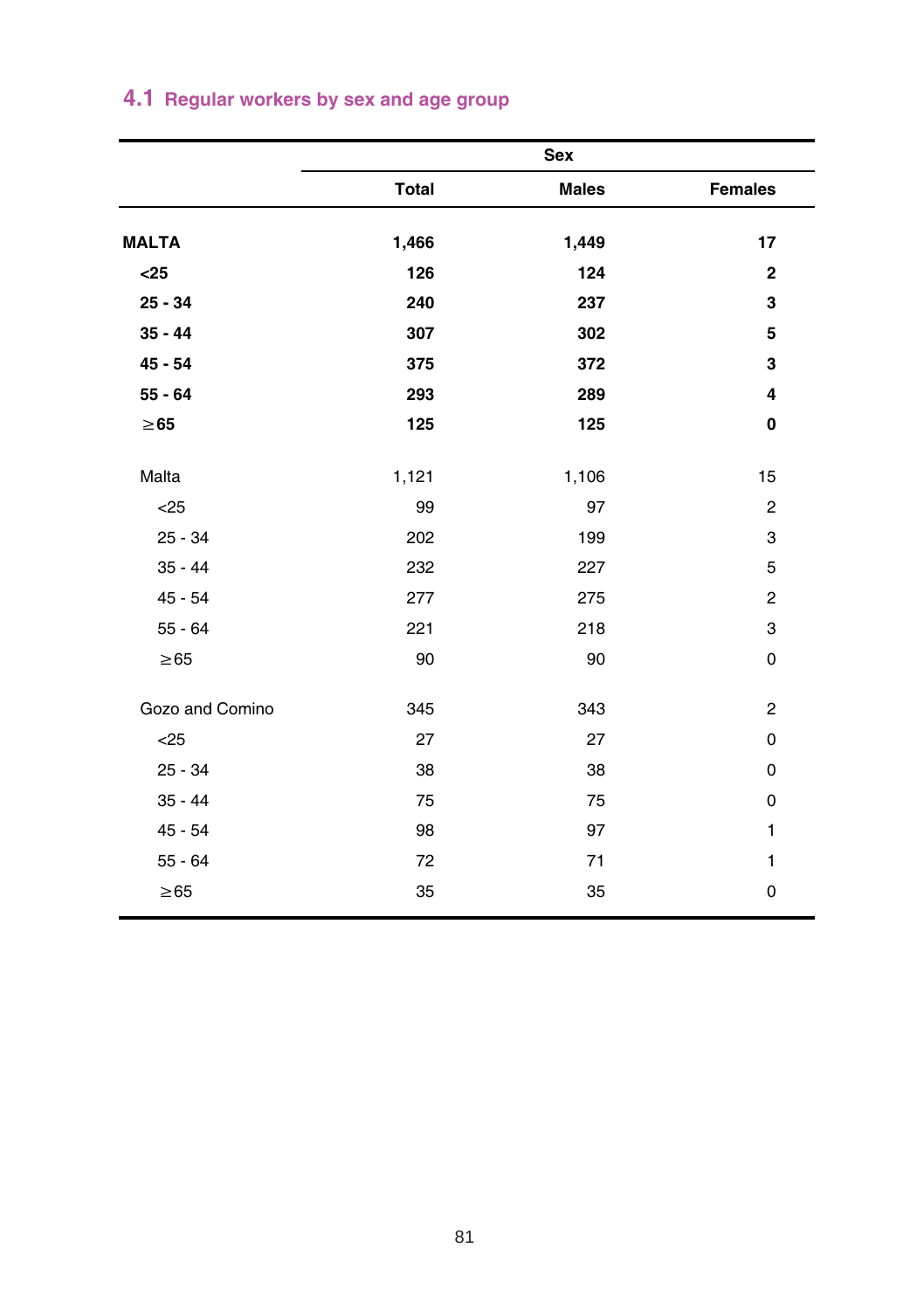## 4.1 Regular workers by sex and age group

| | Sex | | |
|---|---|---|---|
| | **Total** | **Males** | **Females** |
| **MALTA** | **1,466** | **1,449** | **17** |
| **<25** | **126** | **124** | **2** |
| **25 - 34** | **240** | **237** | **3** |
| **35 - 44** | **307** | **302** | **5** |
| **45 - 54** | **375** | **372** | **3** |
| **55 - 64** | **293** | **289** | **4** |
| **≥65** | **125** | **125** | **0** |
| Malta | 1,121 | 1,106 | 15 |
| <25 | 99 | 97 | 2 |
| 25 - 34 | 202 | 199 | 3 |
| 35 - 44 | 232 | 227 | 5 |
| 45 - 54 | 277 | 275 | 2 |
| 55 - 64 | 221 | 218 | 3 |
| ≥65 | 90 | 90 | 0 |
| Gozo and Comino | 345 | 343 | 2 |
| <25 | 27 | 27 | 0 |
| 25 - 34 | 38 | 38 | 0 |
| 35 - 44 | 75 | 75 | 0 |
| 45 - 54 | 98 | 97 | 1 |
| 55 - 64 | 72 | 71 | 1 |
| ≥65 | 35 | 35 | 0 |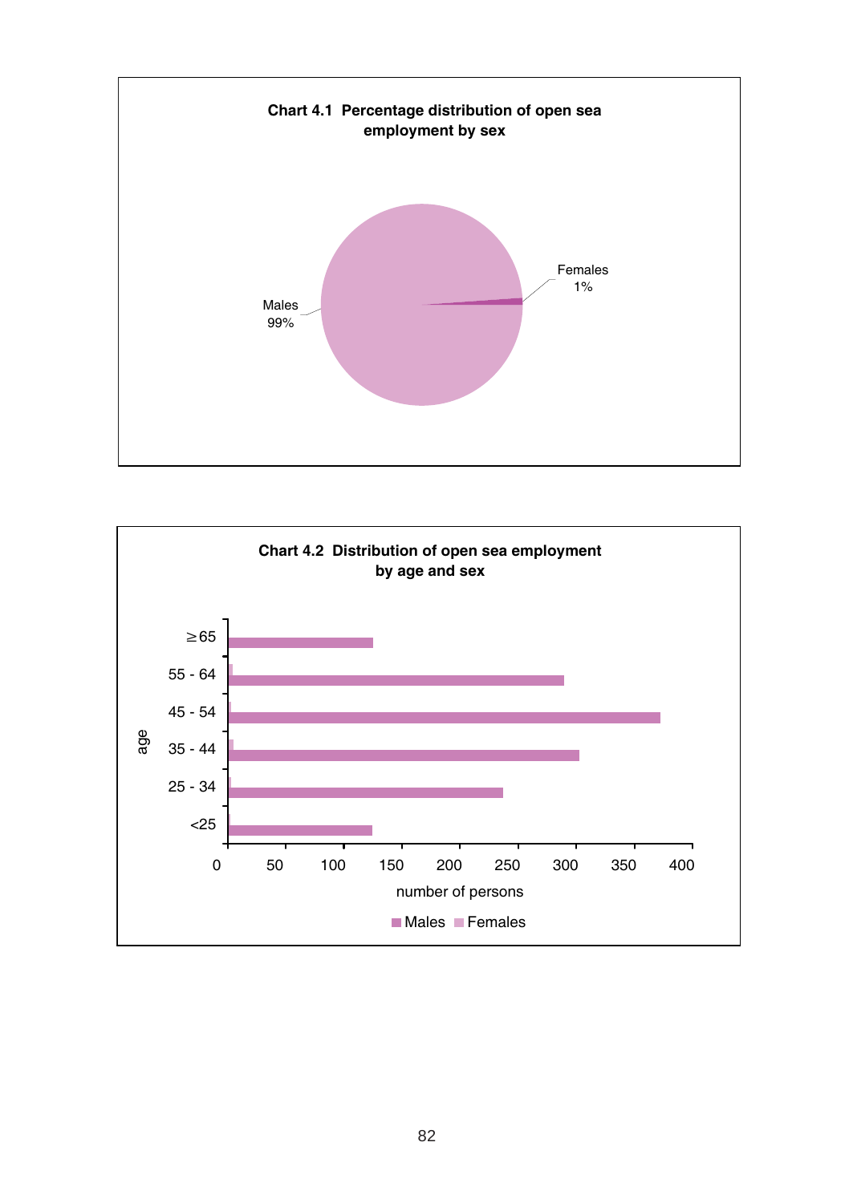**Chart 4.1 Percentage distribution of open sea employment by sex**

Males 99%

Females 1%

**Chart 4.2 Distribution of open sea employment by age and sex**

age: ≥65, 55 - 64, 45 - 54, 35 - 44, 25 - 34, <25

number of persons: 0, 50, 100, 150, 200, 250, 300, 350, 400

Males Females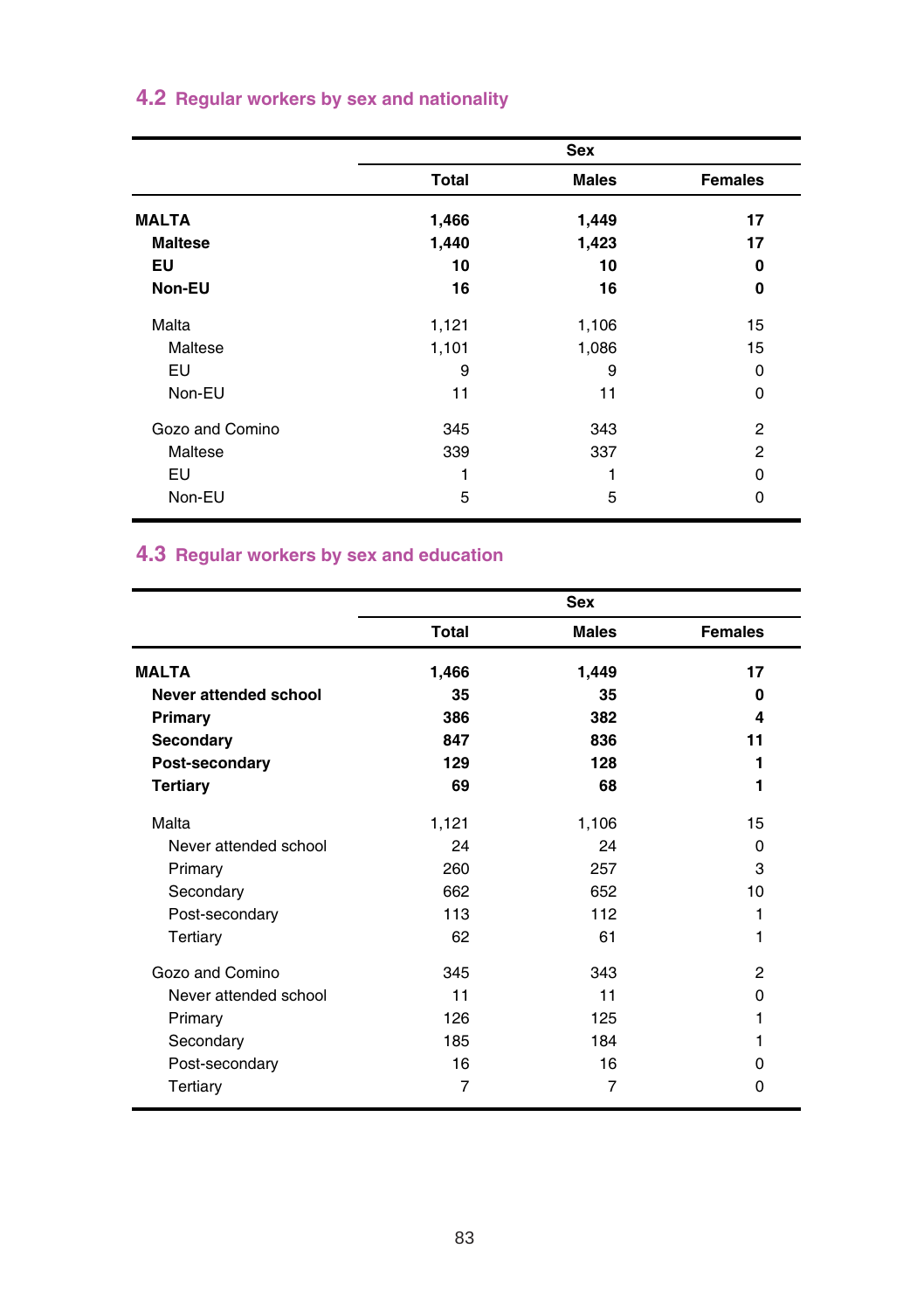## 4.2 Regular workers by sex and nationality

| | Sex | | |
|---|---|---|---|
| | **Total** | **Males** | **Females** |
| **MALTA** | **1,466** | **1,449** | **17** |
| **Maltese** | **1,440** | **1,423** | **17** |
| **EU** | **10** | **10** | **0** |
| **Non-EU** | **16** | **16** | **0** |
| Malta | 1,121 | 1,106 | 15 |
| Maltese | 1,101 | 1,086 | 15 |
| EU | 9 | 9 | 0 |
| Non-EU | 11 | 11 | 0 |
| Gozo and Comino | 345 | 343 | 2 |
| Maltese | 339 | 337 | 2 |
| EU | 1 | 1 | 0 |
| Non-EU | 5 | 5 | 0 |

## 4.3 Regular workers by sex and education

| | Sex | | |
|---|---|---|---|
| | **Total** | **Males** | **Females** |
| **MALTA** | **1,466** | **1,449** | **17** |
| **Never attended school** | **35** | **35** | **0** |
| **Primary** | **386** | **382** | **4** |
| **Secondary** | **847** | **836** | **11** |
| **Post-secondary** | **129** | **128** | **1** |
| **Tertiary** | **69** | **68** | **1** |
| Malta | 1,121 | 1,106 | 15 |
| Never attended school | 24 | 24 | 0 |
| Primary | 260 | 257 | 3 |
| Secondary | 662 | 652 | 10 |
| Post-secondary | 113 | 112 | 1 |
| Tertiary | 62 | 61 | 1 |
| Gozo and Comino | 345 | 343 | 2 |
| Never attended school | 11 | 11 | 0 |
| Primary | 126 | 125 | 1 |
| Secondary | 185 | 184 | 1 |
| Post-secondary | 16 | 16 | 0 |
| Tertiary | 7 | 7 | 0 |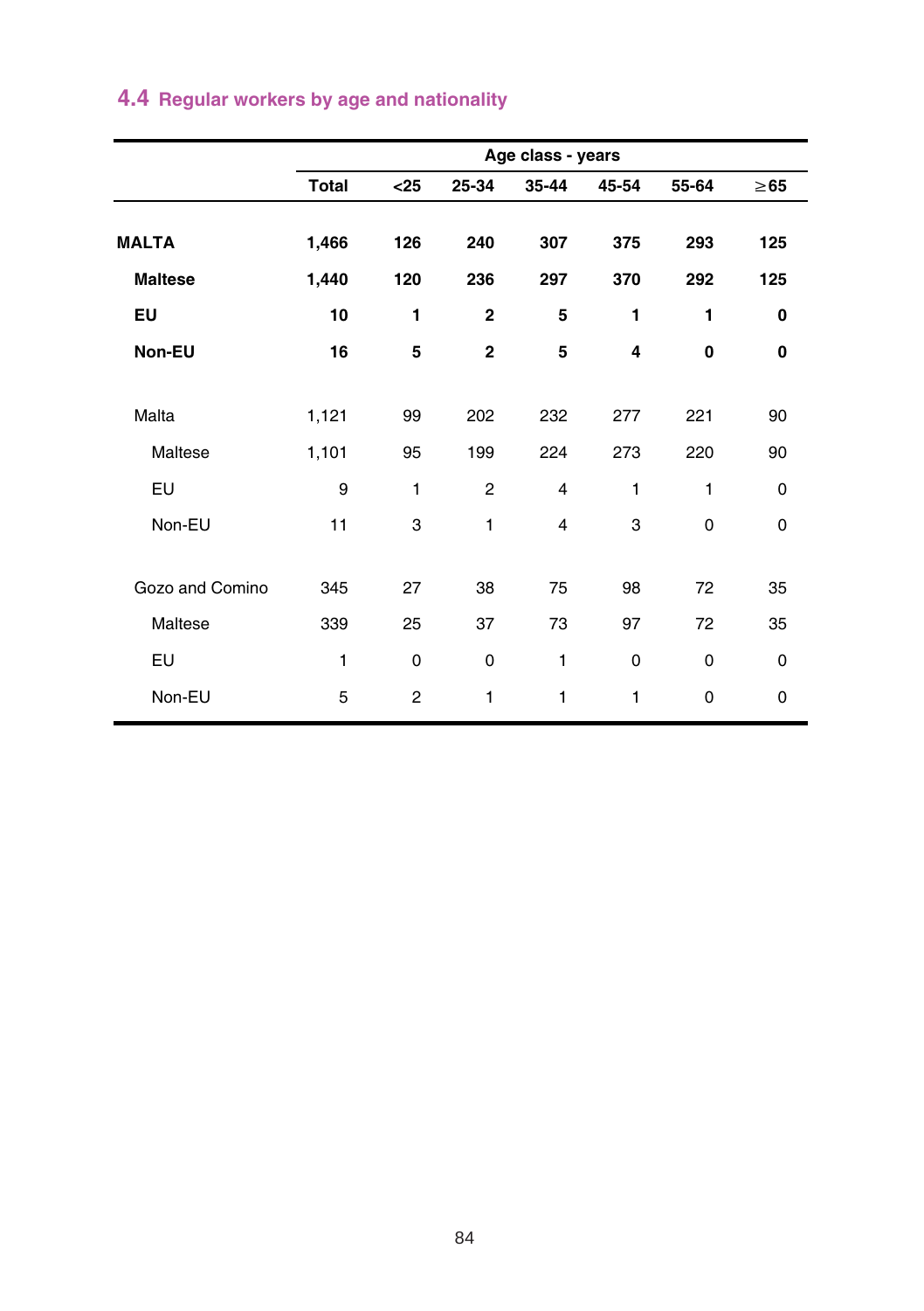## 4.4 Regular workers by age and nationality

| | Age class - years | | | | | | |
|---|---|---|---|---|---|---|---|
| | **Total** | **<25** | **25-34** | **35-44** | **45-54** | **55-64** | **≥65** |
| **MALTA** | **1,466** | **126** | **240** | **307** | **375** | **293** | **125** |
| **Maltese** | **1,440** | **120** | **236** | **297** | **370** | **292** | **125** |
| **EU** | **10** | **1** | **2** | **5** | **1** | **1** | **0** |
| **Non-EU** | **16** | **5** | **2** | **5** | **4** | **0** | **0** |
| Malta | 1,121 | 99 | 202 | 232 | 277 | 221 | 90 |
| Maltese | 1,101 | 95 | 199 | 224 | 273 | 220 | 90 |
| EU | 9 | 1 | 2 | 4 | 1 | 1 | 0 |
| Non-EU | 11 | 3 | 1 | 4 | 3 | 0 | 0 |
| Gozo and Comino | 345 | 27 | 38 | 75 | 98 | 72 | 35 |
| Maltese | 339 | 25 | 37 | 73 | 97 | 72 | 35 |
| EU | 1 | 0 | 0 | 1 | 0 | 0 | 0 |
| Non-EU | 5 | 2 | 1 | 1 | 1 | 0 | 0 |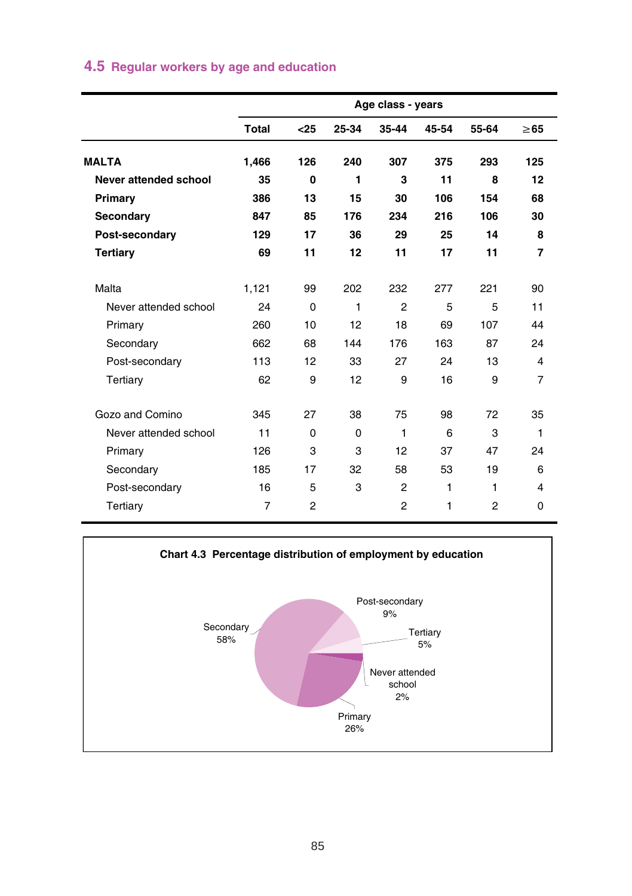## 4.5 Regular workers by age and education

| | Total | Age class - years | | | | | |
|---|---|---|---|---|---|---|---|
| | | <25 | 25-34 | 35-44 | 45-54 | 55-64 | ≥65 |
| **MALTA** | **1,466** | **126** | **240** | **307** | **375** | **293** | **125** |
| **Never attended school** | **35** | **0** | **1** | **3** | **11** | **8** | **12** |
| **Primary** | **386** | **13** | **15** | **30** | **106** | **154** | **68** |
| **Secondary** | **847** | **85** | **176** | **234** | **216** | **106** | **30** |
| **Post-secondary** | **129** | **17** | **36** | **29** | **25** | **14** | **8** |
| **Tertiary** | **69** | **11** | **12** | **11** | **17** | **11** | **7** |
| Malta | 1,121 | 99 | 202 | 232 | 277 | 221 | 90 |
| Never attended school | 24 | 0 | 1 | 2 | 5 | 5 | 11 |
| Primary | 260 | 10 | 12 | 18 | 69 | 107 | 44 |
| Secondary | 662 | 68 | 144 | 176 | 163 | 87 | 24 |
| Post-secondary | 113 | 12 | 33 | 27 | 24 | 13 | 4 |
| Tertiary | 62 | 9 | 12 | 9 | 16 | 9 | 7 |
| Gozo and Comino | 345 | 27 | 38 | 75 | 98 | 72 | 35 |
| Never attended school | 11 | 0 | 0 | 1 | 6 | 3 | 1 |
| Primary | 126 | 3 | 3 | 12 | 37 | 47 | 24 |
| Secondary | 185 | 17 | 32 | 58 | 53 | 19 | 6 |
| Post-secondary | 16 | 5 | 3 | 2 | 1 | 1 | 4 |
| Tertiary | 7 | 2 | | 2 | 1 | 2 | 0 |

**Chart 4.3 Percentage distribution of employment by education**

Secondary 58%
Post-secondary 9%
Tertiary 5%
Never attended school 2%
Primary 26%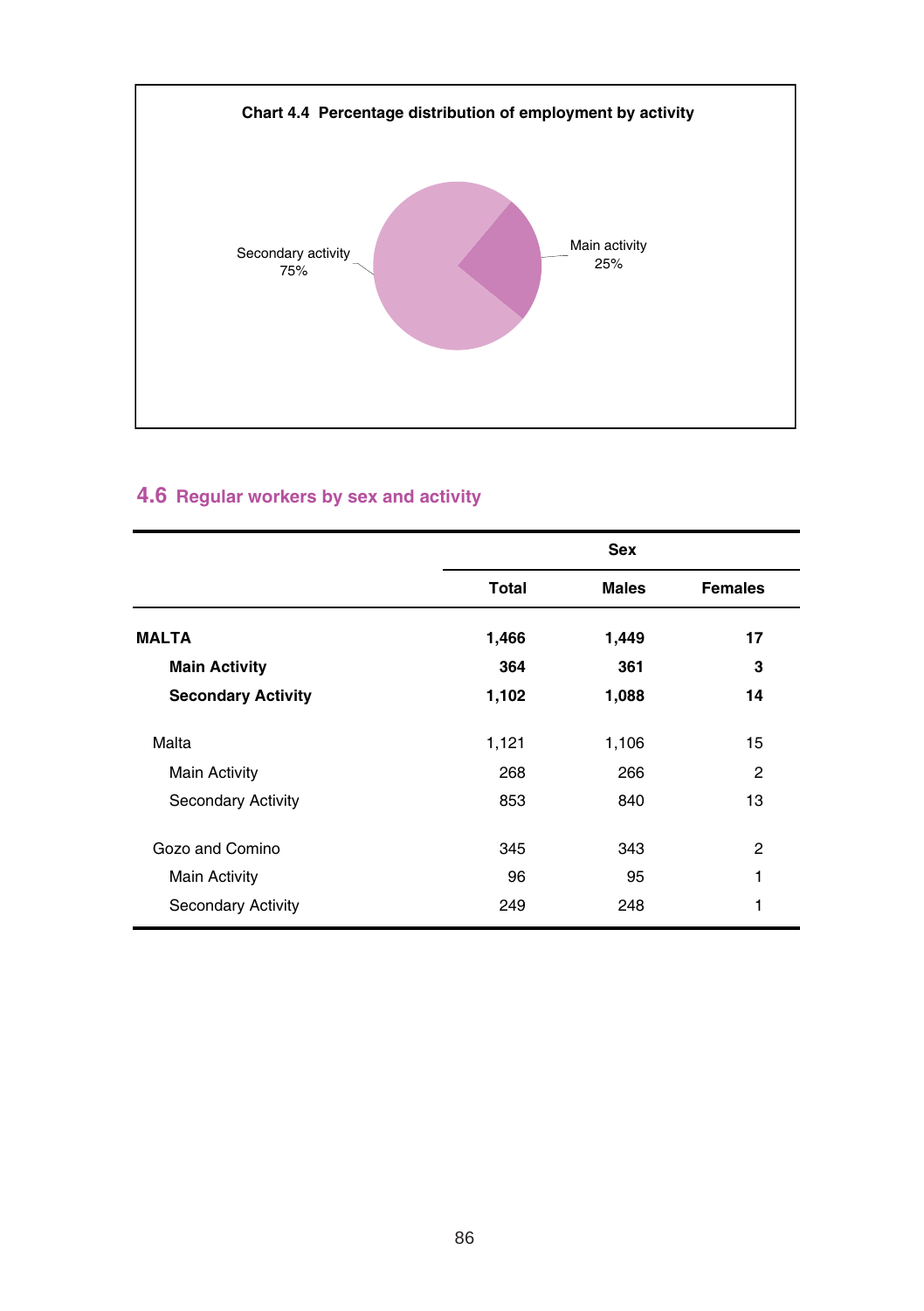**Chart 4.4 Percentage distribution of employment by activity**

Secondary activity 75%

Main activity 25%

## 4.6 Regular workers by sex and activity

| | Sex | | |
|---|---|---|---|
| | **Total** | **Males** | **Females** |
| **MALTA** | **1,466** | **1,449** | **17** |
| **Main Activity** | **364** | **361** | **3** |
| **Secondary Activity** | **1,102** | **1,088** | **14** |
| Malta | 1,121 | 1,106 | 15 |
| Main Activity | 268 | 266 | 2 |
| Secondary Activity | 853 | 840 | 13 |
| Gozo and Comino | 345 | 343 | 2 |
| Main Activity | 96 | 95 | 1 |
| Secondary Activity | 249 | 248 | 1 |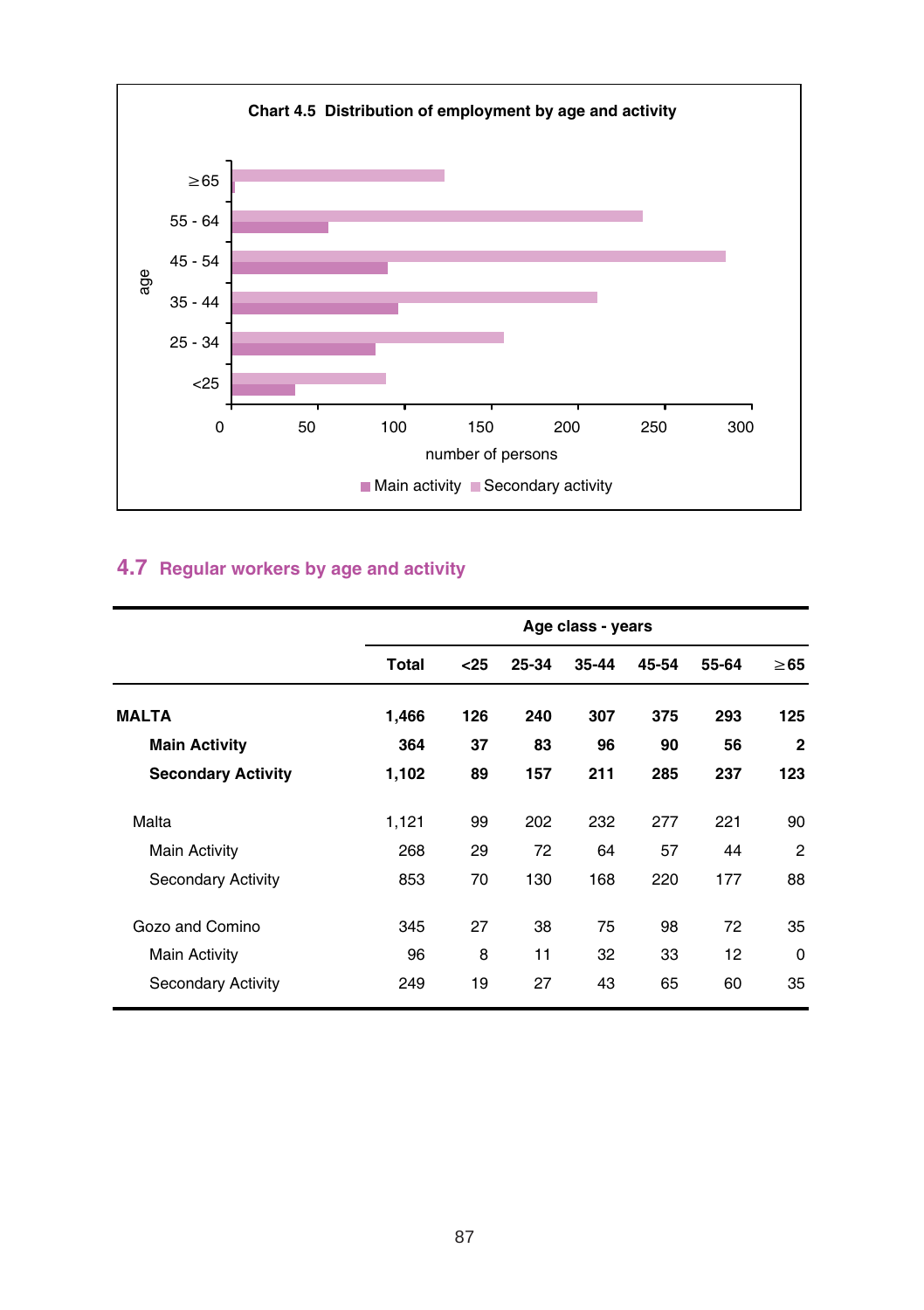**Chart 4.5 Distribution of employment by age and activity**

| age | Main activity | Secondary activity |
|---|---|---|
| ≥65 | | |
| 55 - 64 | | |
| 45 - 54 | | |
| 35 - 44 | | |
| 25 - 34 | | |
| <25 | | |

number of persons

## 4.7 Regular workers by age and activity

| | Age class - years | | | | | | |
|---|---|---|---|---|---|---|---|
| | **Total** | **<25** | **25-34** | **35-44** | **45-54** | **55-64** | **≥65** |
| **MALTA** | **1,466** | **126** | **240** | **307** | **375** | **293** | **125** |
| **Main Activity** | **364** | **37** | **83** | **96** | **90** | **56** | **2** |
| **Secondary Activity** | **1,102** | **89** | **157** | **211** | **285** | **237** | **123** |
| Malta | 1,121 | 99 | 202 | 232 | 277 | 221 | 90 |
| Main Activity | 268 | 29 | 72 | 64 | 57 | 44 | 2 |
| Secondary Activity | 853 | 70 | 130 | 168 | 220 | 177 | 88 |
| Gozo and Comino | 345 | 27 | 38 | 75 | 98 | 72 | 35 |
| Main Activity | 96 | 8 | 11 | 32 | 33 | 12 | 0 |
| Secondary Activity | 249 | 19 | 27 | 43 | 65 | 60 | 35 |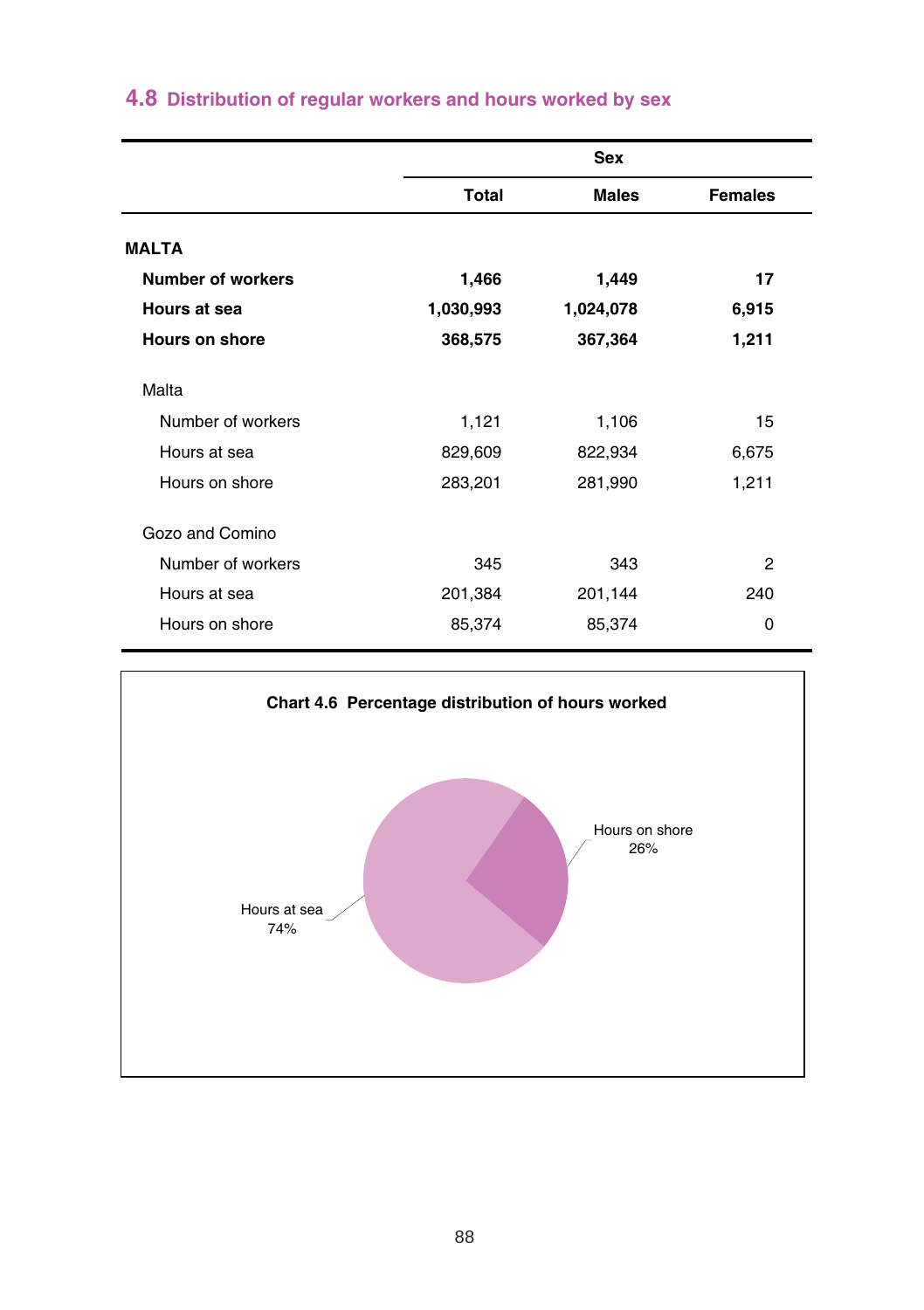## 4.8 Distribution of regular workers and hours worked by sex

| | Sex | | |
|---|---|---|---|
| | **Total** | **Males** | **Females** |
| **MALTA** | | | |
| **Number of workers** | **1,466** | **1,449** | **17** |
| **Hours at sea** | **1,030,993** | **1,024,078** | **6,915** |
| **Hours on shore** | **368,575** | **367,364** | **1,211** |
| Malta | | | |
| Number of workers | 1,121 | 1,106 | 15 |
| Hours at sea | 829,609 | 822,934 | 6,675 |
| Hours on shore | 283,201 | 281,990 | 1,211 |
| Gozo and Comino | | | |
| Number of workers | 345 | 343 | 2 |
| Hours at sea | 201,384 | 201,144 | 240 |
| Hours on shore | 85,374 | 85,374 | 0 |

**Chart 4.6 Percentage distribution of hours worked**

Hours on shore 26%

Hours at sea 74%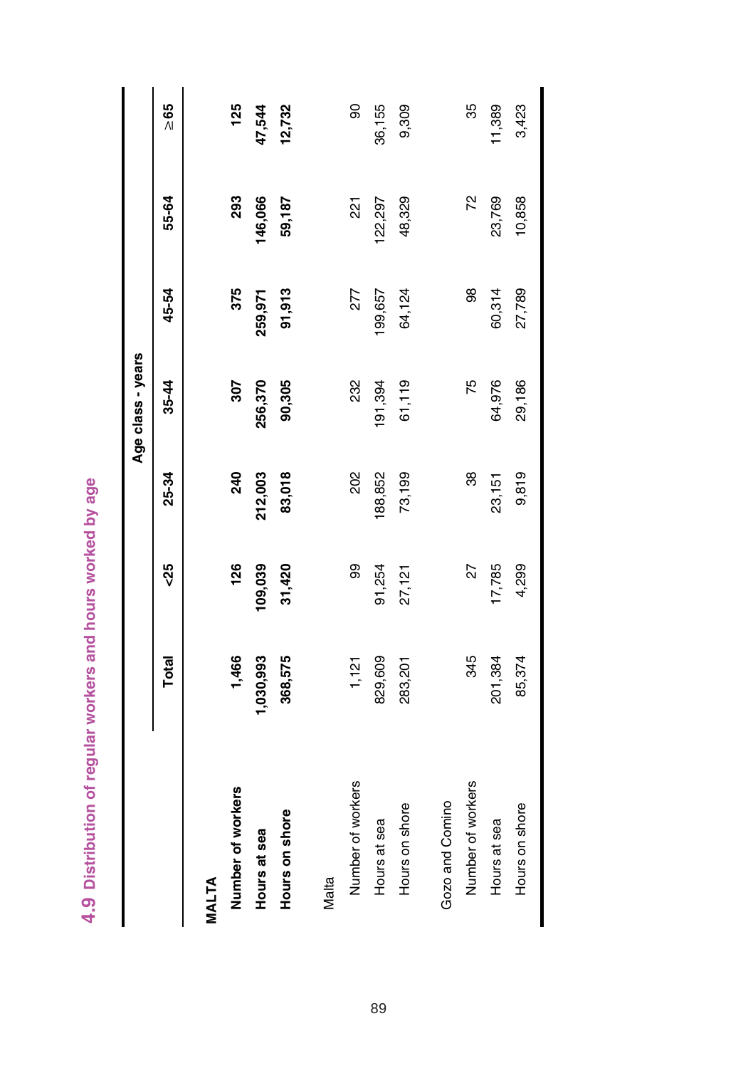# 4.9 Distribution of regular workers and hours worked by age

| | Total | Age class - years | | | | | |
|---|---|---|---|---|---|---|---|
| | | <25 | 25-34 | 35-44 | 45-54 | 55-64 | ≥65 |
| **MALTA** | | | | | | | |
| **Number of workers** | **1,466** | **126** | **240** | **307** | **375** | **293** | **125** |
| **Hours at sea** | **1,030,993** | **109,039** | **212,003** | **256,370** | **259,971** | **146,066** | **47,544** |
| **Hours on shore** | **368,575** | **31,420** | **83,018** | **90,305** | **91,913** | **59,187** | **12,732** |
| Malta | | | | | | | |
| Number of workers | 1,121 | 99 | 202 | 232 | 277 | 221 | 90 |
| Hours at sea | 829,609 | 91,254 | 188,852 | 191,394 | 199,657 | 122,297 | 36,155 |
| Hours on shore | 283,201 | 27,121 | 73,199 | 61,119 | 64,124 | 48,329 | 9,309 |
| Gozo and Comino | | | | | | | |
| Number of workers | 345 | 27 | 38 | 75 | 98 | 72 | 35 |
| Hours at sea | 201,384 | 17,785 | 23,151 | 64,976 | 60,314 | 23,769 | 11,389 |
| Hours on shore | 85,374 | 4,299 | 9,819 | 29,186 | 27,789 | 10,858 | 3,423 |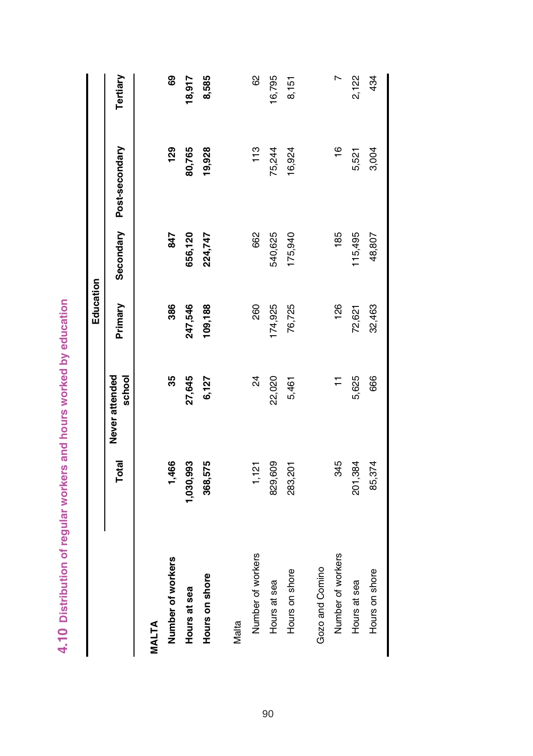## 4.10 Distribution of regular workers and hours worked by education

| | Total | Education | | | | |
|---|---|---|---|---|---|---|
| | | Never attended school | Primary | Secondary | Post-secondary | Tertiary |
| **MALTA** | | | | | | |
| **Number of workers** | **1,466** | **35** | **386** | **847** | **129** | **69** |
| **Hours at sea** | **1,030,993** | **27,645** | **247,546** | **656,120** | **80,765** | **18,917** |
| **Hours on shore** | **368,575** | **6,127** | **109,188** | **224,747** | **19,928** | **8,585** |
| Malta | | | | | | |
| Number of workers | 1,121 | 24 | 260 | 662 | 113 | 62 |
| Hours at sea | 829,609 | 22,020 | 174,925 | 540,625 | 75,244 | 16,795 |
| Hours on shore | 283,201 | 5,461 | 76,725 | 175,940 | 16,924 | 8,151 |
| Gozo and Comino | | | | | | |
| Number of workers | 345 | 11 | 126 | 185 | 16 | 7 |
| Hours at sea | 201,384 | 5,625 | 72,621 | 115,495 | 5,521 | 2,122 |
| Hours on shore | 85,374 | 666 | 32,463 | 48,807 | 3,004 | 434 |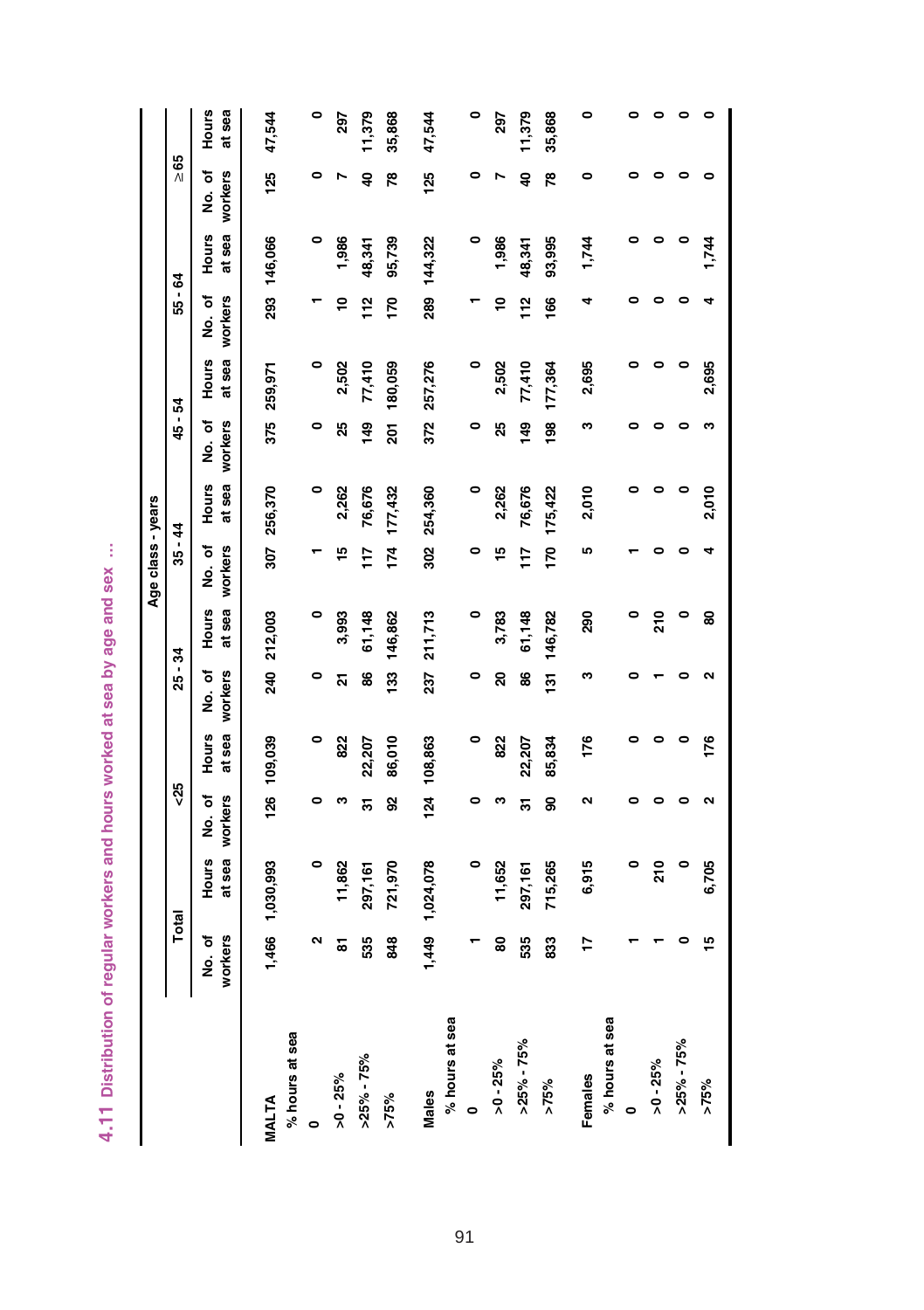## 4.11 Distribution of regular workers and hours worked at sea by age and sex ...

| | Total | | Age class - years | | | | | | | | | | | |
|---|---|---|---|---|---|---|---|---|---|---|---|---|---|---|
| | | | <25 | | 25 - 34 | | 35 - 44 | | 45 - 54 | | 55 - 64 | | ≥65 | |
| | No. of workers | Hours at sea | No. of workers | Hours at sea | No. of workers | Hours at sea | No. of workers | Hours at sea | No. of workers | Hours at sea | No. of workers | Hours at sea | No. of workers | Hours at sea |
| **MALTA** | 1,466 | 1,030,993 | 126 | 109,039 | 240 | 212,003 | 307 | 256,370 | 375 | 259,971 | 293 | 146,066 | 125 | 47,544 |
| % hours at sea | | | | | | | | | | | | | | |
| 0 | 2 | 0 | 0 | 0 | 0 | 0 | 1 | 0 | 0 | 0 | 1 | 0 | 0 | 0 |
| >0 - 25% | 81 | 11,862 | 3 | 822 | 21 | 3,993 | 15 | 2,262 | 25 | 2,502 | 10 | 1,986 | 7 | 297 |
| >25% - 75% | 535 | 297,161 | 31 | 22,207 | 86 | 61,148 | 117 | 76,676 | 149 | 77,410 | 112 | 48,341 | 40 | 11,379 |
| >75% | 848 | 721,970 | 92 | 86,010 | 133 | 146,862 | 174 | 177,432 | 201 | 180,059 | 170 | 95,739 | 78 | 35,868 |
| **Males** | 1,449 | 1,024,078 | 124 | 108,863 | 237 | 211,713 | 302 | 254,360 | 372 | 257,276 | 289 | 144,322 | 125 | 47,544 |
| % hours at sea | | | | | | | | | | | | | | |
| 0 | 1 | 0 | 0 | 0 | 0 | 0 | 0 | 0 | 0 | 0 | 1 | 0 | 0 | 0 |
| >0 - 25% | 80 | 11,652 | 3 | 822 | 20 | 3,783 | 15 | 2,262 | 25 | 2,502 | 10 | 1,986 | 7 | 297 |
| >25% - 75% | 535 | 297,161 | 31 | 22,207 | 86 | 61,148 | 117 | 76,676 | 149 | 77,410 | 112 | 48,341 | 40 | 11,379 |
| >75% | 833 | 715,265 | 90 | 85,834 | 131 | 146,782 | 170 | 175,422 | 198 | 177,364 | 166 | 93,995 | 78 | 35,868 |
| **Females** | 17 | 6,915 | 2 | 176 | 3 | 290 | 5 | 2,010 | 3 | 2,695 | 4 | 1,744 | 0 | 0 |
| % hours at sea | | | | | | | | | | | | | | |
| 0 | 1 | 0 | 0 | 0 | 0 | 0 | 1 | 0 | 0 | 0 | 0 | 0 | 0 | 0 |
| >0 - 25% | 1 | 210 | 0 | 0 | 1 | 210 | 0 | 0 | 0 | 0 | 0 | 0 | 0 | 0 |
| >25% - 75% | 0 | 0 | 0 | 0 | 0 | 0 | 0 | 0 | 0 | 0 | 0 | 0 | 0 | 0 |
| >75% | 15 | 6,705 | 2 | 176 | 2 | 80 | 4 | 2,010 | 3 | 2,695 | 4 | 1,744 | 0 | 0 |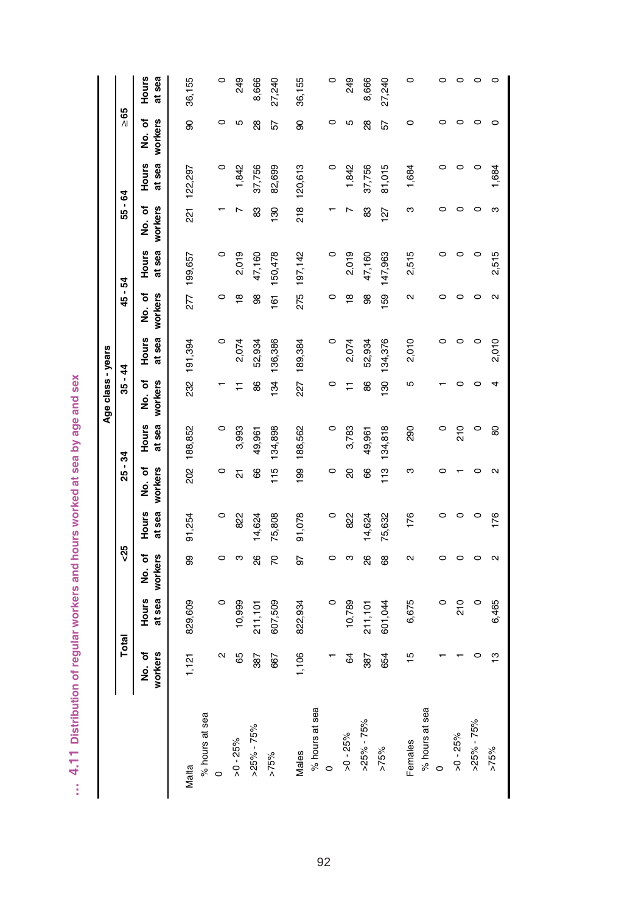## ... 4.11 Distribution of regular workers and hours worked at sea by age and sex

| | Total | | Age class - years | | | | | | | | | | | |
|---|---|---|---|---|---|---|---|---|---|---|---|---|---|---|
| | | | <25 | | 25 - 34 | | 35 - 44 | | 45 - 54 | | 55 - 64 | | ≥65 | |
| | No. of workers | Hours at sea | No. of workers | Hours at sea | No. of workers | Hours at sea | No. of workers | Hours at sea | No. of workers | Hours at sea | No. of workers | Hours at sea | No. of workers | Hours at sea |
| Malta | 1,121 | 829,609 | 99 | 91,254 | 202 | 188,852 | 232 | 191,394 | 277 | 199,657 | 221 | 122,297 | 90 | 36,155 |
| % hours at sea | | | | | | | | | | | | | | |
| 0 | 2 | 0 | 0 | 0 | 0 | 0 | 1 | 0 | 0 | 0 | 1 | 0 | 0 | 0 |
| >0 - 25% | 65 | 10,999 | 3 | 822 | 21 | 3,993 | 11 | 2,074 | 18 | 2,019 | 7 | 1,842 | 5 | 249 |
| >25% - 75% | 387 | 211,101 | 26 | 14,624 | 66 | 49,961 | 86 | 52,934 | 98 | 47,160 | 83 | 37,756 | 28 | 8,666 |
| >75% | 667 | 607,509 | 70 | 75,808 | 115 | 134,898 | 134 | 136,386 | 161 | 150,478 | 130 | 82,699 | 57 | 27,240 |
| Males | 1,106 | 822,934 | 97 | 91,078 | 199 | 188,562 | 227 | 189,384 | 275 | 197,142 | 218 | 120,613 | 90 | 36,155 |
| % hours at sea | | | | | | | | | | | | | | |
| 0 | 1 | 0 | 0 | 0 | 0 | 0 | 0 | 0 | 0 | 0 | 1 | 0 | 0 | 0 |
| >0 - 25% | 64 | 10,789 | 3 | 822 | 20 | 3,783 | 11 | 2,074 | 18 | 2,019 | 7 | 1,842 | 5 | 249 |
| >25% - 75% | 387 | 211,101 | 26 | 14,624 | 66 | 49,961 | 86 | 52,934 | 98 | 47,160 | 83 | 37,756 | 28 | 8,666 |
| >75% | 654 | 601,044 | 68 | 75,632 | 113 | 134,818 | 130 | 134,376 | 159 | 147,963 | 127 | 81,015 | 57 | 27,240 |
| Females | 15 | 6,675 | 2 | 176 | 3 | 290 | 5 | 2,010 | 2 | 2,515 | 3 | 1,684 | 0 | 0 |
| % hours at sea | | | | | | | | | | | | | | |
| 0 | 1 | 0 | 0 | 0 | 0 | 0 | 1 | 0 | 0 | 0 | 0 | 0 | 0 | 0 |
| >0 - 25% | 1 | 210 | 0 | 0 | 1 | 210 | 0 | 0 | 0 | 0 | 0 | 0 | 0 | 0 |
| >25% - 75% | 0 | 0 | 0 | 0 | 0 | 0 | 0 | 0 | 0 | 0 | 0 | 0 | 0 | 0 |
| >75% | 13 | 6,465 | 2 | 176 | 2 | 80 | 4 | 2,010 | 2 | 2,515 | 3 | 1,684 | 0 | 0 |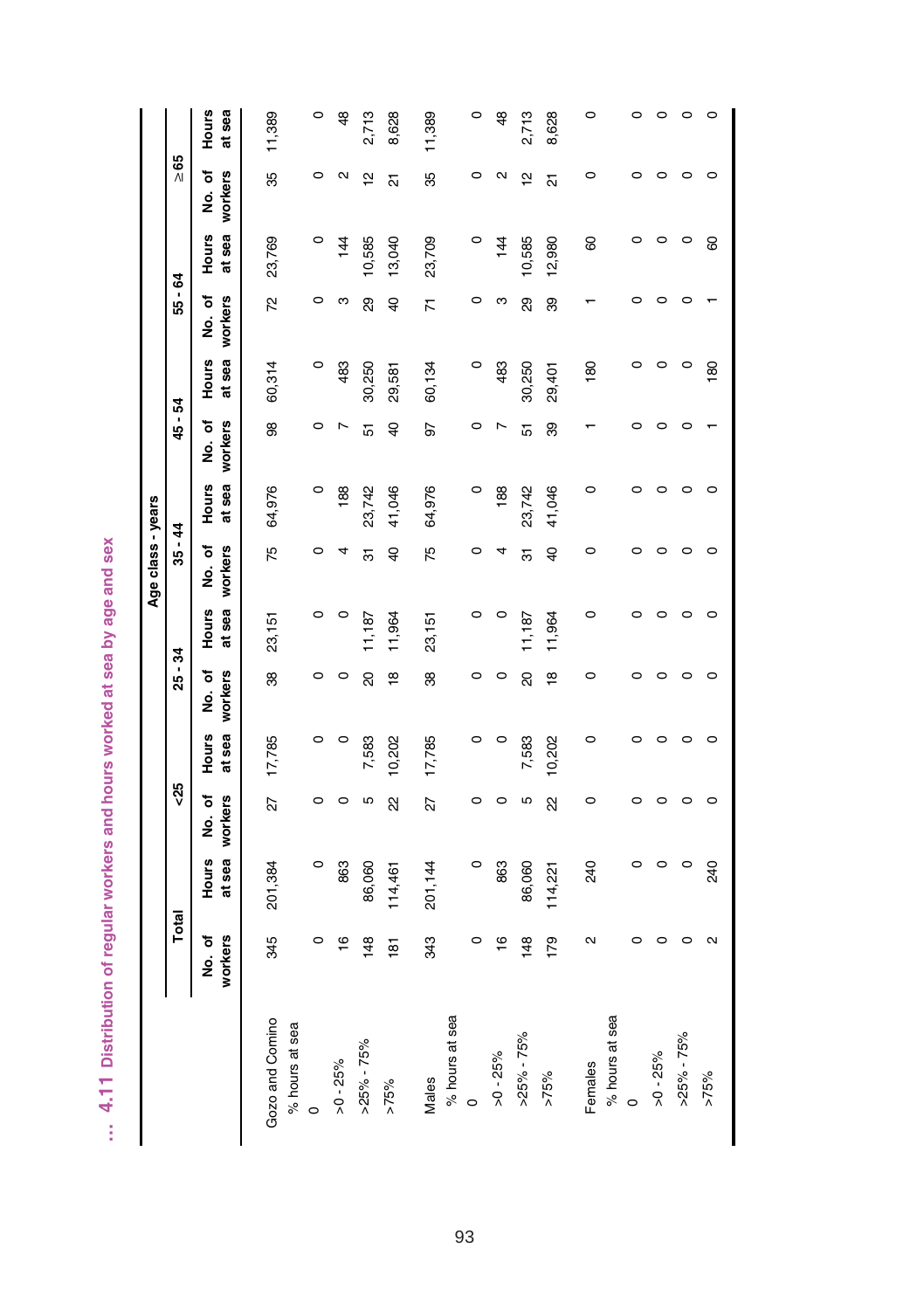## 4.11 Distribution of regular workers and hours worked at sea by age and sex

| | Total | | Age class - years | | | | | | | | | | | |
|---|---|---|---|---|---|---|---|---|---|---|---|---|---|---|
| | | | <25 | | 25 - 34 | | 35 - 44 | | 45 - 54 | | 55 - 64 | | ≥65 | |
| | No. of workers | Hours at sea | No. of workers | Hours at sea | No. of workers | Hours at sea | No. of workers | Hours at sea | No. of workers | Hours at sea | No. of workers | Hours at sea | No. of workers | Hours at sea |
| Gozo and Comino | 345 | 201,384 | 27 | 17,785 | 38 | 23,151 | 75 | 64,976 | 98 | 60,314 | 72 | 23,769 | 35 | 11,389 |
| % hours at sea | | | | | | | | | | | | | | |
| 0 | 0 | 0 | 0 | 0 | 0 | 0 | 0 | 0 | 0 | 0 | 0 | 0 | 0 | 0 |
| >0 - 25% | 16 | 863 | 0 | 0 | 0 | 0 | 4 | 188 | 7 | 483 | 3 | 144 | 2 | 48 |
| >25% - 75% | 148 | 86,060 | 5 | 7,583 | 20 | 11,187 | 31 | 23,742 | 51 | 30,250 | 29 | 10,585 | 12 | 2,713 |
| >75% | 181 | 114,461 | 22 | 10,202 | 18 | 11,964 | 40 | 41,046 | 40 | 29,581 | 40 | 13,040 | 21 | 8,628 |
| Males | 343 | 201,144 | 27 | 17,785 | 38 | 23,151 | 75 | 64,976 | 97 | 60,134 | 71 | 23,709 | 35 | 11,389 |
| % hours at sea | | | | | | | | | | | | | | |
| 0 | 0 | 0 | 0 | 0 | 0 | 0 | 0 | 0 | 0 | 0 | 0 | 0 | 0 | 0 |
| >0 - 25% | 16 | 863 | 0 | 0 | 0 | 0 | 4 | 188 | 7 | 483 | 3 | 144 | 2 | 48 |
| >25% - 75% | 148 | 86,060 | 5 | 7,583 | 20 | 11,187 | 31 | 23,742 | 51 | 30,250 | 29 | 10,585 | 12 | 2,713 |
| >75% | 179 | 114,221 | 22 | 10,202 | 18 | 11,964 | 40 | 41,046 | 39 | 29,401 | 39 | 12,980 | 21 | 8,628 |
| Females | 2 | 240 | 0 | 0 | 0 | 0 | 0 | 0 | 1 | 180 | 1 | 60 | 0 | 0 |
| % hours at sea | | | | | | | | | | | | | | |
| 0 | 0 | 0 | 0 | 0 | 0 | 0 | 0 | 0 | 0 | 0 | 0 | 0 | 0 | 0 |
| >0 - 25% | 0 | 0 | 0 | 0 | 0 | 0 | 0 | 0 | 0 | 0 | 0 | 0 | 0 | 0 |
| >25% - 75% | 0 | 0 | 0 | 0 | 0 | 0 | 0 | 0 | 0 | 0 | 0 | 0 | 0 | 0 |
| >75% | 2 | 240 | 0 | 0 | 0 | 0 | 0 | 0 | 1 | 180 | 1 | 60 | 0 | 0 |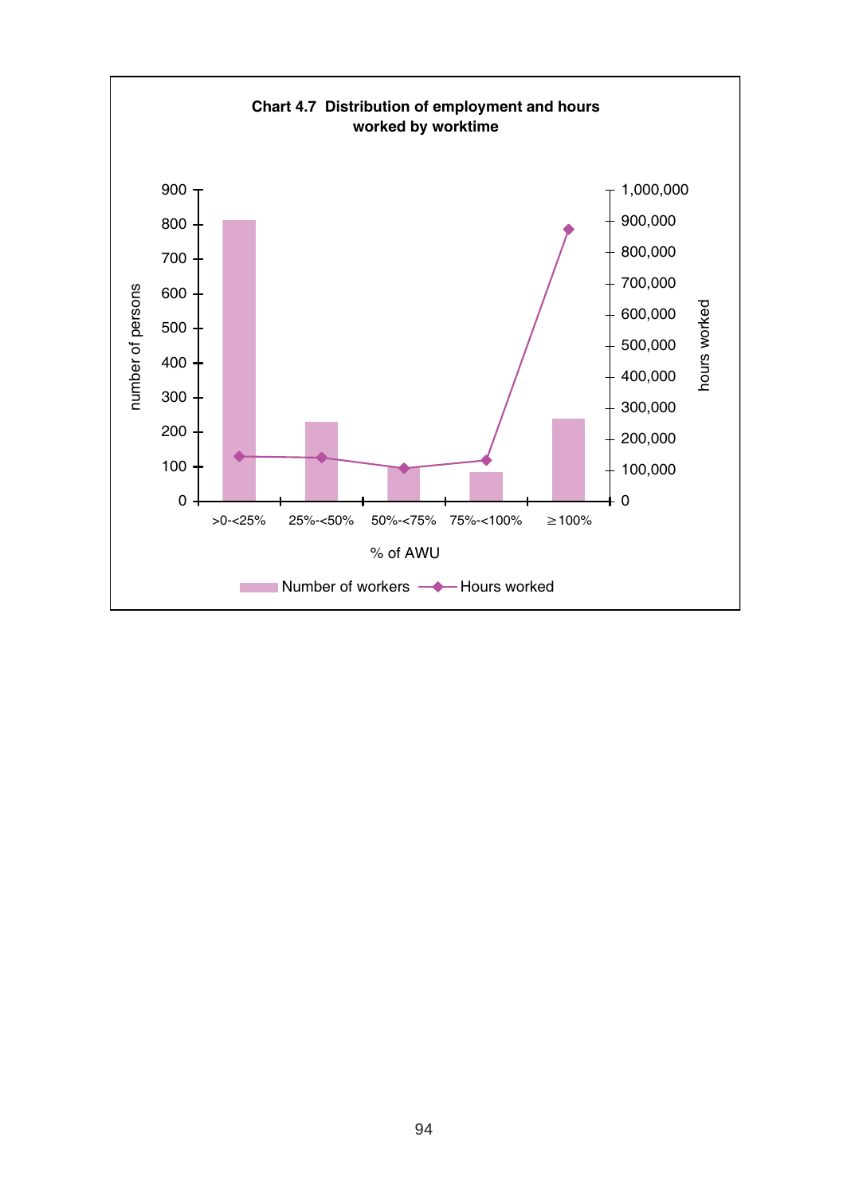**Chart 4.7 Distribution of employment and hours worked by worktime**

| % of AWU | >0-<25% | 25%-<50% | 50%-<75% | 75%-<100% | ≥100% |
|---|---|---|---|---|---|

number of persons: 0, 100, 200, 300, 400, 500, 600, 700, 800, 900

hours worked: 0, 100,000, 200,000, 300,000, 400,000, 500,000, 600,000, 700,000, 800,000, 900,000, 1,000,000

Number of workers — Hours worked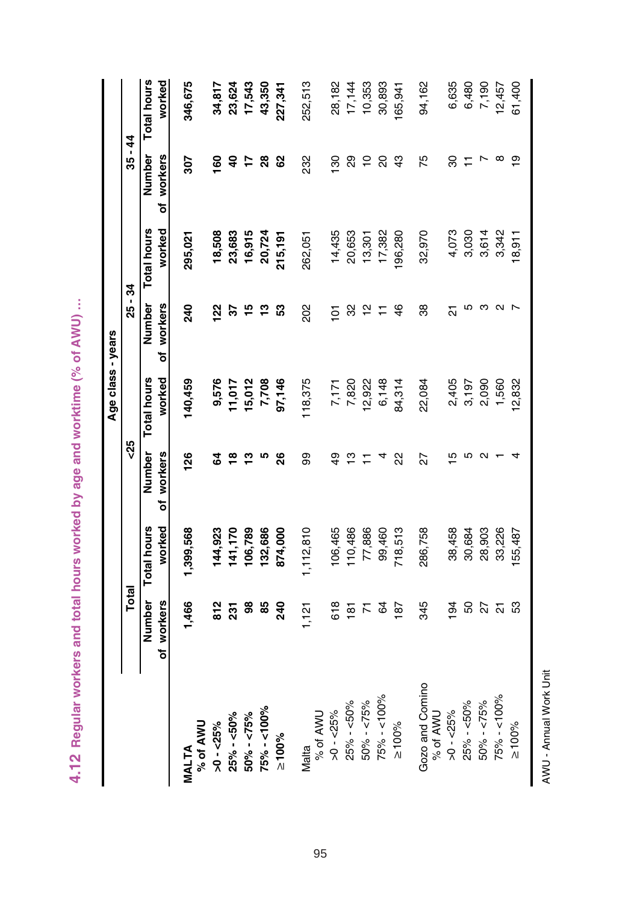## 4.12 Regular workers and total hours worked by age and worktime (% of AWU) ...

| | Total | | Age class - years | | | | | |
|---|---|---|---|---|---|---|---|---|
| | | | <25 | | 25 - 34 | | 35 - 44 | |
| | Number of workers | Total hours worked | Number of workers | Total hours worked | Number of workers | Total hours worked | Number of workers | Total hours worked |
| **MALTA** | **1,466** | **1,399,568** | **126** | **140,459** | **240** | **295,021** | **307** | **346,675** |
| **% of AWU** | | | | | | | | |
| **>0 - <25%** | **812** | **144,923** | **64** | **9,576** | **122** | **18,508** | **160** | **34,817** |
| **25% - <50%** | **231** | **141,170** | **18** | **11,017** | **37** | **23,683** | **40** | **23,624** |
| **50% - <75%** | **98** | **106,789** | **13** | **15,012** | **15** | **16,915** | **17** | **17,543** |
| **75% - <100%** | **85** | **132,686** | **5** | **7,708** | **13** | **20,724** | **28** | **43,350** |
| **≥100%** | **240** | **874,000** | **26** | **97,146** | **53** | **215,191** | **62** | **227,341** |
| Malta | 1,121 | 1,112,810 | 99 | 118,375 | 202 | 262,051 | 232 | 252,513 |
| % of AWU | | | | | | | | |
| >0 - <25% | 618 | 106,465 | 49 | 7,171 | 101 | 14,435 | 130 | 28,182 |
| 25% - <50% | 181 | 110,486 | 13 | 7,820 | 32 | 20,653 | 29 | 17,144 |
| 50% - <75% | 71 | 77,886 | 11 | 12,922 | 12 | 13,301 | 10 | 10,353 |
| 75% - <100% | 64 | 99,460 | 4 | 6,148 | 11 | 17,382 | 20 | 30,893 |
| ≥100% | 187 | 718,513 | 22 | 84,314 | 46 | 196,280 | 43 | 165,941 |
| Gozo and Comino | 345 | 286,758 | 27 | 22,084 | 38 | 32,970 | 75 | 94,162 |
| % of AWU | | | | | | | | |
| >0 - <25% | 194 | 38,458 | 15 | 2,405 | 21 | 4,073 | 30 | 6,635 |
| 25% - <50% | 50 | 30,684 | 5 | 3,197 | 5 | 3,030 | 11 | 6,480 |
| 50% - <75% | 27 | 28,903 | 2 | 2,090 | 3 | 3,614 | 7 | 7,190 |
| 75% - <100% | 21 | 33,226 | 1 | 1,560 | 2 | 3,342 | 8 | 12,457 |
| ≥100% | 53 | 155,487 | 4 | 12,832 | 7 | 18,911 | 19 | 61,400 |

AWU - Annual Work Unit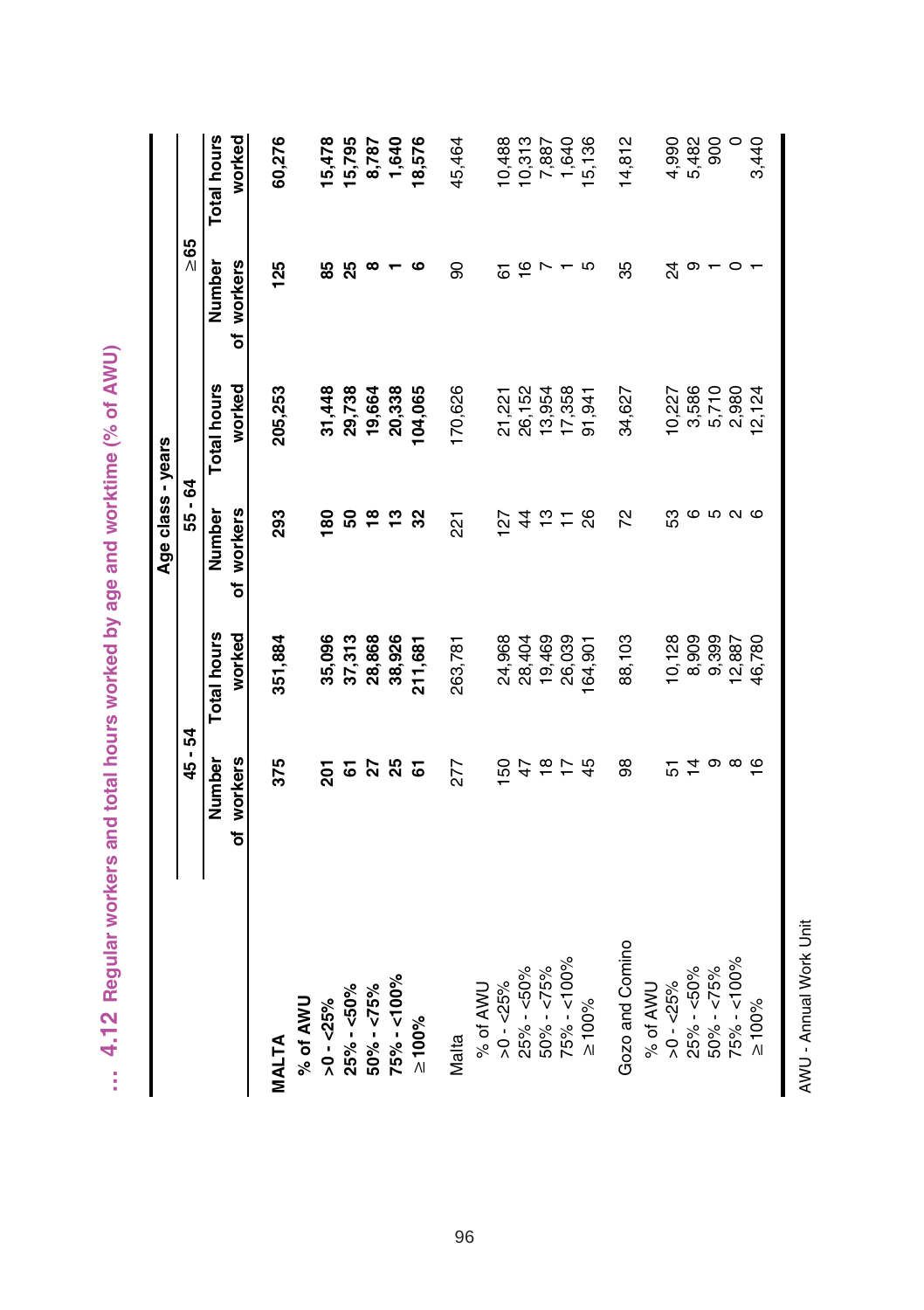## ... 4.12 Regular workers and total hours worked by age and worktime (% of AWU)

| | Age class - years | | | | | |
|---|---|---|---|---|---|---|
| | 45 - 54 | | 55 - 64 | | ≥65 | |
| | Number of workers | Total hours worked | Number of workers | Total hours worked | Number of workers | Total hours worked |
| **MALTA** | **375** | **351,884** | **293** | **205,253** | **125** | **60,276** |
| **% of AWU** | | | | | | |
| **>0 - <25%** | **201** | **35,096** | **180** | **31,448** | **85** | **15,478** |
| **25% - <50%** | **61** | **37,313** | **50** | **29,738** | **25** | **15,795** |
| **50% - <75%** | **27** | **28,868** | **18** | **19,664** | **8** | **8,787** |
| **75% - <100%** | **25** | **38,926** | **13** | **20,338** | **1** | **1,640** |
| **≥100%** | **61** | **211,681** | **32** | **104,065** | **6** | **18,576** |
| Malta | 277 | 263,781 | 221 | 170,626 | 90 | 45,464 |
| % of AWU | | | | | | |
| >0 - <25% | 150 | 24,968 | 127 | 21,221 | 61 | 10,488 |
| 25% - <50% | 47 | 28,404 | 44 | 26,152 | 16 | 10,313 |
| 50% - <75% | 18 | 19,469 | 13 | 13,954 | 7 | 7,887 |
| 75% - <100% | 17 | 26,039 | 11 | 17,358 | 1 | 1,640 |
| ≥100% | 45 | 164,901 | 26 | 91,941 | 5 | 15,136 |
| Gozo and Comino | 98 | 88,103 | 72 | 34,627 | 35 | 14,812 |
| % of AWU | | | | | | |
| >0 - <25% | 51 | 10,128 | 53 | 10,227 | 24 | 4,990 |
| 25% - <50% | 14 | 8,909 | 6 | 3,586 | 9 | 5,482 |
| 50% - <75% | 9 | 9,399 | 5 | 5,710 | 1 | 900 |
| 75% - <100% | 8 | 12,887 | 2 | 2,980 | 0 | 0 |
| ≥100% | 16 | 46,780 | 6 | 12,124 | 1 | 3,440 |

AWU - Annual Work Unit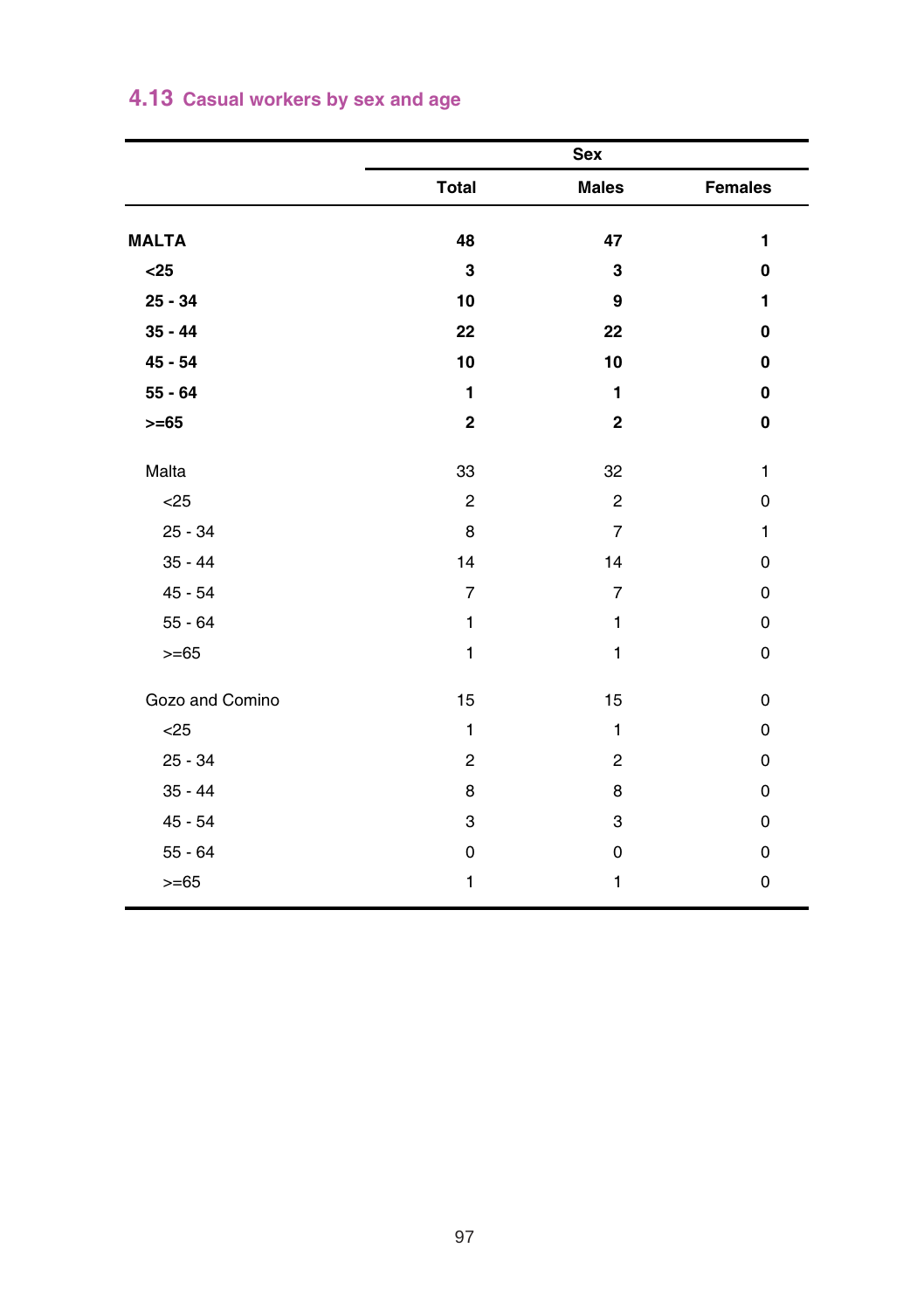## 4.13 Casual workers by sex and age

| | Sex | | |
|---|---|---|---|
| | **Total** | **Males** | **Females** |
| **MALTA** | **48** | **47** | **1** |
| **<25** | **3** | **3** | **0** |
| **25 - 34** | **10** | **9** | **1** |
| **35 - 44** | **22** | **22** | **0** |
| **45 - 54** | **10** | **10** | **0** |
| **55 - 64** | **1** | **1** | **0** |
| **>=65** | **2** | **2** | **0** |
| Malta | 33 | 32 | 1 |
| <25 | 2 | 2 | 0 |
| 25 - 34 | 8 | 7 | 1 |
| 35 - 44 | 14 | 14 | 0 |
| 45 - 54 | 7 | 7 | 0 |
| 55 - 64 | 1 | 1 | 0 |
| >=65 | 1 | 1 | 0 |
| Gozo and Comino | 15 | 15 | 0 |
| <25 | 1 | 1 | 0 |
| 25 - 34 | 2 | 2 | 0 |
| 35 - 44 | 8 | 8 | 0 |
| 45 - 54 | 3 | 3 | 0 |
| 55 - 64 | 0 | 0 | 0 |
| >=65 | 1 | 1 | 0 |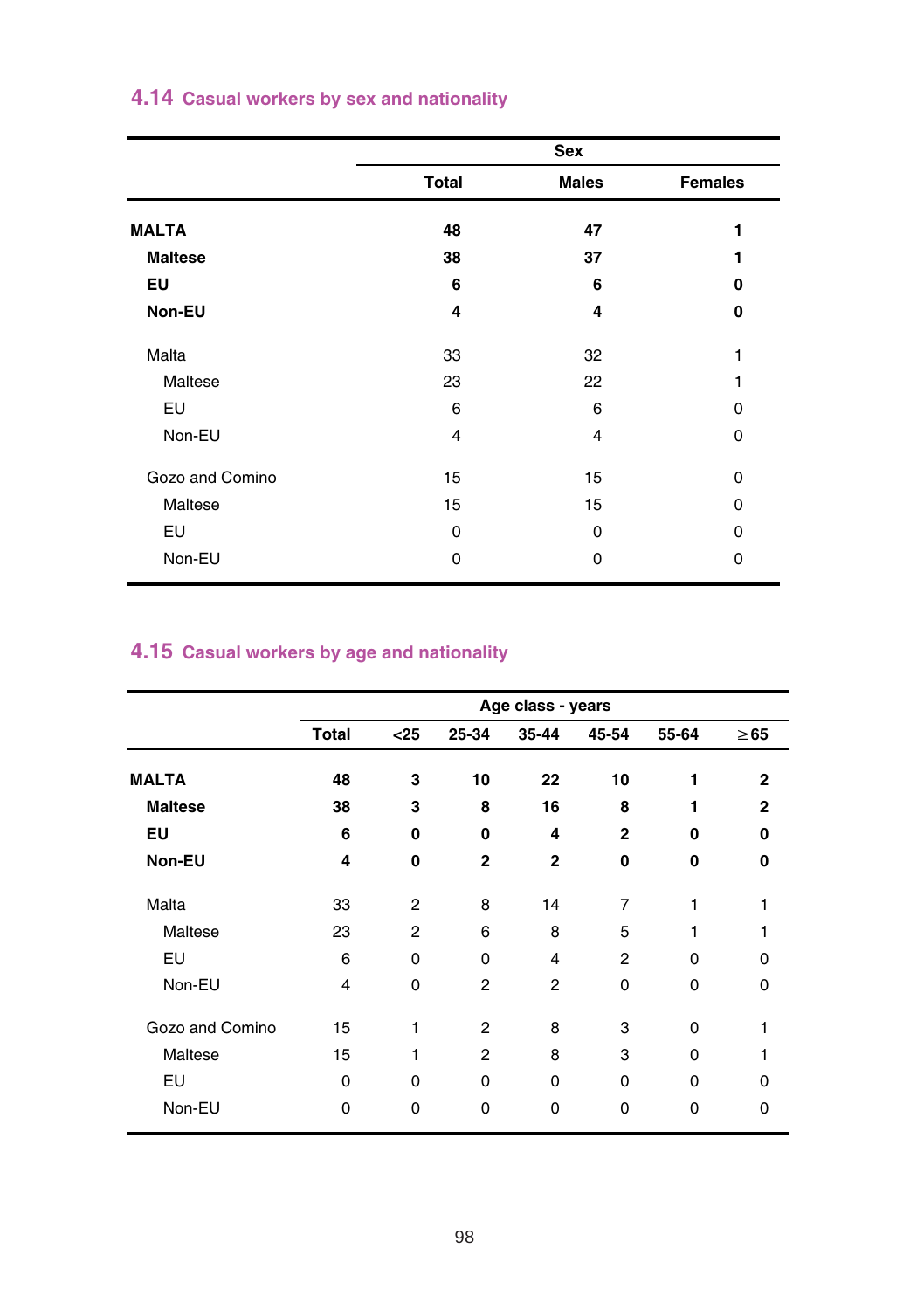## 4.14 Casual workers by sex and nationality

| | Sex | | |
|---|---|---|---|
| | Total | Males | Females |
| **MALTA** | **48** | **47** | **1** |
| **Maltese** | **38** | **37** | **1** |
| **EU** | **6** | **6** | **0** |
| **Non-EU** | **4** | **4** | **0** |
| Malta | 33 | 32 | 1 |
| Maltese | 23 | 22 | 1 |
| EU | 6 | 6 | 0 |
| Non-EU | 4 | 4 | 0 |
| Gozo and Comino | 15 | 15 | 0 |
| Maltese | 15 | 15 | 0 |
| EU | 0 | 0 | 0 |
| Non-EU | 0 | 0 | 0 |

## 4.15 Casual workers by age and nationality

| | Age class - years | | | | | | |
|---|---|---|---|---|---|---|---|
| | Total | <25 | 25-34 | 35-44 | 45-54 | 55-64 | ≥65 |
| **MALTA** | **48** | **3** | **10** | **22** | **10** | **1** | **2** |
| **Maltese** | **38** | **3** | **8** | **16** | **8** | **1** | **2** |
| **EU** | **6** | **0** | **0** | **4** | **2** | **0** | **0** |
| **Non-EU** | **4** | **0** | **2** | **2** | **0** | **0** | **0** |
| Malta | 33 | 2 | 8 | 14 | 7 | 1 | 1 |
| Maltese | 23 | 2 | 6 | 8 | 5 | 1 | 1 |
| EU | 6 | 0 | 0 | 4 | 2 | 0 | 0 |
| Non-EU | 4 | 0 | 2 | 2 | 0 | 0 | 0 |
| Gozo and Comino | 15 | 1 | 2 | 8 | 3 | 0 | 1 |
| Maltese | 15 | 1 | 2 | 8 | 3 | 0 | 1 |
| EU | 0 | 0 | 0 | 0 | 0 | 0 | 0 |
| Non-EU | 0 | 0 | 0 | 0 | 0 | 0 | 0 |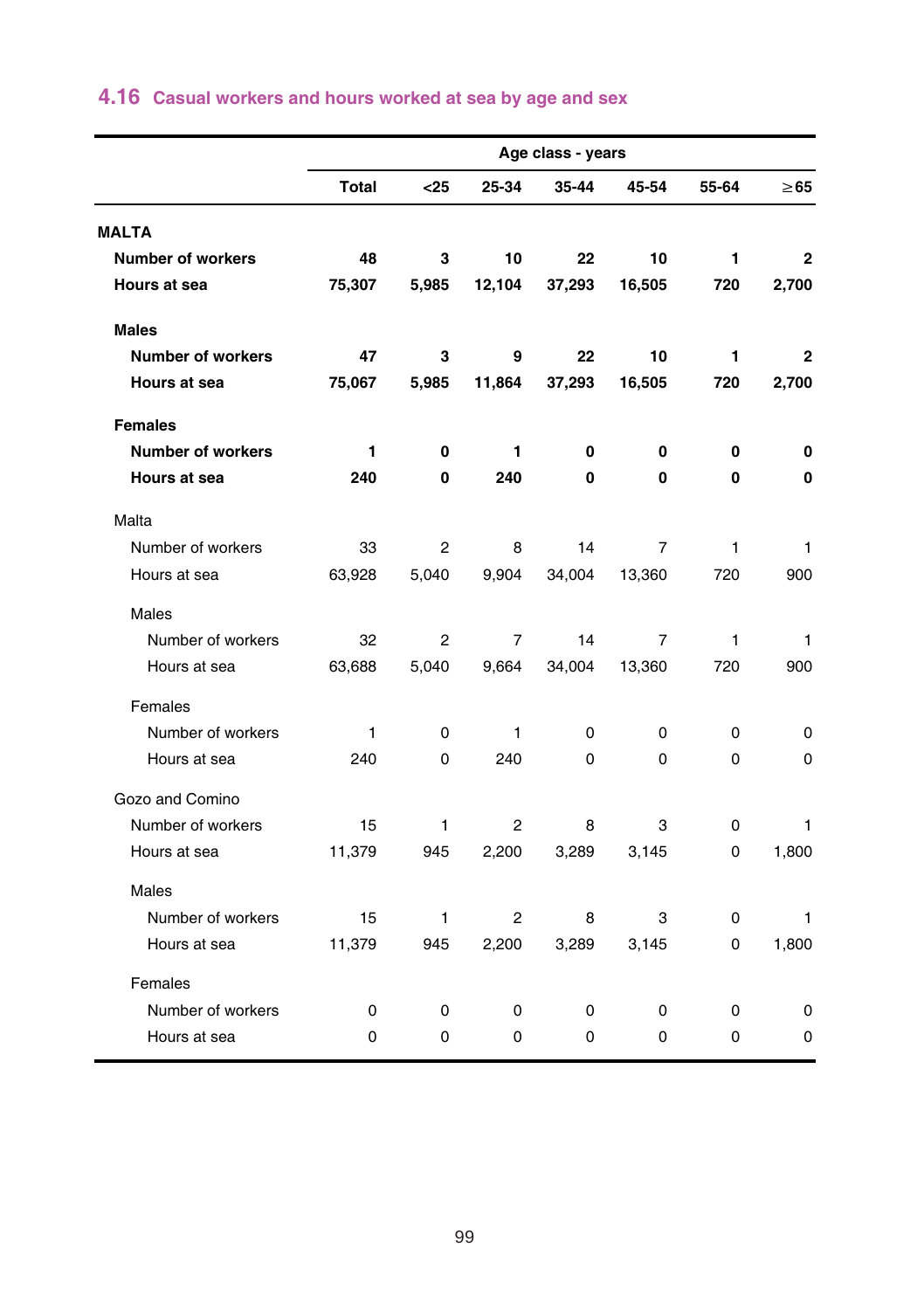## 4.16 Casual workers and hours worked at sea by age and sex

| | Age class - years | | | | | | |
|---|---|---|---|---|---|---|---|
| | **Total** | **<25** | **25-34** | **35-44** | **45-54** | **55-64** | **≥65** |
| **MALTA** | | | | | | | |
| **Number of workers** | **48** | **3** | **10** | **22** | **10** | **1** | **2** |
| **Hours at sea** | **75,307** | **5,985** | **12,104** | **37,293** | **16,505** | **720** | **2,700** |
| **Males** | | | | | | | |
| **Number of workers** | **47** | **3** | **9** | **22** | **10** | **1** | **2** |
| **Hours at sea** | **75,067** | **5,985** | **11,864** | **37,293** | **16,505** | **720** | **2,700** |
| **Females** | | | | | | | |
| **Number of workers** | **1** | **0** | **1** | **0** | **0** | **0** | **0** |
| **Hours at sea** | **240** | **0** | **240** | **0** | **0** | **0** | **0** |
| Malta | | | | | | | |
| Number of workers | 33 | 2 | 8 | 14 | 7 | 1 | 1 |
| Hours at sea | 63,928 | 5,040 | 9,904 | 34,004 | 13,360 | 720 | 900 |
| Males | | | | | | | |
| Number of workers | 32 | 2 | 7 | 14 | 7 | 1 | 1 |
| Hours at sea | 63,688 | 5,040 | 9,664 | 34,004 | 13,360 | 720 | 900 |
| Females | | | | | | | |
| Number of workers | 1 | 0 | 1 | 0 | 0 | 0 | 0 |
| Hours at sea | 240 | 0 | 240 | 0 | 0 | 0 | 0 |
| Gozo and Comino | | | | | | | |
| Number of workers | 15 | 1 | 2 | 8 | 3 | 0 | 1 |
| Hours at sea | 11,379 | 945 | 2,200 | 3,289 | 3,145 | 0 | 1,800 |
| Males | | | | | | | |
| Number of workers | 15 | 1 | 2 | 8 | 3 | 0 | 1 |
| Hours at sea | 11,379 | 945 | 2,200 | 3,289 | 3,145 | 0 | 1,800 |
| Females | | | | | | | |
| Number of workers | 0 | 0 | 0 | 0 | 0 | 0 | 0 |
| Hours at sea | 0 | 0 | 0 | 0 | 0 | 0 | 0 |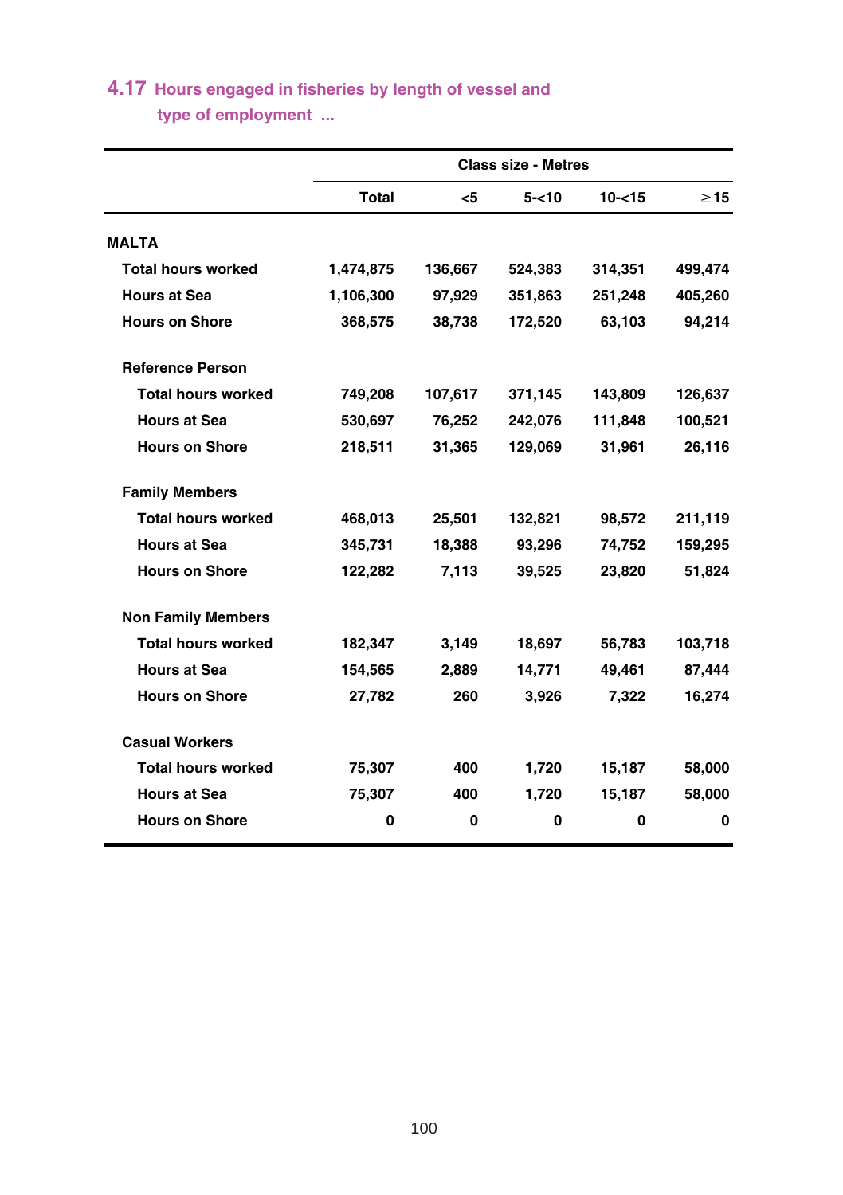## 4.17 Hours engaged in fisheries by length of vessel and type of employment ...

| | Class size - Metres | | | | |
|---|---|---|---|---|---|
| | Total | <5 | 5-<10 | 10-<15 | ≥15 |
| **MALTA** | | | | | |
| Total hours worked | 1,474,875 | 136,667 | 524,383 | 314,351 | 499,474 |
| Hours at Sea | 1,106,300 | 97,929 | 351,863 | 251,248 | 405,260 |
| Hours on Shore | 368,575 | 38,738 | 172,520 | 63,103 | 94,214 |
| **Reference Person** | | | | | |
| Total hours worked | 749,208 | 107,617 | 371,145 | 143,809 | 126,637 |
| Hours at Sea | 530,697 | 76,252 | 242,076 | 111,848 | 100,521 |
| Hours on Shore | 218,511 | 31,365 | 129,069 | 31,961 | 26,116 |
| **Family Members** | | | | | |
| Total hours worked | 468,013 | 25,501 | 132,821 | 98,572 | 211,119 |
| Hours at Sea | 345,731 | 18,388 | 93,296 | 74,752 | 159,295 |
| Hours on Shore | 122,282 | 7,113 | 39,525 | 23,820 | 51,824 |
| **Non Family Members** | | | | | |
| Total hours worked | 182,347 | 3,149 | 18,697 | 56,783 | 103,718 |
| Hours at Sea | 154,565 | 2,889 | 14,771 | 49,461 | 87,444 |
| Hours on Shore | 27,782 | 260 | 3,926 | 7,322 | 16,274 |
| **Casual Workers** | | | | | |
| Total hours worked | 75,307 | 400 | 1,720 | 15,187 | 58,000 |
| Hours at Sea | 75,307 | 400 | 1,720 | 15,187 | 58,000 |
| Hours on Shore | 0 | 0 | 0 | 0 | 0 |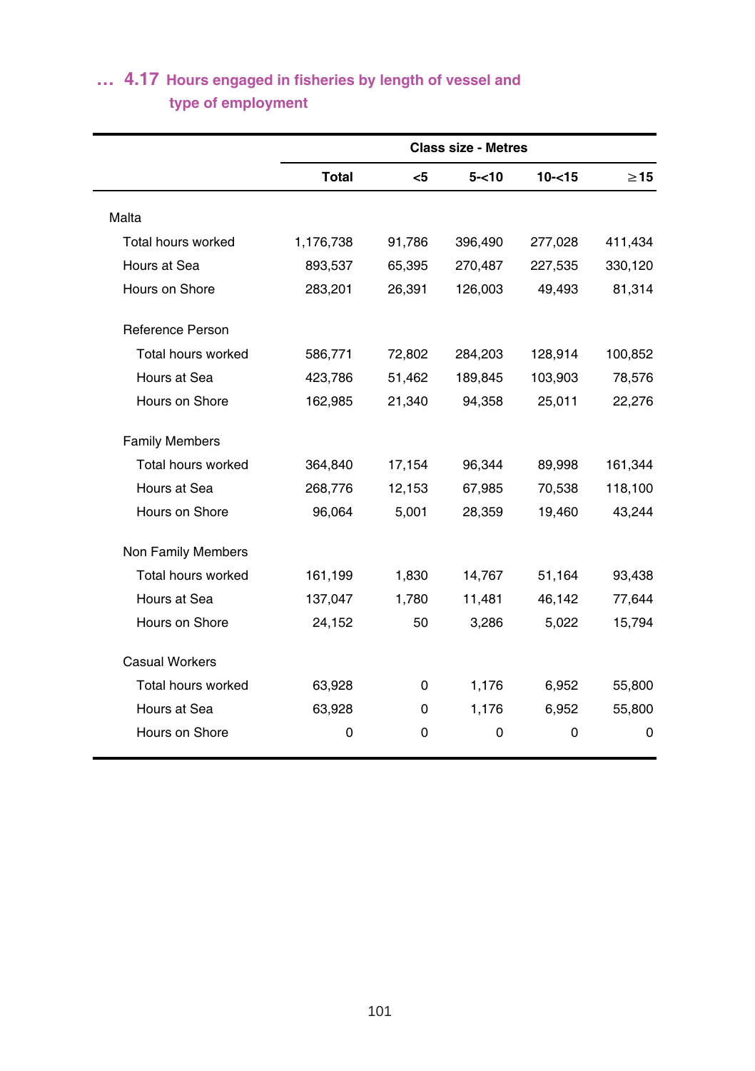## … 4.17 Hours engaged in fisheries by length of vessel and type of employment

| | Class size - Metres | | | | |
|---|---|---|---|---|---|
| | Total | <5 | 5-<10 | 10-<15 | ≥15 |
| **Malta** | | | | | |
| Total hours worked | 1,176,738 | 91,786 | 396,490 | 277,028 | 411,434 |
| Hours at Sea | 893,537 | 65,395 | 270,487 | 227,535 | 330,120 |
| Hours on Shore | 283,201 | 26,391 | 126,003 | 49,493 | 81,314 |
| **Reference Person** | | | | | |
| Total hours worked | 586,771 | 72,802 | 284,203 | 128,914 | 100,852 |
| Hours at Sea | 423,786 | 51,462 | 189,845 | 103,903 | 78,576 |
| Hours on Shore | 162,985 | 21,340 | 94,358 | 25,011 | 22,276 |
| **Family Members** | | | | | |
| Total hours worked | 364,840 | 17,154 | 96,344 | 89,998 | 161,344 |
| Hours at Sea | 268,776 | 12,153 | 67,985 | 70,538 | 118,100 |
| Hours on Shore | 96,064 | 5,001 | 28,359 | 19,460 | 43,244 |
| **Non Family Members** | | | | | |
| Total hours worked | 161,199 | 1,830 | 14,767 | 51,164 | 93,438 |
| Hours at Sea | 137,047 | 1,780 | 11,481 | 46,142 | 77,644 |
| Hours on Shore | 24,152 | 50 | 3,286 | 5,022 | 15,794 |
| **Casual Workers** | | | | | |
| Total hours worked | 63,928 | 0 | 1,176 | 6,952 | 55,800 |
| Hours at Sea | 63,928 | 0 | 1,176 | 6,952 | 55,800 |
| Hours on Shore | 0 | 0 | 0 | 0 | 0 |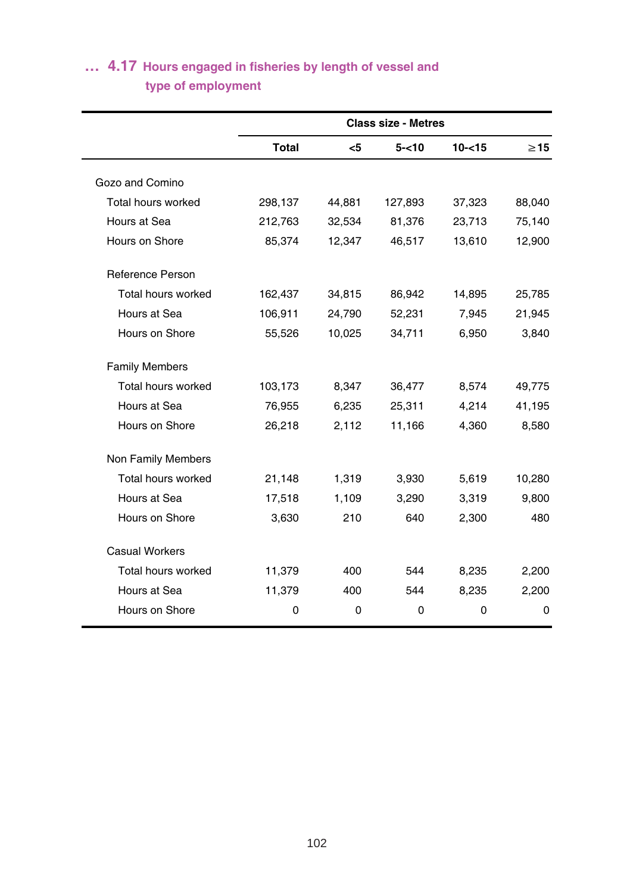## … 4.17 Hours engaged in fisheries by length of vessel and type of employment

| | Class size - Metres | | | | |
|---|---|---|---|---|---|
| | Total | <5 | 5-<10 | 10-<15 | ≥15 |
| Gozo and Comino | | | | | |
| Total hours worked | 298,137 | 44,881 | 127,893 | 37,323 | 88,040 |
| Hours at Sea | 212,763 | 32,534 | 81,376 | 23,713 | 75,140 |
| Hours on Shore | 85,374 | 12,347 | 46,517 | 13,610 | 12,900 |
| Reference Person | | | | | |
| Total hours worked | 162,437 | 34,815 | 86,942 | 14,895 | 25,785 |
| Hours at Sea | 106,911 | 24,790 | 52,231 | 7,945 | 21,945 |
| Hours on Shore | 55,526 | 10,025 | 34,711 | 6,950 | 3,840 |
| Family Members | | | | | |
| Total hours worked | 103,173 | 8,347 | 36,477 | 8,574 | 49,775 |
| Hours at Sea | 76,955 | 6,235 | 25,311 | 4,214 | 41,195 |
| Hours on Shore | 26,218 | 2,112 | 11,166 | 4,360 | 8,580 |
| Non Family Members | | | | | |
| Total hours worked | 21,148 | 1,319 | 3,930 | 5,619 | 10,280 |
| Hours at Sea | 17,518 | 1,109 | 3,290 | 3,319 | 9,800 |
| Hours on Shore | 3,630 | 210 | 640 | 2,300 | 480 |
| Casual Workers | | | | | |
| Total hours worked | 11,379 | 400 | 544 | 8,235 | 2,200 |
| Hours at Sea | 11,379 | 400 | 544 | 8,235 | 2,200 |
| Hours on Shore | 0 | 0 | 0 | 0 | 0 |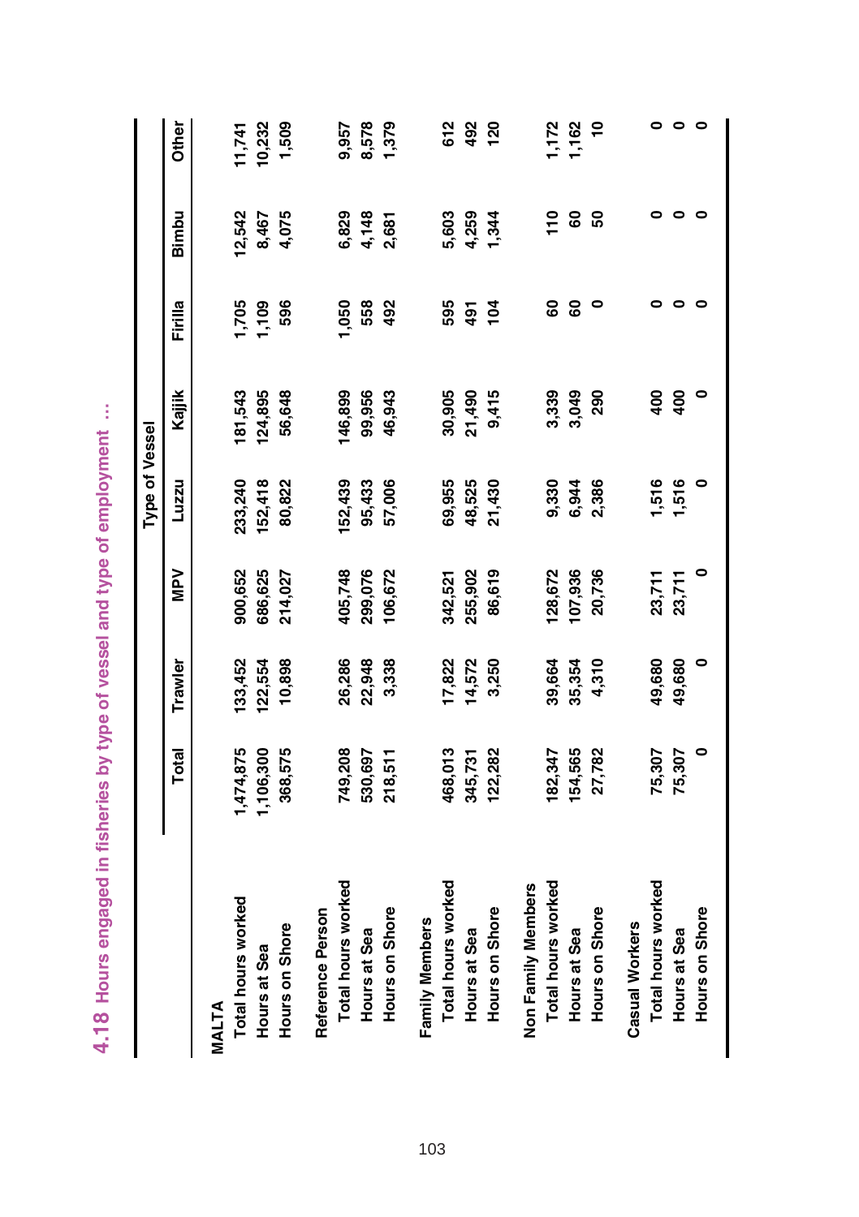## 4.18 Hours engaged in fisheries by type of vessel and type of employment ...

| | Total | Type of Vessel | | | | | |
|---|---|---|---|---|---|---|---|
| | | Trawler | MPV | Luzzu | Kajjik | Firilla | Bimbu | Other |

| | Total | Trawler | MPV | Luzzu | Kajjik | Firilla | Bimbu | Other |
|---|---|---|---|---|---|---|---|---|
| **MALTA** | | | | | | | | |
| Total hours worked | 1,474,875 | 133,452 | 900,652 | 233,240 | 181,543 | 1,705 | 12,542 | 11,741 |
| Hours at Sea | 1,106,300 | 122,554 | 686,625 | 152,418 | 124,895 | 1,109 | 8,467 | 10,232 |
| Hours on Shore | 368,575 | 10,898 | 214,027 | 80,822 | 56,648 | 596 | 4,075 | 1,509 |
| Reference Person | | | | | | | | |
| Total hours worked | 749,208 | 26,286 | 405,748 | 152,439 | 146,899 | 1,050 | 6,829 | 9,957 |
| Hours at Sea | 530,697 | 22,948 | 299,076 | 95,433 | 99,956 | 558 | 4,148 | 8,578 |
| Hours on Shore | 218,511 | 3,338 | 106,672 | 57,006 | 46,943 | 492 | 2,681 | 1,379 |
| Family Members | | | | | | | | |
| Total hours worked | 468,013 | 17,822 | 342,521 | 69,955 | 30,905 | 595 | 5,603 | 612 |
| Hours at Sea | 345,731 | 14,572 | 255,902 | 48,525 | 21,490 | 491 | 4,259 | 492 |
| Hours on Shore | 122,282 | 3,250 | 86,619 | 21,430 | 9,415 | 104 | 1,344 | 120 |
| Non Family Members | | | | | | | | |
| Total hours worked | 182,347 | 39,664 | 128,672 | 9,330 | 3,339 | 60 | 110 | 1,172 |
| Hours at Sea | 154,565 | 35,354 | 107,936 | 6,944 | 3,049 | 60 | 60 | 1,162 |
| Hours on Shore | 27,782 | 4,310 | 20,736 | 2,386 | 290 | 0 | 50 | 10 |
| Casual Workers | | | | | | | | |
| Total hours worked | 75,307 | 49,680 | 23,711 | 1,516 | 400 | 0 | 0 | 0 |
| Hours at Sea | 75,307 | 49,680 | 23,711 | 1,516 | 400 | 0 | 0 | 0 |
| Hours on Shore | 0 | 0 | 0 | 0 | 0 | 0 | 0 | 0 |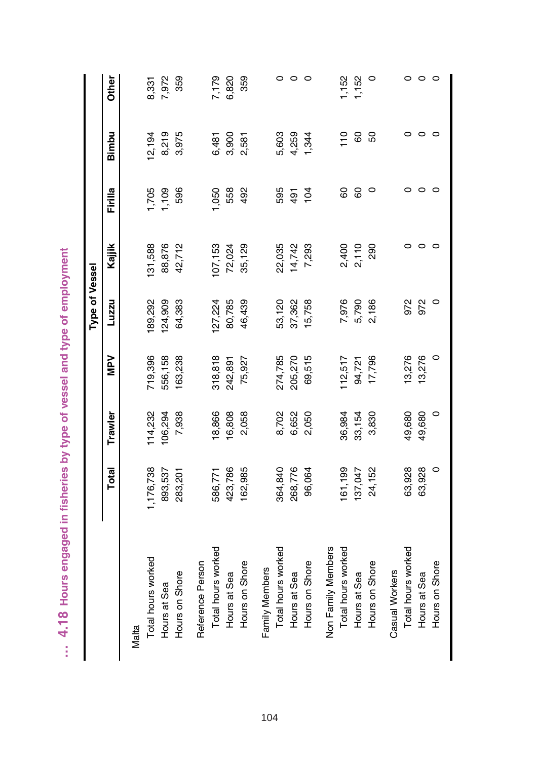## ... 4.18 Hours engaged in fisheries by type of vessel and type of employment

| | Total | Type of Vessel | | | | | | |
|---|---|---|---|---|---|---|---|---|
| | | Trawler | MPV | Luzzu | Kajjik | Firilla | Bimbu | Other |
| **Malta** | | | | | | | | |
| Total hours worked | 1,176,738 | 114,232 | 719,396 | 189,292 | 131,588 | 1,705 | 12,194 | 8,331 |
| Hours at Sea | 893,537 | 106,294 | 556,158 | 124,909 | 88,876 | 1,109 | 8,219 | 7,972 |
| Hours on Shore | 283,201 | 7,938 | 163,238 | 64,383 | 42,712 | 596 | 3,975 | 359 |
| **Reference Person** | | | | | | | | |
| Total hours worked | 586,771 | 18,866 | 318,818 | 127,224 | 107,153 | 1,050 | 6,481 | 7,179 |
| Hours at Sea | 423,786 | 16,808 | 242,891 | 80,785 | 72,024 | 558 | 3,900 | 6,820 |
| Hours on Shore | 162,985 | 2,058 | 75,927 | 46,439 | 35,129 | 492 | 2,581 | 359 |
| **Family Members** | | | | | | | | |
| Total hours worked | 364,840 | 8,702 | 274,785 | 53,120 | 22,035 | 595 | 5,603 | 0 |
| Hours at Sea | 268,776 | 6,652 | 205,270 | 37,362 | 14,742 | 491 | 4,259 | 0 |
| Hours on Shore | 96,064 | 2,050 | 69,515 | 15,758 | 7,293 | 104 | 1,344 | 0 |
| **Non Family Members** | | | | | | | | |
| Total hours worked | 161,199 | 36,984 | 112,517 | 7,976 | 2,400 | 60 | 110 | 1,152 |
| Hours at Sea | 137,047 | 33,154 | 94,721 | 5,790 | 2,110 | 60 | 60 | 1,152 |
| Hours on Shore | 24,152 | 3,830 | 17,796 | 2,186 | 290 | 0 | 50 | 0 |
| **Casual Workers** | | | | | | | | |
| Total hours worked | 63,928 | 49,680 | 13,276 | 972 | 0 | 0 | 0 | 0 |
| Hours at Sea | 63,928 | 49,680 | 13,276 | 972 | 0 | 0 | 0 | 0 |
| Hours on Shore | 0 | 0 | 0 | 0 | 0 | 0 | 0 | 0 |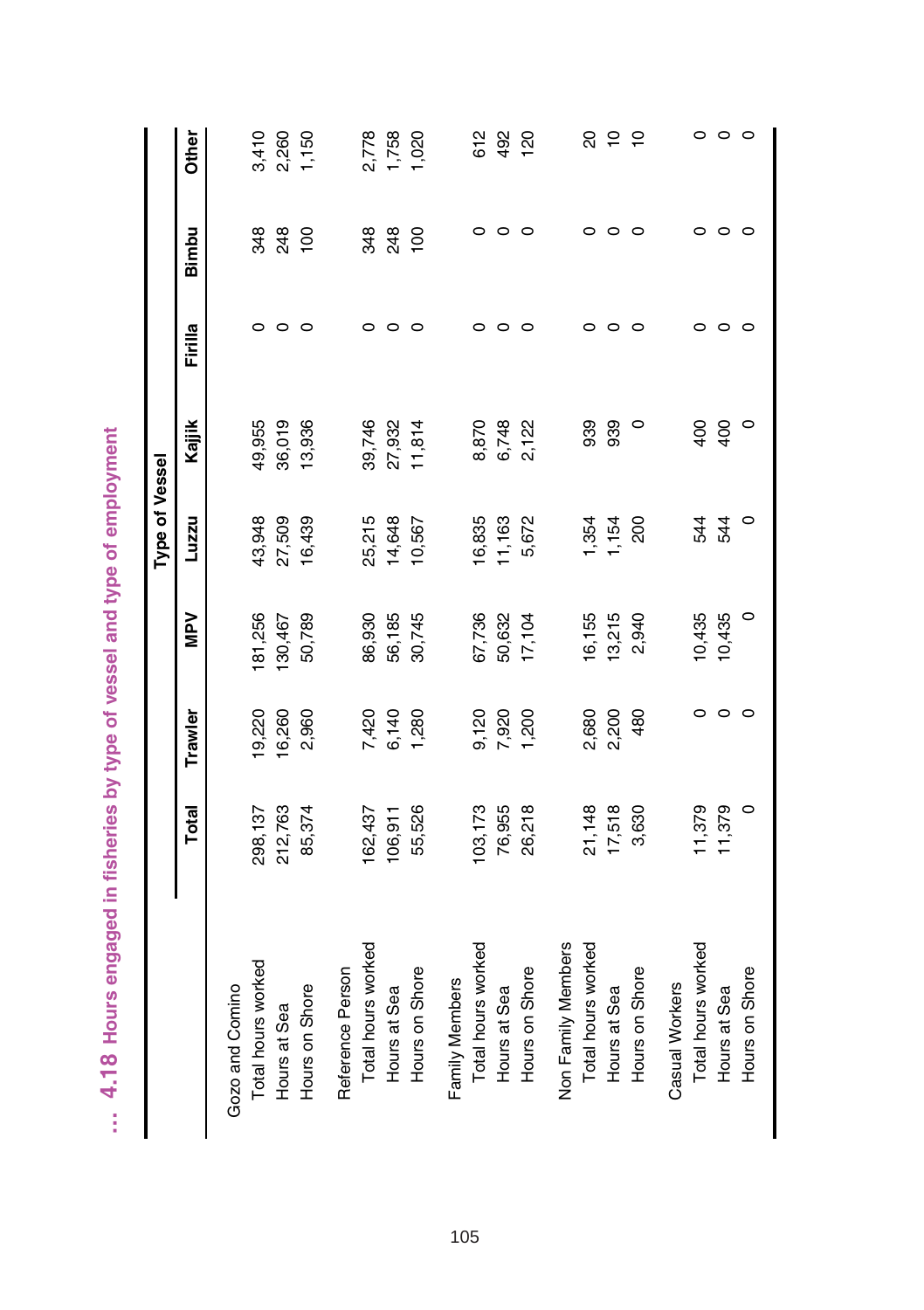## ... 4.18 Hours engaged in fisheries by type of vessel and type of employment

| | Total | Type of Vessel | | | | | | |
|---|---|---|---|---|---|---|---|---|
| | | Trawler | MPV | Luzzu | Kajjik | Firilla | Bimbu | Other |
| **Gozo and Comino** | | | | | | | | |
| Total hours worked | 298,137 | 19,220 | 181,256 | 43,948 | 49,955 | 0 | 348 | 3,410 |
| Hours at Sea | 212,763 | 16,260 | 130,467 | 27,509 | 36,019 | 0 | 248 | 2,260 |
| Hours on Shore | 85,374 | 2,960 | 50,789 | 16,439 | 13,936 | 0 | 100 | 1,150 |
| **Reference Person** | | | | | | | | |
| Total hours worked | 162,437 | 7,420 | 86,930 | 25,215 | 39,746 | 0 | 348 | 2,778 |
| Hours at Sea | 106,911 | 6,140 | 56,185 | 14,648 | 27,932 | 0 | 248 | 1,758 |
| Hours on Shore | 55,526 | 1,280 | 30,745 | 10,567 | 11,814 | 0 | 100 | 1,020 |
| **Family Members** | | | | | | | | |
| Total hours worked | 103,173 | 9,120 | 67,736 | 16,835 | 8,870 | 0 | 0 | 612 |
| Hours at Sea | 76,955 | 7,920 | 50,632 | 11,163 | 6,748 | 0 | 0 | 492 |
| Hours on Shore | 26,218 | 1,200 | 17,104 | 5,672 | 2,122 | 0 | 0 | 120 |
| **Non Family Members** | | | | | | | | |
| Total hours worked | 21,148 | 2,680 | 16,155 | 1,354 | 939 | 0 | 0 | 20 |
| Hours at Sea | 17,518 | 2,200 | 13,215 | 1,154 | 939 | 0 | 0 | 10 |
| Hours on Shore | 3,630 | 480 | 2,940 | 200 | 0 | 0 | 0 | 10 |
| **Casual Workers** | | | | | | | | |
| Total hours worked | 11,379 | 0 | 10,435 | 544 | 400 | 0 | 0 | 0 |
| Hours at Sea | 11,379 | 0 | 10,435 | 544 | 400 | 0 | 0 | 0 |
| Hours on Shore | 0 | 0 | 0 | 0 | 0 | 0 | 0 | 0 |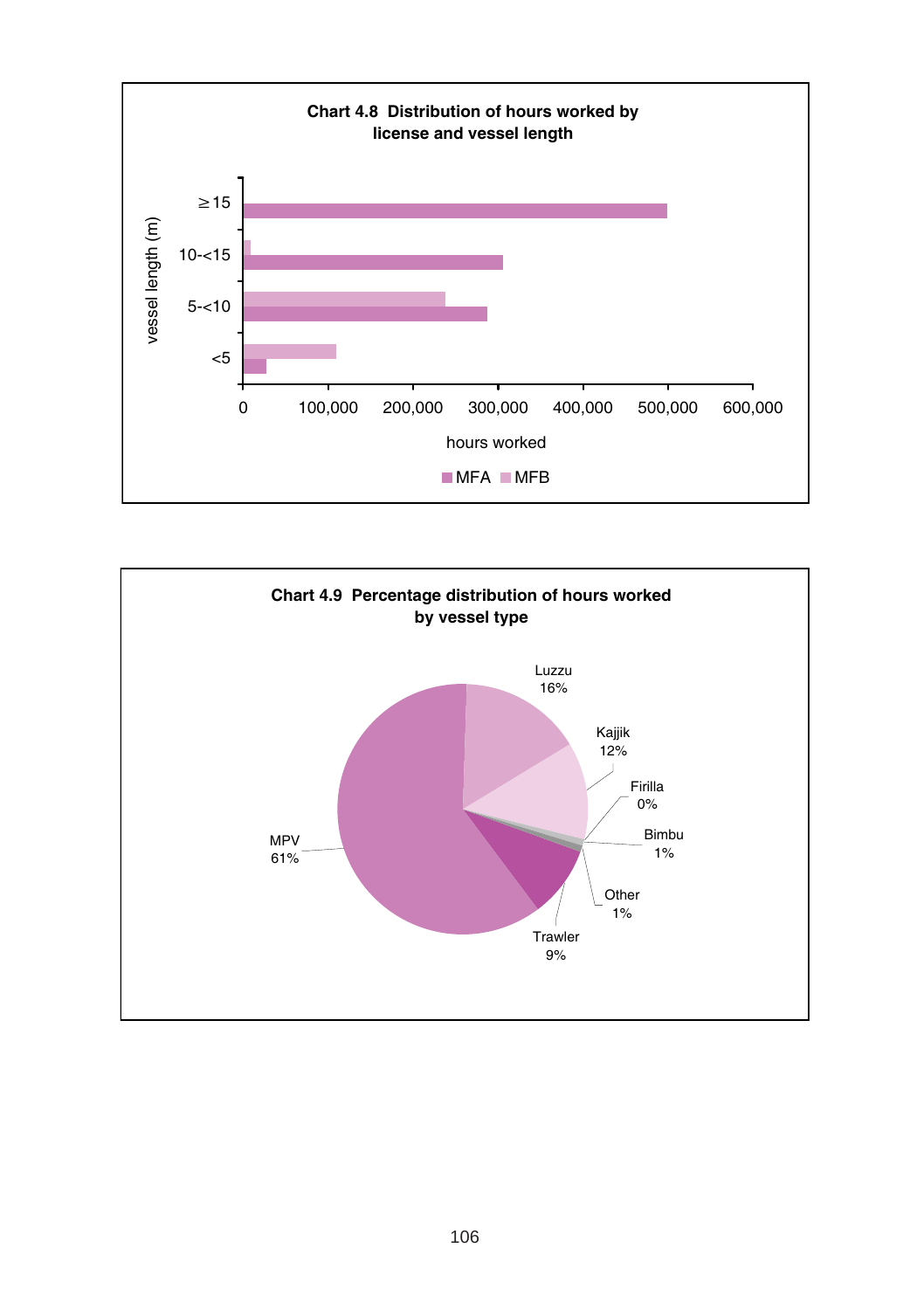**Chart 4.8 Distribution of hours worked by license and vessel length**

vessel length (m): ≥15, 10-<15, 5-<10, <5

hours worked: 0, 100,000, 200,000, 300,000, 400,000, 500,000, 600,000

MFA MFB

**Chart 4.9 Percentage distribution of hours worked by vessel type**

Luzzu 16%

Kajjik 12%

Firilla 0%

Bimbu 1%

Other 1%

Trawler 9%

MPV 61%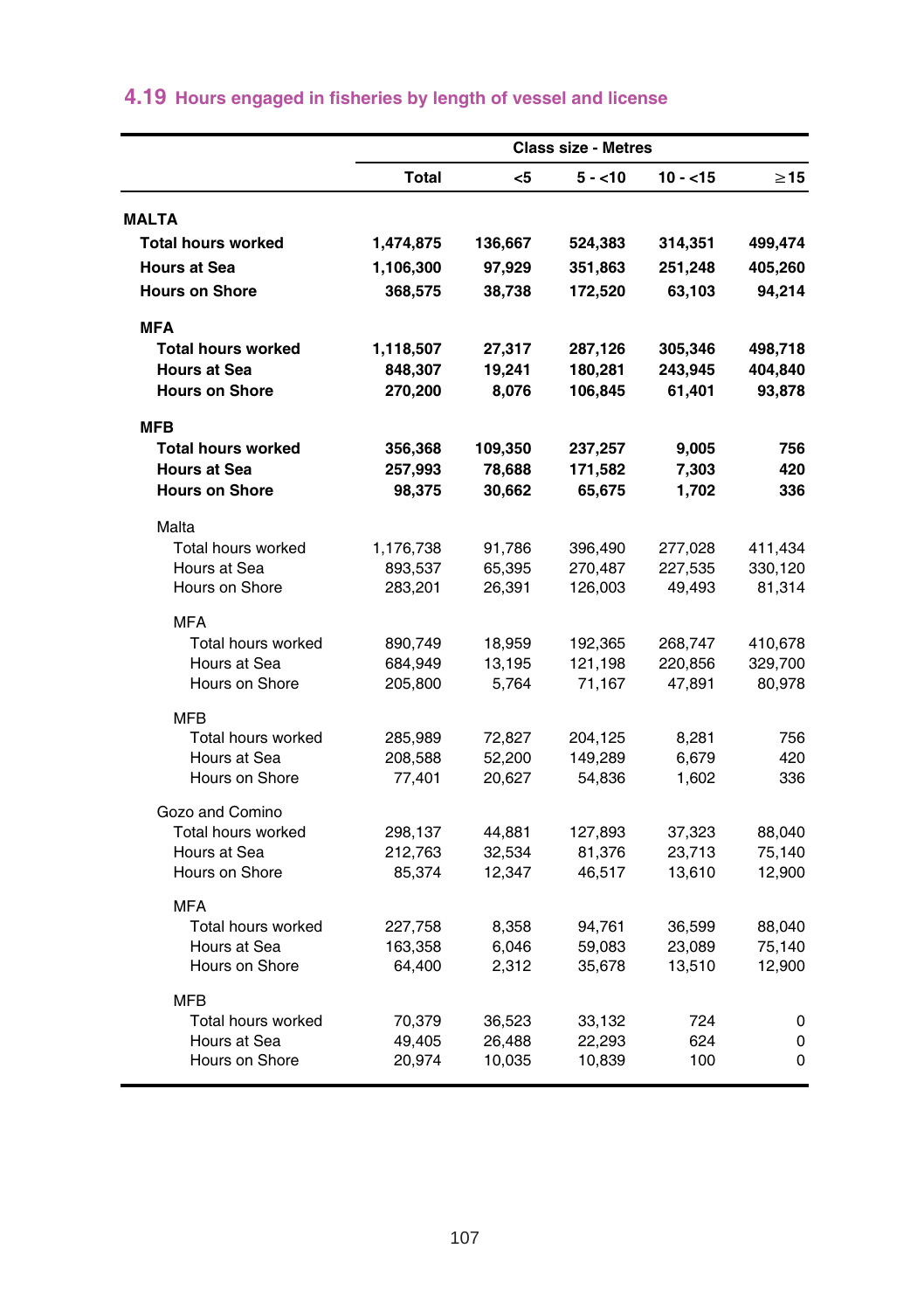## 4.19 Hours engaged in fisheries by length of vessel and license

| | Class size - Metres | | | | |
|---|---|---|---|---|---|
| | **Total** | **<5** | **5 - <10** | **10 - <15** | **≥15** |
| **MALTA** | | | | | |
| **Total hours worked** | **1,474,875** | **136,667** | **524,383** | **314,351** | **499,474** |
| **Hours at Sea** | **1,106,300** | **97,929** | **351,863** | **251,248** | **405,260** |
| **Hours on Shore** | **368,575** | **38,738** | **172,520** | **63,103** | **94,214** |
| **MFA** | | | | | |
| **Total hours worked** | **1,118,507** | **27,317** | **287,126** | **305,346** | **498,718** |
| **Hours at Sea** | **848,307** | **19,241** | **180,281** | **243,945** | **404,840** |
| **Hours on Shore** | **270,200** | **8,076** | **106,845** | **61,401** | **93,878** |
| **MFB** | | | | | |
| **Total hours worked** | **356,368** | **109,350** | **237,257** | **9,005** | **756** |
| **Hours at Sea** | **257,993** | **78,688** | **171,582** | **7,303** | **420** |
| **Hours on Shore** | **98,375** | **30,662** | **65,675** | **1,702** | **336** |
| Malta | | | | | |
| Total hours worked | 1,176,738 | 91,786 | 396,490 | 277,028 | 411,434 |
| Hours at Sea | 893,537 | 65,395 | 270,487 | 227,535 | 330,120 |
| Hours on Shore | 283,201 | 26,391 | 126,003 | 49,493 | 81,314 |
| MFA | | | | | |
| Total hours worked | 890,749 | 18,959 | 192,365 | 268,747 | 410,678 |
| Hours at Sea | 684,949 | 13,195 | 121,198 | 220,856 | 329,700 |
| Hours on Shore | 205,800 | 5,764 | 71,167 | 47,891 | 80,978 |
| MFB | | | | | |
| Total hours worked | 285,989 | 72,827 | 204,125 | 8,281 | 756 |
| Hours at Sea | 208,588 | 52,200 | 149,289 | 6,679 | 420 |
| Hours on Shore | 77,401 | 20,627 | 54,836 | 1,602 | 336 |
| Gozo and Comino | | | | | |
| Total hours worked | 298,137 | 44,881 | 127,893 | 37,323 | 88,040 |
| Hours at Sea | 212,763 | 32,534 | 81,376 | 23,713 | 75,140 |
| Hours on Shore | 85,374 | 12,347 | 46,517 | 13,610 | 12,900 |
| MFA | | | | | |
| Total hours worked | 227,758 | 8,358 | 94,761 | 36,599 | 88,040 |
| Hours at Sea | 163,358 | 6,046 | 59,083 | 23,089 | 75,140 |
| Hours on Shore | 64,400 | 2,312 | 35,678 | 13,510 | 12,900 |
| MFB | | | | | |
| Total hours worked | 70,379 | 36,523 | 33,132 | 724 | 0 |
| Hours at Sea | 49,405 | 26,488 | 22,293 | 624 | 0 |
| Hours on Shore | 20,974 | 10,035 | 10,839 | 100 | 0 |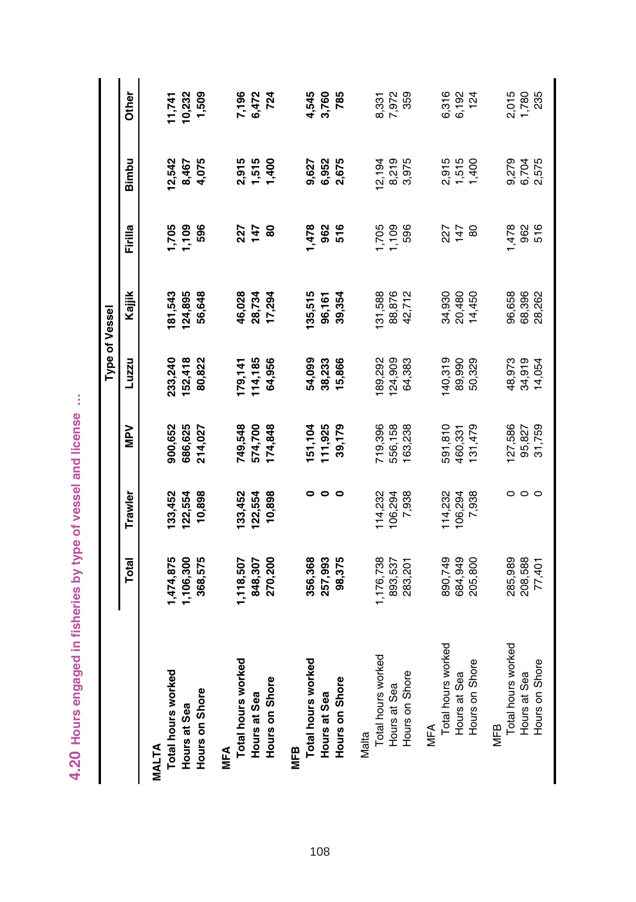## 4.20 Hours engaged in fisheries by type of vessel and license ...

| | Total | Type of Vessel | | | | | | |
|---|---|---|---|---|---|---|---|---|
| | | Trawler | MPV | Luzzu | Kajjik | Firilla | Bimbu | Other |
| **MALTA** | | | | | | | | |
| **Total hours worked** | **1,474,875** | **133,452** | **900,652** | **233,240** | **181,543** | **1,705** | **12,542** | **11,741** |
| **Hours at Sea** | **1,106,300** | **122,554** | **686,625** | **152,418** | **124,895** | **1,109** | **8,467** | **10,232** |
| **Hours on Shore** | **368,575** | **10,898** | **214,027** | **80,822** | **56,648** | **596** | **4,075** | **1,509** |
| **MFA** | | | | | | | | |
| **Total hours worked** | **1,118,507** | **133,452** | **749,548** | **179,141** | **46,028** | **227** | **2,915** | **7,196** |
| **Hours at Sea** | **848,307** | **122,554** | **574,700** | **114,185** | **28,734** | **147** | **1,515** | **6,472** |
| **Hours on Shore** | **270,200** | **10,898** | **174,848** | **64,956** | **17,294** | **80** | **1,400** | **724** |
| **MFB** | | | | | | | | |
| **Total hours worked** | **356,368** | **0** | **151,104** | **54,099** | **135,515** | **1,478** | **9,627** | **4,545** |
| **Hours at Sea** | **257,993** | **0** | **111,925** | **38,233** | **96,161** | **962** | **6,952** | **3,760** |
| **Hours on Shore** | **98,375** | **0** | **39,179** | **15,866** | **39,354** | **516** | **2,675** | **785** |
| Malta | | | | | | | | |
| Total hours worked | 1,176,738 | 114,232 | 719,396 | 189,292 | 131,588 | 1,705 | 12,194 | 8,331 |
| Hours at Sea | 893,537 | 106,294 | 556,158 | 124,909 | 88,876 | 1,109 | 8,219 | 7,972 |
| Hours on Shore | 283,201 | 7,938 | 163,238 | 64,383 | 42,712 | 596 | 3,975 | 359 |
| MFA | | | | | | | | |
| Total hours worked | 890,749 | 114,232 | 591,810 | 140,319 | 34,930 | 227 | 2,915 | 6,316 |
| Hours at Sea | 684,949 | 106,294 | 460,331 | 89,990 | 20,480 | 147 | 1,515 | 6,192 |
| Hours on Shore | 205,800 | 7,938 | 131,479 | 50,329 | 14,450 | 80 | 1,400 | 124 |
| MFB | | | | | | | | |
| Total hours worked | 285,989 | 0 | 127,586 | 48,973 | 96,658 | 1,478 | 9,279 | 2,015 |
| Hours at Sea | 208,588 | 0 | 95,827 | 34,919 | 68,396 | 962 | 6,704 | 1,780 |
| Hours on Shore | 77,401 | 0 | 31,759 | 14,054 | 28,262 | 516 | 2,575 | 235 |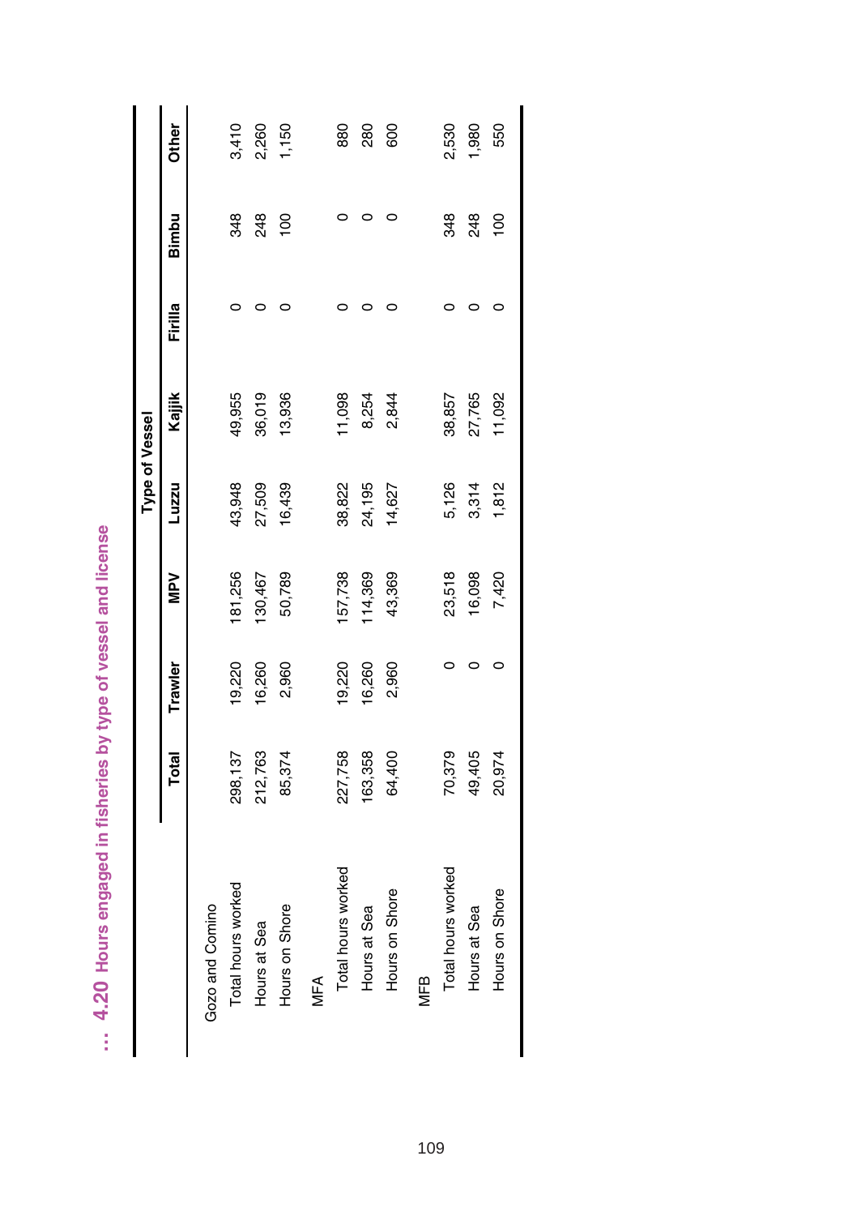### … 4.20 Hours engaged in fisheries by type of vessel and license

| | Total | Type of Vessel | | | | | | |
|---|---|---|---|---|---|---|---|---|
| | | Trawler | MPV | Luzzu | Kajjik | Firilla | Bimbu | Other |
| **Gozo and Comino** | | | | | | | | |
| Total hours worked | 298,137 | 19,220 | 181,256 | 43,948 | 49,955 | 0 | 348 | 3,410 |
| Hours at Sea | 212,763 | 16,260 | 130,467 | 27,509 | 36,019 | 0 | 248 | 2,260 |
| Hours on Shore | 85,374 | 2,960 | 50,789 | 16,439 | 13,936 | 0 | 100 | 1,150 |
| **MFA** | | | | | | | | |
| Total hours worked | 227,758 | 19,220 | 157,738 | 38,822 | 11,098 | 0 | 0 | 880 |
| Hours at Sea | 163,358 | 16,260 | 114,369 | 24,195 | 8,254 | 0 | 0 | 280 |
| Hours on Shore | 64,400 | 2,960 | 43,369 | 14,627 | 2,844 | 0 | 0 | 600 |
| **MFB** | | | | | | | | |
| Total hours worked | 70,379 | 0 | 23,518 | 5,126 | 38,857 | 0 | 348 | 2,530 |
| Hours at Sea | 49,405 | 0 | 16,098 | 3,314 | 27,765 | 0 | 248 | 1,980 |
| Hours on Shore | 20,974 | 0 | 7,420 | 1,812 | 11,092 | 0 | 100 | 550 |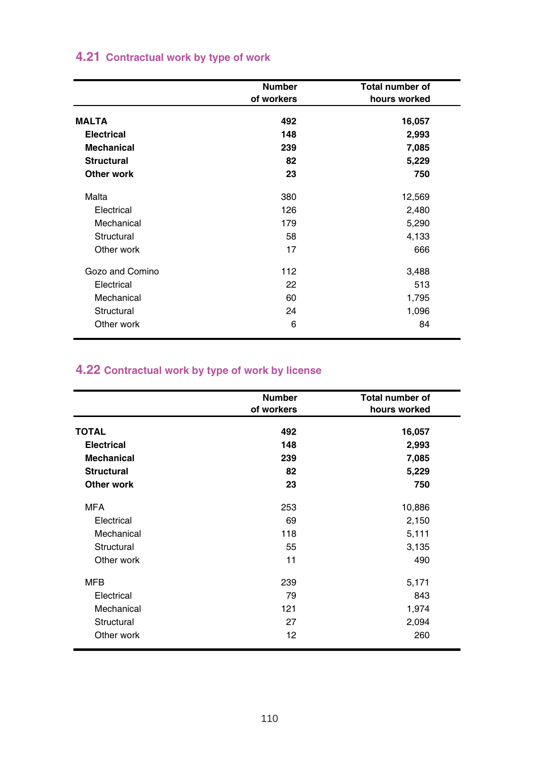## 4.21 Contractual work by type of work

| | Number of workers | Total number of hours worked |
|---|---|---|
| **MALTA** | **492** | **16,057** |
| **Electrical** | **148** | **2,993** |
| **Mechanical** | **239** | **7,085** |
| **Structural** | **82** | **5,229** |
| **Other work** | **23** | **750** |
| Malta | 380 | 12,569 |
| Electrical | 126 | 2,480 |
| Mechanical | 179 | 5,290 |
| Structural | 58 | 4,133 |
| Other work | 17 | 666 |
| Gozo and Comino | 112 | 3,488 |
| Electrical | 22 | 513 |
| Mechanical | 60 | 1,795 |
| Structural | 24 | 1,096 |
| Other work | 6 | 84 |

## 4.22 Contractual work by type of work by license

| | Number of workers | Total number of hours worked |
|---|---|---|
| **TOTAL** | **492** | **16,057** |
| **Electrical** | **148** | **2,993** |
| **Mechanical** | **239** | **7,085** |
| **Structural** | **82** | **5,229** |
| **Other work** | **23** | **750** |
| MFA | 253 | 10,886 |
| Electrical | 69 | 2,150 |
| Mechanical | 118 | 5,111 |
| Structural | 55 | 3,135 |
| Other work | 11 | 490 |
| MFB | 239 | 5,171 |
| Electrical | 79 | 843 |
| Mechanical | 121 | 1,974 |
| Structural | 27 | 2,094 |
| Other work | 12 | 260 |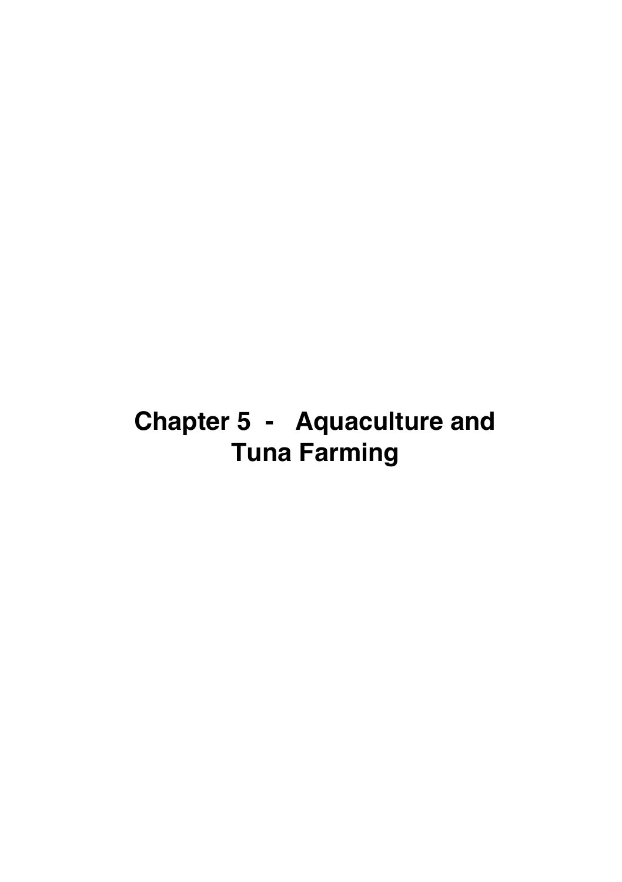# Chapter 5 - Aquaculture and Tuna Farming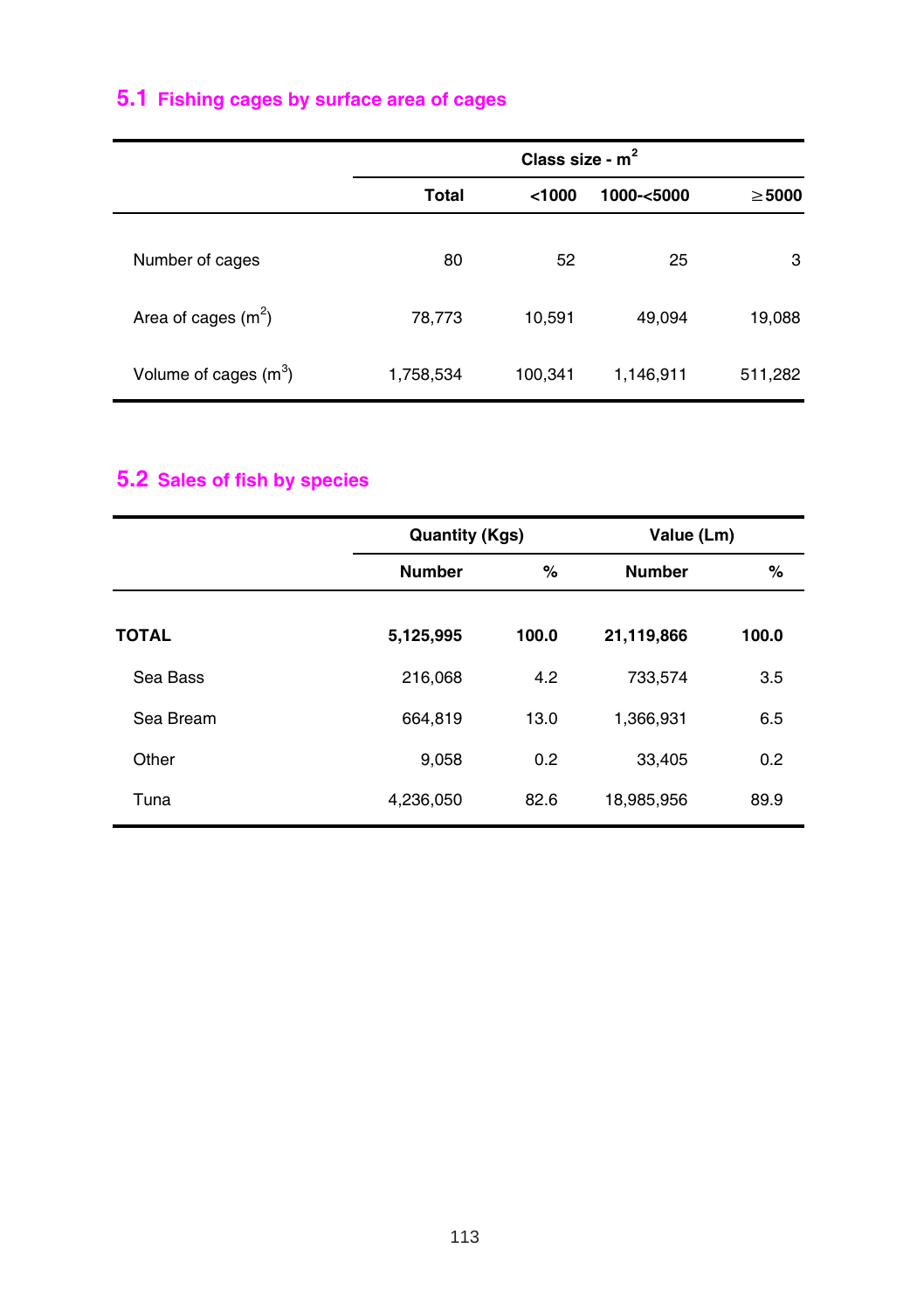## 5.1 Fishing cages by surface area of cages

| | Class size - $m^2$ | | | |
|---|---|---|---|---|
| | Total | <1000 | 1000-<5000 | ≥5000 |
| Number of cages | 80 | 52 | 25 | 3 |
| Area of cages ($m^2$) | 78,773 | 10,591 | 49,094 | 19,088 |
| Volume of cages ($m^3$) | 1,758,534 | 100,341 | 1,146,911 | 511,282 |

## 5.2 Sales of fish by species

| | Quantity (Kgs) | | Value (Lm) | |
|---|---|---|---|---|
| | Number | % | Number | % |
| **TOTAL** | **5,125,995** | **100.0** | **21,119,866** | **100.0** |
| Sea Bass | 216,068 | 4.2 | 733,574 | 3.5 |
| Sea Bream | 664,819 | 13.0 | 1,366,931 | 6.5 |
| Other | 9,058 | 0.2 | 33,405 | 0.2 |
| Tuna | 4,236,050 | 82.6 | 18,985,956 | 89.9 |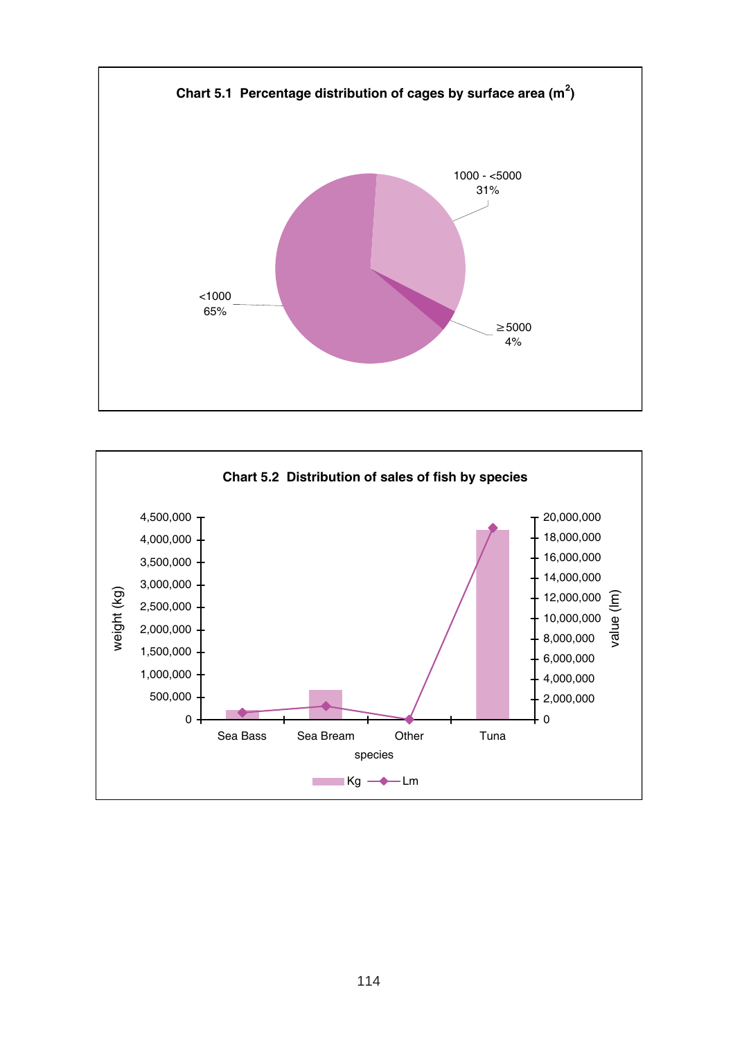**Chart 5.1 Percentage distribution of cages by surface area ($m^2$)**

<1000
65%

1000 - <5000
31%

≥5000
4%

**Chart 5.2 Distribution of sales of fish by species**

weight (kg)

4,500,000
4,000,000
3,500,000
3,000,000
2,500,000
2,000,000
1,500,000
1,000,000
500,000
0

value (lm)

20,000,000
18,000,000
16,000,000
14,000,000
12,000,000
10,000,000
8,000,000
6,000,000
4,000,000
2,000,000
0

Sea Bass Sea Bream Other Tuna

species

Kg Lm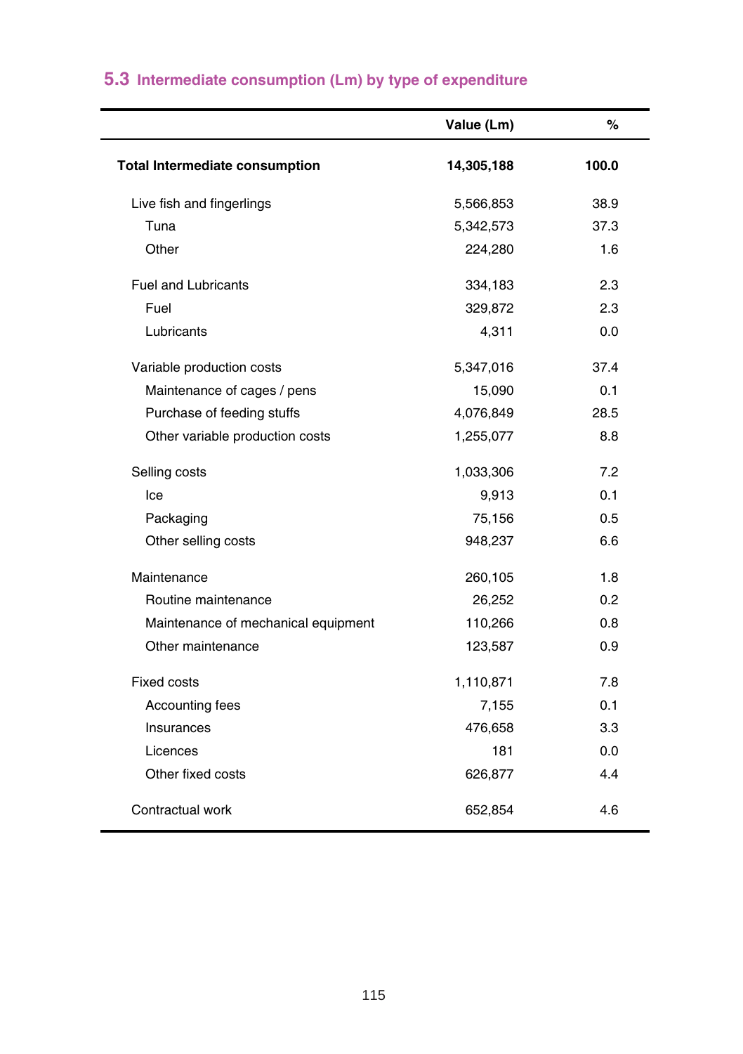## 5.3 Intermediate consumption (Lm) by type of expenditure

| | Value (Lm) | % |
|---|---|---|
| **Total Intermediate consumption** | **14,305,188** | **100.0** |
| Live fish and fingerlings | 5,566,853 | 38.9 |
| Tuna | 5,342,573 | 37.3 |
| Other | 224,280 | 1.6 |
| Fuel and Lubricants | 334,183 | 2.3 |
| Fuel | 329,872 | 2.3 |
| Lubricants | 4,311 | 0.0 |
| Variable production costs | 5,347,016 | 37.4 |
| Maintenance of cages / pens | 15,090 | 0.1 |
| Purchase of feeding stuffs | 4,076,849 | 28.5 |
| Other variable production costs | 1,255,077 | 8.8 |
| Selling costs | 1,033,306 | 7.2 |
| Ice | 9,913 | 0.1 |
| Packaging | 75,156 | 0.5 |
| Other selling costs | 948,237 | 6.6 |
| Maintenance | 260,105 | 1.8 |
| Routine maintenance | 26,252 | 0.2 |
| Maintenance of mechanical equipment | 110,266 | 0.8 |
| Other maintenance | 123,587 | 0.9 |
| Fixed costs | 1,110,871 | 7.8 |
| Accounting fees | 7,155 | 0.1 |
| Insurances | 476,658 | 3.3 |
| Licences | 181 | 0.0 |
| Other fixed costs | 626,877 | 4.4 |
| Contractual work | 652,854 | 4.6 |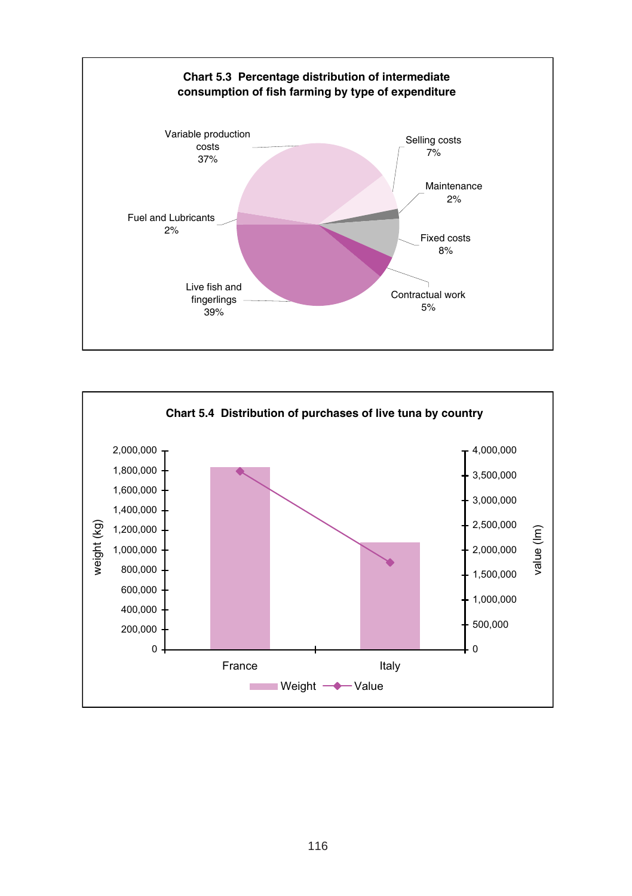**Chart 5.3 Percentage distribution of intermediate consumption of fish farming by type of expenditure**

Variable production costs 37%

Selling costs 7%

Maintenance 2%

Fixed costs 8%

Contractual work 5%

Live fish and fingerlings 39%

Fuel and Lubricants 2%

**Chart 5.4 Distribution of purchases of live tuna by country**

weight (kg): 0, 200,000, 400,000, 600,000, 800,000, 1,000,000, 1,200,000, 1,400,000, 1,600,000, 1,800,000, 2,000,000

value (lm): 0, 500,000, 1,000,000, 1,500,000, 2,000,000, 2,500,000, 3,000,000, 3,500,000, 4,000,000

France, Italy

Weight, Value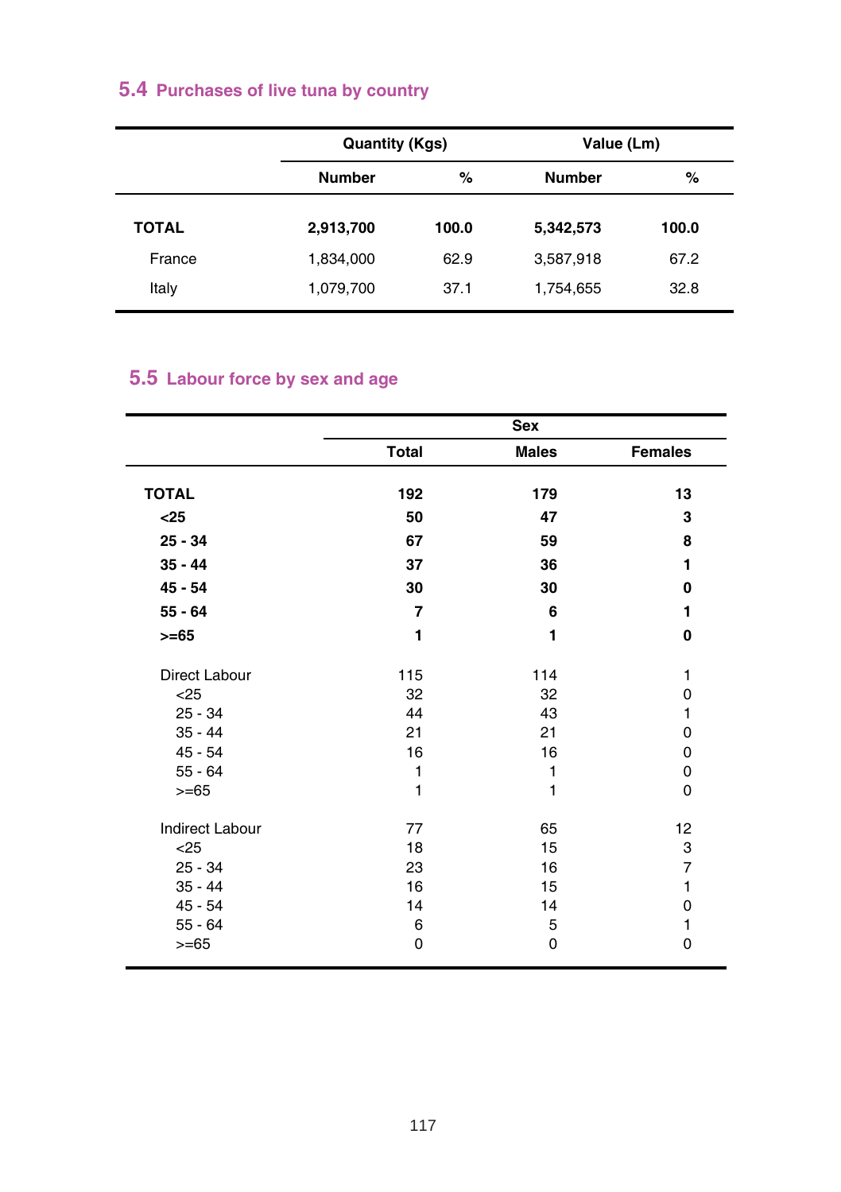## 5.4 Purchases of live tuna by country

| | Quantity (Kgs) | | Value (Lm) | |
|---|---|---|---|---|
| | **Number** | **%** | **Number** | **%** |
| **TOTAL** | **2,913,700** | **100.0** | **5,342,573** | **100.0** |
| France | 1,834,000 | 62.9 | 3,587,918 | 67.2 |
| Italy | 1,079,700 | 37.1 | 1,754,655 | 32.8 |

## 5.5 Labour force by sex and age

| | | Sex | |
|---|---|---|---|
| | **Total** | **Males** | **Females** |
| **TOTAL** | **192** | **179** | **13** |
| **<25** | **50** | **47** | **3** |
| **25 - 34** | **67** | **59** | **8** |
| **35 - 44** | **37** | **36** | **1** |
| **45 - 54** | **30** | **30** | **0** |
| **55 - 64** | **7** | **6** | **1** |
| **>=65** | **1** | **1** | **0** |
| Direct Labour | 115 | 114 | 1 |
| <25 | 32 | 32 | 0 |
| 25 - 34 | 44 | 43 | 1 |
| 35 - 44 | 21 | 21 | 0 |
| 45 - 54 | 16 | 16 | 0 |
| 55 - 64 | 1 | 1 | 0 |
| >=65 | 1 | 1 | 0 |
| Indirect Labour | 77 | 65 | 12 |
| <25 | 18 | 15 | 3 |
| 25 - 34 | 23 | 16 | 7 |
| 35 - 44 | 16 | 15 | 1 |
| 45 - 54 | 14 | 14 | 0 |
| 55 - 64 | 6 | 5 | 1 |
| >=65 | 0 | 0 | 0 |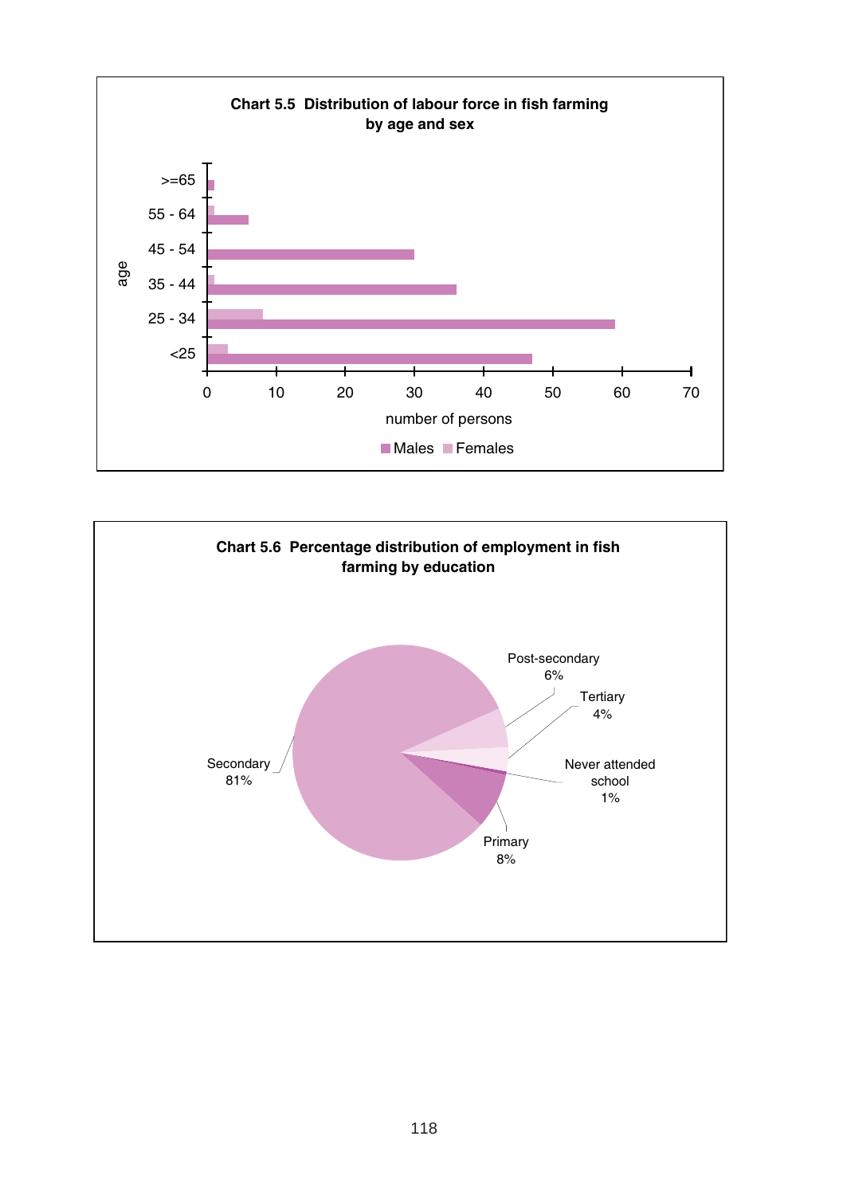**Chart 5.5 Distribution of labour force in fish farming by age and sex**

age: >=65, 55 - 64, 45 - 54, 35 - 44, 25 - 34, <25

number of persons: 0, 10, 20, 30, 40, 50, 60, 70

Males Females

**Chart 5.6 Percentage distribution of employment in fish farming by education**

Post-secondary 6%

Tertiary 4%

Never attended school 1%

Primary 8%

Secondary 81%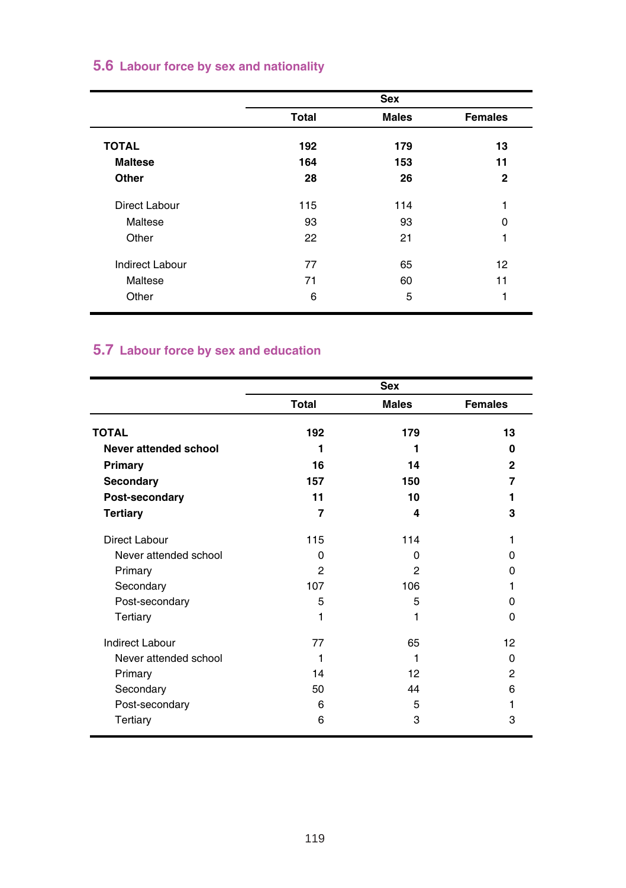## 5.6 Labour force by sex and nationality

| | Total | Sex | |
|---|---|---|---|
| | | Males | Females |
| **TOTAL** | **192** | **179** | **13** |
| **Maltese** | **164** | **153** | **11** |
| **Other** | **28** | **26** | **2** |
| Direct Labour | 115 | 114 | 1 |
| Maltese | 93 | 93 | 0 |
| Other | 22 | 21 | 1 |
| Indirect Labour | 77 | 65 | 12 |
| Maltese | 71 | 60 | 11 |
| Other | 6 | 5 | 1 |

## 5.7 Labour force by sex and education

| | Total | Sex | |
|---|---|---|---|
| | | Males | Females |
| **TOTAL** | **192** | **179** | **13** |
| **Never attended school** | **1** | **1** | **0** |
| **Primary** | **16** | **14** | **2** |
| **Secondary** | **157** | **150** | **7** |
| **Post-secondary** | **11** | **10** | **1** |
| **Tertiary** | **7** | **4** | **3** |
| Direct Labour | 115 | 114 | 1 |
| Never attended school | 0 | 0 | 0 |
| Primary | 2 | 2 | 0 |
| Secondary | 107 | 106 | 1 |
| Post-secondary | 5 | 5 | 0 |
| Tertiary | 1 | 1 | 0 |
| Indirect Labour | 77 | 65 | 12 |
| Never attended school | 1 | 1 | 0 |
| Primary | 14 | 12 | 2 |
| Secondary | 50 | 44 | 6 |
| Post-secondary | 6 | 5 | 1 |
| Tertiary | 6 | 3 | 3 |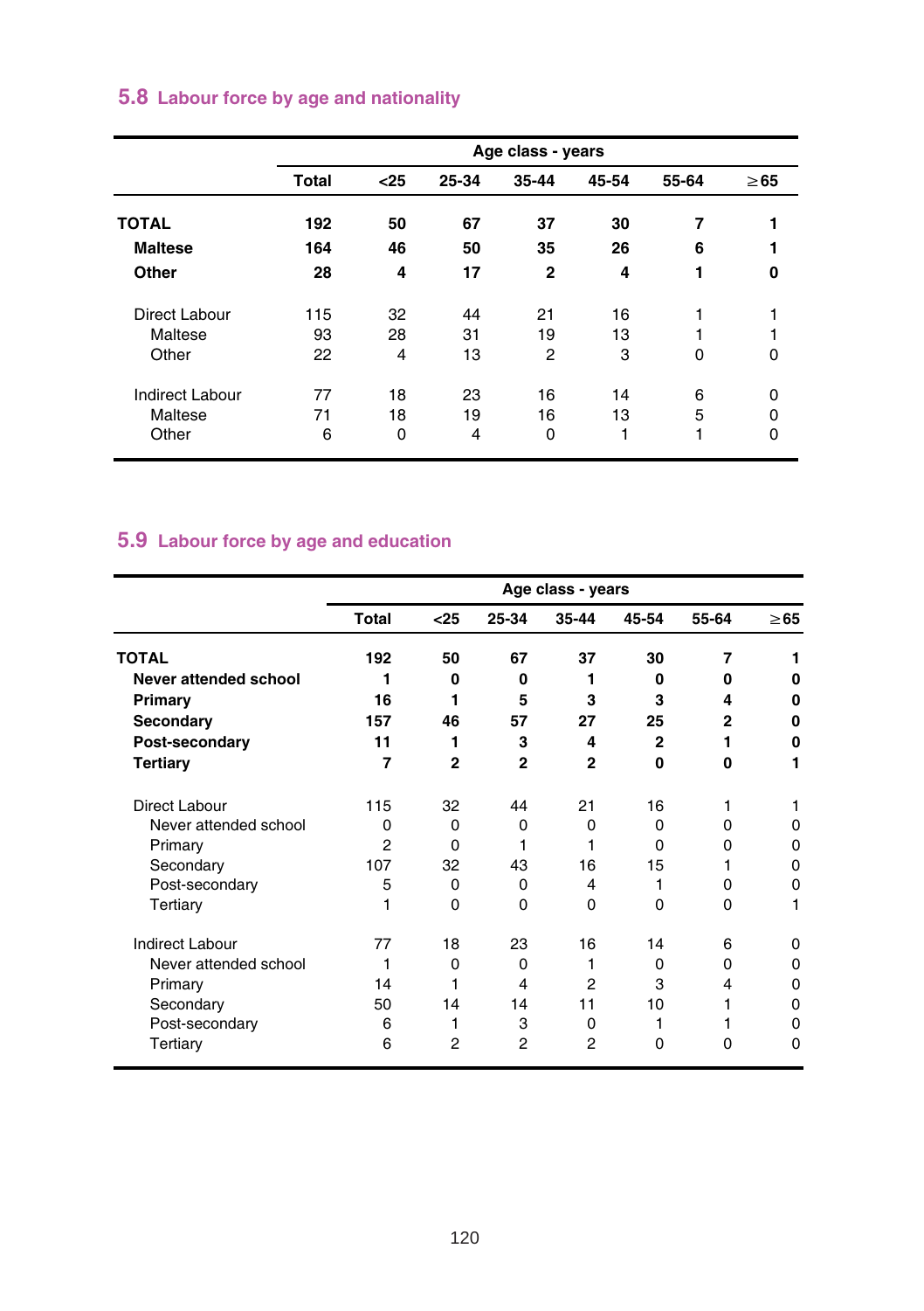## 5.8 Labour force by age and nationality

| | Total | Age class - years | | | | | |
|---|---|---|---|---|---|---|---|
| | | <25 | 25-34 | 35-44 | 45-54 | 55-64 | ≥65 |
| **TOTAL** | **192** | **50** | **67** | **37** | **30** | **7** | **1** |
| **Maltese** | **164** | **46** | **50** | **35** | **26** | **6** | **1** |
| **Other** | **28** | **4** | **17** | **2** | **4** | **1** | **0** |
| Direct Labour | 115 | 32 | 44 | 21 | 16 | 1 | 1 |
| Maltese | 93 | 28 | 31 | 19 | 13 | 1 | 1 |
| Other | 22 | 4 | 13 | 2 | 3 | 0 | 0 |
| Indirect Labour | 77 | 18 | 23 | 16 | 14 | 6 | 0 |
| Maltese | 71 | 18 | 19 | 16 | 13 | 5 | 0 |
| Other | 6 | 0 | 4 | 0 | 1 | 1 | 0 |

## 5.9 Labour force by age and education

| | Total | Age class - years | | | | | |
|---|---|---|---|---|---|---|---|
| | | <25 | 25-34 | 35-44 | 45-54 | 55-64 | ≥65 |
| **TOTAL** | **192** | **50** | **67** | **37** | **30** | **7** | **1** |
| **Never attended school** | **1** | **0** | **0** | **1** | **0** | **0** | **0** |
| **Primary** | **16** | **1** | **5** | **3** | **3** | **4** | **0** |
| **Secondary** | **157** | **46** | **57** | **27** | **25** | **2** | **0** |
| **Post-secondary** | **11** | **1** | **3** | **4** | **2** | **1** | **0** |
| **Tertiary** | **7** | **2** | **2** | **2** | **0** | **0** | **1** |
| Direct Labour | 115 | 32 | 44 | 21 | 16 | 1 | 1 |
| Never attended school | 0 | 0 | 0 | 0 | 0 | 0 | 0 |
| Primary | 2 | 0 | 1 | 1 | 0 | 0 | 0 |
| Secondary | 107 | 32 | 43 | 16 | 15 | 1 | 0 |
| Post-secondary | 5 | 0 | 0 | 4 | 1 | 0 | 0 |
| Tertiary | 1 | 0 | 0 | 0 | 0 | 0 | 1 |
| Indirect Labour | 77 | 18 | 23 | 16 | 14 | 6 | 0 |
| Never attended school | 1 | 0 | 0 | 1 | 0 | 0 | 0 |
| Primary | 14 | 1 | 4 | 2 | 3 | 4 | 0 |
| Secondary | 50 | 14 | 14 | 11 | 10 | 1 | 0 |
| Post-secondary | 6 | 1 | 3 | 0 | 1 | 1 | 0 |
| Tertiary | 6 | 2 | 2 | 2 | 0 | 0 | 0 |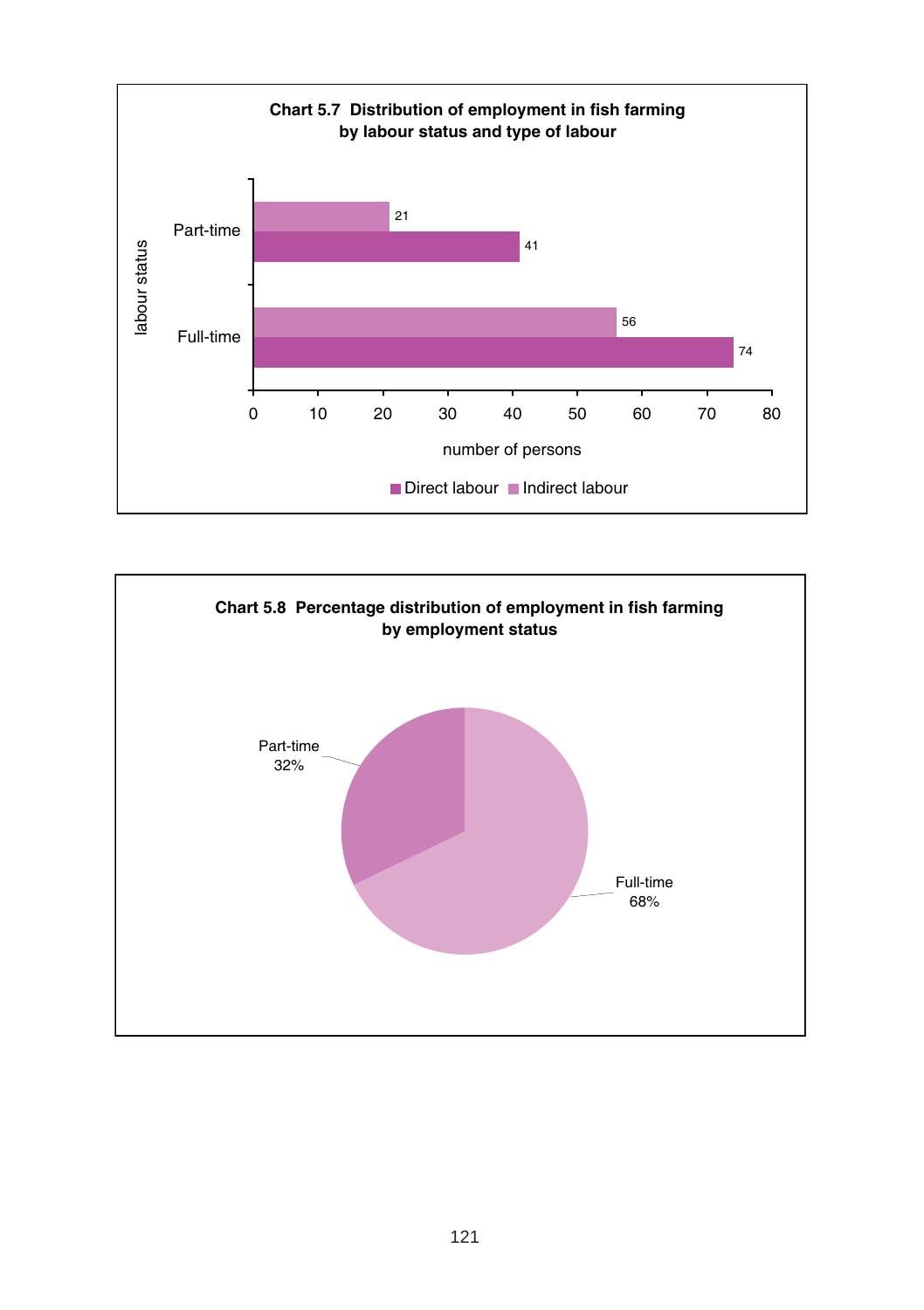**Chart 5.7 Distribution of employment in fish farming by labour status and type of labour**

| labour status | Direct labour | Indirect labour |
| --- | --- | --- |
| Part-time | 41 | 21 |
| Full-time | 74 | 56 |

number of persons

**Chart 5.8 Percentage distribution of employment in fish farming by employment status**

| Employment status | Percentage |
| --- | --- |
| Part-time | 32% |
| Full-time | 68% |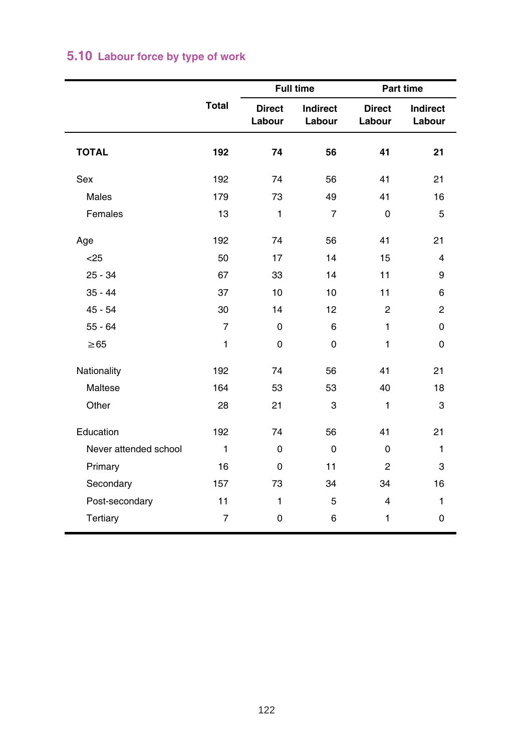## 5.10 Labour force by type of work

| | Total | Full time | | Part time | |
|---|---|---|---|---|---|
| | | Direct Labour | Indirect Labour | Direct Labour | Indirect Labour |
| **TOTAL** | **192** | **74** | **56** | **41** | **21** |
| Sex | 192 | 74 | 56 | 41 | 21 |
| Males | 179 | 73 | 49 | 41 | 16 |
| Females | 13 | 1 | 7 | 0 | 5 |
| Age | 192 | 74 | 56 | 41 | 21 |
| <25 | 50 | 17 | 14 | 15 | 4 |
| 25 - 34 | 67 | 33 | 14 | 11 | 9 |
| 35 - 44 | 37 | 10 | 10 | 11 | 6 |
| 45 - 54 | 30 | 14 | 12 | 2 | 2 |
| 55 - 64 | 7 | 0 | 6 | 1 | 0 |
| ≥65 | 1 | 0 | 0 | 1 | 0 |
| Nationality | 192 | 74 | 56 | 41 | 21 |
| Maltese | 164 | 53 | 53 | 40 | 18 |
| Other | 28 | 21 | 3 | 1 | 3 |
| Education | 192 | 74 | 56 | 41 | 21 |
| Never attended school | 1 | 0 | 0 | 0 | 1 |
| Primary | 16 | 0 | 11 | 2 | 3 |
| Secondary | 157 | 73 | 34 | 34 | 16 |
| Post-secondary | 11 | 1 | 5 | 4 | 1 |
| Tertiary | 7 | 0 | 6 | 1 | 0 |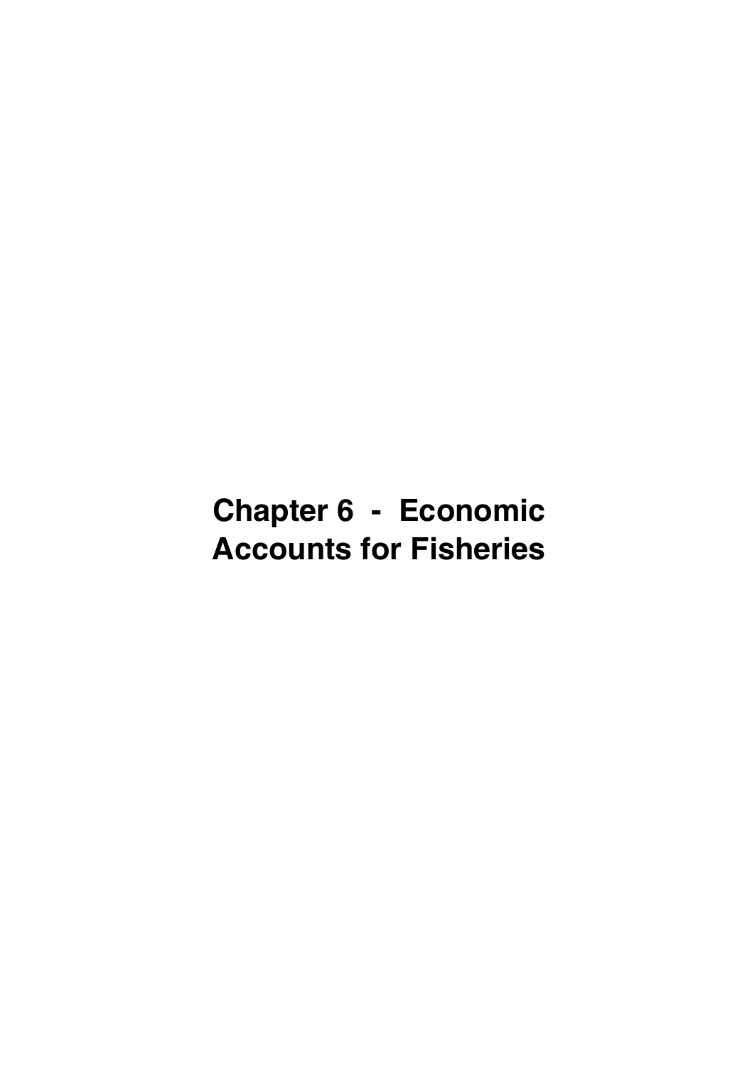# Chapter 6 - Economic Accounts for Fisheries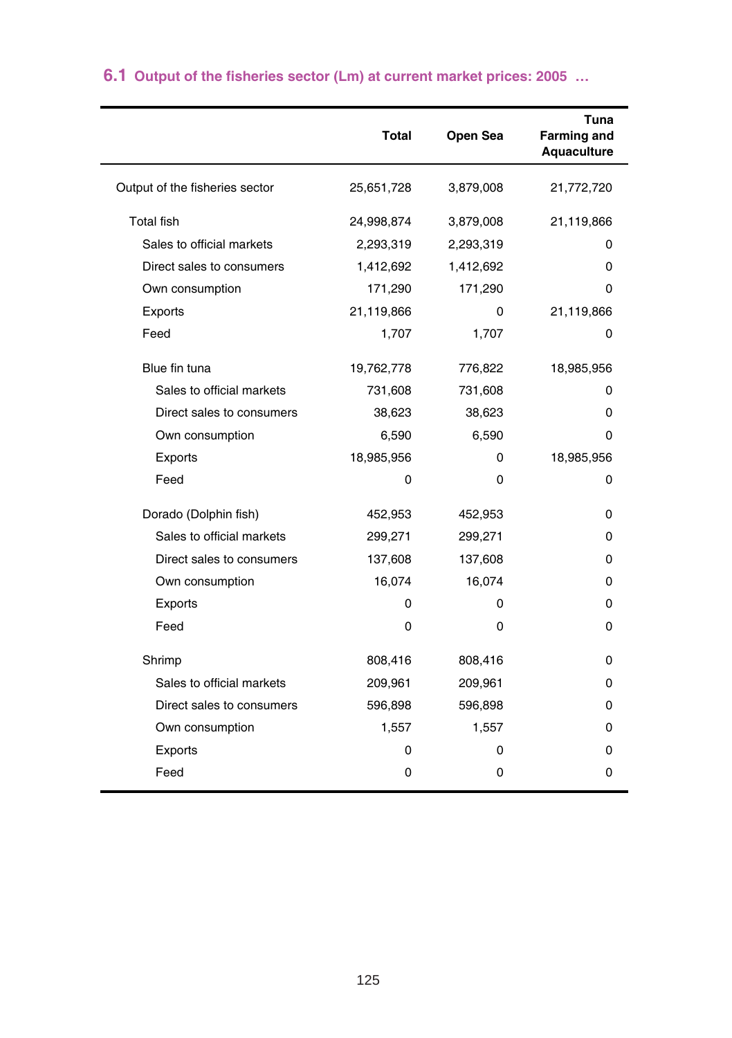## 6.1 Output of the fisheries sector (Lm) at current market prices: 2005 …

| | Total | Open Sea | Tuna Farming and Aquaculture |
|---|---|---|---|
| Output of the fisheries sector | 25,651,728 | 3,879,008 | 21,772,720 |
| Total fish | 24,998,874 | 3,879,008 | 21,119,866 |
| Sales to official markets | 2,293,319 | 2,293,319 | 0 |
| Direct sales to consumers | 1,412,692 | 1,412,692 | 0 |
| Own consumption | 171,290 | 171,290 | 0 |
| Exports | 21,119,866 | 0 | 21,119,866 |
| Feed | 1,707 | 1,707 | 0 |
| Blue fin tuna | 19,762,778 | 776,822 | 18,985,956 |
| Sales to official markets | 731,608 | 731,608 | 0 |
| Direct sales to consumers | 38,623 | 38,623 | 0 |
| Own consumption | 6,590 | 6,590 | 0 |
| Exports | 18,985,956 | 0 | 18,985,956 |
| Feed | 0 | 0 | 0 |
| Dorado (Dolphin fish) | 452,953 | 452,953 | 0 |
| Sales to official markets | 299,271 | 299,271 | 0 |
| Direct sales to consumers | 137,608 | 137,608 | 0 |
| Own consumption | 16,074 | 16,074 | 0 |
| Exports | 0 | 0 | 0 |
| Feed | 0 | 0 | 0 |
| Shrimp | 808,416 | 808,416 | 0 |
| Sales to official markets | 209,961 | 209,961 | 0 |
| Direct sales to consumers | 596,898 | 596,898 | 0 |
| Own consumption | 1,557 | 1,557 | 0 |
| Exports | 0 | 0 | 0 |
| Feed | 0 | 0 | 0 |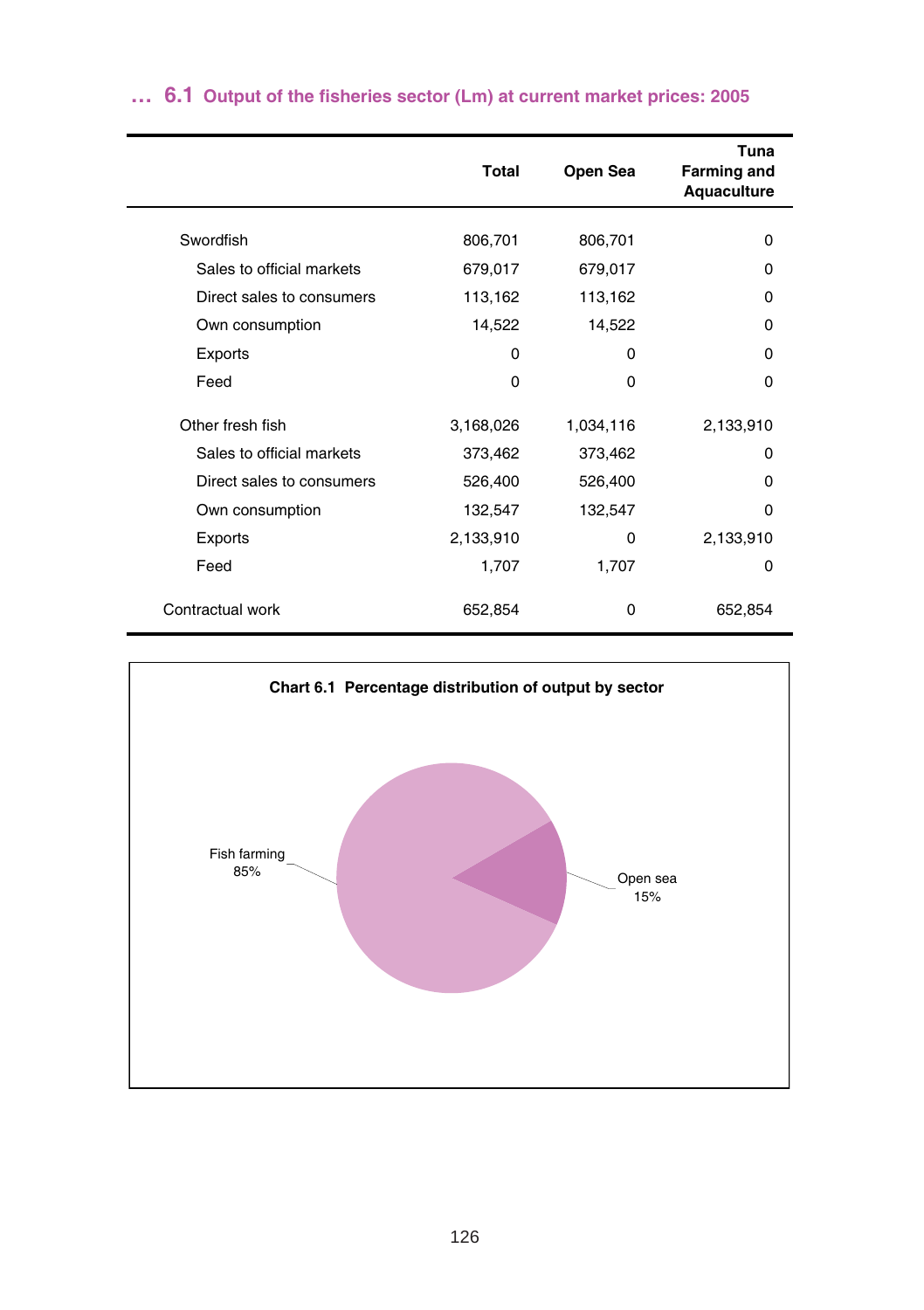## … 6.1 Output of the fisheries sector (Lm) at current market prices: 2005

| | Total | Open Sea | Tuna Farming and Aquaculture |
|---|---|---|---|
| Swordfish | 806,701 | 806,701 | 0 |
| Sales to official markets | 679,017 | 679,017 | 0 |
| Direct sales to consumers | 113,162 | 113,162 | 0 |
| Own consumption | 14,522 | 14,522 | 0 |
| Exports | 0 | 0 | 0 |
| Feed | 0 | 0 | 0 |
| Other fresh fish | 3,168,026 | 1,034,116 | 2,133,910 |
| Sales to official markets | 373,462 | 373,462 | 0 |
| Direct sales to consumers | 526,400 | 526,400 | 0 |
| Own consumption | 132,547 | 132,547 | 0 |
| Exports | 2,133,910 | 0 | 2,133,910 |
| Feed | 1,707 | 1,707 | 0 |
| Contractual work | 652,854 | 0 | 652,854 |

**Chart 6.1 Percentage distribution of output by sector**

Fish farming 85%

Open sea 15%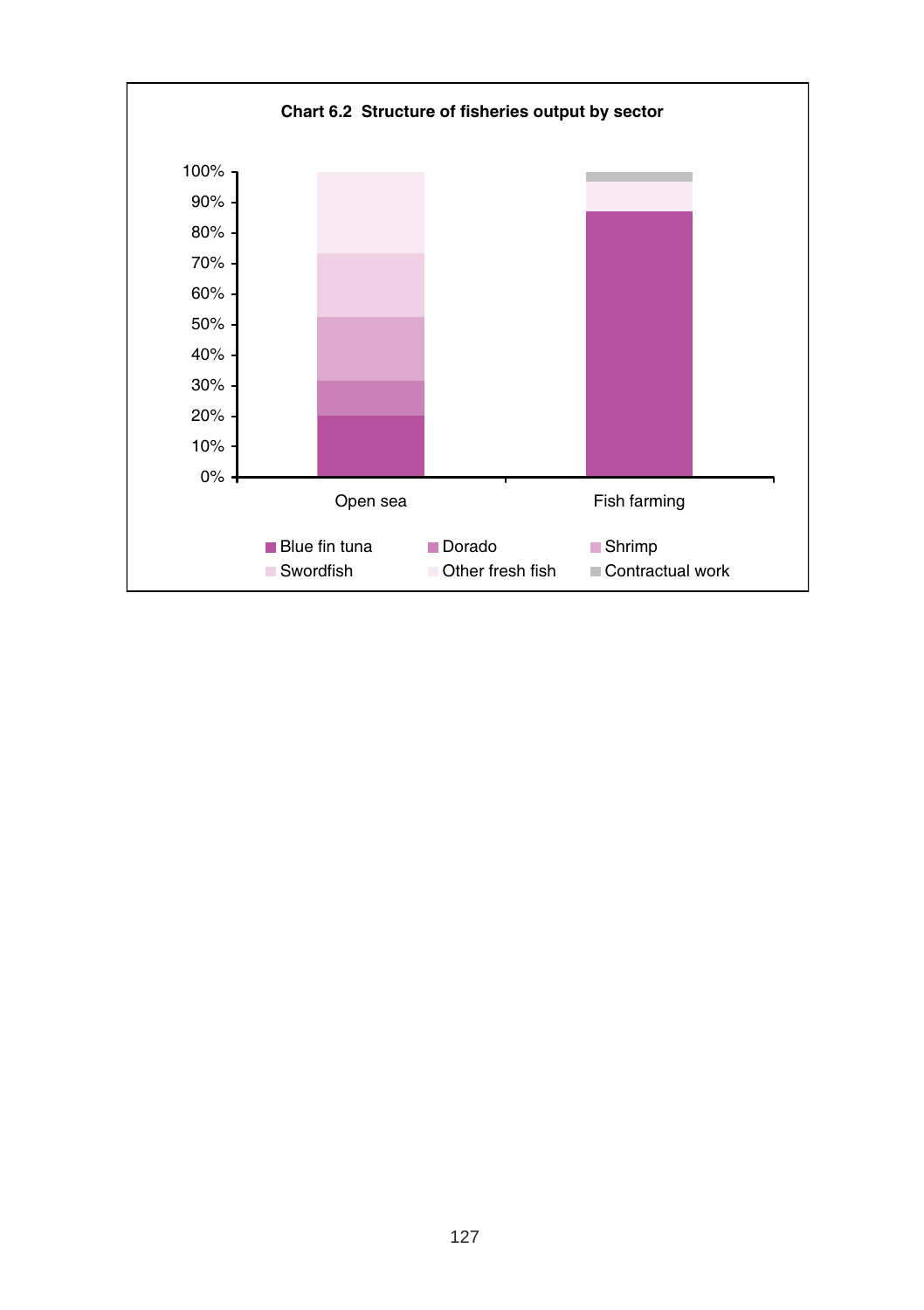**Chart 6.2 Structure of fisheries output by sector**

100%
90%
80%
70%
60%
50%
40%
30%
20%
10%
0%

Open sea

Fish farming

Blue fin tuna
Dorado
Shrimp
Swordfish
Other fresh fish
Contractual work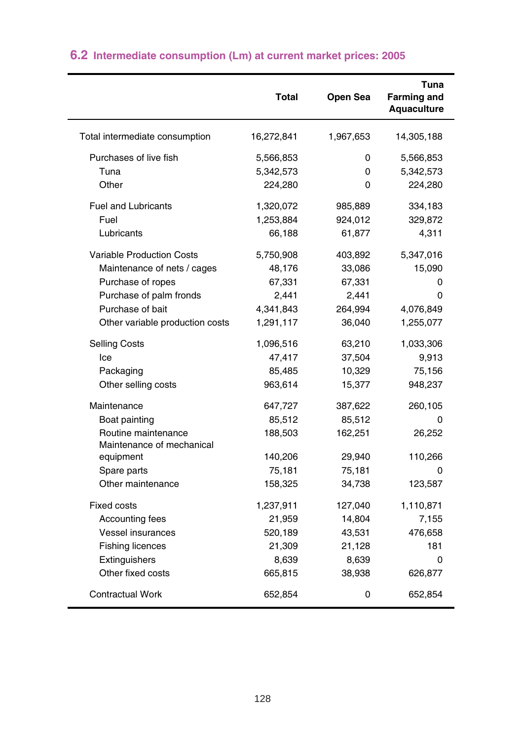## 6.2 Intermediate consumption (Lm) at current market prices: 2005

| | Total | Open Sea | Tuna Farming and Aquaculture |
|---|---|---|---|
| Total intermediate consumption | 16,272,841 | 1,967,653 | 14,305,188 |
| Purchases of live fish | 5,566,853 | 0 | 5,566,853 |
| Tuna | 5,342,573 | 0 | 5,342,573 |
| Other | 224,280 | 0 | 224,280 |
| Fuel and Lubricants | 1,320,072 | 985,889 | 334,183 |
| Fuel | 1,253,884 | 924,012 | 329,872 |
| Lubricants | 66,188 | 61,877 | 4,311 |
| Variable Production Costs | 5,750,908 | 403,892 | 5,347,016 |
| Maintenance of nets / cages | 48,176 | 33,086 | 15,090 |
| Purchase of ropes | 67,331 | 67,331 | 0 |
| Purchase of palm fronds | 2,441 | 2,441 | 0 |
| Purchase of bait | 4,341,843 | 264,994 | 4,076,849 |
| Other variable production costs | 1,291,117 | 36,040 | 1,255,077 |
| Selling Costs | 1,096,516 | 63,210 | 1,033,306 |
| Ice | 47,417 | 37,504 | 9,913 |
| Packaging | 85,485 | 10,329 | 75,156 |
| Other selling costs | 963,614 | 15,377 | 948,237 |
| Maintenance | 647,727 | 387,622 | 260,105 |
| Boat painting | 85,512 | 85,512 | 0 |
| Routine maintenance | 188,503 | 162,251 | 26,252 |
| Maintenance of mechanical equipment | 140,206 | 29,940 | 110,266 |
| Spare parts | 75,181 | 75,181 | 0 |
| Other maintenance | 158,325 | 34,738 | 123,587 |
| Fixed costs | 1,237,911 | 127,040 | 1,110,871 |
| Accounting fees | 21,959 | 14,804 | 7,155 |
| Vessel insurances | 520,189 | 43,531 | 476,658 |
| Fishing licences | 21,309 | 21,128 | 181 |
| Extinguishers | 8,639 | 8,639 | 0 |
| Other fixed costs | 665,815 | 38,938 | 626,877 |
| Contractual Work | 652,854 | 0 | 652,854 |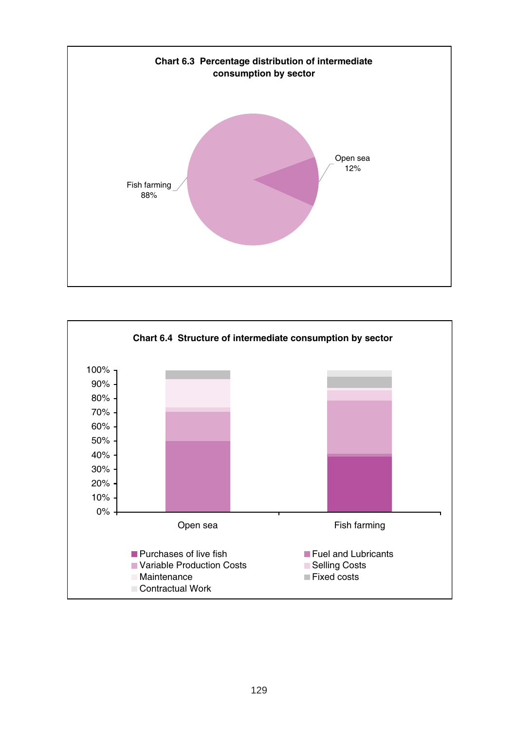**Chart 6.3 Percentage distribution of intermediate consumption by sector**

Fish farming 88%

Open sea 12%

**Chart 6.4 Structure of intermediate consumption by sector**

100%
90%
80%
70%
60%
50%
40%
30%
20%
10%
0%

Open sea

Fish farming

- Purchases of live fish
- Fuel and Lubricants
- Variable Production Costs
- Selling Costs
- Maintenance
- Fixed costs
- Contractual Work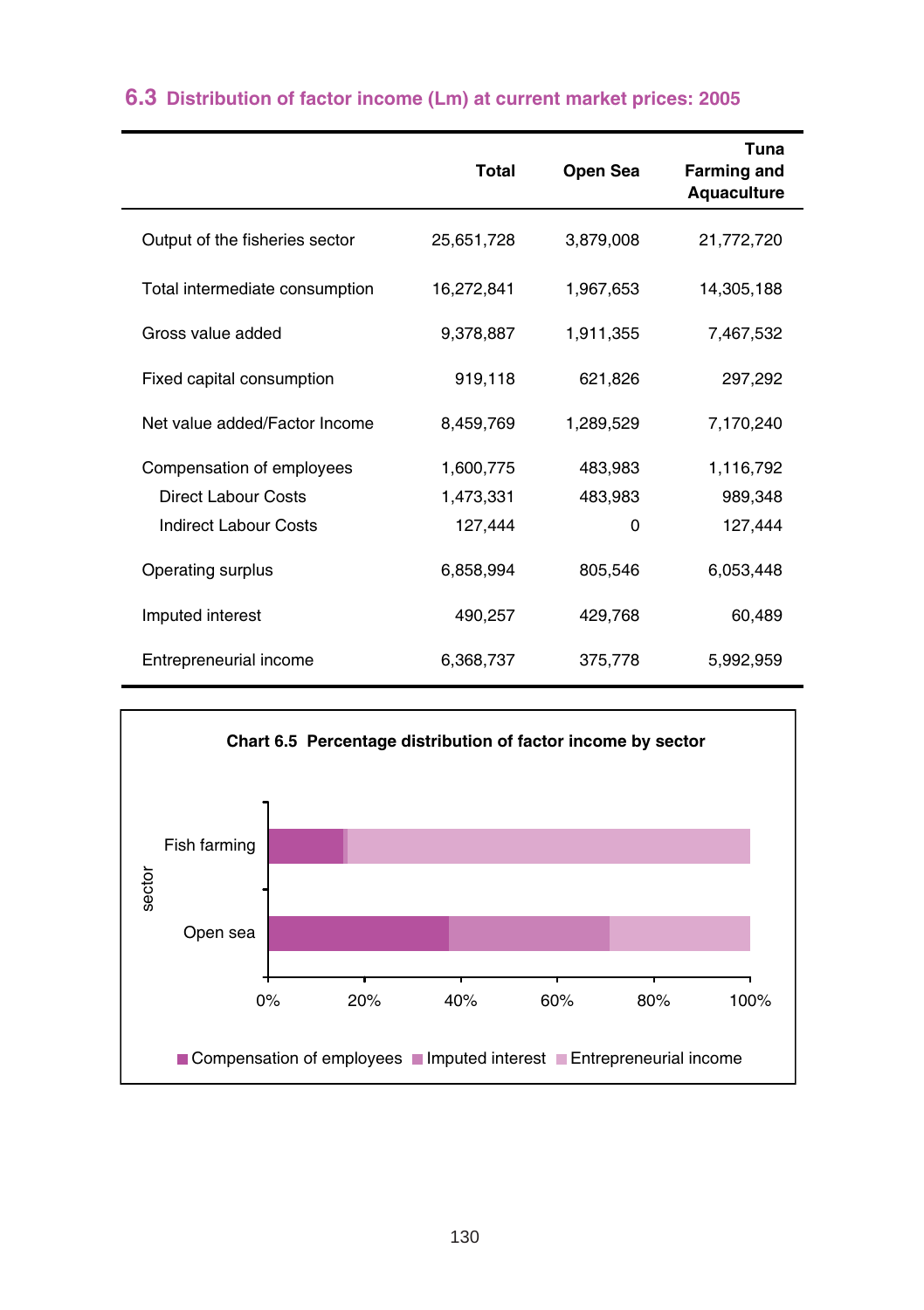## 6.3 Distribution of factor income (Lm) at current market prices: 2005

| | Total | Open Sea | Tuna Farming and Aquaculture |
|---|---|---|---|
| Output of the fisheries sector | 25,651,728 | 3,879,008 | 21,772,720 |
| Total intermediate consumption | 16,272,841 | 1,967,653 | 14,305,188 |
| Gross value added | 9,378,887 | 1,911,355 | 7,467,532 |
| Fixed capital consumption | 919,118 | 621,826 | 297,292 |
| Net value added/Factor Income | 8,459,769 | 1,289,529 | 7,170,240 |
| Compensation of employees | 1,600,775 | 483,983 | 1,116,792 |
| Direct Labour Costs | 1,473,331 | 483,983 | 989,348 |
| Indirect Labour Costs | 127,444 | 0 | 127,444 |
| Operating surplus | 6,858,994 | 805,546 | 6,053,448 |
| Imputed interest | 490,257 | 429,768 | 60,489 |
| Entrepreneurial income | 6,368,737 | 375,778 | 5,992,959 |

**Chart 6.5 Percentage distribution of factor income by sector**

| sector | Compensation of employees | Imputed interest | Entrepreneurial income |
|---|---|---|---|
| Fish farming | | | |
| Open sea | | | |

0% 20% 40% 60% 80% 100%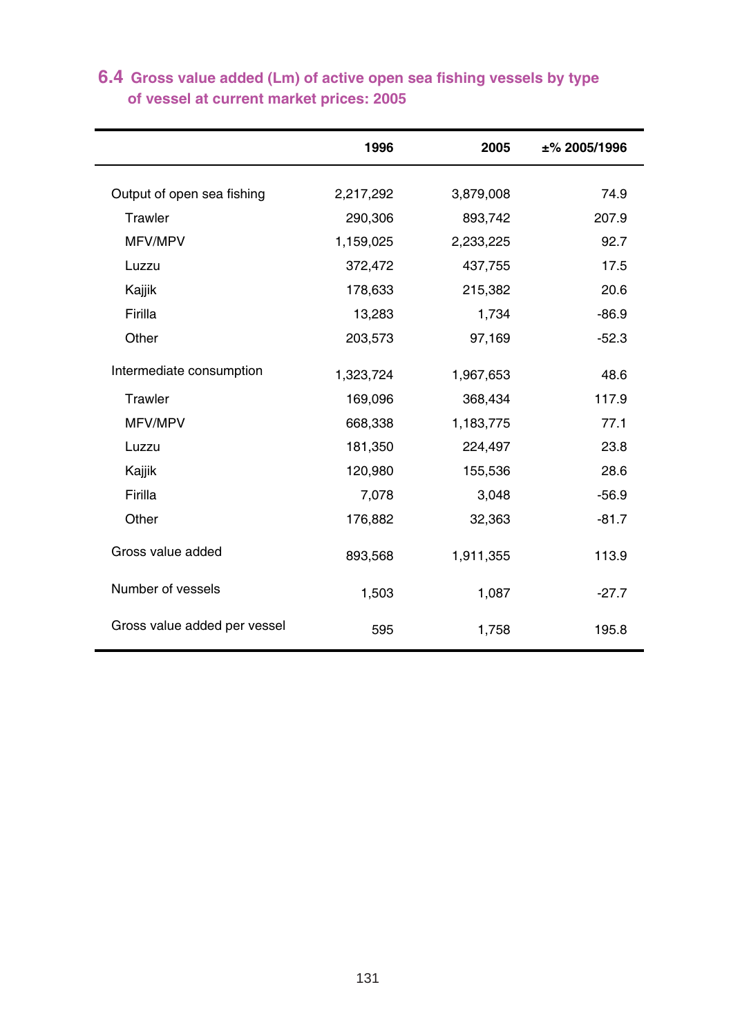## 6.4 Gross value added (Lm) of active open sea fishing vessels by type of vessel at current market prices: 2005

| | 1996 | 2005 | ±% 2005/1996 |
|---|---|---|---|
| Output of open sea fishing | 2,217,292 | 3,879,008 | 74.9 |
| Trawler | 290,306 | 893,742 | 207.9 |
| MFV/MPV | 1,159,025 | 2,233,225 | 92.7 |
| Luzzu | 372,472 | 437,755 | 17.5 |
| Kajjik | 178,633 | 215,382 | 20.6 |
| Firilla | 13,283 | 1,734 | -86.9 |
| Other | 203,573 | 97,169 | -52.3 |
| Intermediate consumption | 1,323,724 | 1,967,653 | 48.6 |
| Trawler | 169,096 | 368,434 | 117.9 |
| MFV/MPV | 668,338 | 1,183,775 | 77.1 |
| Luzzu | 181,350 | 224,497 | 23.8 |
| Kajjik | 120,980 | 155,536 | 28.6 |
| Firilla | 7,078 | 3,048 | -56.9 |
| Other | 176,882 | 32,363 | -81.7 |
| Gross value added | 893,568 | 1,911,355 | 113.9 |
| Number of vessels | 1,503 | 1,087 | -27.7 |
| Gross value added per vessel | 595 | 1,758 | 195.8 |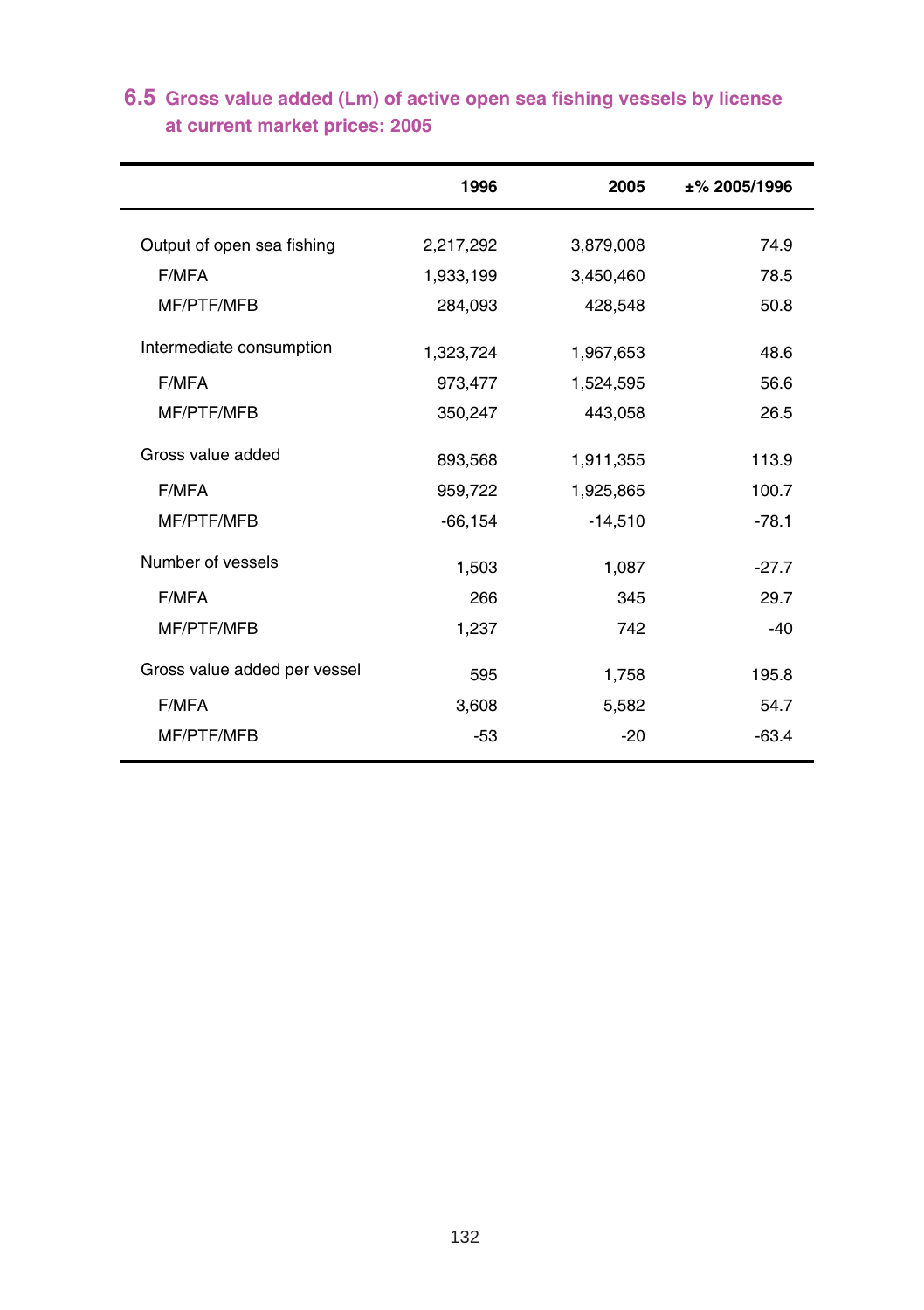## 6.5 Gross value added (Lm) of active open sea fishing vessels by license at current market prices: 2005

| | 1996 | 2005 | ±% 2005/1996 |
|---|---|---|---|
| Output of open sea fishing | 2,217,292 | 3,879,008 | 74.9 |
| F/MFA | 1,933,199 | 3,450,460 | 78.5 |
| MF/PTF/MFB | 284,093 | 428,548 | 50.8 |
| Intermediate consumption | 1,323,724 | 1,967,653 | 48.6 |
| F/MFA | 973,477 | 1,524,595 | 56.6 |
| MF/PTF/MFB | 350,247 | 443,058 | 26.5 |
| Gross value added | 893,568 | 1,911,355 | 113.9 |
| F/MFA | 959,722 | 1,925,865 | 100.7 |
| MF/PTF/MFB | -66,154 | -14,510 | -78.1 |
| Number of vessels | 1,503 | 1,087 | -27.7 |
| F/MFA | 266 | 345 | 29.7 |
| MF/PTF/MFB | 1,237 | 742 | -40 |
| Gross value added per vessel | 595 | 1,758 | 195.8 |
| F/MFA | 3,608 | 5,582 | 54.7 |
| MF/PTF/MFB | -53 | -20 | -63.4 |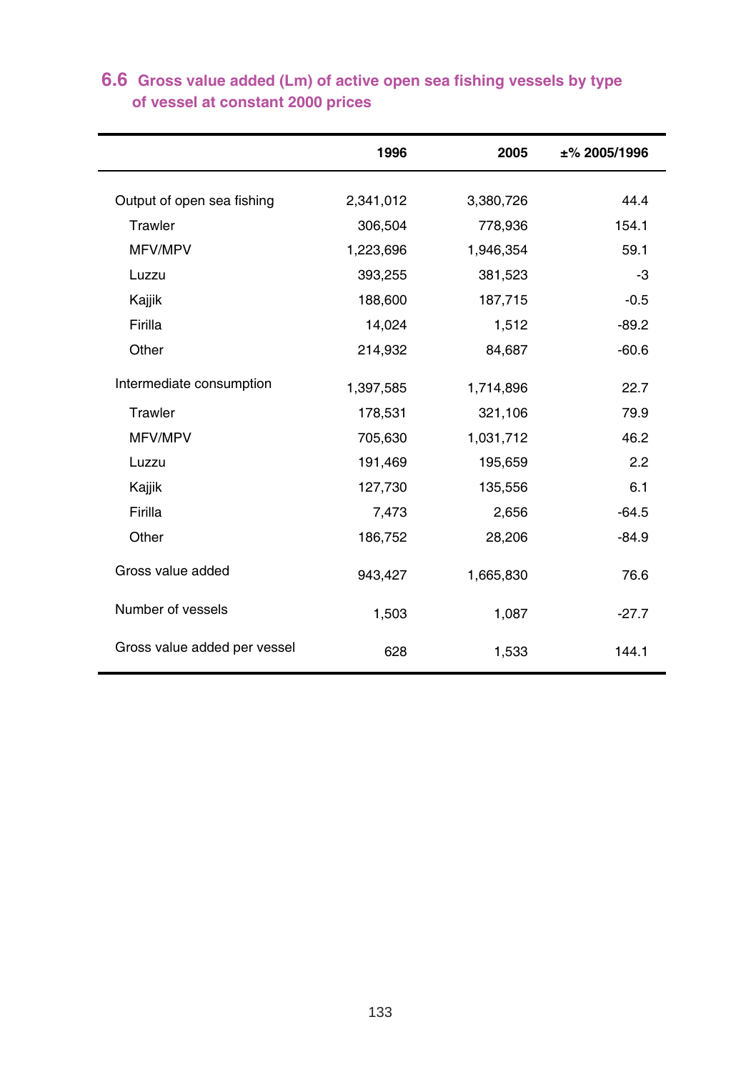## 6.6 Gross value added (Lm) of active open sea fishing vessels by type of vessel at constant 2000 prices

| | 1996 | 2005 | ±% 2005/1996 |
|---|---|---|---|
| Output of open sea fishing | 2,341,012 | 3,380,726 | 44.4 |
| Trawler | 306,504 | 778,936 | 154.1 |
| MFV/MPV | 1,223,696 | 1,946,354 | 59.1 |
| Luzzu | 393,255 | 381,523 | -3 |
| Kajjik | 188,600 | 187,715 | -0.5 |
| Firilla | 14,024 | 1,512 | -89.2 |
| Other | 214,932 | 84,687 | -60.6 |
| Intermediate consumption | 1,397,585 | 1,714,896 | 22.7 |
| Trawler | 178,531 | 321,106 | 79.9 |
| MFV/MPV | 705,630 | 1,031,712 | 46.2 |
| Luzzu | 191,469 | 195,659 | 2.2 |
| Kajjik | 127,730 | 135,556 | 6.1 |
| Firilla | 7,473 | 2,656 | -64.5 |
| Other | 186,752 | 28,206 | -84.9 |
| Gross value added | 943,427 | 1,665,830 | 76.6 |
| Number of vessels | 1,503 | 1,087 | -27.7 |
| Gross value added per vessel | 628 | 1,533 | 144.1 |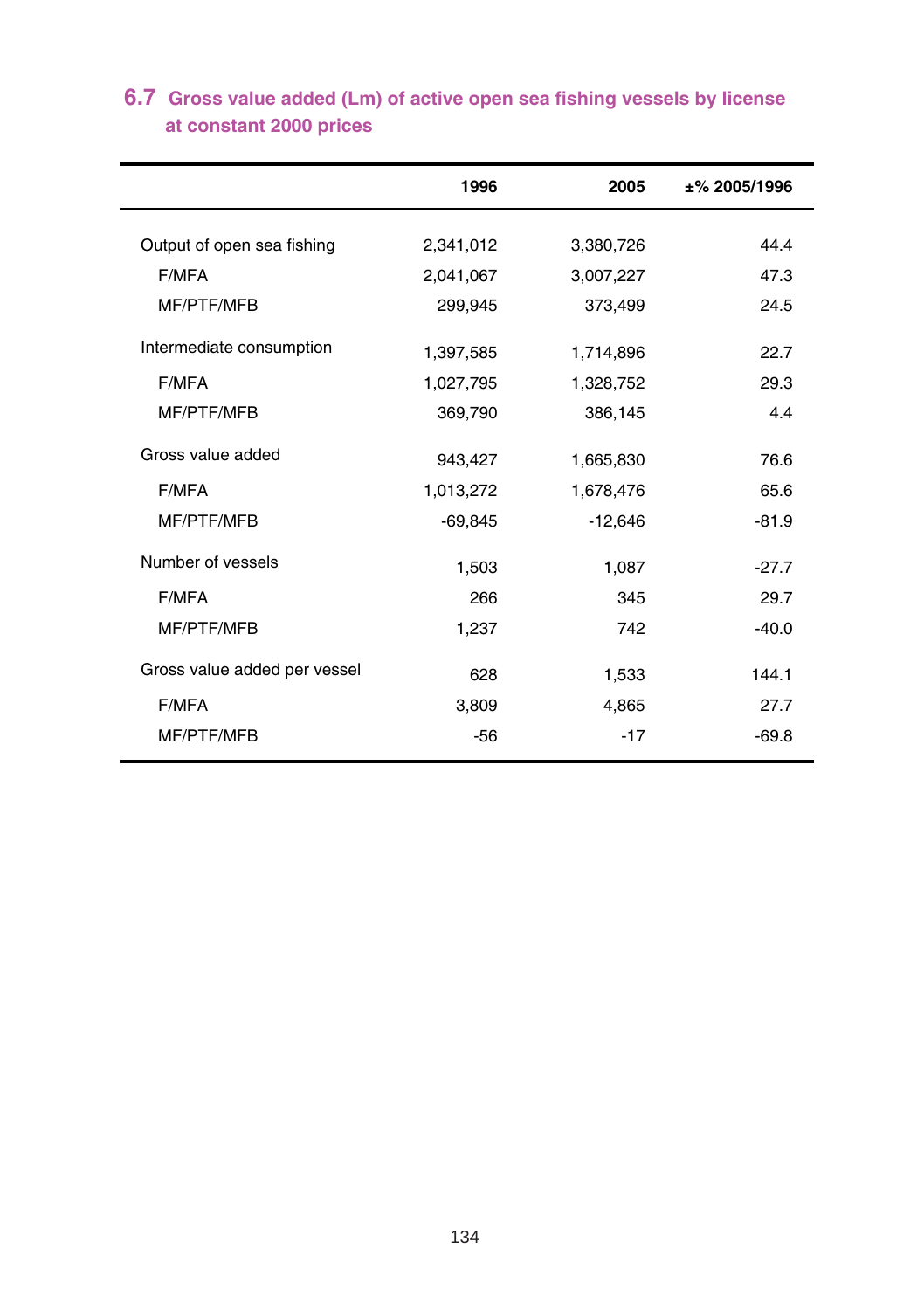## 6.7 Gross value added (Lm) of active open sea fishing vessels by license at constant 2000 prices

| | 1996 | 2005 | ±% 2005/1996 |
|---|---|---|---|
| Output of open sea fishing | 2,341,012 | 3,380,726 | 44.4 |
| F/MFA | 2,041,067 | 3,007,227 | 47.3 |
| MF/PTF/MFB | 299,945 | 373,499 | 24.5 |
| Intermediate consumption | 1,397,585 | 1,714,896 | 22.7 |
| F/MFA | 1,027,795 | 1,328,752 | 29.3 |
| MF/PTF/MFB | 369,790 | 386,145 | 4.4 |
| Gross value added | 943,427 | 1,665,830 | 76.6 |
| F/MFA | 1,013,272 | 1,678,476 | 65.6 |
| MF/PTF/MFB | -69,845 | -12,646 | -81.9 |
| Number of vessels | 1,503 | 1,087 | -27.7 |
| F/MFA | 266 | 345 | 29.7 |
| MF/PTF/MFB | 1,237 | 742 | -40.0 |
| Gross value added per vessel | 628 | 1,533 | 144.1 |
| F/MFA | 3,809 | 4,865 | 27.7 |
| MF/PTF/MFB | -56 | -17 | -69.8 |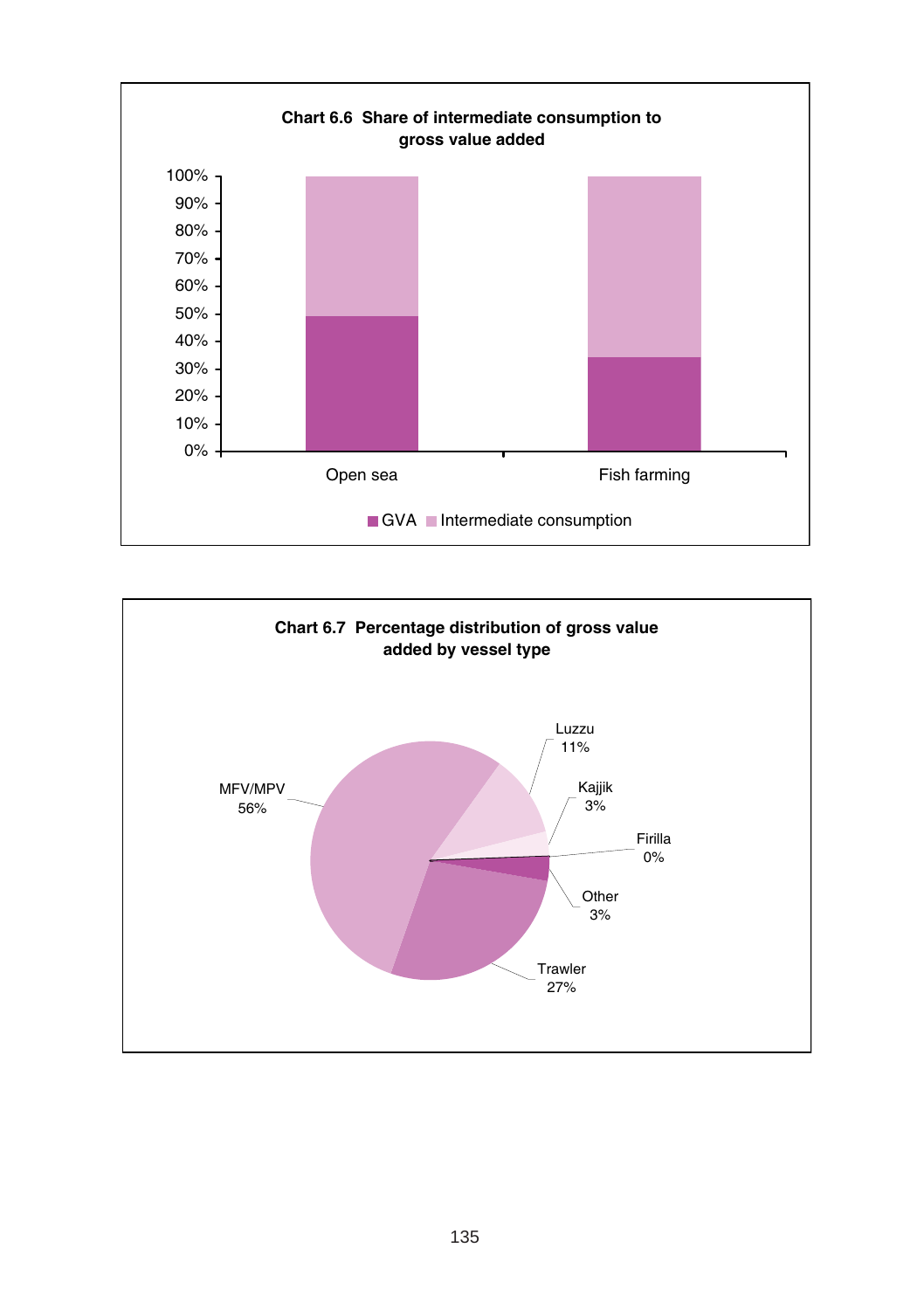**Chart 6.6 Share of intermediate consumption to gross value added**

| | GVA | Intermediate consumption |
|---|---|---|
| Open sea | ~49% | ~51% |
| Fish farming | ~34% | ~66% |

**Chart 6.7 Percentage distribution of gross value added by vessel type**

| Vessel type | Share |
|---|---|
| MFV/MPV | 56% |
| Luzzu | 11% |
| Kajjik | 3% |
| Firilla | 0% |
| Other | 3% |
| Trawler | 27% |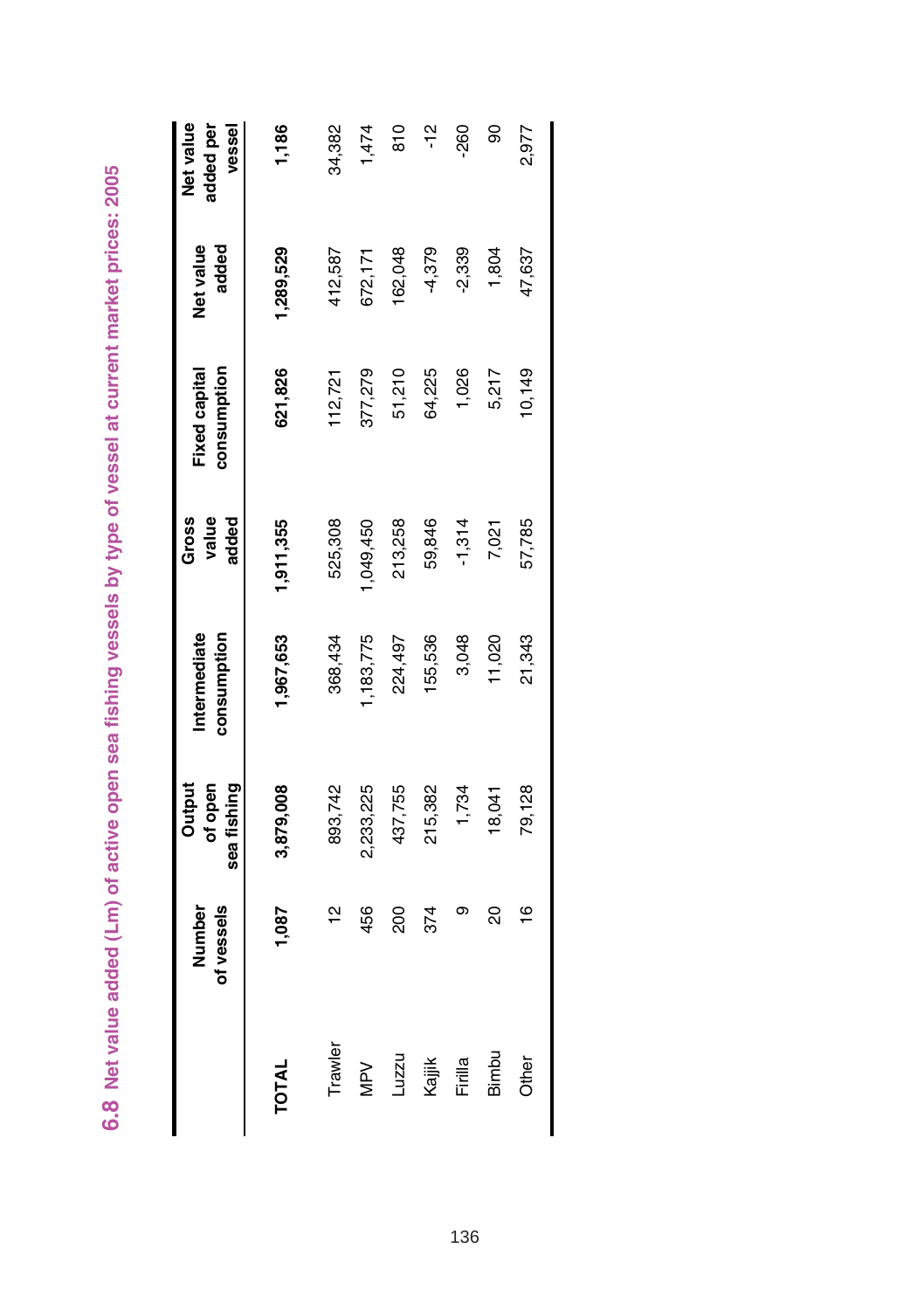## 6.8 Net value added (Lm) of active open sea fishing vessels by type of vessel at current market prices: 2005

| | Number of vessels | Output of open sea fishing | Intermediate consumption | Gross value added | Fixed capital consumption | Net value added | Net value added per vessel |
|---|---|---|---|---|---|---|---|
| **TOTAL** | **1,087** | **3,879,008** | **1,967,653** | **1,911,355** | **621,826** | **1,289,529** | **1,186** |
| Trawler | 12 | 893,742 | 368,434 | 525,308 | 112,721 | 412,587 | 34,382 |
| MPV | 456 | 2,233,225 | 1,183,775 | 1,049,450 | 377,279 | 672,171 | 1,474 |
| Luzzu | 200 | 437,755 | 224,497 | 213,258 | 51,210 | 162,048 | 810 |
| Kajjik | 374 | 215,382 | 155,536 | 59,846 | 64,225 | -4,379 | -12 |
| Firilla | 9 | 1,734 | 3,048 | -1,314 | 1,026 | -2,339 | -260 |
| Bimbu | 20 | 18,041 | 11,020 | 7,021 | 5,217 | 1,804 | 90 |
| Other | 16 | 79,128 | 21,343 | 57,785 | 10,149 | 47,637 | 2,977 |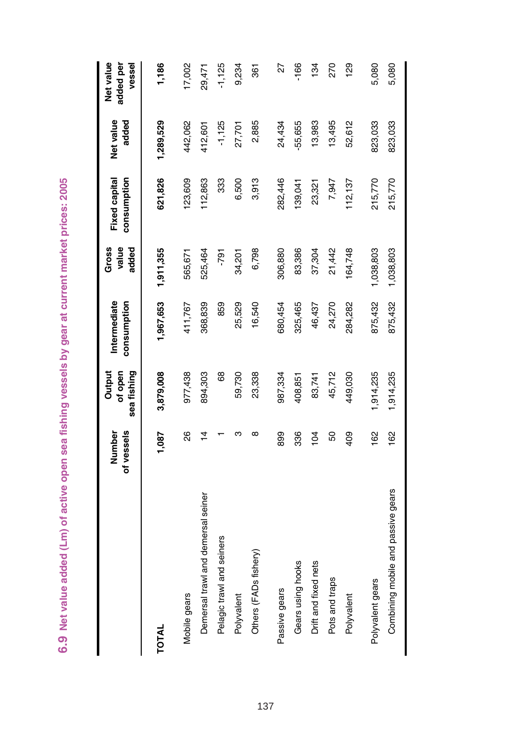## 6.9 Net value added (Lm) of active open sea fishing vessels by gear at current market prices: 2005

| | Number of vessels | Output of open sea fishing | Intermediate consumption | Gross value added | Fixed capital consumption | Net value added | Net value added per vessel |
|---|---|---|---|---|---|---|---|
| **TOTAL** | **1,087** | **3,879,008** | **1,967,653** | **1,911,355** | **621,826** | **1,289,529** | **1,186** |
| Mobile gears | 26 | 977,438 | 411,767 | 565,671 | 123,609 | 442,062 | 17,002 |
| Demersal trawl and demersal seiner | 14 | 894,303 | 368,839 | 525,464 | 112,863 | 412,601 | 29,471 |
| Pelagic trawl and seiners | 1 | 68 | 859 | -791 | 333 | -1,125 | -1,125 |
| Polyvalent | 3 | 59,730 | 25,529 | 34,201 | 6,500 | 27,701 | 9,234 |
| Others (FADs fishery) | 8 | 23,338 | 16,540 | 6,798 | 3,913 | 2,885 | 361 |
| Passive gears | 899 | 987,334 | 680,454 | 306,880 | 282,446 | 24,434 | 27 |
| Gears using hooks | 336 | 408,851 | 325,465 | 83,386 | 139,041 | -55,655 | -166 |
| Drift and fixed nets | 104 | 83,741 | 46,437 | 37,304 | 23,321 | 13,983 | 134 |
| Pots and traps | 50 | 45,712 | 24,270 | 21,442 | 7,947 | 13,495 | 270 |
| Polyvalent | 409 | 449,030 | 284,282 | 164,748 | 112,137 | 52,612 | 129 |
| Polyvalent gears | 162 | 1,914,235 | 875,432 | 1,038,803 | 215,770 | 823,033 | 5,080 |
| Combining mobile and passive gears | 162 | 1,914,235 | 875,432 | 1,038,803 | 215,770 | 823,033 | 5,080 |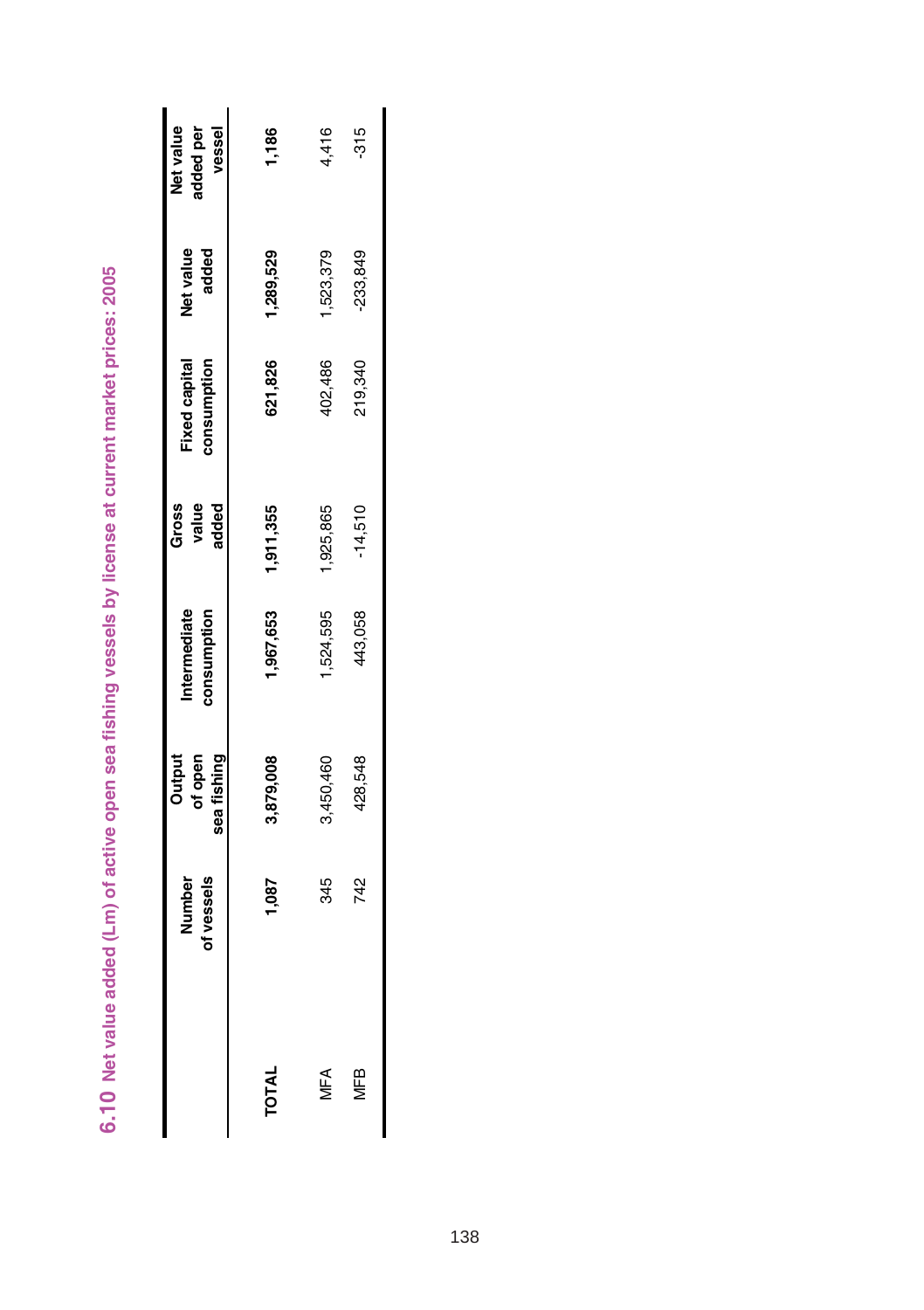## 6.10 Net value added (Lm) of active open sea fishing vessels by license at current market prices: 2005

| | Number of vessels | Output of open sea fishing | Intermediate consumption | Gross value added | Fixed capital consumption | Net value added | Net value added per vessel |
|---|---|---|---|---|---|---|---|
| **TOTAL** | **1,087** | **3,879,008** | **1,967,653** | **1,911,355** | **621,826** | **1,289,529** | **1,186** |
| MFA | 345 | 3,450,460 | 1,524,595 | 1,925,865 | 402,486 | 1,523,379 | 4,416 |
| MFB | 742 | 428,548 | 443,058 | -14,510 | 219,340 | -233,849 | -315 |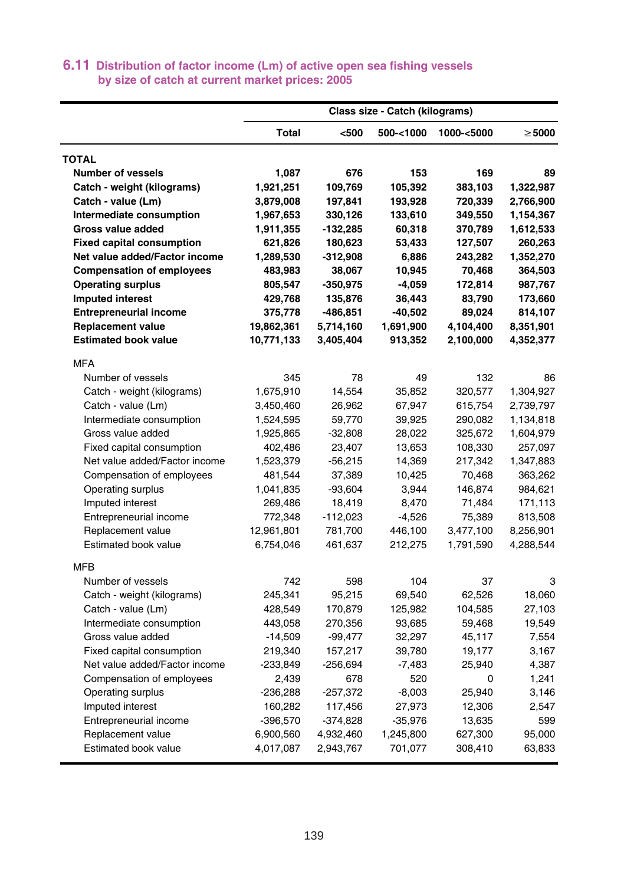## 6.11 Distribution of factor income (Lm) of active open sea fishing vessels by size of catch at current market prices: 2005

| | Class size - Catch (kilograms) | | | | |
|---|---|---|---|---|---|
| | **Total** | **<500** | **500-<1000** | **1000-<5000** | **≥5000** |
| **TOTAL** | | | | | |
| **Number of vessels** | **1,087** | **676** | **153** | **169** | **89** |
| **Catch - weight (kilograms)** | **1,921,251** | **109,769** | **105,392** | **383,103** | **1,322,987** |
| **Catch - value (Lm)** | **3,879,008** | **197,841** | **193,928** | **720,339** | **2,766,900** |
| **Intermediate consumption** | **1,967,653** | **330,126** | **133,610** | **349,550** | **1,154,367** |
| **Gross value added** | **1,911,355** | **-132,285** | **60,318** | **370,789** | **1,612,533** |
| **Fixed capital consumption** | **621,826** | **180,623** | **53,433** | **127,507** | **260,263** |
| **Net value added/Factor income** | **1,289,530** | **-312,908** | **6,886** | **243,282** | **1,352,270** |
| **Compensation of employees** | **483,983** | **38,067** | **10,945** | **70,468** | **364,503** |
| **Operating surplus** | **805,547** | **-350,975** | **-4,059** | **172,814** | **987,767** |
| **Imputed interest** | **429,768** | **135,876** | **36,443** | **83,790** | **173,660** |
| **Entrepreneurial income** | **375,778** | **-486,851** | **-40,502** | **89,024** | **814,107** |
| **Replacement value** | **19,862,361** | **5,714,160** | **1,691,900** | **4,104,400** | **8,351,901** |
| **Estimated book value** | **10,771,133** | **3,405,404** | **913,352** | **2,100,000** | **4,352,377** |
| MFA | | | | | |
| Number of vessels | 345 | 78 | 49 | 132 | 86 |
| Catch - weight (kilograms) | 1,675,910 | 14,554 | 35,852 | 320,577 | 1,304,927 |
| Catch - value (Lm) | 3,450,460 | 26,962 | 67,947 | 615,754 | 2,739,797 |
| Intermediate consumption | 1,524,595 | 59,770 | 39,925 | 290,082 | 1,134,818 |
| Gross value added | 1,925,865 | -32,808 | 28,022 | 325,672 | 1,604,979 |
| Fixed capital consumption | 402,486 | 23,407 | 13,653 | 108,330 | 257,097 |
| Net value added/Factor income | 1,523,379 | -56,215 | 14,369 | 217,342 | 1,347,883 |
| Compensation of employees | 481,544 | 37,389 | 10,425 | 70,468 | 363,262 |
| Operating surplus | 1,041,835 | -93,604 | 3,944 | 146,874 | 984,621 |
| Imputed interest | 269,486 | 18,419 | 8,470 | 71,484 | 171,113 |
| Entrepreneurial income | 772,348 | -112,023 | -4,526 | 75,389 | 813,508 |
| Replacement value | 12,961,801 | 781,700 | 446,100 | 3,477,100 | 8,256,901 |
| Estimated book value | 6,754,046 | 461,637 | 212,275 | 1,791,590 | 4,288,544 |
| MFB | | | | | |
| Number of vessels | 742 | 598 | 104 | 37 | 3 |
| Catch - weight (kilograms) | 245,341 | 95,215 | 69,540 | 62,526 | 18,060 |
| Catch - value (Lm) | 428,549 | 170,879 | 125,982 | 104,585 | 27,103 |
| Intermediate consumption | 443,058 | 270,356 | 93,685 | 59,468 | 19,549 |
| Gross value added | -14,509 | -99,477 | 32,297 | 45,117 | 7,554 |
| Fixed capital consumption | 219,340 | 157,217 | 39,780 | 19,177 | 3,167 |
| Net value added/Factor income | -233,849 | -256,694 | -7,483 | 25,940 | 4,387 |
| Compensation of employees | 2,439 | 678 | 520 | 0 | 1,241 |
| Operating surplus | -236,288 | -257,372 | -8,003 | 25,940 | 3,146 |
| Imputed interest | 160,282 | 117,456 | 27,973 | 12,306 | 2,547 |
| Entrepreneurial income | -396,570 | -374,828 | -35,976 | 13,635 | 599 |
| Replacement value | 6,900,560 | 4,932,460 | 1,245,800 | 627,300 | 95,000 |
| Estimated book value | 4,017,087 | 2,943,767 | 701,077 | 308,410 | 63,833 |